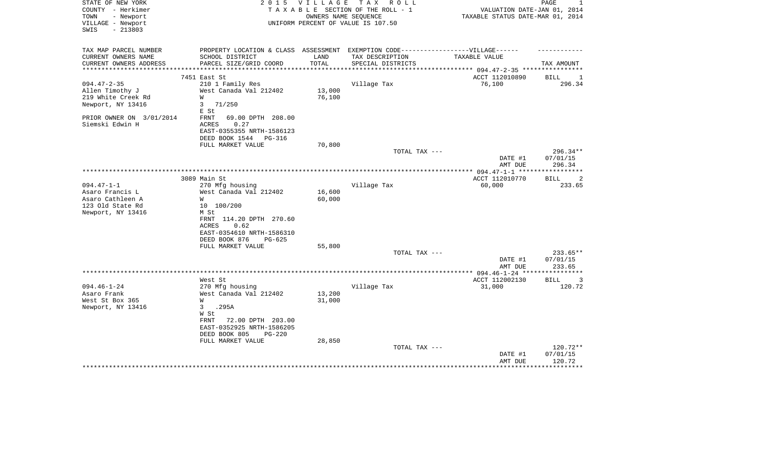STATE OF NEW YORK
COUNTY - Herkimer
TOWN - Newport
VILLAGE - Newport
SWIS - 213803

**2 0 1 5 V I L L A G E T A X R O L L**
T A X A B L E SECTION OF THE ROLL - 1
OWNERS NAME SEQUENCE
UNIFORM PERCENT OF VALUE IS 107.50

VALUATION DATE-JAN 01, 2014
TAXABLE STATUS DATE-MAR 01, 2014

| TAX MAP PARCEL NUMBER / CURRENT OWNERS NAME / CURRENT OWNERS ADDRESS | PROPERTY LOCATION & CLASS / SCHOOL DISTRICT / PARCEL SIZE/GRID COORD | ASSESSMENT LAND / TOTAL | EXEMPTION CODE / TAX DESCRIPTION / SPECIAL DISTRICTS | TAXABLE VALUE | TAX AMOUNT |
|---|---|---|---|---|---|
| 094.47-2-35 | 7451 East St | | | ACCT 112010890 | BILL 1 |
| 094.47-2-35 | 210 1 Family Res | | Village Tax | 76,100 | 296.34 |
| Allen Timothy J | West Canada Val 212402 | 13,000 | | | |
| 219 White Creek Rd | W | 76,100 | | | |
| Newport, NY 13416 | 3 71/250 | | | | |
| | E St | | | | |
| PRIOR OWNER ON 3/01/2014 | FRNT 69.00 DPTH 208.00 | | | | |
| Siemski Edwin H | ACRES 0.27 | | | | |
| | EAST-0355355 NRTH-1586123 | | | | |
| | DEED BOOK 1544 PG-316 | | | | |
| | FULL MARKET VALUE | 70,800 | | | |
| | | | TOTAL TAX --- | | 296.34** |
| | | | | DATE #1 | 07/01/15 |
| | | | | AMT DUE | 296.34 |
| 094.47-1-1 | 3089 Main St | | | ACCT 112010770 | BILL 2 |
| 094.47-1-1 | 270 Mfg housing | | Village Tax | 60,000 | 233.65 |
| Asaro Francis L | West Canada Val 212402 | 16,600 | | | |
| Asaro Cathleen A | W | 60,000 | | | |
| 123 Old State Rd | 10 100/200 | | | | |
| Newport, NY 13416 | M St | | | | |
| | FRNT 114.20 DPTH 270.60 | | | | |
| | ACRES 0.62 | | | | |
| | EAST-0354610 NRTH-1586310 | | | | |
| | DEED BOOK 876 PG-625 | | | | |
| | FULL MARKET VALUE | 55,800 | | | |
| | | | TOTAL TAX --- | | 233.65** |
| | | | | DATE #1 | 07/01/15 |
| | | | | AMT DUE | 233.65 |
| 094.46-1-24 | West St | | | ACCT 112002130 | BILL 3 |
| 094.46-1-24 | 270 Mfg housing | | Village Tax | 31,000 | 120.72 |
| Asaro Frank | West Canada Val 212402 | 13,200 | | | |
| West St Box 365 | W | 31,000 | | | |
| Newport, NY 13416 | 3 .295A | | | | |
| | W St | | | | |
| | FRNT 72.00 DPTH 203.00 | | | | |
| | EAST-0352925 NRTH-1586205 | | | | |
| | DEED BOOK 805 PG-220 | | | | |
| | FULL MARKET VALUE | 28,850 | | | |
| | | | TOTAL TAX --- | | 120.72** |
| | | | | DATE #1 | 07/01/15 |
| | | | | AMT DUE | 120.72 |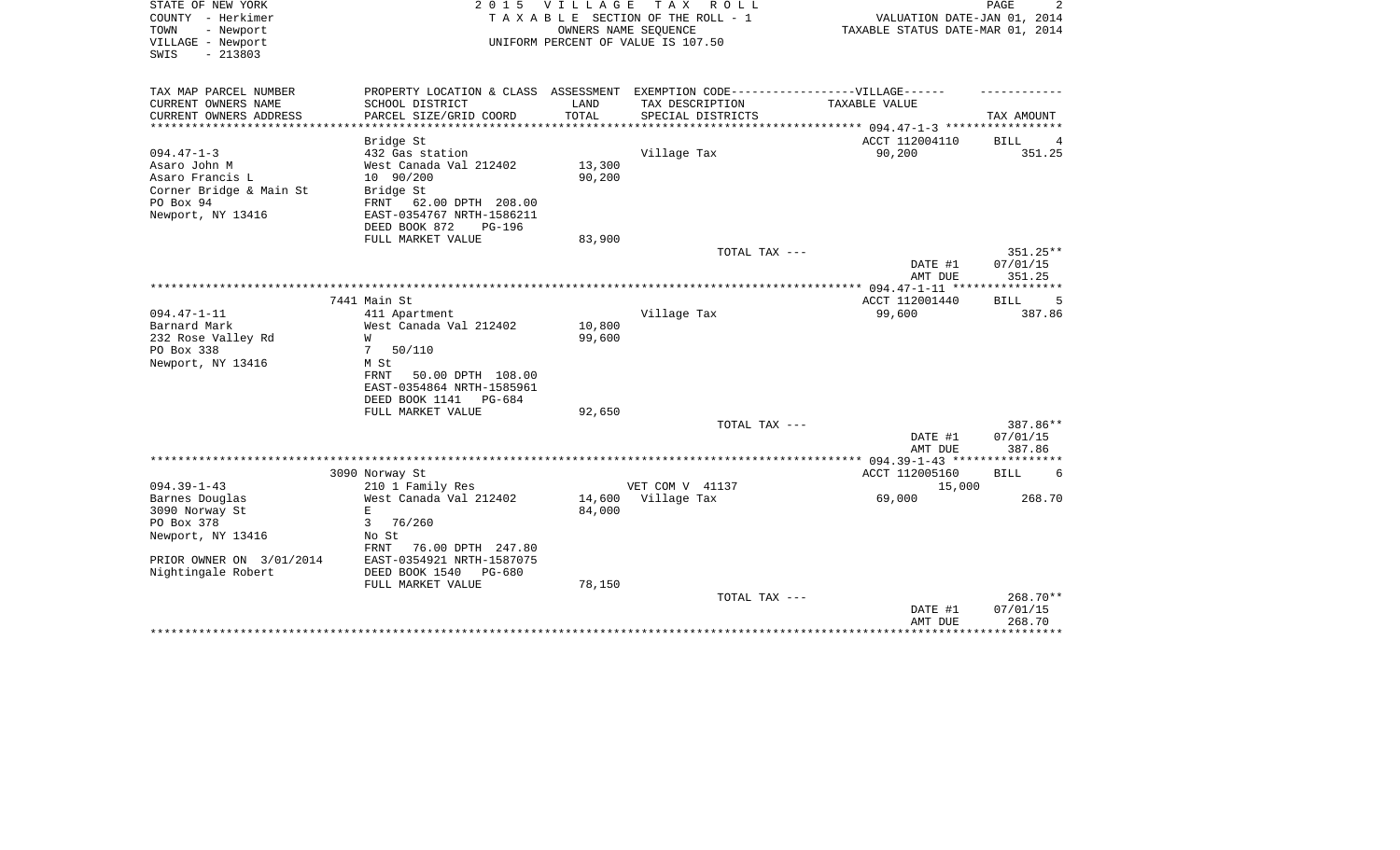STATE OF NEW YORK
COUNTY - Herkimer
TOWN - Newport
VILLAGE - Newport
SWIS - 213803

2 0 1 5 V I L L A G E T A X R O L L
T A X A B L E SECTION OF THE ROLL - 1
OWNERS NAME SEQUENCE
UNIFORM PERCENT OF VALUE IS 107.50

VALUATION DATE-JAN 01, 2014
TAXABLE STATUS DATE-MAR 01, 2014

| TAX MAP PARCEL NUMBER<br>CURRENT OWNERS NAME<br>CURRENT OWNERS ADDRESS | PROPERTY LOCATION & CLASS<br>SCHOOL DISTRICT<br>PARCEL SIZE/GRID COORD | ASSESSMENT<br>LAND<br>TOTAL | EXEMPTION CODE-----VILLAGE------<br>TAX DESCRIPTION<br>SPECIAL DISTRICTS | TAXABLE VALUE | TAX AMOUNT |
|---|---|---|---|---|---|
| 094.47-1-3 | Bridge St | | | ACCT 112004110 | BILL 4 |
| Asaro John M | 432 Gas station | | Village Tax | 90,200 | 351.25 |
| Asaro Francis L | West Canada Val 212402 | 13,300 | | | |
| Corner Bridge & Main St | 10 90/200 | 90,200 | | | |
| PO Box 94 | Bridge St | | | | |
| Newport, NY 13416 | FRNT 62.00 DPTH 208.00 | | | | |
| | EAST-0354767 NRTH-1586211 | | | | |
| | DEED BOOK 872 PG-196 | | | | |
| | FULL MARKET VALUE | 83,900 | | | |
| | | | TOTAL TAX --- | | 351.25** |
| | | | | DATE #1 | 07/01/15 |
| | | | | AMT DUE | 351.25 |
| 094.47-1-11 | 7441 Main St | | | ACCT 112001440 | BILL 5 |
| Barnard Mark | 411 Apartment | | Village Tax | 99,600 | 387.86 |
| 232 Rose Valley Rd | West Canada Val 212402 | 10,800 | | | |
| PO Box 338 | W | 99,600 | | | |
| Newport, NY 13416 | 7 50/110 | | | | |
| | M St | | | | |
| | FRNT 50.00 DPTH 108.00 | | | | |
| | EAST-0354864 NRTH-1585961 | | | | |
| | DEED BOOK 1141 PG-684 | | | | |
| | FULL MARKET VALUE | 92,650 | | | |
| | | | TOTAL TAX --- | | 387.86** |
| | | | | DATE #1 | 07/01/15 |
| | | | | AMT DUE | 387.86 |
| 094.39-1-43 | 3090 Norway St | | | ACCT 112005160 | BILL 6 |
| Barnes Douglas | 210 1 Family Res | | VET COM V 41137 | 15,000 | |
| 3090 Norway St | West Canada Val 212402 | 14,600 | Village Tax | 69,000 | 268.70 |
| PO Box 378 | E | 84,000 | | | |
| Newport, NY 13416 | 3 76/260 | | | | |
| | No St | | | | |
| PRIOR OWNER ON 3/01/2014 | FRNT 76.00 DPTH 247.80 | | | | |
| Nightingale Robert | EAST-0354921 NRTH-1587075 | | | | |
| | DEED BOOK 1540 PG-680 | | | | |
| | FULL MARKET VALUE | 78,150 | | | |
| | | | TOTAL TAX --- | | 268.70** |
| | | | | DATE #1 | 07/01/15 |
| | | | | AMT DUE | 268.70 |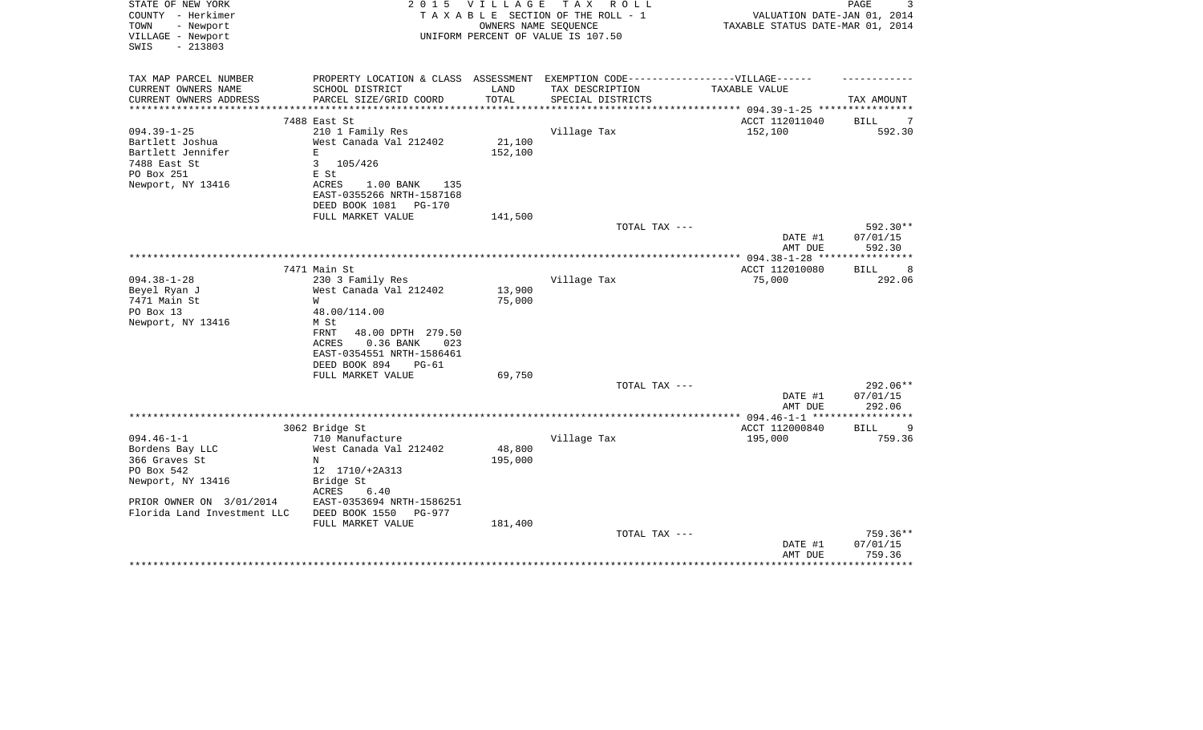STATE OF NEW YORK
COUNTY - Herkimer
TOWN - Newport
VILLAGE - Newport
SWIS - 213803

2 0 1 5 V I L L A G E T A X R O L L
T A X A B L E SECTION OF THE ROLL - 1
OWNERS NAME SEQUENCE
UNIFORM PERCENT OF VALUE IS 107.50

VALUATION DATE-JAN 01, 2014
TAXABLE STATUS DATE-MAR 01, 2014

| TAX MAP PARCEL NUMBER / CURRENT OWNERS NAME / CURRENT OWNERS ADDRESS | PROPERTY LOCATION & CLASS / SCHOOL DISTRICT / PARCEL SIZE/GRID COORD | ASSESSMENT LAND / TOTAL | EXEMPTION CODE-----VILLAGE------ TAX DESCRIPTION / SPECIAL DISTRICTS | TAXABLE VALUE | TAX AMOUNT |
|---|---|---|---|---|---|
| | 7488 East St | | | ACCT 112011040 | BILL 7 |
| 094.39-1-25 | 210 1 Family Res | | Village Tax | 152,100 | 592.30 |
| Bartlett Joshua | West Canada Val 212402 | 21,100 | | | |
| Bartlett Jennifer | E | 152,100 | | | |
| 7488 East St | 3 105/426 | | | | |
| PO Box 251 | E St | | | | |
| Newport, NY 13416 | ACRES 1.00 BANK 135 | | | | |
| | EAST-0355266 NRTH-1587168 | | | | |
| | DEED BOOK 1081 PG-170 | | | | |
| | FULL MARKET VALUE | 141,500 | | | |
| | | | TOTAL TAX --- | | 592.30** |
| | | | | DATE #1 | 07/01/15 |
| | | | | AMT DUE | 592.30 |
| | 7471 Main St | | | ACCT 112010080 | BILL 8 |
| 094.38-1-28 | 230 3 Family Res | | Village Tax | 75,000 | 292.06 |
| Beyel Ryan J | West Canada Val 212402 | 13,900 | | | |
| 7471 Main St | W | 75,000 | | | |
| PO Box 13 | 48.00/114.00 | | | | |
| Newport, NY 13416 | M St | | | | |
| | FRNT 48.00 DPTH 279.50 | | | | |
| | ACRES 0.36 BANK 023 | | | | |
| | EAST-0354551 NRTH-1586461 | | | | |
| | DEED BOOK 894 PG-61 | | | | |
| | FULL MARKET VALUE | 69,750 | | | |
| | | | TOTAL TAX --- | | 292.06** |
| | | | | DATE #1 | 07/01/15 |
| | | | | AMT DUE | 292.06 |
| | 3062 Bridge St | | | ACCT 112000840 | BILL 9 |
| 094.46-1-1 | 710 Manufacture | | Village Tax | 195,000 | 759.36 |
| Bordens Bay LLC | West Canada Val 212402 | 48,800 | | | |
| 366 Graves St | N | 195,000 | | | |
| PO Box 542 | 12 1710/+2A313 | | | | |
| Newport, NY 13416 | Bridge St | | | | |
| | ACRES 6.40 | | | | |
| PRIOR OWNER ON 3/01/2014 | EAST-0353694 NRTH-1586251 | | | | |
| Florida Land Investment LLC | DEED BOOK 1550 PG-977 | | | | |
| | FULL MARKET VALUE | 181,400 | | | |
| | | | TOTAL TAX --- | | 759.36** |
| | | | | DATE #1 | 07/01/15 |
| | | | | AMT DUE | 759.36 |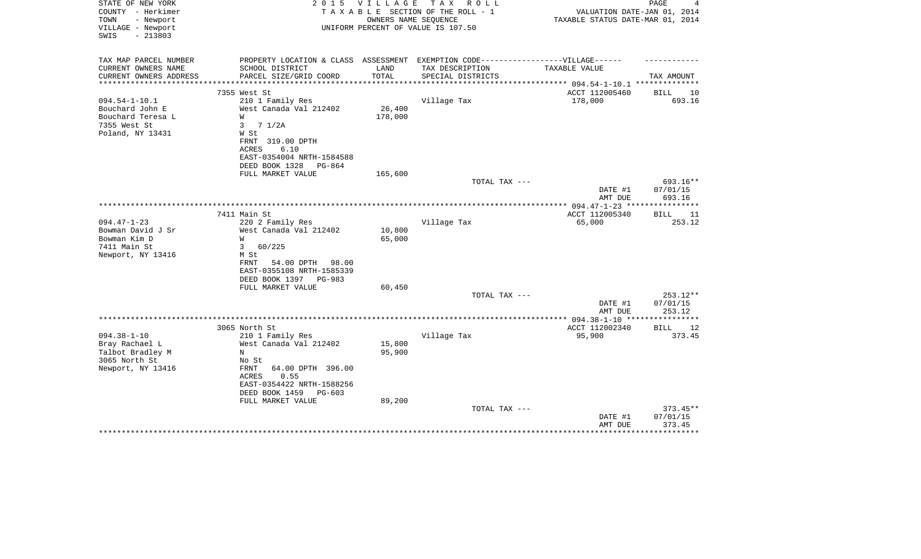STATE OF NEW YORK
COUNTY - Herkimer
TOWN - Newport
VILLAGE - Newport
SWIS - 213803

2 0 1 5 V I L L A G E T A X R O L L
T A X A B L E SECTION OF THE ROLL - 1
OWNERS NAME SEQUENCE
UNIFORM PERCENT OF VALUE IS 107.50

VALUATION DATE-JAN 01, 2014
TAXABLE STATUS DATE-MAR 01, 2014

| TAX MAP PARCEL NUMBER / CURRENT OWNERS NAME / CURRENT OWNERS ADDRESS | PROPERTY LOCATION & CLASS / SCHOOL DISTRICT / PARCEL SIZE/GRID COORD | ASSESSMENT LAND / TOTAL | EXEMPTION CODE------VILLAGE------ TAX DESCRIPTION / SPECIAL DISTRICTS | TAXABLE VALUE | TAX AMOUNT |
|---|---|---|---|---|---|
| 094.54-1-10.1 | 7355 West St | | | ACCT 112005460 | BILL 10 |
| Bouchard John E | 210 1 Family Res | | Village Tax | 178,000 | 693.16 |
| Bouchard Teresa L | West Canada Val 212402 | 26,400 | | | |
| 7355 West St | W | 178,000 | | | |
| Poland, NY 13431 | 3 7 1/2A | | | | |
| | W St | | | | |
| | FRNT 319.00 DPTH | | | | |
| | ACRES 6.10 | | | | |
| | EAST-0354004 NRTH-1584588 | | | | |
| | DEED BOOK 1328 PG-864 | | | | |
| | FULL MARKET VALUE | 165,600 | | | |
| | | | TOTAL TAX --- | | 693.16** |
| | | | | DATE #1 | 07/01/15 |
| | | | | AMT DUE | 693.16 |
| 094.47-1-23 | 7411 Main St | | | ACCT 112005340 | BILL 11 |
| Bowman David J Sr | 220 2 Family Res | | Village Tax | 65,000 | 253.12 |
| Bowman Kim D | West Canada Val 212402 | 10,800 | | | |
| 7411 Main St | W | 65,000 | | | |
| Newport, NY 13416 | 3 60/225 | | | | |
| | M St | | | | |
| | FRNT 54.00 DPTH 98.00 | | | | |
| | EAST-0355108 NRTH-1585339 | | | | |
| | DEED BOOK 1397 PG-983 | | | | |
| | FULL MARKET VALUE | 60,450 | | | |
| | | | TOTAL TAX --- | | 253.12** |
| | | | | DATE #1 | 07/01/15 |
| | | | | AMT DUE | 253.12 |
| 094.38-1-10 | 3065 North St | | | ACCT 112002340 | BILL 12 |
| Bray Rachael L | 210 1 Family Res | | Village Tax | 95,900 | 373.45 |
| Talbot Bradley M | West Canada Val 212402 | 15,800 | | | |
| 3065 North St | N | 95,900 | | | |
| Newport, NY 13416 | No St | | | | |
| | FRNT 64.00 DPTH 396.00 | | | | |
| | ACRES 0.55 | | | | |
| | EAST-0354422 NRTH-1588256 | | | | |
| | DEED BOOK 1459 PG-603 | | | | |
| | FULL MARKET VALUE | 89,200 | | | |
| | | | TOTAL TAX --- | | 373.45** |
| | | | | DATE #1 | 07/01/15 |
| | | | | AMT DUE | 373.45 |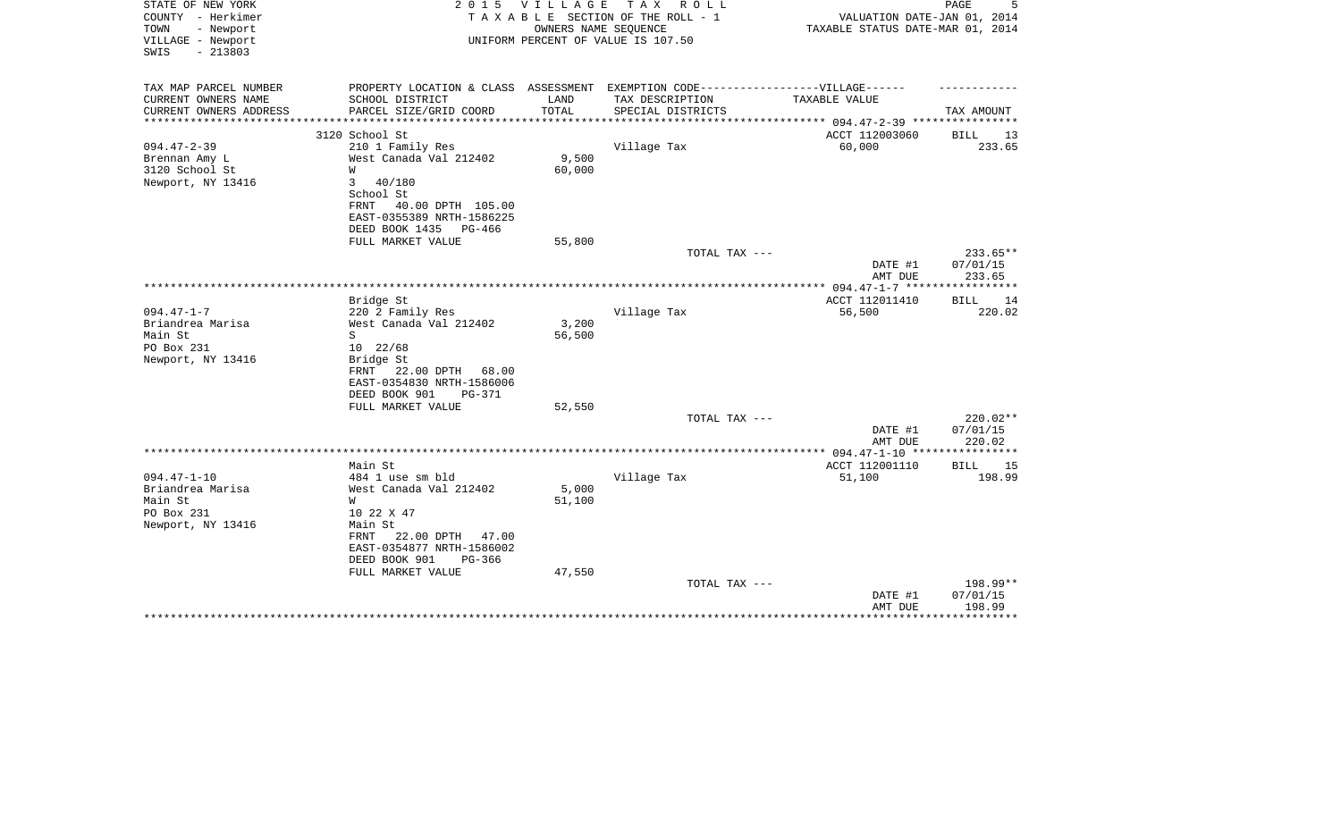STATE OF NEW YORK
COUNTY - Herkimer
TOWN - Newport
VILLAGE - Newport
SWIS - 213803

2015 VILLAGE TAX ROLL
TAXABLE SECTION OF THE ROLL - 1
OWNERS NAME SEQUENCE
UNIFORM PERCENT OF VALUE IS 107.50

VALUATION DATE-JAN 01, 2014
TAXABLE STATUS DATE-MAR 01, 2014

| TAX MAP PARCEL NUMBER / CURRENT OWNERS NAME / CURRENT OWNERS ADDRESS | PROPERTY LOCATION & CLASS / SCHOOL DISTRICT / PARCEL SIZE/GRID COORD | ASSESSMENT LAND / TOTAL | EXEMPTION CODE / TAX DESCRIPTION / SPECIAL DISTRICTS | TAXABLE VALUE | TAX AMOUNT |
|---|---|---|---|---|---|
| | 3120 School St | | | ACCT 112003060 | BILL 13 |
| 094.47-2-39 | 210 1 Family Res | | Village Tax | 60,000 | 233.65 |
| Brennan Amy L | West Canada Val 212402 | 9,500 | | | |
| 3120 School St | W | 60,000 | | | |
| Newport, NY 13416 | 3 40/180 | | | | |
| | School St | | | | |
| | FRNT 40.00 DPTH 105.00 | | | | |
| | EAST-0355389 NRTH-1586225 | | | | |
| | DEED BOOK 1435 PG-466 | | | | |
| | FULL MARKET VALUE | 55,800 | | | |
| | | | TOTAL TAX --- | | 233.65** |
| | | | | DATE #1 | 07/01/15 |
| | | | | AMT DUE | 233.65 |
| | Bridge St | | | ACCT 112011410 | BILL 14 |
| 094.47-1-7 | 220 2 Family Res | | Village Tax | 56,500 | 220.02 |
| Briandrea Marisa | West Canada Val 212402 | 3,200 | | | |
| Main St | S | 56,500 | | | |
| PO Box 231 | 10 22/68 | | | | |
| Newport, NY 13416 | Bridge St | | | | |
| | FRNT 22.00 DPTH 68.00 | | | | |
| | EAST-0354830 NRTH-1586006 | | | | |
| | DEED BOOK 901 PG-371 | | | | |
| | FULL MARKET VALUE | 52,550 | | | |
| | | | TOTAL TAX --- | | 220.02** |
| | | | | DATE #1 | 07/01/15 |
| | | | | AMT DUE | 220.02 |
| | Main St | | | ACCT 112001110 | BILL 15 |
| 094.47-1-10 | 484 1 use sm bld | | Village Tax | 51,100 | 198.99 |
| Briandrea Marisa | West Canada Val 212402 | 5,000 | | | |
| Main St | W | 51,100 | | | |
| PO Box 231 | 10 22 X 47 | | | | |
| Newport, NY 13416 | Main St | | | | |
| | FRNT 22.00 DPTH 47.00 | | | | |
| | EAST-0354877 NRTH-1586002 | | | | |
| | DEED BOOK 901 PG-366 | | | | |
| | FULL MARKET VALUE | 47,550 | | | |
| | | | TOTAL TAX --- | | 198.99** |
| | | | | DATE #1 | 07/01/15 |
| | | | | AMT DUE | 198.99 |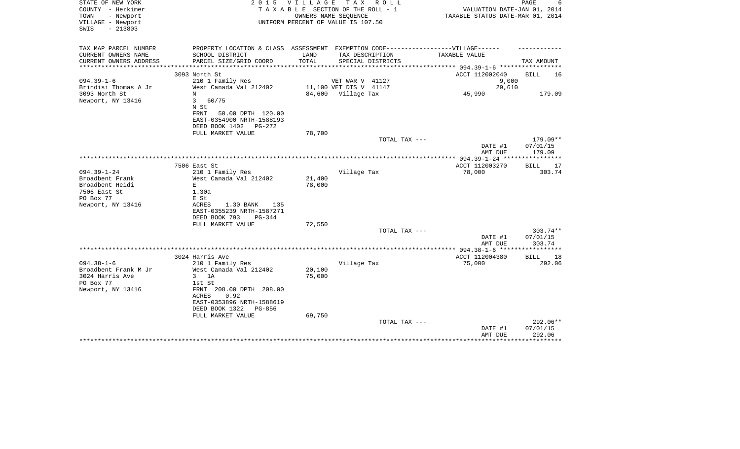STATE OF NEW YORK
COUNTY - Herkimer
TOWN - Newport
VILLAGE - Newport
SWIS - 213803

2 0 1 5 V I L L A G E T A X R O L L
T A X A B L E SECTION OF THE ROLL - 1
OWNERS NAME SEQUENCE
UNIFORM PERCENT OF VALUE IS 107.50

VALUATION DATE-JAN 01, 2014
TAXABLE STATUS DATE-MAR 01, 2014

| TAX MAP PARCEL NUMBER<br>CURRENT OWNERS NAME<br>CURRENT OWNERS ADDRESS | PROPERTY LOCATION & CLASS<br>SCHOOL DISTRICT<br>PARCEL SIZE/GRID COORD | ASSESSMENT<br>LAND<br>TOTAL | EXEMPTION CODE-----VILLAGE------<br>TAX DESCRIPTION<br>SPECIAL DISTRICTS | TAXABLE VALUE | TAX AMOUNT |
|---|---|---|---|---|---|
| **094.39-1-6** | 3093 North St | | | ACCT 112002040 | BILL 16 |
| 094.39-1-6 | 210 1 Family Res | | VET WAR V 41127 | 9,000 | |
| Brindisi Thomas A Jr | West Canada Val 212402 | 11,100 | VET DIS V 41147 | 29,610 | |
| 3093 North St | N | 84,600 | Village Tax | 45,990 | 179.09 |
| Newport, NY 13416 | 3 60/75 | | | | |
| | N St | | | | |
| | FRNT 50.00 DPTH 120.00 | | | | |
| | EAST-0354900 NRTH-1588193 | | | | |
| | DEED BOOK 1402 PG-272 | | | | |
| | FULL MARKET VALUE | 78,700 | | | |
| | | | TOTAL TAX --- | | 179.09** |
| | | | | DATE #1 | 07/01/15 |
| | | | | AMT DUE | 179.09 |
| **094.39-1-24** | 7506 East St | | | ACCT 112003270 | BILL 17 |
| 094.39-1-24 | 210 1 Family Res | | Village Tax | 78,000 | 303.74 |
| Broadbent Frank | West Canada Val 212402 | 21,400 | | | |
| Broadbent Heidi | E | 78,000 | | | |
| 7506 East St | 1.30a | | | | |
| PO Box 77 | E St | | | | |
| Newport, NY 13416 | ACRES 1.30 BANK 135 | | | | |
| | EAST-0355239 NRTH-1587271 | | | | |
| | DEED BOOK 793 PG-344 | | | | |
| | FULL MARKET VALUE | 72,550 | | | |
| | | | TOTAL TAX --- | | 303.74** |
| | | | | DATE #1 | 07/01/15 |
| | | | | AMT DUE | 303.74 |
| **094.38-1-6** | 3024 Harris Ave | | | ACCT 112004380 | BILL 18 |
| 094.38-1-6 | 210 1 Family Res | | Village Tax | 75,000 | 292.06 |
| Broadbent Frank M Jr | West Canada Val 212402 | 20,100 | | | |
| 3024 Harris Ave | 3 1A | 75,000 | | | |
| PO Box 77 | 1st St | | | | |
| Newport, NY 13416 | FRNT 208.00 DPTH 208.00 | | | | |
| | ACRES 0.92 | | | | |
| | EAST-0353896 NRTH-1588619 | | | | |
| | DEED BOOK 1322 PG-856 | | | | |
| | FULL MARKET VALUE | 69,750 | | | |
| | | | TOTAL TAX --- | | 292.06** |
| | | | | DATE #1 | 07/01/15 |
| | | | | AMT DUE | 292.06 |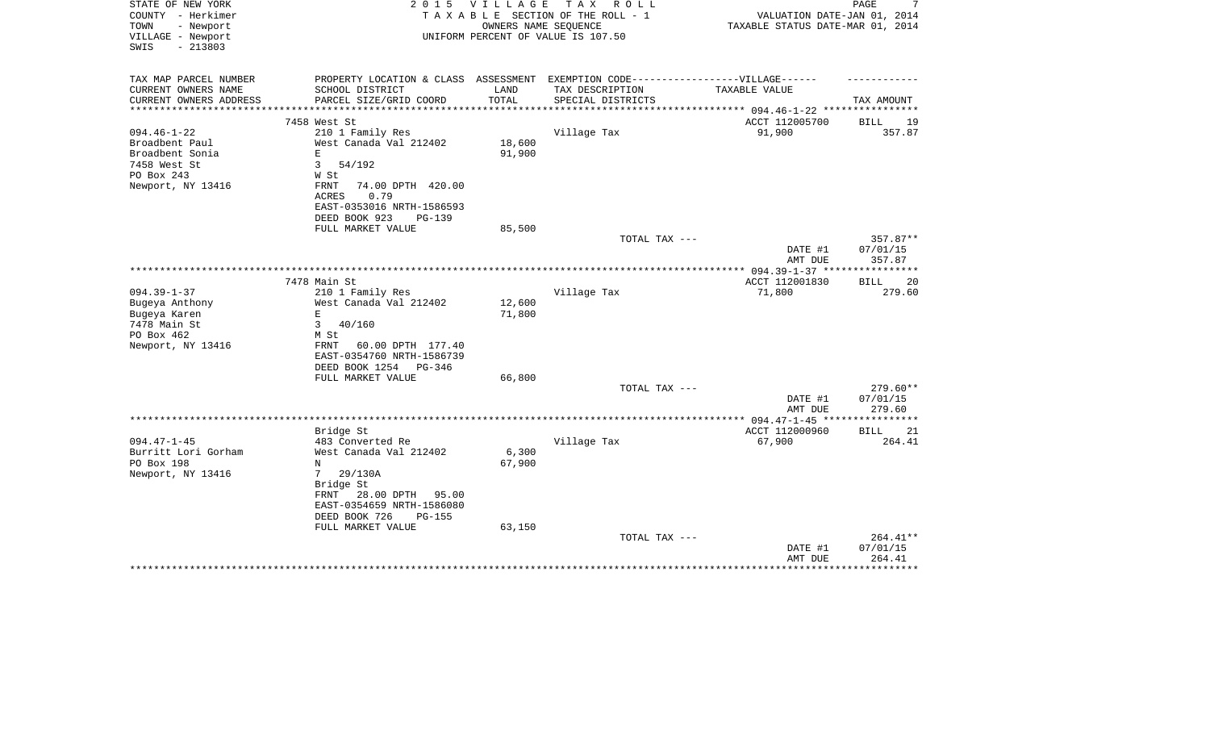STATE OF NEW YORK
COUNTY - Herkimer
TOWN - Newport
VILLAGE - Newport
SWIS - 213803

2 0 1 5 V I L L A G E T A X R O L L
T A X A B L E SECTION OF THE ROLL - 1
OWNERS NAME SEQUENCE
UNIFORM PERCENT OF VALUE IS 107.50

VALUATION DATE-JAN 01, 2014
TAXABLE STATUS DATE-MAR 01, 2014

| TAX MAP PARCEL NUMBER / CURRENT OWNERS NAME / CURRENT OWNERS ADDRESS | PROPERTY LOCATION & CLASS / SCHOOL DISTRICT / PARCEL SIZE/GRID COORD | ASSESSMENT LAND / TOTAL | EXEMPTION CODE / TAX DESCRIPTION / SPECIAL DISTRICTS | TAXABLE VALUE | TAX AMOUNT |
|---|---|---|---|---|---|
| 094.46-1-22 | 7458 West St | | | ACCT 112005700 | BILL 19 |
| Broadbent Paul | 210 1 Family Res | | Village Tax | 91,900 | 357.87 |
| Broadbent Sonia | West Canada Val 212402 | 18,600 | | | |
| 7458 West St | E | 91,900 | | | |
| PO Box 243 | 3 54/192 | | | | |
| Newport, NY 13416 | W St | | | | |
| | FRNT 74.00 DPTH 420.00 | | | | |
| | ACRES 0.79 | | | | |
| | EAST-0353016 NRTH-1586593 | | | | |
| | DEED BOOK 923 PG-139 | | | | |
| | FULL MARKET VALUE | 85,500 | | | |
| | | | TOTAL TAX --- | | 357.87** |
| | | | | DATE #1 | 07/01/15 |
| | | | | AMT DUE | 357.87 |
| 094.39-1-37 | 7478 Main St | | | ACCT 112001830 | BILL 20 |
| Bugeya Anthony | 210 1 Family Res | | Village Tax | 71,800 | 279.60 |
| Bugeya Karen | West Canada Val 212402 | 12,600 | | | |
| 7478 Main St | E | 71,800 | | | |
| PO Box 462 | 3 40/160 | | | | |
| Newport, NY 13416 | M St | | | | |
| | FRNT 60.00 DPTH 177.40 | | | | |
| | EAST-0354760 NRTH-1586739 | | | | |
| | DEED BOOK 1254 PG-346 | | | | |
| | FULL MARKET VALUE | 66,800 | | | |
| | | | TOTAL TAX --- | | 279.60** |
| | | | | DATE #1 | 07/01/15 |
| | | | | AMT DUE | 279.60 |
| 094.47-1-45 | Bridge St | | | ACCT 112000960 | BILL 21 |
| Burritt Lori Gorham | 483 Converted Re | | Village Tax | 67,900 | 264.41 |
| PO Box 198 | West Canada Val 212402 | 6,300 | | | |
| Newport, NY 13416 | N | 67,900 | | | |
| | 7 29/130A | | | | |
| | Bridge St | | | | |
| | FRNT 28.00 DPTH 95.00 | | | | |
| | EAST-0354659 NRTH-1586080 | | | | |
| | DEED BOOK 726 PG-155 | | | | |
| | FULL MARKET VALUE | 63,150 | | | |
| | | | TOTAL TAX --- | | 264.41** |
| | | | | DATE #1 | 07/01/15 |
| | | | | AMT DUE | 264.41 |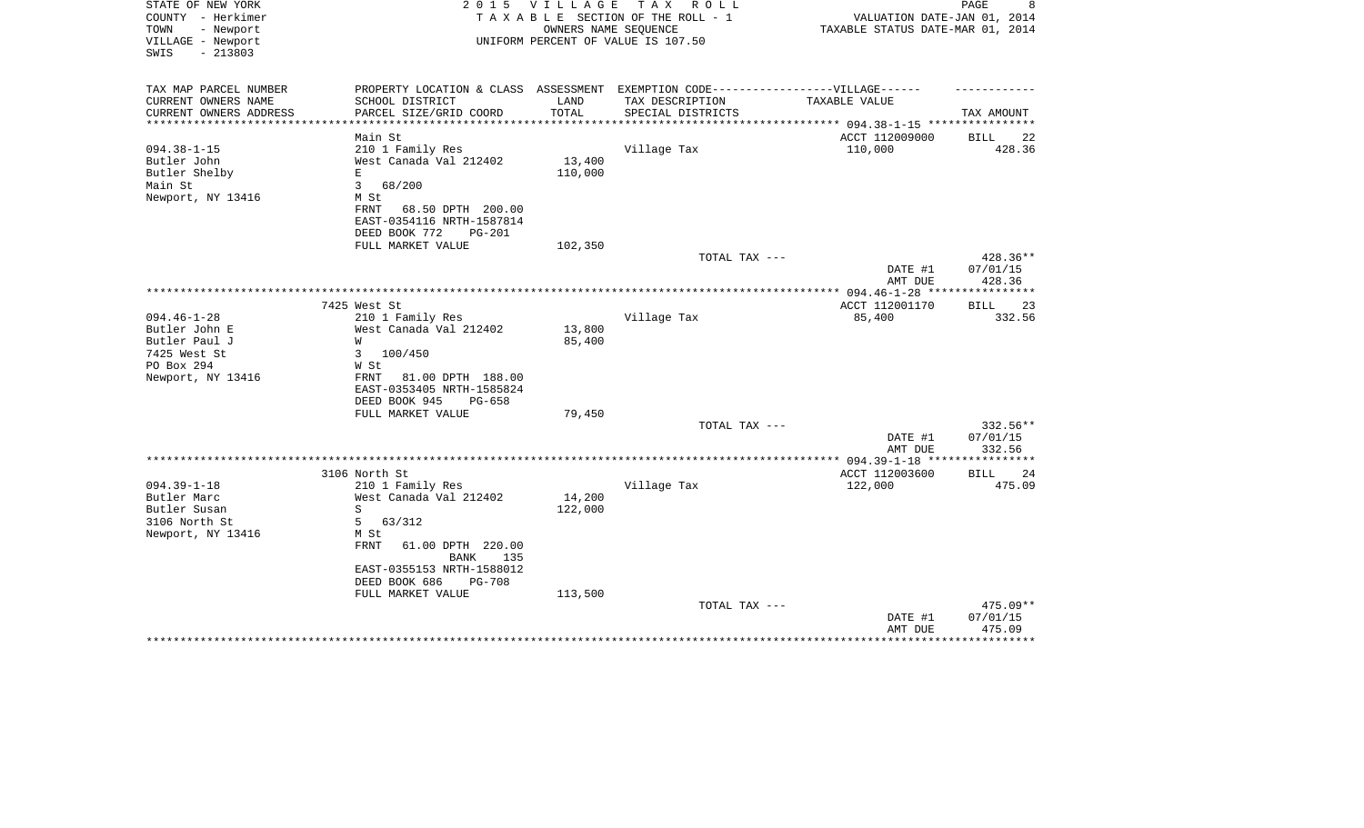STATE OF NEW YORK
COUNTY - Herkimer
TOWN - Newport
VILLAGE - Newport
SWIS - 213803

2 0 1 5 V I L L A G E T A X R O L L
T A X A B L E SECTION OF THE ROLL - 1
OWNERS NAME SEQUENCE
UNIFORM PERCENT OF VALUE IS 107.50

VALUATION DATE-JAN 01, 2014
TAXABLE STATUS DATE-MAR 01, 2014

| TAX MAP PARCEL NUMBER<br>CURRENT OWNERS NAME<br>CURRENT OWNERS ADDRESS | PROPERTY LOCATION & CLASS<br>SCHOOL DISTRICT<br>PARCEL SIZE/GRID COORD | ASSESSMENT<br>LAND<br>TOTAL | EXEMPTION CODE------VILLAGE------<br>TAX DESCRIPTION<br>SPECIAL DISTRICTS | TAXABLE VALUE | TAX AMOUNT |
|---|---|---|---|---|---|
| 094.38-1-15 | Main St | | | ACCT 112009000 | BILL 22 |
| 094.38-1-15 | 210 1 Family Res | | Village Tax | 110,000 | 428.36 |
| Butler John | West Canada Val 212402 | 13,400 | | | |
| Butler Shelby | E | 110,000 | | | |
| Main St | 3 68/200 | | | | |
| Newport, NY 13416 | M St | | | | |
| | FRNT 68.50 DPTH 200.00 | | | | |
| | EAST-0354116 NRTH-1587814 | | | | |
| | DEED BOOK 772 PG-201 | | | | |
| | FULL MARKET VALUE | 102,350 | | | |
| | | | TOTAL TAX --- | | 428.36** |
| | | | | DATE #1 | 07/01/15 |
| | | | | AMT DUE | 428.36 |
| 094.46-1-28 | 7425 West St | | | ACCT 112001170 | BILL 23 |
| 094.46-1-28 | 210 1 Family Res | | Village Tax | 85,400 | 332.56 |
| Butler John E | West Canada Val 212402 | 13,800 | | | |
| Butler Paul J | W | 85,400 | | | |
| 7425 West St | 3 100/450 | | | | |
| PO Box 294 | W St | | | | |
| Newport, NY 13416 | FRNT 81.00 DPTH 188.00 | | | | |
| | EAST-0353405 NRTH-1585824 | | | | |
| | DEED BOOK 945 PG-658 | | | | |
| | FULL MARKET VALUE | 79,450 | | | |
| | | | TOTAL TAX --- | | 332.56** |
| | | | | DATE #1 | 07/01/15 |
| | | | | AMT DUE | 332.56 |
| 094.39-1-18 | 3106 North St | | | ACCT 112003600 | BILL 24 |
| 094.39-1-18 | 210 1 Family Res | | Village Tax | 122,000 | 475.09 |
| Butler Marc | West Canada Val 212402 | 14,200 | | | |
| Butler Susan | S | 122,000 | | | |
| 3106 North St | 5 63/312 | | | | |
| Newport, NY 13416 | M St | | | | |
| | FRNT 61.00 DPTH 220.00 | | | | |
| | BANK 135 | | | | |
| | EAST-0355153 NRTH-1588012 | | | | |
| | DEED BOOK 686 PG-708 | | | | |
| | FULL MARKET VALUE | 113,500 | | | |
| | | | TOTAL TAX --- | | 475.09** |
| | | | | DATE #1 | 07/01/15 |
| | | | | AMT DUE | 475.09 |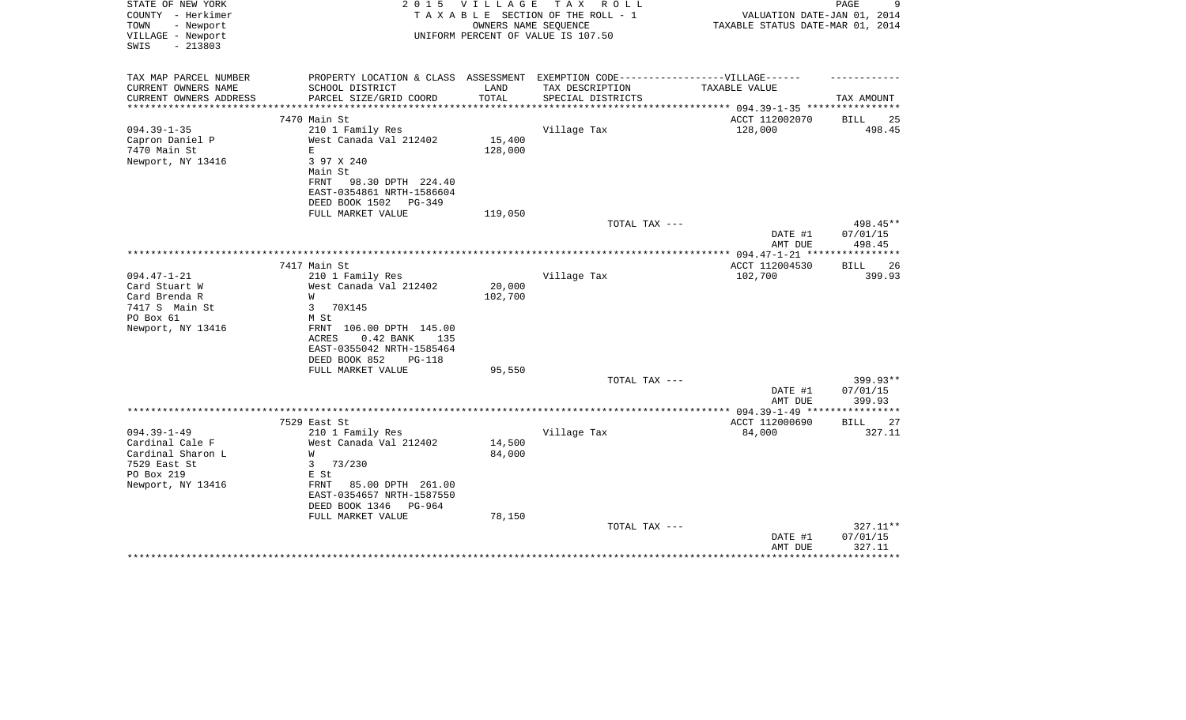STATE OF NEW YORK
COUNTY - Herkimer
TOWN - Newport
VILLAGE - Newport
SWIS - 213803

2 0 1 5 V I L L A G E T A X R O L L
T A X A B L E SECTION OF THE ROLL - 1
OWNERS NAME SEQUENCE
UNIFORM PERCENT OF VALUE IS 107.50

VALUATION DATE-JAN 01, 2014
TAXABLE STATUS DATE-MAR 01, 2014

| TAX MAP PARCEL NUMBER<br>CURRENT OWNERS NAME<br>CURRENT OWNERS ADDRESS | PROPERTY LOCATION & CLASS<br>SCHOOL DISTRICT<br>PARCEL SIZE/GRID COORD | ASSESSMENT<br>LAND<br>TOTAL | EXEMPTION CODE------VILLAGE------<br>TAX DESCRIPTION<br>SPECIAL DISTRICTS | TAXABLE VALUE | TAX AMOUNT |
|---|---|---|---|---|---|
| | 7470 Main St | | | ACCT 112002070 | BILL 25 |
| 094.39-1-35 | 210 1 Family Res | | Village Tax | 128,000 | 498.45 |
| Capron Daniel P | West Canada Val 212402 | 15,400 | | | |
| 7470 Main St | E | 128,000 | | | |
| Newport, NY 13416 | 3 97 X 240 | | | | |
| | Main St | | | | |
| | FRNT 98.30 DPTH 224.40 | | | | |
| | EAST-0354861 NRTH-1586604 | | | | |
| | DEED BOOK 1502 PG-349 | | | | |
| | FULL MARKET VALUE | 119,050 | | | |
| | | | TOTAL TAX --- | | 498.45** |
| | | | | DATE #1 | 07/01/15 |
| | | | | AMT DUE | 498.45 |
| | 7417 Main St | | | ACCT 112004530 | BILL 26 |
| 094.47-1-21 | 210 1 Family Res | | Village Tax | 102,700 | 399.93 |
| Card Stuart W | West Canada Val 212402 | 20,000 | | | |
| Card Brenda R | W | 102,700 | | | |
| 7417 S Main St | 3 70X145 | | | | |
| PO Box 61 | M St | | | | |
| Newport, NY 13416 | FRNT 106.00 DPTH 145.00 | | | | |
| | ACRES 0.42 BANK 135 | | | | |
| | EAST-0355042 NRTH-1585464 | | | | |
| | DEED BOOK 852 PG-118 | | | | |
| | FULL MARKET VALUE | 95,550 | | | |
| | | | TOTAL TAX --- | | 399.93** |
| | | | | DATE #1 | 07/01/15 |
| | | | | AMT DUE | 399.93 |
| | 7529 East St | | | ACCT 112000690 | BILL 27 |
| 094.39-1-49 | 210 1 Family Res | | Village Tax | 84,000 | 327.11 |
| Cardinal Cale F | West Canada Val 212402 | 14,500 | | | |
| Cardinal Sharon L | W | 84,000 | | | |
| 7529 East St | 3 73/230 | | | | |
| PO Box 219 | E St | | | | |
| Newport, NY 13416 | FRNT 85.00 DPTH 261.00 | | | | |
| | EAST-0354657 NRTH-1587550 | | | | |
| | DEED BOOK 1346 PG-964 | | | | |
| | FULL MARKET VALUE | 78,150 | | | |
| | | | TOTAL TAX --- | | 327.11** |
| | | | | DATE #1 | 07/01/15 |
| | | | | AMT DUE | 327.11 |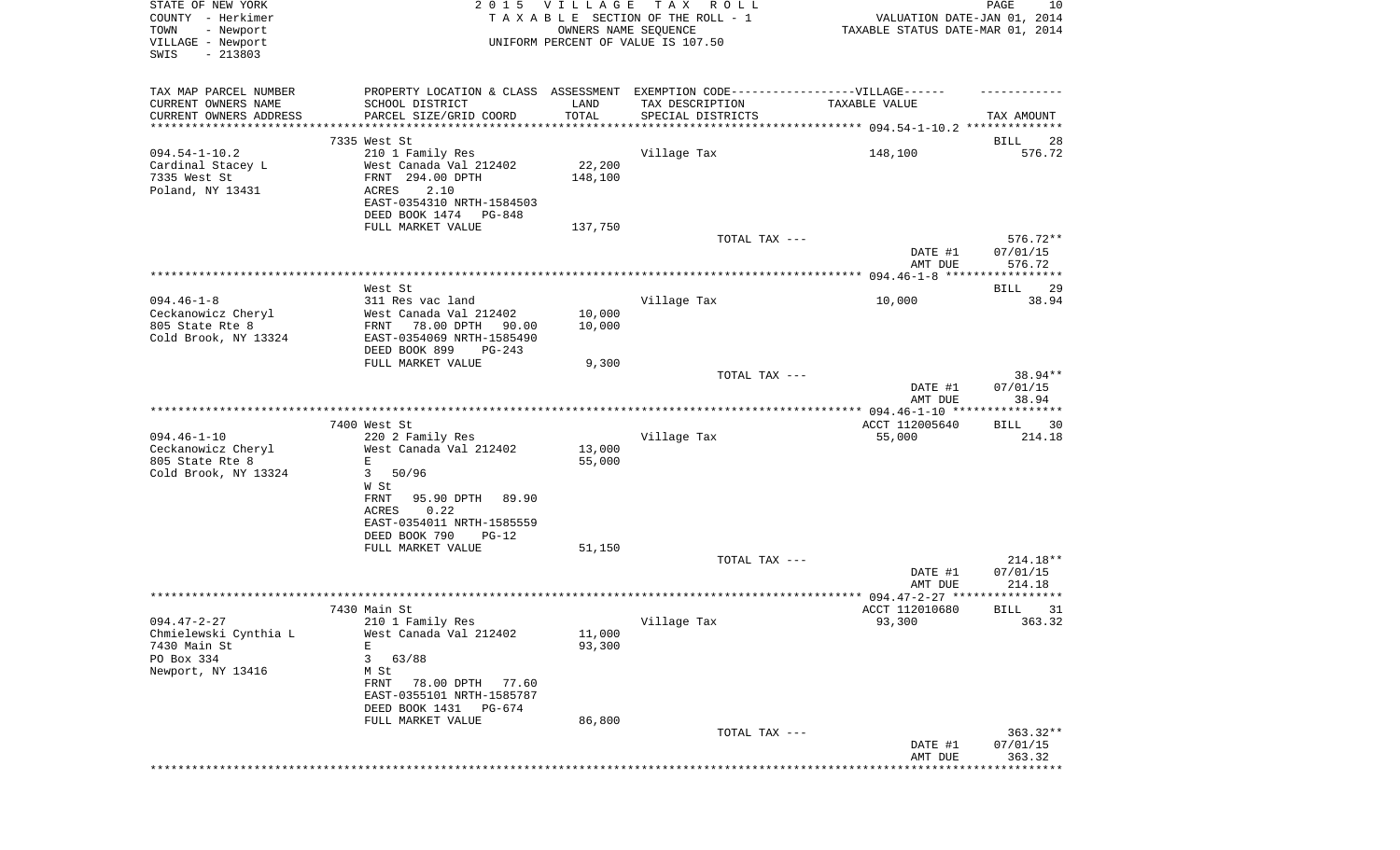STATE OF NEW YORK
COUNTY - Herkimer
TOWN - Newport
VILLAGE - Newport
SWIS - 213803

2015 VILLAGE TAX ROLL
TAXABLE SECTION OF THE ROLL - 1
OWNERS NAME SEQUENCE
UNIFORM PERCENT OF VALUE IS 107.50

VALUATION DATE-JAN 01, 2014
TAXABLE STATUS DATE-MAR 01, 2014

| TAX MAP PARCEL NUMBER / CURRENT OWNERS NAME / CURRENT OWNERS ADDRESS | PROPERTY LOCATION & CLASS / SCHOOL DISTRICT / PARCEL SIZE/GRID COORD | ASSESSMENT LAND / TOTAL | EXEMPTION CODE / TAX DESCRIPTION / SPECIAL DISTRICTS | VILLAGE TAXABLE VALUE | TAX AMOUNT |
|---|---|---|---|---|---|
| 094.54-1-10.2 | 7335 West St | | | | BILL 28 |
| Cardinal Stacey L | 210 1 Family Res | | Village Tax | 148,100 | 576.72 |
| 7335 West St | West Canada Val 212402 | 22,200 | | | |
| Poland, NY 13431 | FRNT 294.00 DPTH | 148,100 | | | |
| | ACRES 2.10 | | | | |
| | EAST-0354310 NRTH-1584503 | | | | |
| | DEED BOOK 1474 PG-848 | | | | |
| | FULL MARKET VALUE | 137,750 | | | |
| | | | TOTAL TAX --- | | 576.72** |
| | | | | DATE #1 | 07/01/15 |
| | | | | AMT DUE | 576.72 |
| 094.46-1-8 | West St | | | | BILL 29 |
| Ceckanowicz Cheryl | 311 Res vac land | | Village Tax | 10,000 | 38.94 |
| 805 State Rte 8 | West Canada Val 212402 | 10,000 | | | |
| Cold Brook, NY 13324 | FRNT 78.00 DPTH 90.00 | 10,000 | | | |
| | EAST-0354069 NRTH-1585490 | | | | |
| | DEED BOOK 899 PG-243 | | | | |
| | FULL MARKET VALUE | 9,300 | | | |
| | | | TOTAL TAX --- | | 38.94** |
| | | | | DATE #1 | 07/01/15 |
| | | | | AMT DUE | 38.94 |
| 094.46-1-10 | 7400 West St | | | ACCT 112005640 | BILL 30 |
| Ceckanowicz Cheryl | 220 2 Family Res | | Village Tax | 55,000 | 214.18 |
| 805 State Rte 8 | West Canada Val 212402 | 13,000 | | | |
| Cold Brook, NY 13324 | E | 55,000 | | | |
| | 3 50/96 | | | | |
| | W St | | | | |
| | FRNT 95.90 DPTH 89.90 | | | | |
| | ACRES 0.22 | | | | |
| | EAST-0354011 NRTH-1585559 | | | | |
| | DEED BOOK 790 PG-12 | | | | |
| | FULL MARKET VALUE | 51,150 | | | |
| | | | TOTAL TAX --- | | 214.18** |
| | | | | DATE #1 | 07/01/15 |
| | | | | AMT DUE | 214.18 |
| 094.47-2-27 | 7430 Main St | | | ACCT 112010680 | BILL 31 |
| Chmielewski Cynthia L | 210 1 Family Res | | Village Tax | 93,300 | 363.32 |
| 7430 Main St | West Canada Val 212402 | 11,000 | | | |
| PO Box 334 | E | 93,300 | | | |
| Newport, NY 13416 | 3 63/88 | | | | |
| | M St | | | | |
| | FRNT 78.00 DPTH 77.60 | | | | |
| | EAST-0355101 NRTH-1585787 | | | | |
| | DEED BOOK 1431 PG-674 | | | | |
| | FULL MARKET VALUE | 86,800 | | | |
| | | | TOTAL TAX --- | | 363.32** |
| | | | | DATE #1 | 07/01/15 |
| | | | | AMT DUE | 363.32 |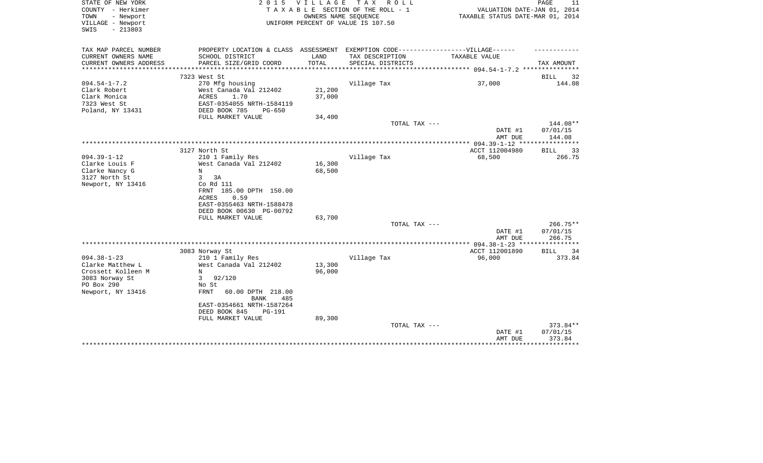STATE OF NEW YORK — 2015 VILLAGE TAX ROLL
COUNTY - Herkimer — TAXABLE SECTION OF THE ROLL - 1 — VALUATION DATE-JAN 01, 2014
TOWN - Newport — OWNERS NAME SEQUENCE — TAXABLE STATUS DATE-MAR 01, 2014
VILLAGE - Newport — UNIFORM PERCENT OF VALUE IS 107.50
SWIS - 213803

| TAX MAP PARCEL NUMBER / CURRENT OWNERS NAME / CURRENT OWNERS ADDRESS | PROPERTY LOCATION & CLASS / SCHOOL DISTRICT / PARCEL SIZE/GRID COORD | ASSESSMENT LAND | TOTAL | EXEMPTION CODE-----VILLAGE------ TAX DESCRIPTION / SPECIAL DISTRICTS | TAXABLE VALUE | TAX AMOUNT |
|---|---|---|---|---|---|---|
| **094.54-1-7.2** | 7323 West St | | | | | BILL 32 |
| 094.54-1-7.2 | 270 Mfg housing | | | Village Tax | 37,000 | 144.08 |
| Clark Robert | West Canada Val 212402 | 21,200 | | | | |
| Clark Monica | ACRES 1.70 | | 37,000 | | | |
| 7323 West St | EAST-0354055 NRTH-1584119 | | | | | |
| Poland, NY 13431 | DEED BOOK 785 PG-650 | | | | | |
| | FULL MARKET VALUE | | 34,400 | | | |
| | | | | TOTAL TAX --- | | 144.08** |
| | | | | | DATE #1 | 07/01/15 |
| | | | | | AMT DUE | 144.08 |
| **094.39-1-12** | 3127 North St | | | | ACCT 112004980 | BILL 33 |
| 094.39-1-12 | 210 1 Family Res | | | Village Tax | 68,500 | 266.75 |
| Clarke Louis F | West Canada Val 212402 | 16,300 | | | | |
| Clarke Nancy G | N | | 68,500 | | | |
| 3127 North St | 3 3A | | | | | |
| Newport, NY 13416 | Co Rd 111 | | | | | |
| | FRNT 185.00 DPTH 150.00 | | | | | |
| | ACRES 0.59 | | | | | |
| | EAST-0355463 NRTH-1588478 | | | | | |
| | DEED BOOK 00630 PG-00792 | | | | | |
| | FULL MARKET VALUE | | 63,700 | | | |
| | | | | TOTAL TAX --- | | 266.75** |
| | | | | | DATE #1 | 07/01/15 |
| | | | | | AMT DUE | 266.75 |
| **094.38-1-23** | 3083 Norway St | | | | ACCT 112001890 | BILL 34 |
| 094.38-1-23 | 210 1 Family Res | | | Village Tax | 96,000 | 373.84 |
| Clarke Matthew L | West Canada Val 212402 | 13,300 | | | | |
| Crossett Kolleen M | N | | 96,000 | | | |
| 3083 Norway St | 3 92/120 | | | | | |
| PO Box 290 | No St | | | | | |
| Newport, NY 13416 | FRNT 60.00 DPTH 218.00 | | | | | |
| | BANK 485 | | | | | |
| | EAST-0354661 NRTH-1587264 | | | | | |
| | DEED BOOK 845 PG-191 | | | | | |
| | FULL MARKET VALUE | | 89,300 | | | |
| | | | | TOTAL TAX --- | | 373.84** |
| | | | | | DATE #1 | 07/01/15 |
| | | | | | AMT DUE | 373.84 |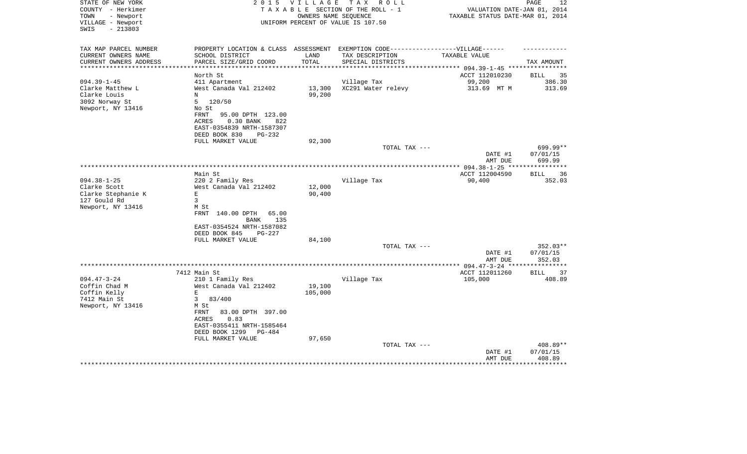STATE OF NEW YORK — 2015 VILLAGE TAX ROLL
COUNTY - Herkimer — TAXABLE SECTION OF THE ROLL - 1 — VALUATION DATE-JAN 01, 2014
TOWN - Newport — OWNERS NAME SEQUENCE — TAXABLE STATUS DATE-MAR 01, 2014
VILLAGE - Newport — UNIFORM PERCENT OF VALUE IS 107.50
SWIS - 213803

| TAX MAP PARCEL NUMBER<br>CURRENT OWNERS NAME<br>CURRENT OWNERS ADDRESS | PROPERTY LOCATION & CLASS<br>SCHOOL DISTRICT<br>PARCEL SIZE/GRID COORD | ASSESSMENT<br>LAND<br>TOTAL | EXEMPTION CODE------VILLAGE------<br>TAX DESCRIPTION<br>SPECIAL DISTRICTS | TAXABLE VALUE | TAX AMOUNT |
|---|---|---|---|---|---|
| 094.39-1-45 | North St | | | ACCT 112010230 | BILL 35 |
| 094.39-1-45 | 411 Apartment | | Village Tax | 99,200 | 386.30 |
| Clarke Matthew L | West Canada Val 212402 | 13,300 | XC291 Water relevy | 313.69 MT M | 313.69 |
| Clarke Louis | N | 99,200 | | | |
| 3092 Norway St | 5 120/50 | | | | |
| Newport, NY 13416 | No St | | | | |
| | FRNT 95.00 DPTH 123.00 | | | | |
| | ACRES 0.30 BANK 822 | | | | |
| | EAST-0354839 NRTH-1587307 | | | | |
| | DEED BOOK 830 PG-232 | | | | |
| | FULL MARKET VALUE | 92,300 | | | |
| | | | TOTAL TAX --- | | 699.99** |
| | | | | DATE #1 | 07/01/15 |
| | | | | AMT DUE | 699.99 |
| 094.38-1-25 | Main St | | | ACCT 112004590 | BILL 36 |
| 094.38-1-25 | 220 2 Family Res | | Village Tax | 90,400 | 352.03 |
| Clarke Scott | West Canada Val 212402 | 12,000 | | | |
| Clarke Stephanie K | E | 90,400 | | | |
| 127 Gould Rd | 3 | | | | |
| Newport, NY 13416 | M St | | | | |
| | FRNT 140.00 DPTH 65.00 | | | | |
| | BANK 135 | | | | |
| | EAST-0354524 NRTH-1587082 | | | | |
| | DEED BOOK 845 PG-227 | | | | |
| | FULL MARKET VALUE | 84,100 | | | |
| | | | TOTAL TAX --- | | 352.03** |
| | | | | DATE #1 | 07/01/15 |
| | | | | AMT DUE | 352.03 |
| 094.47-3-24 | 7412 Main St | | | ACCT 112011260 | BILL 37 |
| 094.47-3-24 | 210 1 Family Res | | Village Tax | 105,000 | 408.89 |
| Coffin Chad M | West Canada Val 212402 | 19,100 | | | |
| Coffin Kelly | E | 105,000 | | | |
| 7412 Main St | 3 83/400 | | | | |
| Newport, NY 13416 | M St | | | | |
| | FRNT 83.00 DPTH 397.00 | | | | |
| | ACRES 0.83 | | | | |
| | EAST-0355411 NRTH-1585464 | | | | |
| | DEED BOOK 1299 PG-484 | | | | |
| | FULL MARKET VALUE | 97,650 | | | |
| | | | TOTAL TAX --- | | 408.89** |
| | | | | DATE #1 | 07/01/15 |
| | | | | AMT DUE | 408.89 |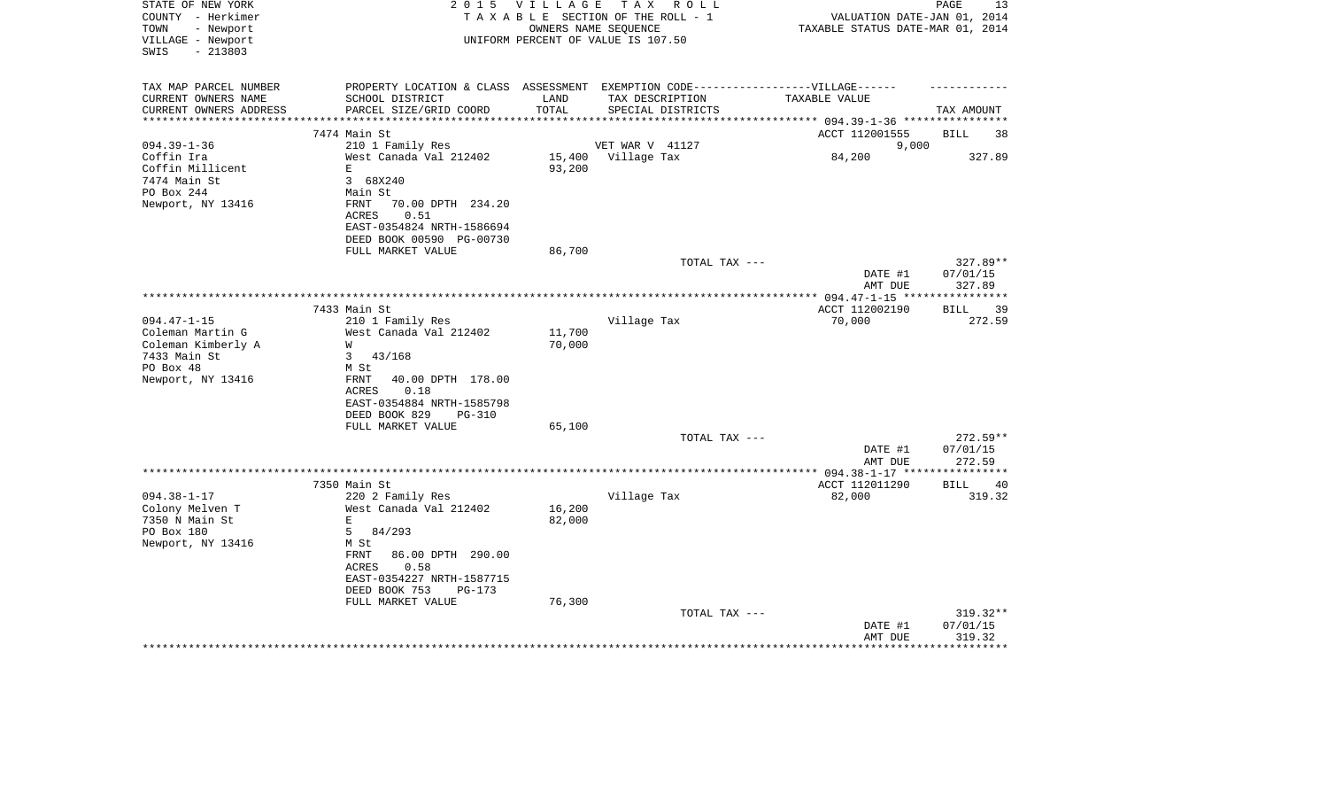STATE OF NEW YORK
COUNTY - Herkimer
TOWN - Newport
VILLAGE - Newport
SWIS - 213803

2015 VILLAGE TAX ROLL
TAXABLE SECTION OF THE ROLL - 1
OWNERS NAME SEQUENCE
UNIFORM PERCENT OF VALUE IS 107.50

VALUATION DATE-JAN 01, 2014
TAXABLE STATUS DATE-MAR 01, 2014

| TAX MAP PARCEL NUMBER / CURRENT OWNERS NAME / CURRENT OWNERS ADDRESS | PROPERTY LOCATION & CLASS / SCHOOL DISTRICT / PARCEL SIZE/GRID COORD | ASSESSMENT LAND / TOTAL | EXEMPTION CODE / TAX DESCRIPTION / SPECIAL DISTRICTS | TAXABLE VALUE | TAX AMOUNT |
|---|---|---|---|---|---|
| 094.39-1-36 | 7474 Main St | | | ACCT 112001555 | BILL 38 |
| | 210 1 Family Res | | VET WAR V 41127 | 9,000 | |
| Coffin Ira | West Canada Val 212402 | 15,400 | Village Tax | 84,200 | 327.89 |
| Coffin Millicent | E | 93,200 | | | |
| 7474 Main St | 3 68X240 | | | | |
| PO Box 244 | Main St | | | | |
| Newport, NY 13416 | FRNT 70.00 DPTH 234.20 | | | | |
| | ACRES 0.51 | | | | |
| | EAST-0354824 NRTH-1586694 | | | | |
| | DEED BOOK 00590 PG-00730 | | | | |
| | FULL MARKET VALUE | 86,700 | | | |
| | | | TOTAL TAX --- | | 327.89** |
| | | | | DATE #1 | 07/01/15 |
| | | | | AMT DUE | 327.89 |
| 094.47-1-15 | 7433 Main St | | | ACCT 112002190 | BILL 39 |
| Coleman Martin G | 210 1 Family Res | | Village Tax | 70,000 | 272.59 |
| Coleman Kimberly A | West Canada Val 212402 | 11,700 | | | |
| 7433 Main St | W | 70,000 | | | |
| PO Box 48 | 3 43/168 | | | | |
| Newport, NY 13416 | M St | | | | |
| | FRNT 40.00 DPTH 178.00 | | | | |
| | ACRES 0.18 | | | | |
| | EAST-0354884 NRTH-1585798 | | | | |
| | DEED BOOK 829 PG-310 | | | | |
| | FULL MARKET VALUE | 65,100 | | | |
| | | | TOTAL TAX --- | | 272.59** |
| | | | | DATE #1 | 07/01/15 |
| | | | | AMT DUE | 272.59 |
| 094.38-1-17 | 7350 Main St | | | ACCT 112011290 | BILL 40 |
| Colony Melven T | 220 2 Family Res | | Village Tax | 82,000 | 319.32 |
| 7350 N Main St | West Canada Val 212402 | 16,200 | | | |
| PO Box 180 | E | 82,000 | | | |
| Newport, NY 13416 | 5 84/293 | | | | |
| | M St | | | | |
| | FRNT 86.00 DPTH 290.00 | | | | |
| | ACRES 0.58 | | | | |
| | EAST-0354227 NRTH-1587715 | | | | |
| | DEED BOOK 753 PG-173 | | | | |
| | FULL MARKET VALUE | 76,300 | | | |
| | | | TOTAL TAX --- | | 319.32** |
| | | | | DATE #1 | 07/01/15 |
| | | | | AMT DUE | 319.32 |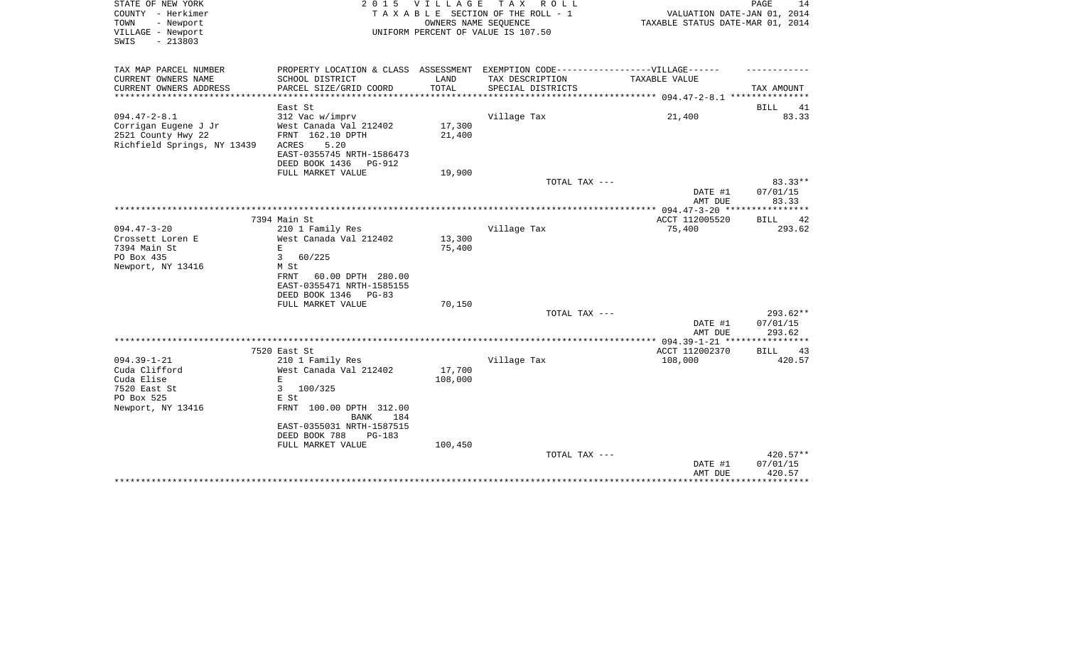STATE OF NEW YORK
COUNTY - Herkimer
TOWN - Newport
VILLAGE - Newport
SWIS - 213803

2015 VILLAGE TAX ROLL
TAXABLE SECTION OF THE ROLL - 1
OWNERS NAME SEQUENCE
UNIFORM PERCENT OF VALUE IS 107.50

VALUATION DATE-JAN 01, 2014
TAXABLE STATUS DATE-MAR 01, 2014

| TAX MAP PARCEL NUMBER<br>CURRENT OWNERS NAME<br>CURRENT OWNERS ADDRESS | PROPERTY LOCATION & CLASS<br>SCHOOL DISTRICT<br>PARCEL SIZE/GRID COORD | ASSESSMENT<br>LAND<br>TOTAL | EXEMPTION CODE----VILLAGE----<br>TAX DESCRIPTION<br>SPECIAL DISTRICTS | TAXABLE VALUE | TAX AMOUNT |
|---|---|---|---|---|---|
| 094.47-2-8.1 | East St | | | | BILL 41 |
| Corrigan Eugene J Jr | 312 Vac w/imprv | | Village Tax | 21,400 | 83.33 |
| 2521 County Hwy 22 | West Canada Val 212402 | 17,300 | | | |
| Richfield Springs, NY 13439 | FRNT 162.10 DPTH | 21,400 | | | |
| | ACRES 5.20 | | | | |
| | EAST-0355745 NRTH-1586473 | | | | |
| | DEED BOOK 1436 PG-912 | | | | |
| | FULL MARKET VALUE | 19,900 | | | |
| | | | TOTAL TAX --- | | 83.33** |
| | | | | DATE #1 | 07/01/15 |
| | | | | AMT DUE | 83.33 |
| 094.47-3-20 | 7394 Main St | | | ACCT 112005520 | BILL 42 |
| Crossett Loren E | 210 1 Family Res | | Village Tax | 75,400 | 293.62 |
| 7394 Main St | West Canada Val 212402 | 13,300 | | | |
| PO Box 435 | E | 75,400 | | | |
| Newport, NY 13416 | 3 60/225 | | | | |
| | M St | | | | |
| | FRNT 60.00 DPTH 280.00 | | | | |
| | EAST-0355471 NRTH-1585155 | | | | |
| | DEED BOOK 1346 PG-83 | | | | |
| | FULL MARKET VALUE | 70,150 | | | |
| | | | TOTAL TAX --- | | 293.62** |
| | | | | DATE #1 | 07/01/15 |
| | | | | AMT DUE | 293.62 |
| 094.39-1-21 | 7520 East St | | | ACCT 112002370 | BILL 43 |
| Cuda Clifford | 210 1 Family Res | | Village Tax | 108,000 | 420.57 |
| Cuda Elise | West Canada Val 212402 | 17,700 | | | |
| 7520 East St | E | 108,000 | | | |
| PO Box 525 | 3 100/325 | | | | |
| Newport, NY 13416 | E St | | | | |
| | FRNT 100.00 DPTH 312.00 | | | | |
| | BANK 184 | | | | |
| | EAST-0355031 NRTH-1587515 | | | | |
| | DEED BOOK 788 PG-183 | | | | |
| | FULL MARKET VALUE | 100,450 | | | |
| | | | TOTAL TAX --- | | 420.57** |
| | | | | DATE #1 | 07/01/15 |
| | | | | AMT DUE | 420.57 |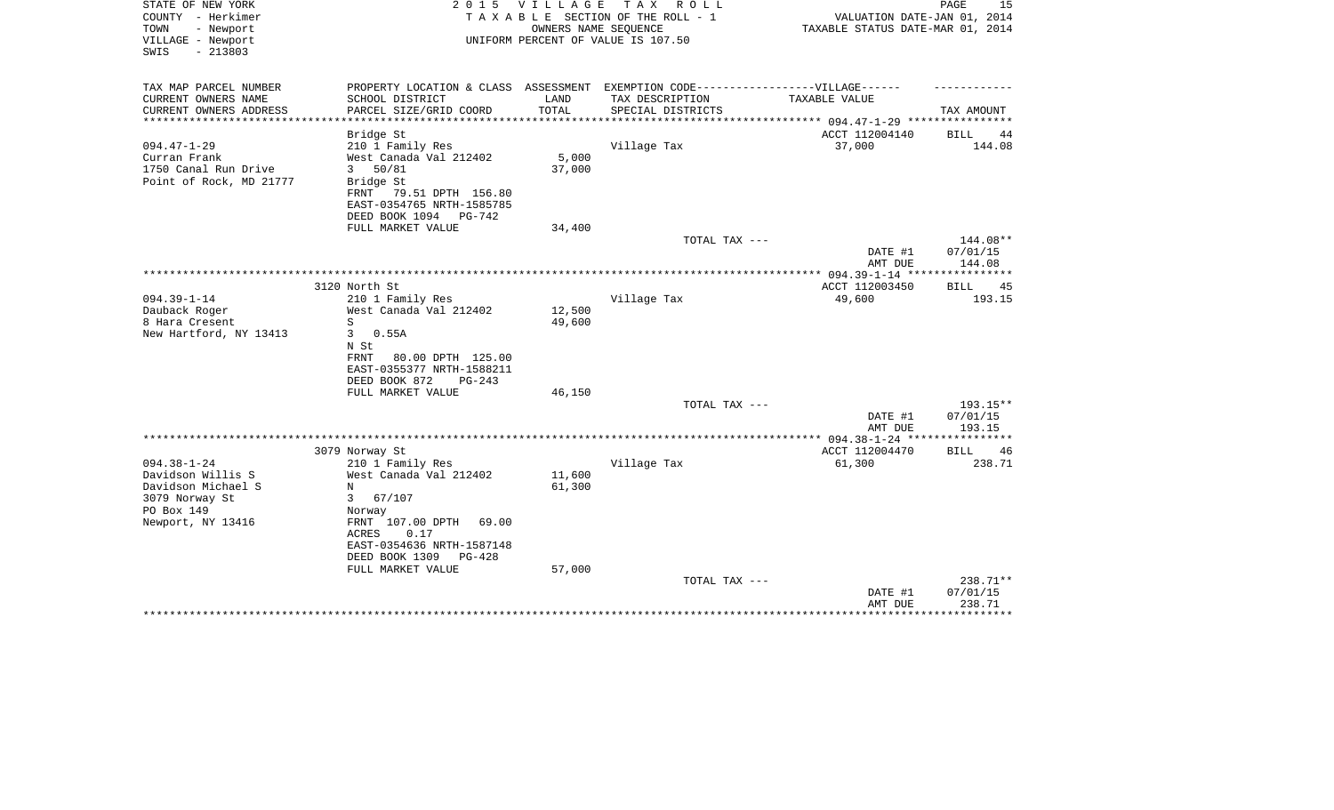STATE OF NEW YORK
COUNTY - Herkimer
TOWN - Newport
VILLAGE - Newport
SWIS - 213803

2 0 1 5 V I L L A G E T A X R O L L
T A X A B L E SECTION OF THE ROLL - 1
OWNERS NAME SEQUENCE
UNIFORM PERCENT OF VALUE IS 107.50

VALUATION DATE-JAN 01, 2014
TAXABLE STATUS DATE-MAR 01, 2014

| TAX MAP PARCEL NUMBER<br>CURRENT OWNERS NAME<br>CURRENT OWNERS ADDRESS | PROPERTY LOCATION & CLASS<br>SCHOOL DISTRICT<br>PARCEL SIZE/GRID COORD | ASSESSMENT<br>LAND<br>TOTAL | EXEMPTION CODE------VILLAGE------<br>TAX DESCRIPTION<br>SPECIAL DISTRICTS | TAXABLE VALUE | TAX AMOUNT |
|---|---|---|---|---|---|
| **094.47-1-29** | Bridge St | | | ACCT 112004140 | BILL 44 |
| 094.47-1-29 | 210 1 Family Res | | Village Tax | 37,000 | 144.08 |
| Curran Frank | West Canada Val 212402 | 5,000 | | | |
| 1750 Canal Run Drive | 3 50/81 | 37,000 | | | |
| Point of Rock, MD 21777 | Bridge St | | | | |
| | FRNT 79.51 DPTH 156.80 | | | | |
| | EAST-0354765 NRTH-1585785 | | | | |
| | DEED BOOK 1094 PG-742 | | | | |
| | FULL MARKET VALUE | 34,400 | | | |
| | | | TOTAL TAX --- | | 144.08** |
| | | | | DATE #1 | 07/01/15 |
| | | | | AMT DUE | 144.08 |
| **094.39-1-14** | 3120 North St | | | ACCT 112003450 | BILL 45 |
| 094.39-1-14 | 210 1 Family Res | | Village Tax | 49,600 | 193.15 |
| Dauback Roger | West Canada Val 212402 | 12,500 | | | |
| 8 Hara Cresent | S | 49,600 | | | |
| New Hartford, NY 13413 | 3 0.55A | | | | |
| | N St | | | | |
| | FRNT 80.00 DPTH 125.00 | | | | |
| | EAST-0355377 NRTH-1588211 | | | | |
| | DEED BOOK 872 PG-243 | | | | |
| | FULL MARKET VALUE | 46,150 | | | |
| | | | TOTAL TAX --- | | 193.15** |
| | | | | DATE #1 | 07/01/15 |
| | | | | AMT DUE | 193.15 |
| **094.38-1-24** | 3079 Norway St | | | ACCT 112004470 | BILL 46 |
| 094.38-1-24 | 210 1 Family Res | | Village Tax | 61,300 | 238.71 |
| Davidson Willis S | West Canada Val 212402 | 11,600 | | | |
| Davidson Michael S | N | 61,300 | | | |
| 3079 Norway St | 3 67/107 | | | | |
| PO Box 149 | Norway | | | | |
| Newport, NY 13416 | FRNT 107.00 DPTH 69.00 | | | | |
| | ACRES 0.17 | | | | |
| | EAST-0354636 NRTH-1587148 | | | | |
| | DEED BOOK 1309 PG-428 | | | | |
| | FULL MARKET VALUE | 57,000 | | | |
| | | | TOTAL TAX --- | | 238.71** |
| | | | | DATE #1 | 07/01/15 |
| | | | | AMT DUE | 238.71 |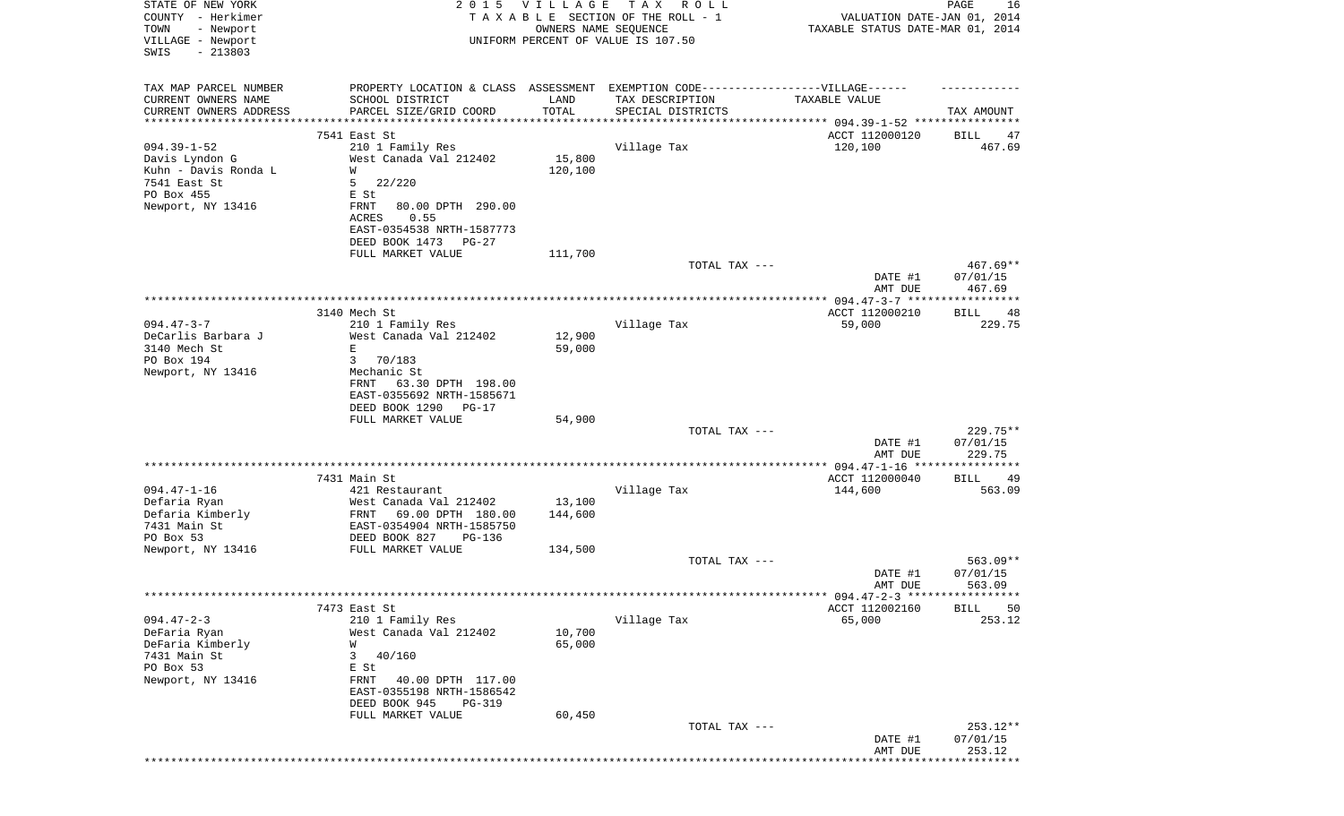STATE OF NEW YORK
COUNTY - Herkimer
TOWN - Newport
VILLAGE - Newport
SWIS - 213803

2015 VILLAGE TAX ROLL
TAXABLE SECTION OF THE ROLL - 1
OWNERS NAME SEQUENCE
UNIFORM PERCENT OF VALUE IS 107.50

VALUATION DATE-JAN 01, 2014
TAXABLE STATUS DATE-MAR 01, 2014

| TAX MAP PARCEL NUMBER / CURRENT OWNERS NAME / CURRENT OWNERS ADDRESS | PROPERTY LOCATION & CLASS / SCHOOL DISTRICT / PARCEL SIZE/GRID COORD | ASSESSMENT LAND / TOTAL | EXEMPTION CODE / TAX DESCRIPTION / SPECIAL DISTRICTS | TAXABLE VALUE | TAX AMOUNT |
|---|---|---|---|---|---|
| 094.39-1-52 | 7541 East St | | | ACCT 112000120 | BILL 47 |
| Davis Lyndon G | 210 1 Family Res | | Village Tax | 120,100 | 467.69 |
| Kuhn - Davis Ronda L | West Canada Val 212402 | 15,800 | | | |
| 7541 East St | W | 120,100 | | | |
| PO Box 455 | 5 22/220 | | | | |
| Newport, NY 13416 | E St | | | | |
| | FRNT 80.00 DPTH 290.00 | | | | |
| | ACRES 0.55 | | | | |
| | EAST-0354538 NRTH-1587773 | | | | |
| | DEED BOOK 1473 PG-27 | | | | |
| | FULL MARKET VALUE | 111,700 | | | |
| | | | TOTAL TAX --- | | 467.69** |
| | | | | DATE #1 | 07/01/15 |
| | | | | AMT DUE | 467.69 |
| 094.47-3-7 | 3140 Mech St | | | ACCT 112000210 | BILL 48 |
| DeCarlis Barbara J | 210 1 Family Res | | Village Tax | 59,000 | 229.75 |
| 3140 Mech St | West Canada Val 212402 | 12,900 | | | |
| PO Box 194 | E | 59,000 | | | |
| Newport, NY 13416 | 3 70/183 | | | | |
| | Mechanic St | | | | |
| | FRNT 63.30 DPTH 198.00 | | | | |
| | EAST-0355692 NRTH-1585671 | | | | |
| | DEED BOOK 1290 PG-17 | | | | |
| | FULL MARKET VALUE | 54,900 | | | |
| | | | TOTAL TAX --- | | 229.75** |
| | | | | DATE #1 | 07/01/15 |
| | | | | AMT DUE | 229.75 |
| 094.47-1-16 | 7431 Main St | | | ACCT 112000040 | BILL 49 |
| Defaria Ryan | 421 Restaurant | | Village Tax | 144,600 | 563.09 |
| Defaria Kimberly | West Canada Val 212402 | 13,100 | | | |
| 7431 Main St | FRNT 69.00 DPTH 180.00 | 144,600 | | | |
| PO Box 53 | EAST-0354904 NRTH-1585750 | | | | |
| Newport, NY 13416 | DEED BOOK 827 PG-136 | | | | |
| | FULL MARKET VALUE | 134,500 | | | |
| | | | TOTAL TAX --- | | 563.09** |
| | | | | DATE #1 | 07/01/15 |
| | | | | AMT DUE | 563.09 |
| 094.47-2-3 | 7473 East St | | | ACCT 112002160 | BILL 50 |
| DeFaria Ryan | 210 1 Family Res | | Village Tax | 65,000 | 253.12 |
| DeFaria Kimberly | West Canada Val 212402 | 10,700 | | | |
| 7431 Main St | W | 65,000 | | | |
| PO Box 53 | 3 40/160 | | | | |
| Newport, NY 13416 | E St | | | | |
| | FRNT 40.00 DPTH 117.00 | | | | |
| | EAST-0355198 NRTH-1586542 | | | | |
| | DEED BOOK 945 PG-319 | | | | |
| | FULL MARKET VALUE | 60,450 | | | |
| | | | TOTAL TAX --- | | 253.12** |
| | | | | DATE #1 | 07/01/15 |
| | | | | AMT DUE | 253.12 |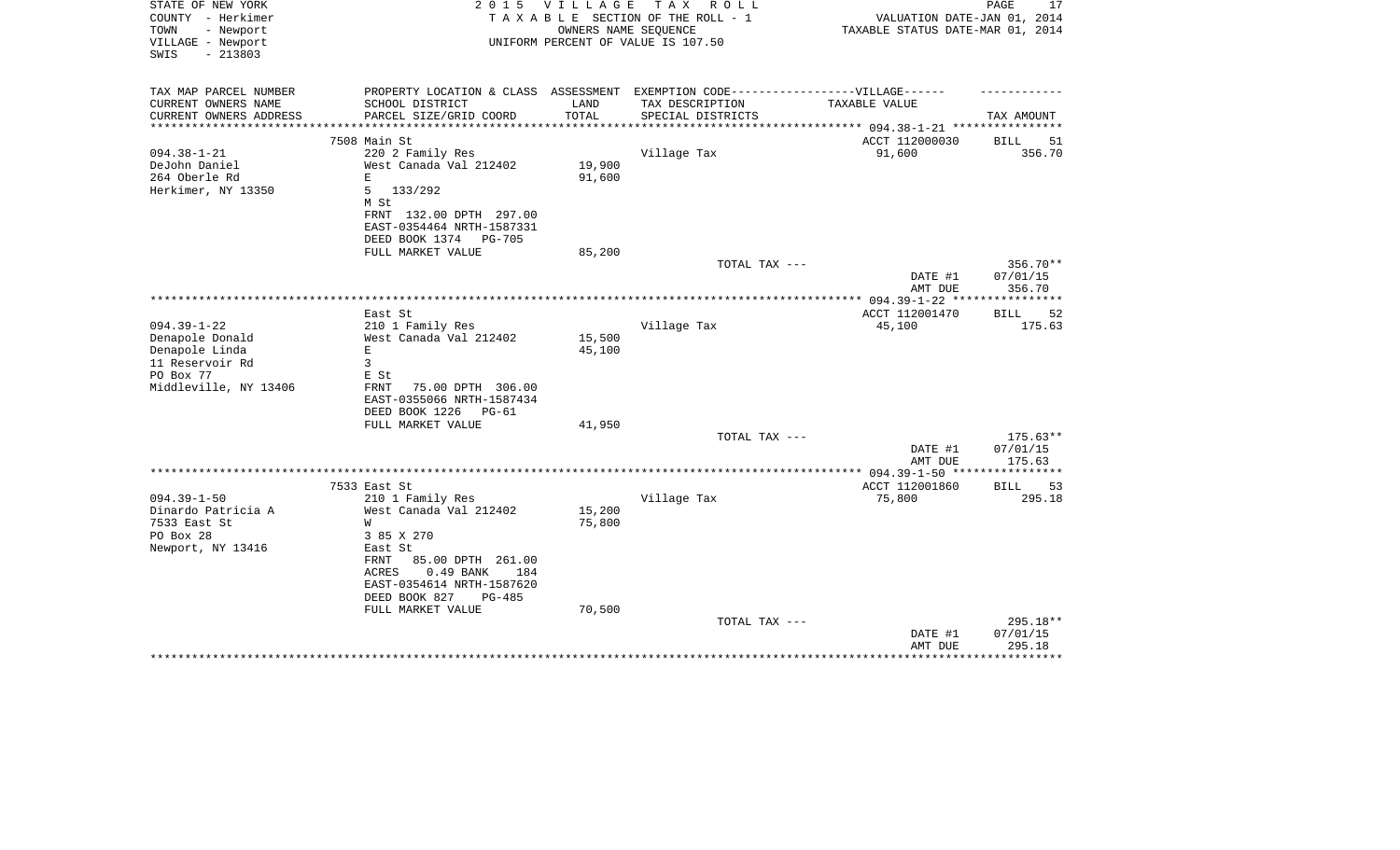STATE OF NEW YORK
COUNTY - Herkimer
TOWN - Newport
VILLAGE - Newport
SWIS - 213803

2 0 1 5 V I L L A G E T A X R O L L
T A X A B L E SECTION OF THE ROLL - 1
OWNERS NAME SEQUENCE
UNIFORM PERCENT OF VALUE IS 107.50

VALUATION DATE-JAN 01, 2014
TAXABLE STATUS DATE-MAR 01, 2014

| TAX MAP PARCEL NUMBER<br>CURRENT OWNERS NAME<br>CURRENT OWNERS ADDRESS | PROPERTY LOCATION & CLASS<br>SCHOOL DISTRICT<br>PARCEL SIZE/GRID COORD | ASSESSMENT<br>LAND<br>TOTAL | EXEMPTION CODE------VILLAGE------<br>TAX DESCRIPTION<br>SPECIAL DISTRICTS | TAXABLE VALUE | TAX AMOUNT |
|---|---|---|---|---|---|
| | 7508 Main St | | | ACCT 112000030 | BILL 51 |
| 094.38-1-21 | 220 2 Family Res | | Village Tax | 91,600 | 356.70 |
| DeJohn Daniel | West Canada Val 212402 | 19,900 | | | |
| 264 Oberle Rd | E | 91,600 | | | |
| Herkimer, NY 13350 | 5 133/292 | | | | |
| | M St | | | | |
| | FRNT 132.00 DPTH 297.00 | | | | |
| | EAST-0354464 NRTH-1587331 | | | | |
| | DEED BOOK 1374 PG-705 | | | | |
| | FULL MARKET VALUE | 85,200 | | | |
| | | | TOTAL TAX --- | | 356.70** |
| | | | | DATE #1 | 07/01/15 |
| | | | | AMT DUE | 356.70 |
| | East St | | | ACCT 112001470 | BILL 52 |
| 094.39-1-22 | 210 1 Family Res | | Village Tax | 45,100 | 175.63 |
| Denapole Donald | West Canada Val 212402 | 15,500 | | | |
| Denapole Linda | E | 45,100 | | | |
| 11 Reservoir Rd | 3 | | | | |
| PO Box 77 | E St | | | | |
| Middleville, NY 13406 | FRNT 75.00 DPTH 306.00 | | | | |
| | EAST-0355066 NRTH-1587434 | | | | |
| | DEED BOOK 1226 PG-61 | | | | |
| | FULL MARKET VALUE | 41,950 | | | |
| | | | TOTAL TAX --- | | 175.63** |
| | | | | DATE #1 | 07/01/15 |
| | | | | AMT DUE | 175.63 |
| | 7533 East St | | | ACCT 112001860 | BILL 53 |
| 094.39-1-50 | 210 1 Family Res | | Village Tax | 75,800 | 295.18 |
| Dinardo Patricia A | West Canada Val 212402 | 15,200 | | | |
| 7533 East St | W | 75,800 | | | |
| PO Box 28 | 3 85 X 270 | | | | |
| Newport, NY 13416 | East St | | | | |
| | FRNT 85.00 DPTH 261.00 | | | | |
| | ACRES 0.49 BANK 184 | | | | |
| | EAST-0354614 NRTH-1587620 | | | | |
| | DEED BOOK 827 PG-485 | | | | |
| | FULL MARKET VALUE | 70,500 | | | |
| | | | TOTAL TAX --- | | 295.18** |
| | | | | DATE #1 | 07/01/15 |
| | | | | AMT DUE | 295.18 |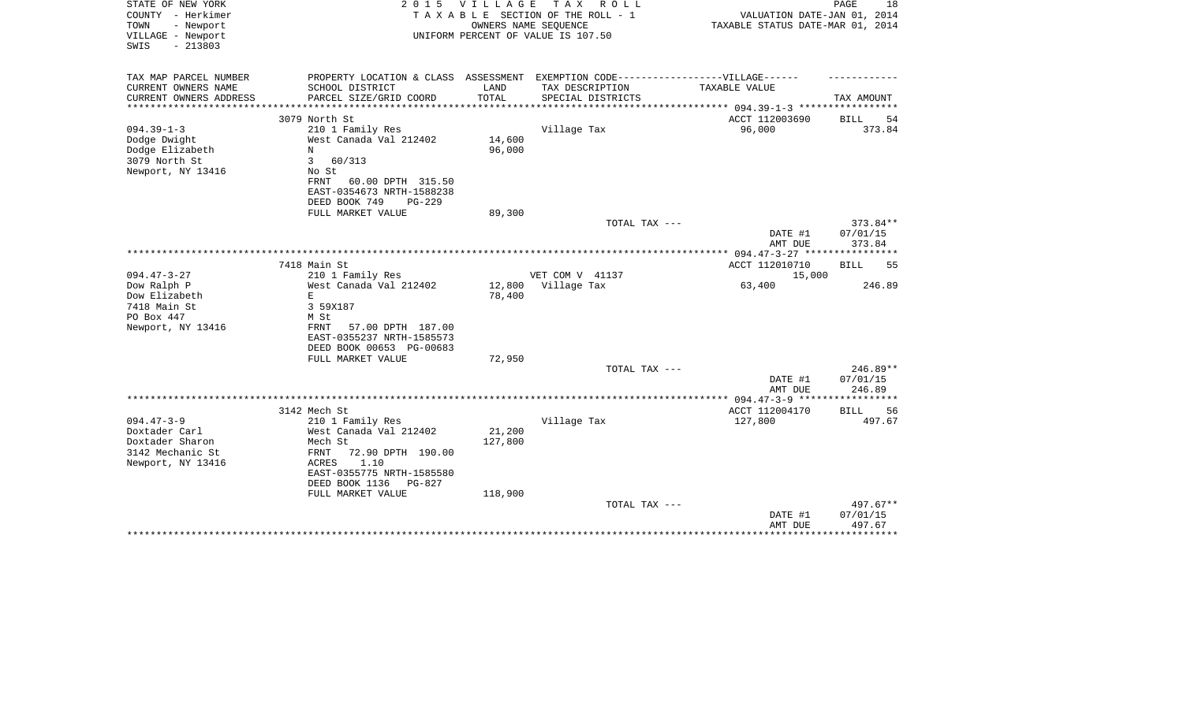STATE OF NEW YORK
COUNTY - Herkimer
TOWN - Newport
VILLAGE - Newport
SWIS - 213803

2 0 1 5 V I L L A G E T A X R O L L
T A X A B L E SECTION OF THE ROLL - 1
OWNERS NAME SEQUENCE
UNIFORM PERCENT OF VALUE IS 107.50

VALUATION DATE-JAN 01, 2014
TAXABLE STATUS DATE-MAR 01, 2014

| TAX MAP PARCEL NUMBER<br>CURRENT OWNERS NAME<br>CURRENT OWNERS ADDRESS | PROPERTY LOCATION & CLASS<br>SCHOOL DISTRICT<br>PARCEL SIZE/GRID COORD | ASSESSMENT<br>LAND<br>TOTAL | EXEMPTION CODE------VILLAGE------<br>TAX DESCRIPTION<br>SPECIAL DISTRICTS | TAXABLE VALUE | TAX AMOUNT |
|---|---|---|---|---|---|
| | 3079 North St | | | ACCT 112003690 | BILL 54 |
| 094.39-1-3 | 210 1 Family Res | | Village Tax | 96,000 | 373.84 |
| Dodge Dwight | West Canada Val 212402 | 14,600 | | | |
| Dodge Elizabeth | N | 96,000 | | | |
| 3079 North St | 3 60/313 | | | | |
| Newport, NY 13416 | No St | | | | |
| | FRNT 60.00 DPTH 315.50 | | | | |
| | EAST-0354673 NRTH-1588238 | | | | |
| | DEED BOOK 749 PG-229 | | | | |
| | FULL MARKET VALUE | 89,300 | | | |
| | | | TOTAL TAX --- | | 373.84** |
| | | | | DATE #1 | 07/01/15 |
| | | | | AMT DUE | 373.84 |
| | 7418 Main St | | | ACCT 112010710 | BILL 55 |
| 094.47-3-27 | 210 1 Family Res | | VET COM V 41137 | 15,000 | |
| Dow Ralph P | West Canada Val 212402 | 12,800 | Village Tax | 63,400 | 246.89 |
| Dow Elizabeth | E | 78,400 | | | |
| 7418 Main St | 3 59X187 | | | | |
| PO Box 447 | M St | | | | |
| Newport, NY 13416 | FRNT 57.00 DPTH 187.00 | | | | |
| | EAST-0355237 NRTH-1585573 | | | | |
| | DEED BOOK 00653 PG-00683 | | | | |
| | FULL MARKET VALUE | 72,950 | | | |
| | | | TOTAL TAX --- | | 246.89** |
| | | | | DATE #1 | 07/01/15 |
| | | | | AMT DUE | 246.89 |
| | 3142 Mech St | | | ACCT 112004170 | BILL 56 |
| 094.47-3-9 | 210 1 Family Res | | Village Tax | 127,800 | 497.67 |
| Doxtader Carl | West Canada Val 212402 | 21,200 | | | |
| Doxtader Sharon | Mech St | 127,800 | | | |
| 3142 Mechanic St | FRNT 72.90 DPTH 190.00 | | | | |
| Newport, NY 13416 | ACRES 1.10 | | | | |
| | EAST-0355775 NRTH-1585580 | | | | |
| | DEED BOOK 1136 PG-827 | | | | |
| | FULL MARKET VALUE | 118,900 | | | |
| | | | TOTAL TAX --- | | 497.67** |
| | | | | DATE #1 | 07/01/15 |
| | | | | AMT DUE | 497.67 |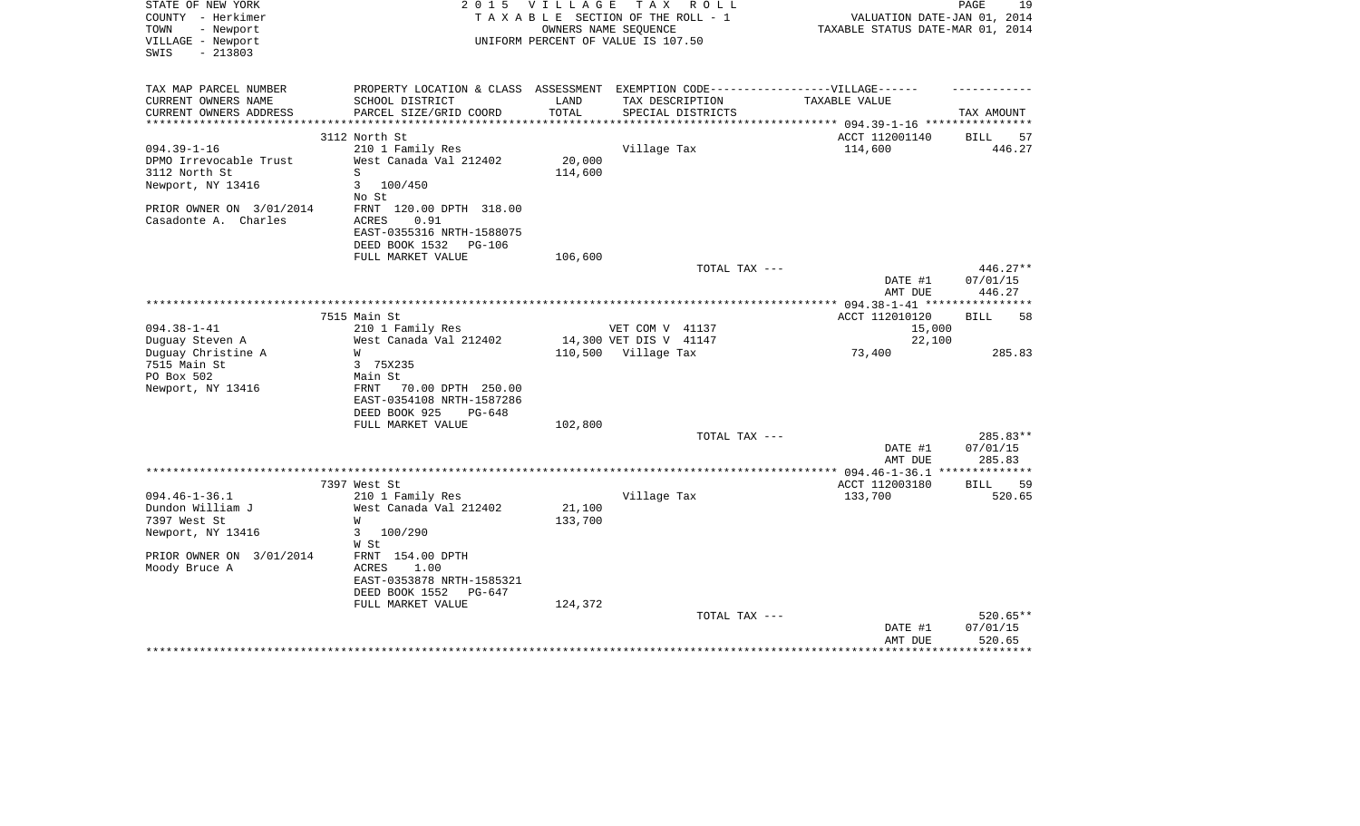STATE OF NEW YORK — COUNTY - Herkimer — TOWN - Newport — VILLAGE - Newport — SWIS - 213803

2015 VILLAGE TAX ROLL
TAXABLE SECTION OF THE ROLL - 1
OWNERS NAME SEQUENCE
UNIFORM PERCENT OF VALUE IS 107.50

VALUATION DATE-JAN 01, 2014
TAXABLE STATUS DATE-MAR 01, 2014

| TAX MAP PARCEL NUMBER / CURRENT OWNERS NAME / CURRENT OWNERS ADDRESS | PROPERTY LOCATION & CLASS / SCHOOL DISTRICT / PARCEL SIZE/GRID COORD | ASSESSMENT LAND / TOTAL | EXEMPTION CODE / TAX DESCRIPTION / SPECIAL DISTRICTS | TAXABLE VALUE | TAX AMOUNT |
|---|---|---|---|---|---|
| | 3112 North St | | | ACCT 112001140 | BILL 57 |
| 094.39-1-16 | 210 1 Family Res | | Village Tax | 114,600 | 446.27 |
| DPMO Irrevocable Trust | West Canada Val 212402 | 20,000 | | | |
| 3112 North St | S | 114,600 | | | |
| Newport, NY 13416 | 3 100/450 | | | | |
| | No St | | | | |
| PRIOR OWNER ON 3/01/2014 | FRNT 120.00 DPTH 318.00 | | | | |
| Casadonte A. Charles | ACRES 0.91 | | | | |
| | EAST-0355316 NRTH-1588075 | | | | |
| | DEED BOOK 1532 PG-106 | | | | |
| | FULL MARKET VALUE | 106,600 | | | |
| | | | TOTAL TAX --- | | 446.27** |
| | | | | DATE #1 | 07/01/15 |
| | | | | AMT DUE | 446.27 |
| | 7515 Main St | | | ACCT 112010120 | BILL 58 |
| 094.38-1-41 | 210 1 Family Res | | VET COM V 41137 | 15,000 | |
| Duguay Steven A | West Canada Val 212402 | 14,300 | VET DIS V 41147 | 22,100 | |
| Duguay Christine A | W | 110,500 | Village Tax | 73,400 | 285.83 |
| 7515 Main St | 3 75X235 | | | | |
| PO Box 502 | Main St | | | | |
| Newport, NY 13416 | FRNT 70.00 DPTH 250.00 | | | | |
| | EAST-0354108 NRTH-1587286 | | | | |
| | DEED BOOK 925 PG-648 | | | | |
| | FULL MARKET VALUE | 102,800 | | | |
| | | | TOTAL TAX --- | | 285.83** |
| | | | | DATE #1 | 07/01/15 |
| | | | | AMT DUE | 285.83 |
| | 7397 West St | | | ACCT 112003180 | BILL 59 |
| 094.46-1-36.1 | 210 1 Family Res | | Village Tax | 133,700 | 520.65 |
| Dundon William J | West Canada Val 212402 | 21,100 | | | |
| 7397 West St | W | 133,700 | | | |
| Newport, NY 13416 | 3 100/290 | | | | |
| | W St | | | | |
| PRIOR OWNER ON 3/01/2014 | FRNT 154.00 DPTH | | | | |
| Moody Bruce A | ACRES 1.00 | | | | |
| | EAST-0353878 NRTH-1585321 | | | | |
| | DEED BOOK 1552 PG-647 | | | | |
| | FULL MARKET VALUE | 124,372 | | | |
| | | | TOTAL TAX --- | | 520.65** |
| | | | | DATE #1 | 07/01/15 |
| | | | | AMT DUE | 520.65 |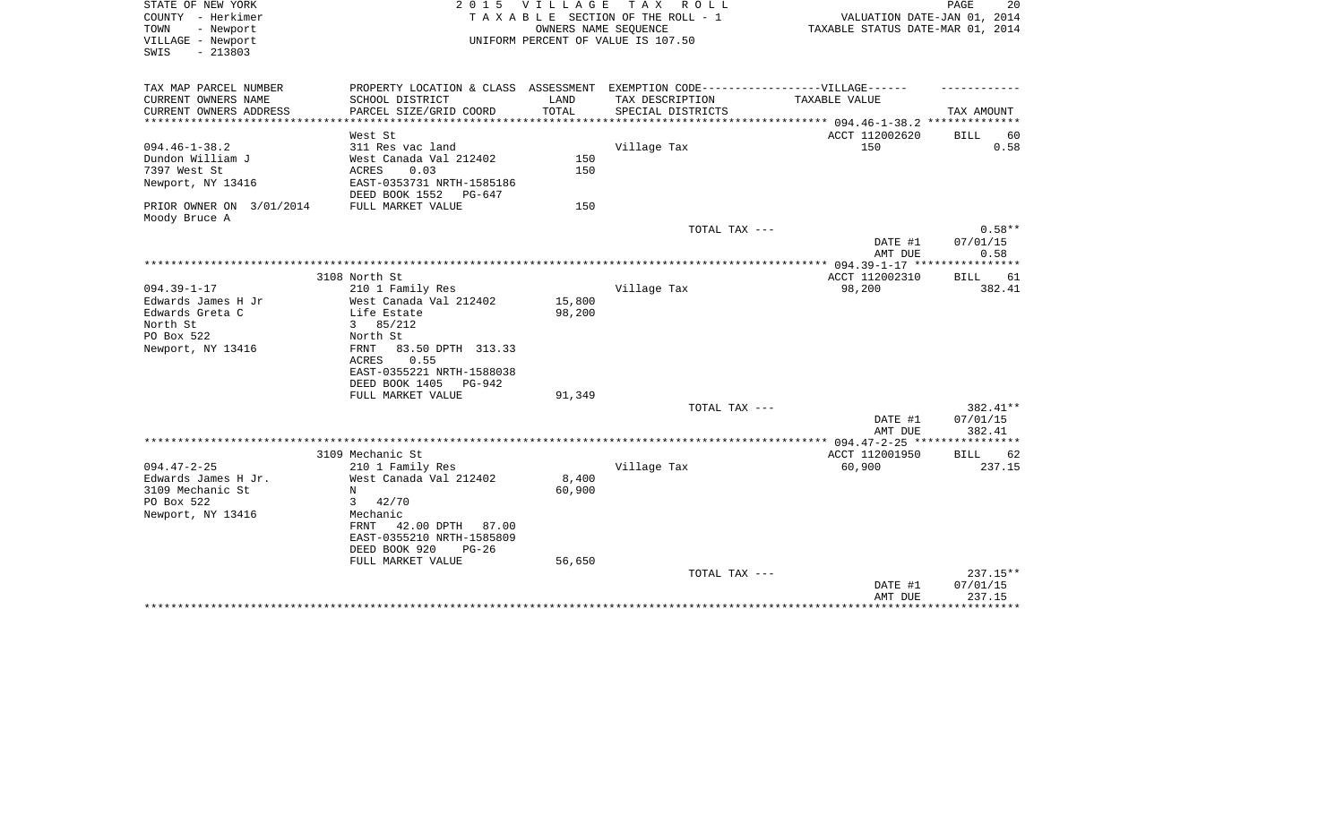STATE OF NEW YORK
COUNTY - Herkimer
TOWN - Newport
VILLAGE - Newport
SWIS - 213803

2 0 1 5 V I L L A G E T A X R O L L
T A X A B L E SECTION OF THE ROLL - 1
OWNERS NAME SEQUENCE
UNIFORM PERCENT OF VALUE IS 107.50

VALUATION DATE-JAN 01, 2014
TAXABLE STATUS DATE-MAR 01, 2014

| TAX MAP PARCEL NUMBER<br>CURRENT OWNERS NAME<br>CURRENT OWNERS ADDRESS | PROPERTY LOCATION & CLASS<br>SCHOOL DISTRICT<br>PARCEL SIZE/GRID COORD | ASSESSMENT<br>LAND<br>TOTAL | EXEMPTION CODE------------------VILLAGE------<br>TAX DESCRIPTION<br>SPECIAL DISTRICTS | TAXABLE VALUE | TAX AMOUNT |
|---|---|---|---|---|---|
| ********** 094.46-1-38.2 ********** | | | | | |
| | West St | | | ACCT 112002620 | BILL 60 |
| 094.46-1-38.2 | 311 Res vac land | | Village Tax | 150 | 0.58 |
| Dundon William J | West Canada Val 212402 | 150 | | | |
| 7397 West St | ACRES 0.03 | 150 | | | |
| Newport, NY 13416 | EAST-0353731 NRTH-1585186 | | | | |
| | DEED BOOK 1552 PG-647 | | | | |
| PRIOR OWNER ON 3/01/2014 | FULL MARKET VALUE | 150 | | | |
| Moody Bruce A | | | | | |
| | | | TOTAL TAX --- | | 0.58** |
| | | | | DATE #1 | 07/01/15 |
| | | | | AMT DUE | 0.58 |
| ********** 094.39-1-17 ********** | | | | | |
| | 3108 North St | | | ACCT 112002310 | BILL 61 |
| 094.39-1-17 | 210 1 Family Res | | Village Tax | 98,200 | 382.41 |
| Edwards James H Jr | West Canada Val 212402 | 15,800 | | | |
| Edwards Greta C | Life Estate | 98,200 | | | |
| North St | 3 85/212 | | | | |
| PO Box 522 | North St | | | | |
| Newport, NY 13416 | FRNT 83.50 DPTH 313.33 | | | | |
| | ACRES 0.55 | | | | |
| | EAST-0355221 NRTH-1588038 | | | | |
| | DEED BOOK 1405 PG-942 | | | | |
| | FULL MARKET VALUE | 91,349 | | | |
| | | | TOTAL TAX --- | | 382.41** |
| | | | | DATE #1 | 07/01/15 |
| | | | | AMT DUE | 382.41 |
| ********** 094.47-2-25 ********** | | | | | |
| | 3109 Mechanic St | | | ACCT 112001950 | BILL 62 |
| 094.47-2-25 | 210 1 Family Res | | Village Tax | 60,900 | 237.15 |
| Edwards James H Jr. | West Canada Val 212402 | 8,400 | | | |
| 3109 Mechanic St | N | 60,900 | | | |
| PO Box 522 | 3 42/70 | | | | |
| Newport, NY 13416 | Mechanic | | | | |
| | FRNT 42.00 DPTH 87.00 | | | | |
| | EAST-0355210 NRTH-1585809 | | | | |
| | DEED BOOK 920 PG-26 | | | | |
| | FULL MARKET VALUE | 56,650 | | | |
| | | | TOTAL TAX --- | | 237.15** |
| | | | | DATE #1 | 07/01/15 |
| | | | | AMT DUE | 237.15 |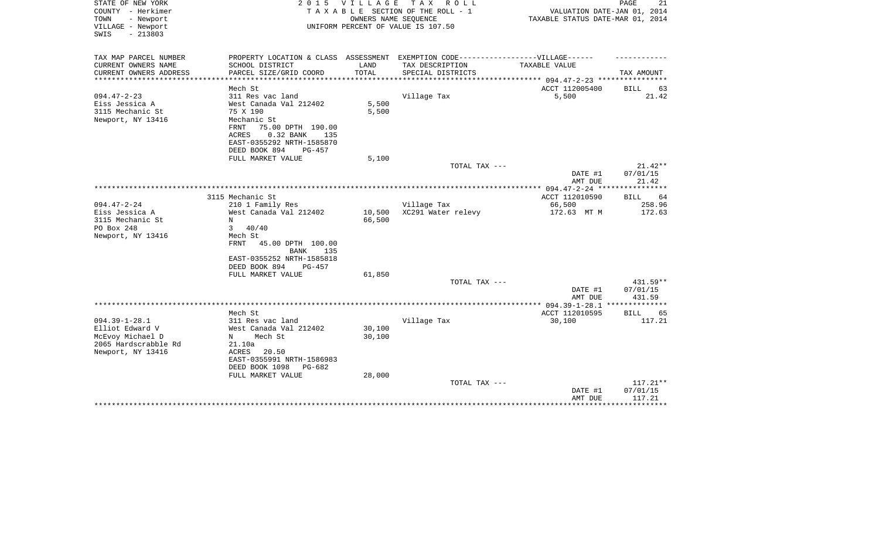STATE OF NEW YORK
COUNTY - Herkimer
TOWN - Newport
VILLAGE - Newport
SWIS - 213803

2015 VILLAGE TAX ROLL
TAXABLE SECTION OF THE ROLL - 1
OWNERS NAME SEQUENCE
UNIFORM PERCENT OF VALUE IS 107.50

VALUATION DATE-JAN 01, 2014
TAXABLE STATUS DATE-MAR 01, 2014

| TAX MAP PARCEL NUMBER / CURRENT OWNERS NAME / CURRENT OWNERS ADDRESS | PROPERTY LOCATION & CLASS / SCHOOL DISTRICT / PARCEL SIZE/GRID COORD | ASSESSMENT LAND / TOTAL | EXEMPTION CODE / TAX DESCRIPTION / SPECIAL DISTRICTS | TAXABLE VALUE | TAX AMOUNT |
|---|---|---|---|---|---|
| | Mech St | | | ACCT 112005400 | BILL 63 |
| 094.47-2-23 | 311 Res vac land | | Village Tax | 5,500 | 21.42 |
| Eiss Jessica A | West Canada Val 212402 | 5,500 | | | |
| 3115 Mechanic St | 75 X 190 | 5,500 | | | |
| Newport, NY 13416 | Mechanic St | | | | |
| | FRNT 75.00 DPTH 190.00 | | | | |
| | ACRES 0.32 BANK 135 | | | | |
| | EAST-0355292 NRTH-1585870 | | | | |
| | DEED BOOK 894 PG-457 | | | | |
| | FULL MARKET VALUE | 5,100 | | | |
| | | | TOTAL TAX --- | | 21.42** |
| | | | | DATE #1 | 07/01/15 |
| | | | | AMT DUE | 21.42 |
| | 3115 Mechanic St | | | ACCT 112010590 | BILL 64 |
| 094.47-2-24 | 210 1 Family Res | | Village Tax | 66,500 | 258.96 |
| Eiss Jessica A | West Canada Val 212402 | 10,500 | XC291 Water relevy | 172.63 MT M | 172.63 |
| 3115 Mechanic St | N | 66,500 | | | |
| PO Box 248 | 3 40/40 | | | | |
| Newport, NY 13416 | Mech St | | | | |
| | FRNT 45.00 DPTH 100.00 | | | | |
| | BANK 135 | | | | |
| | EAST-0355252 NRTH-1585818 | | | | |
| | DEED BOOK 894 PG-457 | | | | |
| | FULL MARKET VALUE | 61,850 | | | |
| | | | TOTAL TAX --- | | 431.59** |
| | | | | DATE #1 | 07/01/15 |
| | | | | AMT DUE | 431.59 |
| | Mech St | | | ACCT 112010595 | BILL 65 |
| 094.39-1-28.1 | 311 Res vac land | | Village Tax | 30,100 | 117.21 |
| Elliot Edward V | West Canada Val 212402 | 30,100 | | | |
| McEvoy Michael D | N Mech St | 30,100 | | | |
| 2065 Hardscrabble Rd | 21.10a | | | | |
| Newport, NY 13416 | ACRES 20.50 | | | | |
| | EAST-0355991 NRTH-1586983 | | | | |
| | DEED BOOK 1098 PG-682 | | | | |
| | FULL MARKET VALUE | 28,000 | | | |
| | | | TOTAL TAX --- | | 117.21** |
| | | | | DATE #1 | 07/01/15 |
| | | | | AMT DUE | 117.21 |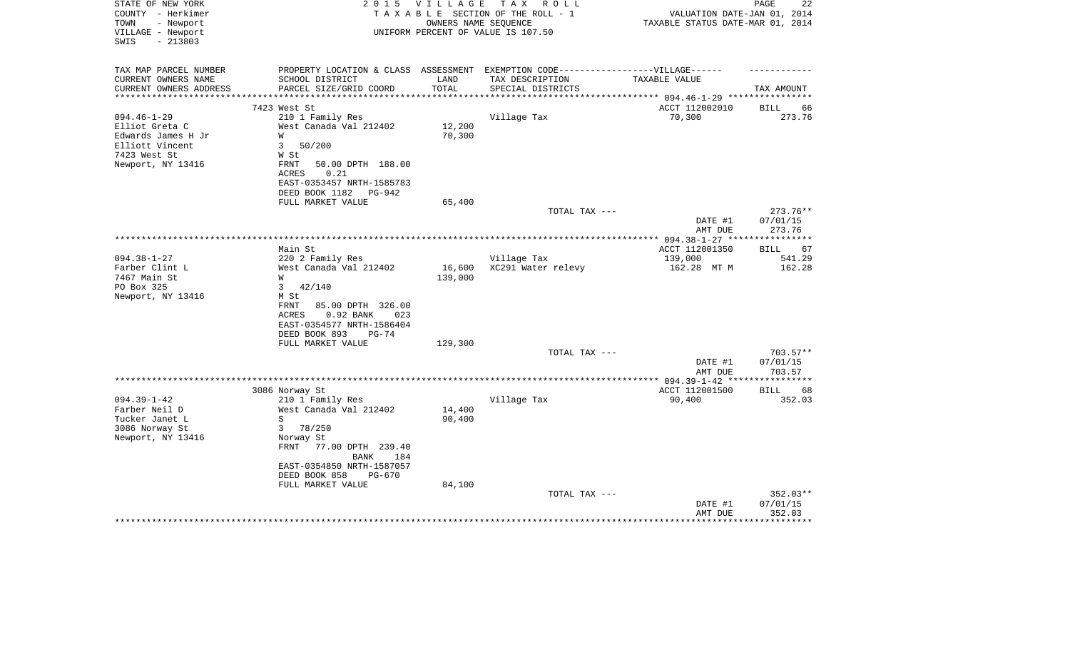STATE OF NEW YORK
COUNTY - Herkimer
TOWN - Newport
VILLAGE - Newport
SWIS - 213803

2 0 1 5 V I L L A G E T A X R O L L
T A X A B L E SECTION OF THE ROLL - 1
OWNERS NAME SEQUENCE
UNIFORM PERCENT OF VALUE IS 107.50

VALUATION DATE-JAN 01, 2014
TAXABLE STATUS DATE-MAR 01, 2014

| TAX MAP PARCEL NUMBER / CURRENT OWNERS NAME / CURRENT OWNERS ADDRESS | PROPERTY LOCATION & CLASS / SCHOOL DISTRICT / PARCEL SIZE/GRID COORD | ASSESSMENT LAND / TOTAL | EXEMPTION CODE-----VILLAGE------ TAX DESCRIPTION / SPECIAL DISTRICTS | TAXABLE VALUE | TAX AMOUNT |
|---|---|---|---|---|---|
| 094.46-1-29 | 7423 West St | | | ACCT 112002010 | BILL 66 |
| Elliot Greta C | 210 1 Family Res | | Village Tax | 70,300 | 273.76 |
| Edwards James H Jr | West Canada Val 212402 | 12,200 | | | |
| Elliott Vincent | W | 70,300 | | | |
| 7423 West St | 3 50/200 | | | | |
| Newport, NY 13416 | W St | | | | |
| | FRNT 50.00 DPTH 188.00 | | | | |
| | ACRES 0.21 | | | | |
| | EAST-0353457 NRTH-1585783 | | | | |
| | DEED BOOK 1182 PG-942 | | | | |
| | FULL MARKET VALUE | 65,400 | | | |
| | | | TOTAL TAX --- | | 273.76** |
| | | | | DATE #1 | 07/01/15 |
| | | | | AMT DUE | 273.76 |
| 094.38-1-27 | Main St | | | ACCT 112001350 | BILL 67 |
| Farber Clint L | 220 2 Family Res | | Village Tax | 139,000 | 541.29 |
| 7467 Main St | West Canada Val 212402 | 16,600 | XC291 Water relevy | 162.28 MT M | 162.28 |
| PO Box 325 | W | 139,000 | | | |
| Newport, NY 13416 | 3 42/140 | | | | |
| | M St | | | | |
| | FRNT 85.00 DPTH 326.00 | | | | |
| | ACRES 0.92 BANK 023 | | | | |
| | EAST-0354577 NRTH-1586404 | | | | |
| | DEED BOOK 893 PG-74 | | | | |
| | FULL MARKET VALUE | 129,300 | | | |
| | | | TOTAL TAX --- | | 703.57** |
| | | | | DATE #1 | 07/01/15 |
| | | | | AMT DUE | 703.57 |
| 094.39-1-42 | 3086 Norway St | | | ACCT 112001500 | BILL 68 |
| Farber Neil D | 210 1 Family Res | | Village Tax | 90,400 | 352.03 |
| Tucker Janet L | West Canada Val 212402 | 14,400 | | | |
| 3086 Norway St | S | 90,400 | | | |
| Newport, NY 13416 | 3 78/250 | | | | |
| | Norway St | | | | |
| | FRNT 77.00 DPTH 239.40 | | | | |
| | BANK 184 | | | | |
| | EAST-0354850 NRTH-1587057 | | | | |
| | DEED BOOK 858 PG-670 | | | | |
| | FULL MARKET VALUE | 84,100 | | | |
| | | | TOTAL TAX --- | | 352.03** |
| | | | | DATE #1 | 07/01/15 |
| | | | | AMT DUE | 352.03 |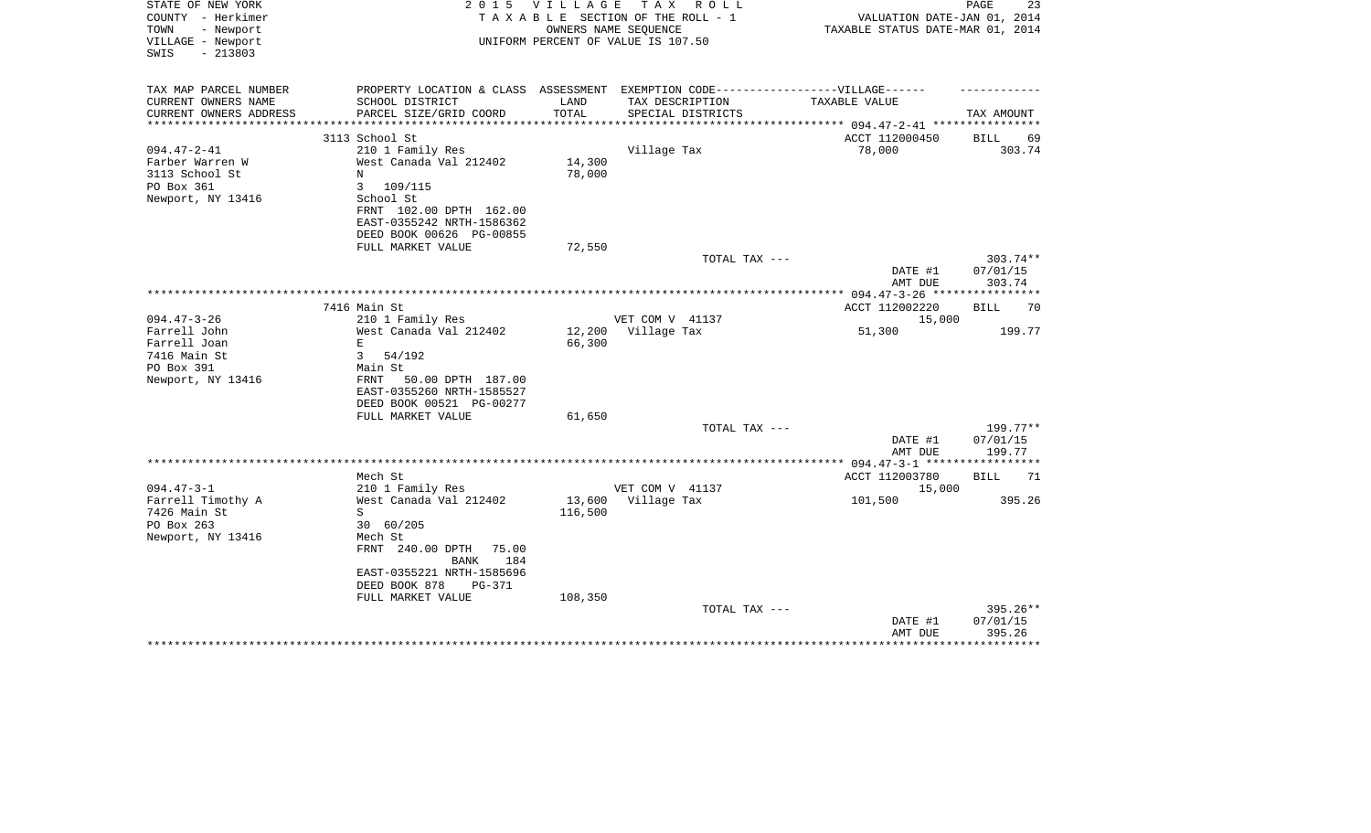STATE OF NEW YORK
COUNTY - Herkimer
TOWN - Newport
VILLAGE - Newport
SWIS - 213803

2015 VILLAGE TAX ROLL
TAXABLE SECTION OF THE ROLL - 1
OWNERS NAME SEQUENCE
UNIFORM PERCENT OF VALUE IS 107.50

VALUATION DATE-JAN 01, 2014
TAXABLE STATUS DATE-MAR 01, 2014

| TAX MAP PARCEL NUMBER<br>CURRENT OWNERS NAME<br>CURRENT OWNERS ADDRESS | PROPERTY LOCATION & CLASS<br>SCHOOL DISTRICT<br>PARCEL SIZE/GRID COORD | ASSESSMENT LAND<br>TOTAL | EXEMPTION CODE-----VILLAGE------<br>TAX DESCRIPTION<br>SPECIAL DISTRICTS | TAXABLE VALUE | TAX AMOUNT |
|---|---|---|---|---|---|
| | 3113 School St | | | ACCT 112000450 | BILL 69 |
| 094.47-2-41 | 210 1 Family Res | | Village Tax | 78,000 | 303.74 |
| Farber Warren W | West Canada Val 212402 | 14,300 | | | |
| 3113 School St | N | 78,000 | | | |
| PO Box 361 | 3 109/115 | | | | |
| Newport, NY 13416 | School St | | | | |
| | FRNT 102.00 DPTH 162.00 | | | | |
| | EAST-0355242 NRTH-1586362 | | | | |
| | DEED BOOK 00626 PG-00855 | | | | |
| | FULL MARKET VALUE | 72,550 | | | |
| | | | TOTAL TAX --- | | 303.74** |
| | | | | DATE #1 | 07/01/15 |
| | | | | AMT DUE | 303.74 |
| | 7416 Main St | | | ACCT 112002220 | BILL 70 |
| 094.47-3-26 | 210 1 Family Res | | VET COM V 41137 | 15,000 | |
| Farrell John | West Canada Val 212402 | 12,200 | Village Tax | 51,300 | 199.77 |
| Farrell Joan | E | 66,300 | | | |
| 7416 Main St | 3 54/192 | | | | |
| PO Box 391 | Main St | | | | |
| Newport, NY 13416 | FRNT 50.00 DPTH 187.00 | | | | |
| | EAST-0355260 NRTH-1585527 | | | | |
| | DEED BOOK 00521 PG-00277 | | | | |
| | FULL MARKET VALUE | 61,650 | | | |
| | | | TOTAL TAX --- | | 199.77** |
| | | | | DATE #1 | 07/01/15 |
| | | | | AMT DUE | 199.77 |
| | Mech St | | | ACCT 112003780 | BILL 71 |
| 094.47-3-1 | 210 1 Family Res | | VET COM V 41137 | 15,000 | |
| Farrell Timothy A | West Canada Val 212402 | 13,600 | Village Tax | 101,500 | 395.26 |
| 7426 Main St | S | 116,500 | | | |
| PO Box 263 | 30 60/205 | | | | |
| Newport, NY 13416 | Mech St | | | | |
| | FRNT 240.00 DPTH 75.00 | | | | |
| | BANK 184 | | | | |
| | EAST-0355221 NRTH-1585696 | | | | |
| | DEED BOOK 878 PG-371 | | | | |
| | FULL MARKET VALUE | 108,350 | | | |
| | | | TOTAL TAX --- | | 395.26** |
| | | | | DATE #1 | 07/01/15 |
| | | | | AMT DUE | 395.26 |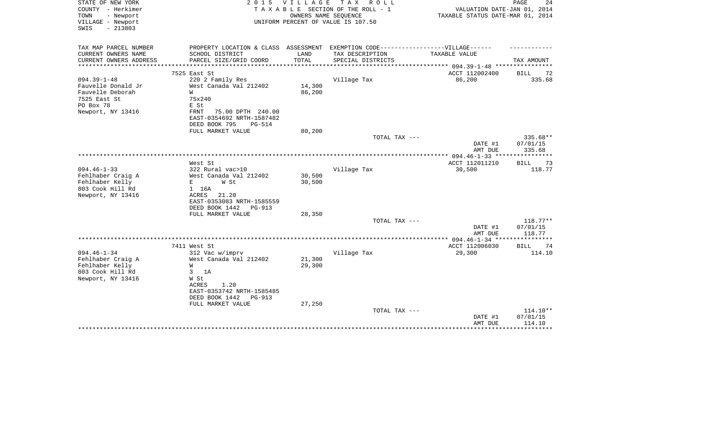STATE OF NEW YORK
COUNTY - Herkimer
TOWN - Newport
VILLAGE - Newport
SWIS - 213803

2 0 1 5 V I L L A G E T A X R O L L
T A X A B L E SECTION OF THE ROLL - 1
OWNERS NAME SEQUENCE
UNIFORM PERCENT OF VALUE IS 107.50

VALUATION DATE-JAN 01, 2014
TAXABLE STATUS DATE-MAR 01, 2014

| TAX MAP PARCEL NUMBER<br>CURRENT OWNERS NAME<br>CURRENT OWNERS ADDRESS | PROPERTY LOCATION & CLASS<br>SCHOOL DISTRICT<br>PARCEL SIZE/GRID COORD | ASSESSMENT<br>LAND<br>TOTAL | EXEMPTION CODE-----VILLAGE------<br>TAX DESCRIPTION<br>SPECIAL DISTRICTS | TAXABLE VALUE | TAX AMOUNT |
|---|---|---|---|---|---|
| | 7525 East St | | | ACCT 112002400 | BILL 72 |
| 094.39-1-48 | 220 2 Family Res | | Village Tax | 86,200 | 335.68 |
| Fauvelle Donald Jr | West Canada Val 212402 | 14,300 | | | |
| Fauvelle Deborah | W | 86,200 | | | |
| 7525 East St | 75x240 | | | | |
| PO Box 78 | E St | | | | |
| Newport, NY 13416 | FRNT 75.00 DPTH 240.00 | | | | |
| | EAST-0354692 NRTH-1587482 | | | | |
| | DEED BOOK 795 PG-514 | | | | |
| | FULL MARKET VALUE | 80,200 | | | |
| | | | TOTAL TAX --- | | 335.68** |
| | | | | DATE #1 | 07/01/15 |
| | | | | AMT DUE | 335.68 |
| | West St | | | ACCT 112011210 | BILL 73 |
| 094.46-1-33 | 322 Rural vac>10 | | Village Tax | 30,500 | 118.77 |
| Fehlhaber Craig A | West Canada Val 212402 | 30,500 | | | |
| Fehlhaber Kelly | E W St | 30,500 | | | |
| 803 Cook Hill Rd | 1 16A | | | | |
| Newport, NY 13416 | ACRES 21.20 | | | | |
| | EAST-0353083 NRTH-1585559 | | | | |
| | DEED BOOK 1442 PG-913 | | | | |
| | FULL MARKET VALUE | 28,350 | | | |
| | | | TOTAL TAX --- | | 118.77** |
| | | | | DATE #1 | 07/01/15 |
| | | | | AMT DUE | 118.77 |
| | 7411 West St | | | ACCT 112006030 | BILL 74 |
| 094.46-1-34 | 312 Vac w/imprv | | Village Tax | 29,300 | 114.10 |
| Fehlhaber Craig A | West Canada Val 212402 | 21,300 | | | |
| Fehlhaber Kelly | W | 29,300 | | | |
| 803 Cook Hill Rd | 3 1A | | | | |
| Newport, NY 13416 | W St | | | | |
| | ACRES 1.20 | | | | |
| | EAST-0353742 NRTH-1585485 | | | | |
| | DEED BOOK 1442 PG-913 | | | | |
| | FULL MARKET VALUE | 27,250 | | | |
| | | | TOTAL TAX --- | | 114.10** |
| | | | | DATE #1 | 07/01/15 |
| | | | | AMT DUE | 114.10 |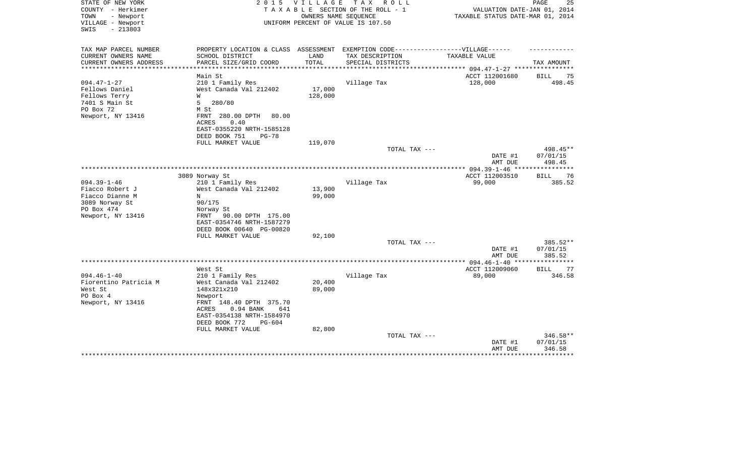STATE OF NEW YORK — 2015 VILLAGE TAX ROLL
COUNTY - Herkimer — TAXABLE SECTION OF THE ROLL - 1 — VALUATION DATE-JAN 01, 2014
TOWN - Newport — OWNERS NAME SEQUENCE — TAXABLE STATUS DATE-MAR 01, 2014
VILLAGE - Newport — UNIFORM PERCENT OF VALUE IS 107.50
SWIS - 213803

| TAX MAP PARCEL NUMBER / CURRENT OWNERS NAME / CURRENT OWNERS ADDRESS | PROPERTY LOCATION & CLASS / SCHOOL DISTRICT / PARCEL SIZE/GRID COORD | ASSESSMENT LAND / TOTAL | EXEMPTION CODE / TAX DESCRIPTION / SPECIAL DISTRICTS | TAXABLE VALUE | TAX AMOUNT |
|---|---|---|---|---|---|
| | Main St | | | ACCT 112001680 | BILL 75 |
| 094.47-1-27 | 210 1 Family Res | | Village Tax | 128,000 | 498.45 |
| Fellows Daniel | West Canada Val 212402 | 17,000 | | | |
| Fellows Terry | W | 128,000 | | | |
| 7401 S Main St | 5 280/80 | | | | |
| PO Box 72 | M St | | | | |
| Newport, NY 13416 | FRNT 280.00 DPTH 80.00 | | | | |
| | ACRES 0.40 | | | | |
| | EAST-0355220 NRTH-1585128 | | | | |
| | DEED BOOK 751 PG-78 | | | | |
| | FULL MARKET VALUE | 119,070 | | | |
| | | | TOTAL TAX --- | | 498.45** |
| | | | | DATE #1 | 07/01/15 |
| | | | | AMT DUE | 498.45 |
| | 3089 Norway St | | | ACCT 112003510 | BILL 76 |
| 094.39-1-46 | 210 1 Family Res | | Village Tax | 99,000 | 385.52 |
| Fiacco Robert J | West Canada Val 212402 | 13,900 | | | |
| Fiacco Dianne M | N | 99,000 | | | |
| 3089 Norway St | 90/175 | | | | |
| PO Box 474 | Norway St | | | | |
| Newport, NY 13416 | FRNT 90.00 DPTH 175.00 | | | | |
| | EAST-0354746 NRTH-1587279 | | | | |
| | DEED BOOK 00640 PG-00820 | | | | |
| | FULL MARKET VALUE | 92,100 | | | |
| | | | TOTAL TAX --- | | 385.52** |
| | | | | DATE #1 | 07/01/15 |
| | | | | AMT DUE | 385.52 |
| | West St | | | ACCT 112009060 | BILL 77 |
| 094.46-1-40 | 210 1 Family Res | | Village Tax | 89,000 | 346.58 |
| Fiorentino Patricia M | West Canada Val 212402 | 20,400 | | | |
| West St | 148x321x210 | 89,000 | | | |
| PO Box 4 | Newport | | | | |
| Newport, NY 13416 | FRNT 148.40 DPTH 375.70 | | | | |
| | ACRES 0.94 BANK 641 | | | | |
| | EAST-0354138 NRTH-1584970 | | | | |
| | DEED BOOK 772 PG-604 | | | | |
| | FULL MARKET VALUE | 82,800 | | | |
| | | | TOTAL TAX --- | | 346.58** |
| | | | | DATE #1 | 07/01/15 |
| | | | | AMT DUE | 346.58 |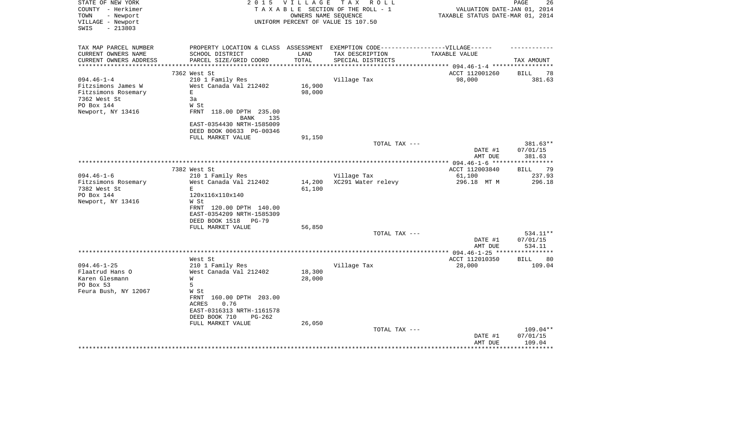STATE OF NEW YORK
COUNTY - Herkimer
TOWN - Newport
VILLAGE - Newport
SWIS - 213803

2 0 1 5 V I L L A G E T A X R O L L
T A X A B L E SECTION OF THE ROLL - 1
OWNERS NAME SEQUENCE
UNIFORM PERCENT OF VALUE IS 107.50

VALUATION DATE-JAN 01, 2014
TAXABLE STATUS DATE-MAR 01, 2014

| TAX MAP PARCEL NUMBER<br>CURRENT OWNERS NAME<br>CURRENT OWNERS ADDRESS | PROPERTY LOCATION & CLASS<br>SCHOOL DISTRICT<br>PARCEL SIZE/GRID COORD | ASSESSMENT<br>LAND<br>TOTAL | EXEMPTION CODE------VILLAGE------<br>TAX DESCRIPTION<br>SPECIAL DISTRICTS | TAXABLE VALUE | TAX AMOUNT |
|---|---|---|---|---|---|
| **094.46-1-4** | 7362 West St | | | ACCT 112001260 | BILL 78 |
| 094.46-1-4 | 210 1 Family Res | | Village Tax | 98,000 | 381.63 |
| Fitzsimons James W | West Canada Val 212402 | 16,900 | | | |
| Fitzsimons Rosemary | E | 98,000 | | | |
| 7362 West St | 3a | | | | |
| PO Box 144 | W St | | | | |
| Newport, NY 13416 | FRNT 118.00 DPTH 235.00 BANK 135 | | | | |
| | EAST-0354430 NRTH-1585009 | | | | |
| | DEED BOOK 00633 PG-00346 | | | | |
| | FULL MARKET VALUE | 91,150 | | | |
| | | | TOTAL TAX --- | | 381.63** |
| | | | | DATE #1 | 07/01/15 |
| | | | | AMT DUE | 381.63 |
| **094.46-1-6** | 7382 West St | | | ACCT 112003840 | BILL 79 |
| 094.46-1-6 | 210 1 Family Res | | Village Tax | 61,100 | 237.93 |
| Fitzsimons Rosemary | West Canada Val 212402 | 14,200 | XC291 Water relevy | 296.18 MT M | 296.18 |
| 7382 West St | E | 61,100 | | | |
| PO Box 144 | 120x116x110x140 | | | | |
| Newport, NY 13416 | W St | | | | |
| | FRNT 120.00 DPTH 140.00 | | | | |
| | EAST-0354209 NRTH-1585309 | | | | |
| | DEED BOOK 1518 PG-79 | | | | |
| | FULL MARKET VALUE | 56,850 | | | |
| | | | TOTAL TAX --- | | 534.11** |
| | | | | DATE #1 | 07/01/15 |
| | | | | AMT DUE | 534.11 |
| **094.46-1-25** | West St | | | ACCT 112010350 | BILL 80 |
| 094.46-1-25 | 210 1 Family Res | | Village Tax | 28,000 | 109.04 |
| Flaatrud Hans O | West Canada Val 212402 | 18,300 | | | |
| Karen Glesmann | W | 28,000 | | | |
| PO Box 53 | 5 | | | | |
| Feura Bush, NY 12067 | W St | | | | |
| | FRNT 160.00 DPTH 203.00 | | | | |
| | ACRES 0.76 | | | | |
| | EAST-0316313 NRTH-1161578 | | | | |
| | DEED BOOK 710 PG-262 | | | | |
| | FULL MARKET VALUE | 26,050 | | | |
| | | | TOTAL TAX --- | | 109.04** |
| | | | | DATE #1 | 07/01/15 |
| | | | | AMT DUE | 109.04 |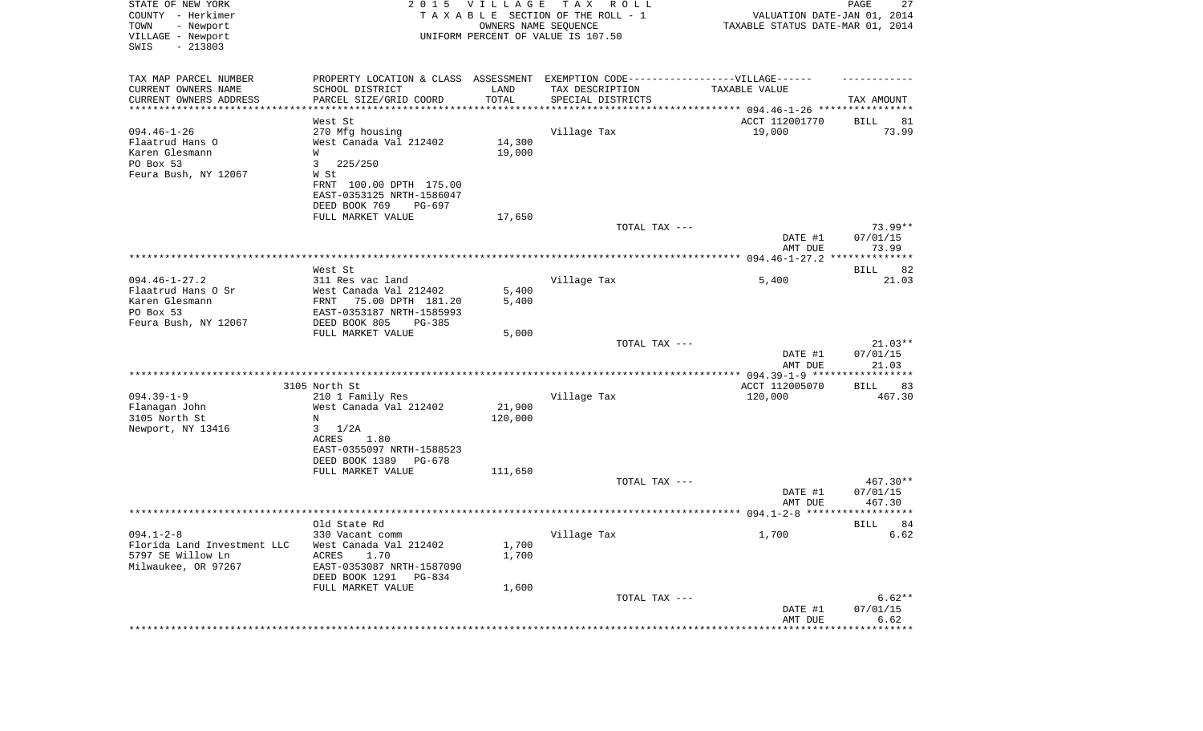STATE OF NEW YORK
COUNTY - Herkimer
TOWN - Newport
VILLAGE - Newport
SWIS - 213803

2 0 1 5 V I L L A G E T A X R O L L
T A X A B L E SECTION OF THE ROLL - 1
OWNERS NAME SEQUENCE
UNIFORM PERCENT OF VALUE IS 107.50

VALUATION DATE-JAN 01, 2014
TAXABLE STATUS DATE-MAR 01, 2014

| TAX MAP PARCEL NUMBER<br>CURRENT OWNERS NAME<br>CURRENT OWNERS ADDRESS | PROPERTY LOCATION & CLASS<br>SCHOOL DISTRICT<br>PARCEL SIZE/GRID COORD | ASSESSMENT<br>LAND<br>TOTAL | EXEMPTION CODE------VILLAGE------<br>TAX DESCRIPTION<br>SPECIAL DISTRICTS | TAXABLE VALUE | TAX AMOUNT |
|---|---|---|---|---|---|
| | West St | | | ACCT 112001770 | BILL 81 |
| 094.46-1-26 | 270 Mfg housing | | Village Tax | 19,000 | 73.99 |
| Flaatrud Hans O | West Canada Val 212402 | 14,300 | | | |
| Karen Glesmann | W | 19,000 | | | |
| PO Box 53 | 3 225/250 | | | | |
| Feura Bush, NY 12067 | W St | | | | |
| | FRNT 100.00 DPTH 175.00 | | | | |
| | EAST-0353125 NRTH-1586047 | | | | |
| | DEED BOOK 769 PG-697 | | | | |
| | FULL MARKET VALUE | 17,650 | | | |
| | | | TOTAL TAX --- | | 73.99** |
| | | | | DATE #1 | 07/01/15 |
| | | | | AMT DUE | 73.99 |
| | West St | | | | BILL 82 |
| 094.46-1-27.2 | 311 Res vac land | | Village Tax | 5,400 | 21.03 |
| Flaatrud Hans O Sr | West Canada Val 212402 | 5,400 | | | |
| Karen Glesmann | FRNT 75.00 DPTH 181.20 | 5,400 | | | |
| PO Box 53 | EAST-0353187 NRTH-1585993 | | | | |
| Feura Bush, NY 12067 | DEED BOOK 805 PG-385 | | | | |
| | FULL MARKET VALUE | 5,000 | | | |
| | | | TOTAL TAX --- | | 21.03** |
| | | | | DATE #1 | 07/01/15 |
| | | | | AMT DUE | 21.03 |
| | 3105 North St | | | ACCT 112005070 | BILL 83 |
| 094.39-1-9 | 210 1 Family Res | | Village Tax | 120,000 | 467.30 |
| Flanagan John | West Canada Val 212402 | 21,900 | | | |
| 3105 North St | N | 120,000 | | | |
| Newport, NY 13416 | 3 1/2A | | | | |
| | ACRES 1.80 | | | | |
| | EAST-0355097 NRTH-1588523 | | | | |
| | DEED BOOK 1389 PG-678 | | | | |
| | FULL MARKET VALUE | 111,650 | | | |
| | | | TOTAL TAX --- | | 467.30** |
| | | | | DATE #1 | 07/01/15 |
| | | | | AMT DUE | 467.30 |
| | Old State Rd | | | | BILL 84 |
| 094.1-2-8 | 330 Vacant comm | | Village Tax | 1,700 | 6.62 |
| Florida Land Investment LLC | West Canada Val 212402 | 1,700 | | | |
| 5797 SE Willow Ln | ACRES 1.70 | 1,700 | | | |
| Milwaukee, OR 97267 | EAST-0353087 NRTH-1587090 | | | | |
| | DEED BOOK 1291 PG-834 | | | | |
| | FULL MARKET VALUE | 1,600 | | | |
| | | | TOTAL TAX --- | | 6.62** |
| | | | | DATE #1 | 07/01/15 |
| | | | | AMT DUE | 6.62 |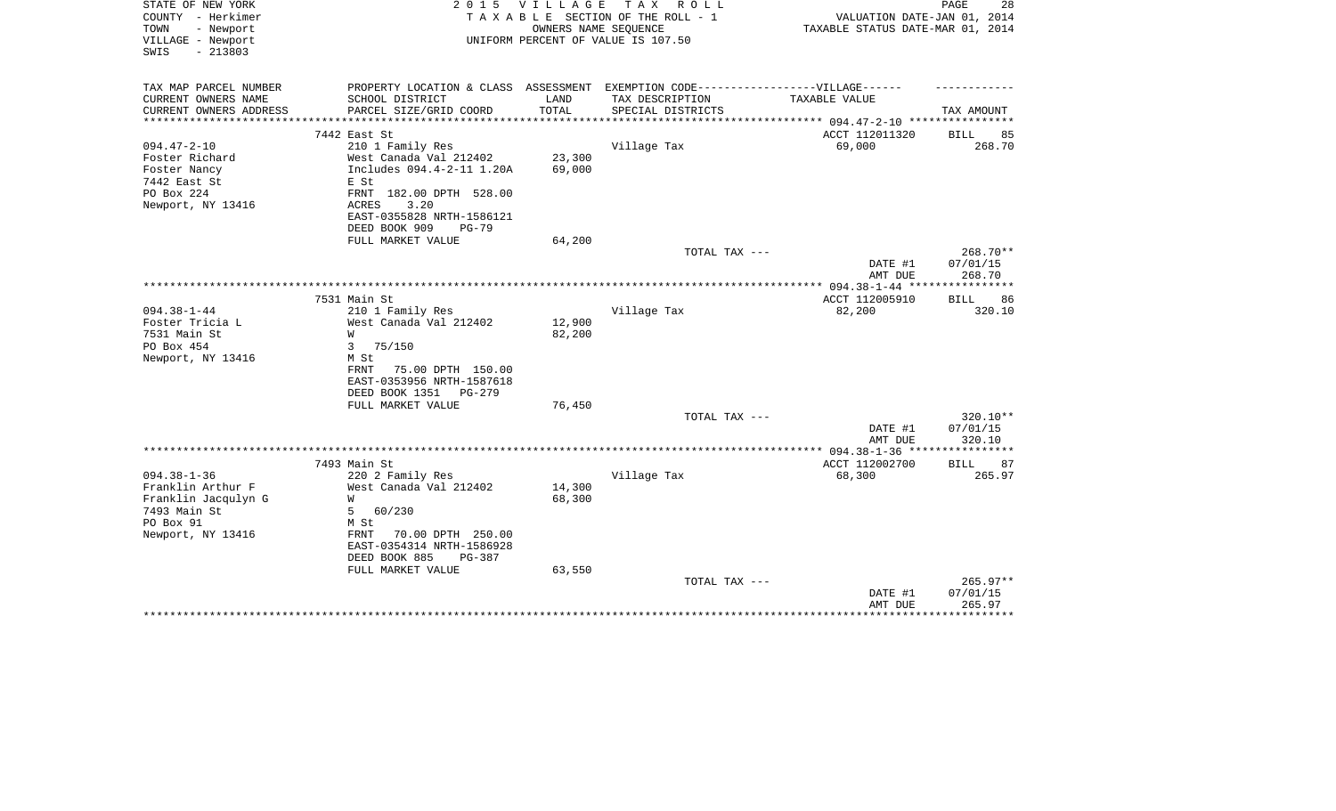STATE OF NEW YORK
COUNTY - Herkimer
TOWN - Newport
VILLAGE - Newport
SWIS - 213803

2015 VILLAGE TAX ROLL
TAXABLE SECTION OF THE ROLL - 1
OWNERS NAME SEQUENCE
UNIFORM PERCENT OF VALUE IS 107.50

VALUATION DATE-JAN 01, 2014
TAXABLE STATUS DATE-MAR 01, 2014

| TAX MAP PARCEL NUMBER / CURRENT OWNERS NAME / CURRENT OWNERS ADDRESS | PROPERTY LOCATION & CLASS / SCHOOL DISTRICT / PARCEL SIZE/GRID COORD | ASSESSMENT LAND / TOTAL | EXEMPTION CODE / TAX DESCRIPTION / SPECIAL DISTRICTS | VILLAGE TAXABLE VALUE | TAX AMOUNT |
|---|---|---|---|---|---|
| | 7442 East St | | | ACCT 112011320 | BILL 85 |
| 094.47-2-10 | 210 1 Family Res | | Village Tax | 69,000 | 268.70 |
| Foster Richard | West Canada Val 212402 | 23,300 | | | |
| Foster Nancy | Includes 094.4-2-11 1.20A | 69,000 | | | |
| 7442 East St | E St | | | | |
| PO Box 224 | FRNT 182.00 DPTH 528.00 | | | | |
| Newport, NY 13416 | ACRES 3.20 | | | | |
| | EAST-0355828 NRTH-1586121 | | | | |
| | DEED BOOK 909 PG-79 | | | | |
| | FULL MARKET VALUE | 64,200 | | | |
| | | | TOTAL TAX --- | | 268.70** |
| | | | | DATE #1 | 07/01/15 |
| | | | | AMT DUE | 268.70 |
| | 7531 Main St | | | ACCT 112005910 | BILL 86 |
| 094.38-1-44 | 210 1 Family Res | | Village Tax | 82,200 | 320.10 |
| Foster Tricia L | West Canada Val 212402 | 12,900 | | | |
| 7531 Main St | W | 82,200 | | | |
| PO Box 454 | 3 75/150 | | | | |
| Newport, NY 13416 | M St | | | | |
| | FRNT 75.00 DPTH 150.00 | | | | |
| | EAST-0353956 NRTH-1587618 | | | | |
| | DEED BOOK 1351 PG-279 | | | | |
| | FULL MARKET VALUE | 76,450 | | | |
| | | | TOTAL TAX --- | | 320.10** |
| | | | | DATE #1 | 07/01/15 |
| | | | | AMT DUE | 320.10 |
| | 7493 Main St | | | ACCT 112002700 | BILL 87 |
| 094.38-1-36 | 220 2 Family Res | | Village Tax | 68,300 | 265.97 |
| Franklin Arthur F | West Canada Val 212402 | 14,300 | | | |
| Franklin Jacqulyn G | W | 68,300 | | | |
| 7493 Main St | 5 60/230 | | | | |
| PO Box 91 | M St | | | | |
| Newport, NY 13416 | FRNT 70.00 DPTH 250.00 | | | | |
| | EAST-0354314 NRTH-1586928 | | | | |
| | DEED BOOK 885 PG-387 | | | | |
| | FULL MARKET VALUE | 63,550 | | | |
| | | | TOTAL TAX --- | | 265.97** |
| | | | | DATE #1 | 07/01/15 |
| | | | | AMT DUE | 265.97 |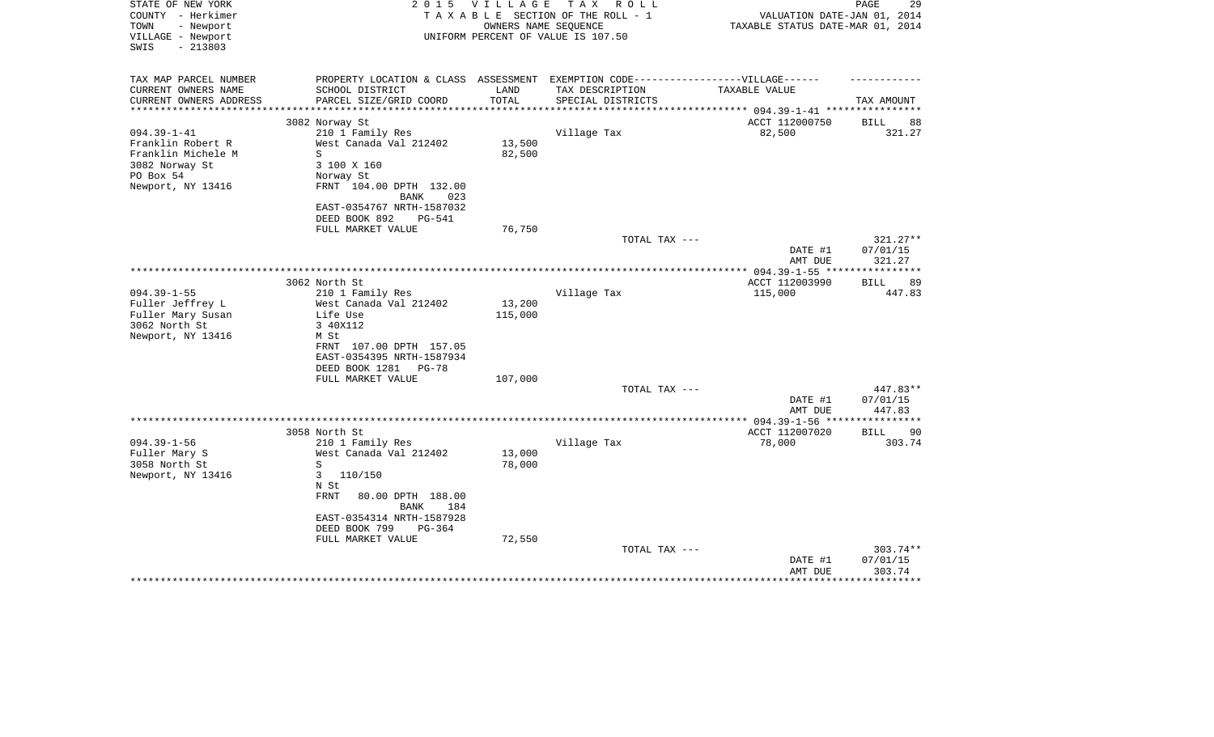STATE OF NEW YORK
COUNTY - Herkimer
TOWN - Newport
VILLAGE - Newport
SWIS - 213803

2 0 1 5 V I L L A G E T A X R O L L
T A X A B L E SECTION OF THE ROLL - 1
OWNERS NAME SEQUENCE
UNIFORM PERCENT OF VALUE IS 107.50

VALUATION DATE-JAN 01, 2014
TAXABLE STATUS DATE-MAR 01, 2014

| TAX MAP PARCEL NUMBER<br>CURRENT OWNERS NAME<br>CURRENT OWNERS ADDRESS | PROPERTY LOCATION & CLASS<br>SCHOOL DISTRICT<br>PARCEL SIZE/GRID COORD | ASSESSMENT<br>LAND<br>TOTAL | EXEMPTION CODE------------------VILLAGE------<br>TAX DESCRIPTION<br>SPECIAL DISTRICTS | TAXABLE VALUE | TAX AMOUNT |
|---|---|---|---|---|---|
| | 3082 Norway St | | | ACCT 112000750 | BILL 88 |
| 094.39-1-41 | 210 1 Family Res | | Village Tax | 82,500 | 321.27 |
| Franklin Robert R | West Canada Val 212402 | 13,500 | | | |
| Franklin Michele M | S | 82,500 | | | |
| 3082 Norway St | 3 100 X 160 | | | | |
| PO Box 54 | Norway St | | | | |
| Newport, NY 13416 | FRNT 104.00 DPTH 132.00<br>BANK 023 | | | | |
| | EAST-0354767 NRTH-1587032 | | | | |
| | DEED BOOK 892 PG-541 | | | | |
| | FULL MARKET VALUE | 76,750 | | | |
| | | | TOTAL TAX --- | | 321.27** |
| | | | | DATE #1 | 07/01/15 |
| | | | | AMT DUE | 321.27 |
| | 3062 North St | | | ACCT 112003990 | BILL 89 |
| 094.39-1-55 | 210 1 Family Res | | Village Tax | 115,000 | 447.83 |
| Fuller Jeffrey L | West Canada Val 212402 | 13,200 | | | |
| Fuller Mary Susan | Life Use | 115,000 | | | |
| 3062 North St | 3 40X112 | | | | |
| Newport, NY 13416 | M St | | | | |
| | FRNT 107.00 DPTH 157.05 | | | | |
| | EAST-0354395 NRTH-1587934 | | | | |
| | DEED BOOK 1281 PG-78 | | | | |
| | FULL MARKET VALUE | 107,000 | | | |
| | | | TOTAL TAX --- | | 447.83** |
| | | | | DATE #1 | 07/01/15 |
| | | | | AMT DUE | 447.83 |
| | 3058 North St | | | ACCT 112007020 | BILL 90 |
| 094.39-1-56 | 210 1 Family Res | | Village Tax | 78,000 | 303.74 |
| Fuller Mary S | West Canada Val 212402 | 13,000 | | | |
| 3058 North St | S | 78,000 | | | |
| Newport, NY 13416 | 3 110/150 | | | | |
| | N St | | | | |
| | FRNT 80.00 DPTH 188.00<br>BANK 184 | | | | |
| | EAST-0354314 NRTH-1587928 | | | | |
| | DEED BOOK 799 PG-364 | | | | |
| | FULL MARKET VALUE | 72,550 | | | |
| | | | TOTAL TAX --- | | 303.74** |
| | | | | DATE #1 | 07/01/15 |
| | | | | AMT DUE | 303.74 |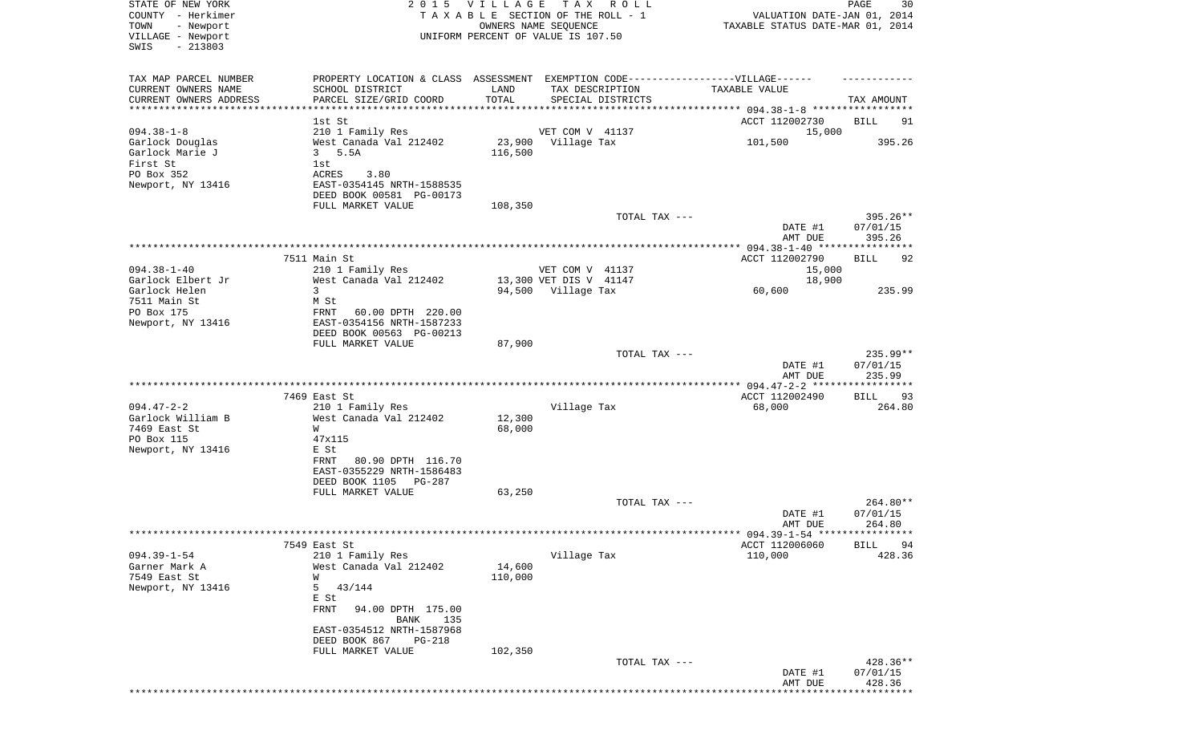STATE OF NEW YORK
COUNTY - Herkimer
TOWN - Newport
VILLAGE - Newport
SWIS - 213803

2015 VILLAGE TAX ROLL
TAXABLE SECTION OF THE ROLL - 1
OWNERS NAME SEQUENCE
UNIFORM PERCENT OF VALUE IS 107.50

VALUATION DATE-JAN 01, 2014
TAXABLE STATUS DATE-MAR 01, 2014

| TAX MAP PARCEL NUMBER / CURRENT OWNERS NAME / CURRENT OWNERS ADDRESS | PROPERTY LOCATION & CLASS / SCHOOL DISTRICT / PARCEL SIZE/GRID COORD | ASSESSMENT LAND / TOTAL | EXEMPTION CODE / TAX DESCRIPTION / SPECIAL DISTRICTS | TAXABLE VALUE | TAX AMOUNT |
|---|---|---|---|---|---|
| **094.38-1-8** | 1st St | | | ACCT 112002730 | BILL 91 |
| | 210 1 Family Res | | VET COM V 41137 | 15,000 | |
| Garlock Douglas | West Canada Val 212402 | 23,900 | Village Tax | 101,500 | 395.26 |
| Garlock Marie J | 3 5.5A | 116,500 | | | |
| First St | 1st | | | | |
| PO Box 352 | ACRES 3.80 | | | | |
| Newport, NY 13416 | EAST-0354145 NRTH-1588535 | | | | |
| | DEED BOOK 00581 PG-00173 | | | | |
| | FULL MARKET VALUE | 108,350 | | | |
| | | | TOTAL TAX --- | | 395.26** |
| | | | | DATE #1 | 07/01/15 |
| | | | | AMT DUE | 395.26 |
| **094.38-1-40** | 7511 Main St | | | ACCT 112002790 | BILL 92 |
| | 210 1 Family Res | | VET COM V 41137 | 15,000 | |
| Garlock Elbert Jr | West Canada Val 212402 | 13,300 | VET DIS V 41147 | 18,900 | |
| Garlock Helen | 3 | 94,500 | Village Tax | 60,600 | 235.99 |
| 7511 Main St | M St | | | | |
| PO Box 175 | FRNT 60.00 DPTH 220.00 | | | | |
| Newport, NY 13416 | EAST-0354156 NRTH-1587233 | | | | |
| | DEED BOOK 00563 PG-00213 | | | | |
| | FULL MARKET VALUE | 87,900 | | | |
| | | | TOTAL TAX --- | | 235.99** |
| | | | | DATE #1 | 07/01/15 |
| | | | | AMT DUE | 235.99 |
| **094.47-2-2** | 7469 East St | | | ACCT 112002490 | BILL 93 |
| | 210 1 Family Res | | Village Tax | 68,000 | 264.80 |
| Garlock William B | West Canada Val 212402 | 12,300 | | | |
| 7469 East St | W | 68,000 | | | |
| PO Box 115 | 47x115 | | | | |
| Newport, NY 13416 | E St | | | | |
| | FRNT 80.90 DPTH 116.70 | | | | |
| | EAST-0355229 NRTH-1586483 | | | | |
| | DEED BOOK 1105 PG-287 | | | | |
| | FULL MARKET VALUE | 63,250 | | | |
| | | | TOTAL TAX --- | | 264.80** |
| | | | | DATE #1 | 07/01/15 |
| | | | | AMT DUE | 264.80 |
| **094.39-1-54** | 7549 East St | | | ACCT 112006060 | BILL 94 |
| | 210 1 Family Res | | Village Tax | 110,000 | 428.36 |
| Garner Mark A | West Canada Val 212402 | 14,600 | | | |
| 7549 East St | W | 110,000 | | | |
| Newport, NY 13416 | 5 43/144 | | | | |
| | E St | | | | |
| | FRNT 94.00 DPTH 175.00 | | | | |
| | BANK 135 | | | | |
| | EAST-0354512 NRTH-1587968 | | | | |
| | DEED BOOK 867 PG-218 | | | | |
| | FULL MARKET VALUE | 102,350 | | | |
| | | | TOTAL TAX --- | | 428.36** |
| | | | | DATE #1 | 07/01/15 |
| | | | | AMT DUE | 428.36 |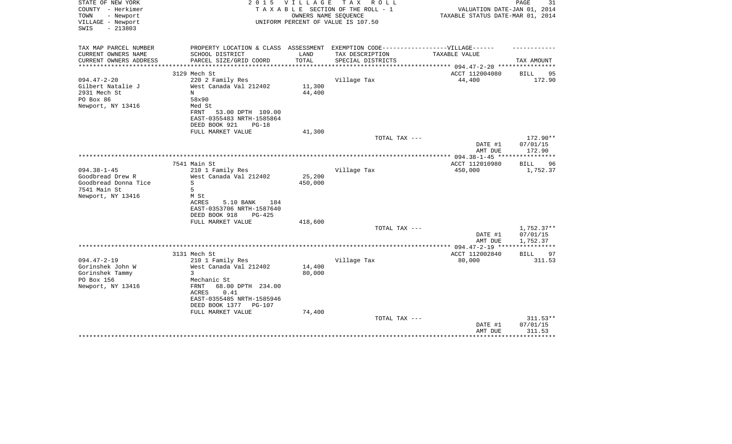STATE OF NEW YORK
COUNTY - Herkimer
TOWN - Newport
VILLAGE - Newport
SWIS - 213803

2 0 1 5 V I L L A G E T A X R O L L
T A X A B L E SECTION OF THE ROLL - 1
OWNERS NAME SEQUENCE
UNIFORM PERCENT OF VALUE IS 107.50

VALUATION DATE-JAN 01, 2014
TAXABLE STATUS DATE-MAR 01, 2014

| TAX MAP PARCEL NUMBER<br>CURRENT OWNERS NAME<br>CURRENT OWNERS ADDRESS | PROPERTY LOCATION & CLASS<br>SCHOOL DISTRICT<br>PARCEL SIZE/GRID COORD | ASSESSMENT<br>LAND<br>TOTAL | EXEMPTION CODE------------------VILLAGE------<br>TAX DESCRIPTION<br>SPECIAL DISTRICTS | TAXABLE VALUE | TAX AMOUNT |
|---|---|---|---|---|---|
| **094.47-2-20** | 3129 Mech St | | | ACCT 112004080 | BILL 95 |
| 094.47-2-20 | 220 2 Family Res | | Village Tax | 44,400 | 172.90 |
| Gilbert Natalie J | West Canada Val 212402 | 11,300 | | | |
| 2931 Mech St | N | 44,400 | | | |
| PO Box 86 | 58x90 | | | | |
| Newport, NY 13416 | Med St | | | | |
| | FRNT 53.00 DPTH 109.00 | | | | |
| | EAST-0355483 NRTH-1585864 | | | | |
| | DEED BOOK 921 PG-18 | | | | |
| | FULL MARKET VALUE | 41,300 | | | |
| | | | TOTAL TAX --- | | 172.90** |
| | | | | DATE #1 | 07/01/15 |
| | | | | AMT DUE | 172.90 |
| **094.38-1-45** | 7541 Main St | | | ACCT 112010980 | BILL 96 |
| 094.38-1-45 | 210 1 Family Res | | Village Tax | 450,000 | 1,752.37 |
| Goodbread Drew R | West Canada Val 212402 | 25,200 | | | |
| Goodbread Donna Tice | S | 450,000 | | | |
| 7541 Main St | 5 | | | | |
| Newport, NY 13416 | M St | | | | |
| | ACRES 5.10 BANK 184 | | | | |
| | EAST-0353706 NRTH-1587640 | | | | |
| | DEED BOOK 918 PG-425 | | | | |
| | FULL MARKET VALUE | 418,600 | | | |
| | | | TOTAL TAX --- | | 1,752.37** |
| | | | | DATE #1 | 07/01/15 |
| | | | | AMT DUE | 1,752.37 |
| **094.47-2-19** | 3131 Mech St | | | ACCT 112002840 | BILL 97 |
| 094.47-2-19 | 210 1 Family Res | | Village Tax | 80,000 | 311.53 |
| Gorinshek John W | West Canada Val 212402 | 14,400 | | | |
| Gorinshek Tammy | 3 | 80,000 | | | |
| PO Box 156 | Mechanic St | | | | |
| Newport, NY 13416 | FRNT 68.00 DPTH 234.00 | | | | |
| | ACRES 0.41 | | | | |
| | EAST-0355485 NRTH-1585946 | | | | |
| | DEED BOOK 1377 PG-107 | | | | |
| | FULL MARKET VALUE | 74,400 | | | |
| | | | TOTAL TAX --- | | 311.53** |
| | | | | DATE #1 | 07/01/15 |
| | | | | AMT DUE | 311.53 |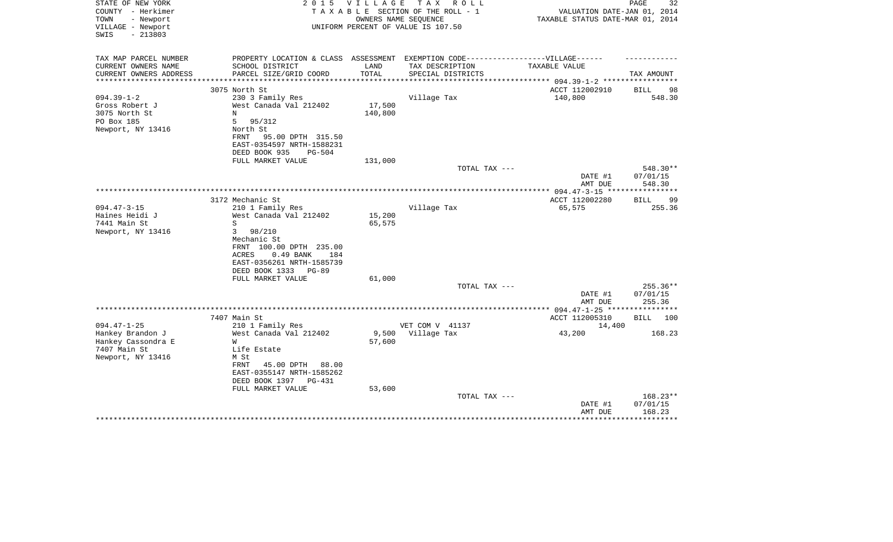STATE OF NEW YORK
COUNTY - Herkimer
TOWN - Newport
VILLAGE - Newport
SWIS - 213803

2 0 1 5 V I L L A G E T A X R O L L
T A X A B L E SECTION OF THE ROLL - 1
OWNERS NAME SEQUENCE
UNIFORM PERCENT OF VALUE IS 107.50

VALUATION DATE-JAN 01, 2014
TAXABLE STATUS DATE-MAR 01, 2014

| TAX MAP PARCEL NUMBER<br>CURRENT OWNERS NAME<br>CURRENT OWNERS ADDRESS | PROPERTY LOCATION & CLASS<br>SCHOOL DISTRICT<br>PARCEL SIZE/GRID COORD | ASSESSMENT<br>LAND<br>TOTAL | EXEMPTION CODE------------------VILLAGE------<br>TAX DESCRIPTION<br>SPECIAL DISTRICTS | TAXABLE VALUE | TAX AMOUNT |
|---|---|---|---|---|---|
| ******************** | | | | 094.39-1-2 ********** | |
| | 3075 North St | | | ACCT 112002910 | BILL 98 |
| 094.39-1-2 | 230 3 Family Res | | Village Tax | 140,800 | 548.30 |
| Gross Robert J | West Canada Val 212402 | 17,500 | | | |
| 3075 North St | N | 140,800 | | | |
| PO Box 185 | 5 95/312 | | | | |
| Newport, NY 13416 | North St | | | | |
| | FRNT 95.00 DPTH 315.50 | | | | |
| | EAST-0354597 NRTH-1588231 | | | | |
| | DEED BOOK 935 PG-504 | | | | |
| | FULL MARKET VALUE | 131,000 | | | |
| | | | TOTAL TAX --- | | 548.30** |
| | | | | DATE #1 | 07/01/15 |
| | | | | AMT DUE | 548.30 |
| ******************** | | | | 094.47-3-15 ********** | |
| | 3172 Mechanic St | | | ACCT 112002280 | BILL 99 |
| 094.47-3-15 | 210 1 Family Res | | Village Tax | 65,575 | 255.36 |
| Haines Heidi J | West Canada Val 212402 | 15,200 | | | |
| 7441 Main St | S | 65,575 | | | |
| Newport, NY 13416 | 3 98/210 | | | | |
| | Mechanic St | | | | |
| | FRNT 100.00 DPTH 235.00 | | | | |
| | ACRES 0.49 BANK 184 | | | | |
| | EAST-0356261 NRTH-1585739 | | | | |
| | DEED BOOK 1333 PG-89 | | | | |
| | FULL MARKET VALUE | 61,000 | | | |
| | | | TOTAL TAX --- | | 255.36** |
| | | | | DATE #1 | 07/01/15 |
| | | | | AMT DUE | 255.36 |
| ******************** | | | | 094.47-1-25 ********** | |
| | 7407 Main St | | | ACCT 112005310 | BILL 100 |
| 094.47-1-25 | 210 1 Family Res | | VET COM V 41137 | 14,400 | |
| Hankey Brandon J | West Canada Val 212402 | 9,500 | Village Tax | 43,200 | 168.23 |
| Hankey Cassondra E | W | 57,600 | | | |
| 7407 Main St | Life Estate | | | | |
| Newport, NY 13416 | M St | | | | |
| | FRNT 45.00 DPTH 88.00 | | | | |
| | EAST-0355147 NRTH-1585262 | | | | |
| | DEED BOOK 1397 PG-431 | | | | |
| | FULL MARKET VALUE | 53,600 | | | |
| | | | TOTAL TAX --- | | 168.23** |
| | | | | DATE #1 | 07/01/15 |
| | | | | AMT DUE | 168.23 |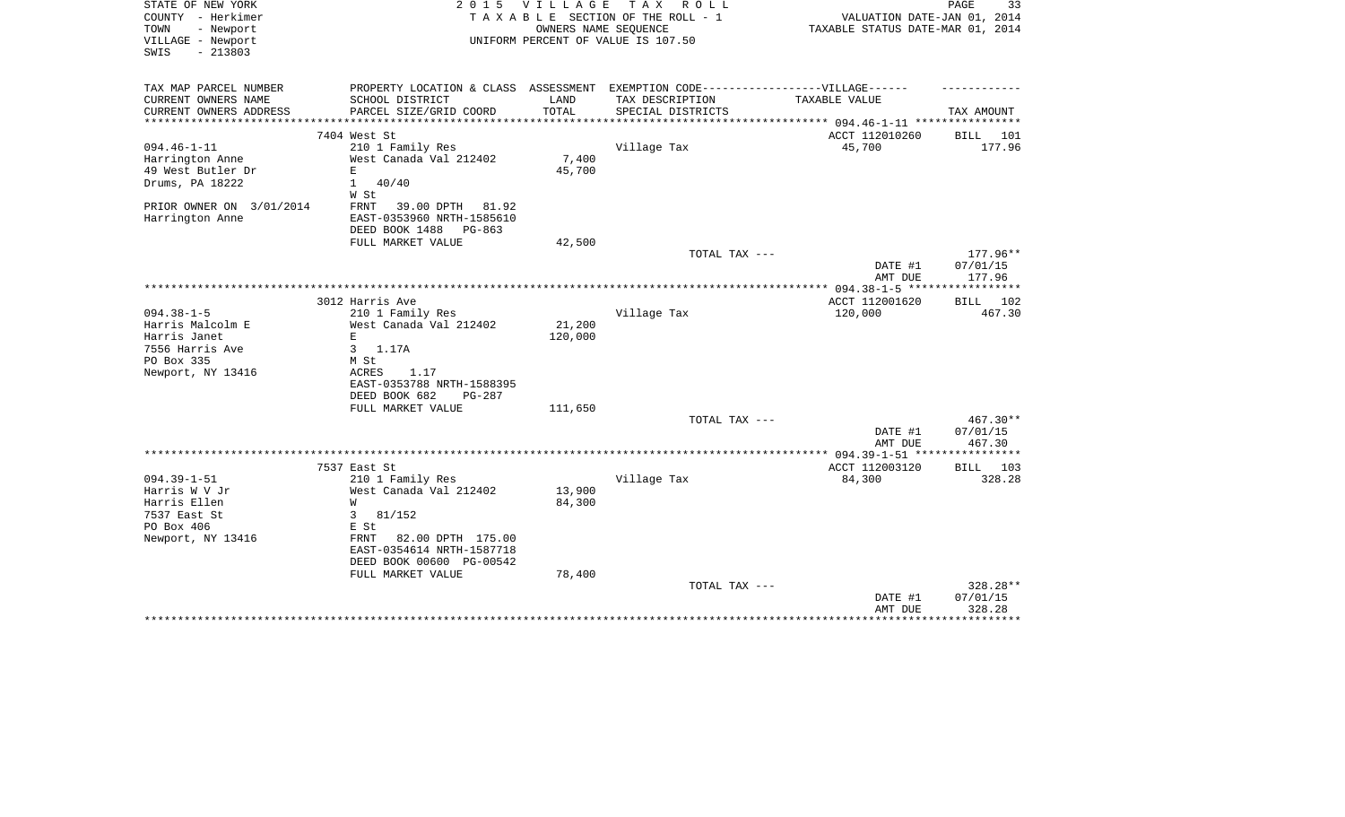STATE OF NEW YORK
COUNTY - Herkimer
TOWN - Newport
VILLAGE - Newport
SWIS - 213803

2 0 1 5 V I L L A G E T A X R O L L
T A X A B L E SECTION OF THE ROLL - 1
OWNERS NAME SEQUENCE
UNIFORM PERCENT OF VALUE IS 107.50

VALUATION DATE-JAN 01, 2014
TAXABLE STATUS DATE-MAR 01, 2014

| TAX MAP PARCEL NUMBER<br>CURRENT OWNERS NAME<br>CURRENT OWNERS ADDRESS | PROPERTY LOCATION & CLASS<br>SCHOOL DISTRICT<br>PARCEL SIZE/GRID COORD | ASSESSMENT<br>LAND<br>TOTAL | EXEMPTION CODE------VILLAGE------<br>TAX DESCRIPTION<br>SPECIAL DISTRICTS | TAXABLE VALUE | TAX AMOUNT |
|---|---|---|---|---|---|
| | 7404 West St | | | ACCT 112010260 | BILL 101 |
| 094.46-1-11 | 210 1 Family Res | | Village Tax | 45,700 | 177.96 |
| Harrington Anne | West Canada Val 212402 | 7,400 | | | |
| 49 West Butler Dr | E | 45,700 | | | |
| Drums, PA 18222 | 1 40/40 | | | | |
| | W St | | | | |
| PRIOR OWNER ON 3/01/2014 | FRNT 39.00 DPTH 81.92 | | | | |
| Harrington Anne | EAST-0353960 NRTH-1585610 | | | | |
| | DEED BOOK 1488 PG-863 | | | | |
| | FULL MARKET VALUE | 42,500 | | | |
| | | | TOTAL TAX --- | | 177.96** |
| | | | | DATE #1 | 07/01/15 |
| | | | | AMT DUE | 177.96 |
| | 3012 Harris Ave | | | ACCT 112001620 | BILL 102 |
| 094.38-1-5 | 210 1 Family Res | | Village Tax | 120,000 | 467.30 |
| Harris Malcolm E | West Canada Val 212402 | 21,200 | | | |
| Harris Janet | E | 120,000 | | | |
| 7556 Harris Ave | 3 1.17A | | | | |
| PO Box 335 | M St | | | | |
| Newport, NY 13416 | ACRES 1.17 | | | | |
| | EAST-0353788 NRTH-1588395 | | | | |
| | DEED BOOK 682 PG-287 | | | | |
| | FULL MARKET VALUE | 111,650 | | | |
| | | | TOTAL TAX --- | | 467.30** |
| | | | | DATE #1 | 07/01/15 |
| | | | | AMT DUE | 467.30 |
| | 7537 East St | | | ACCT 112003120 | BILL 103 |
| 094.39-1-51 | 210 1 Family Res | | Village Tax | 84,300 | 328.28 |
| Harris W V Jr | West Canada Val 212402 | 13,900 | | | |
| Harris Ellen | W | 84,300 | | | |
| 7537 East St | 3 81/152 | | | | |
| PO Box 406 | E St | | | | |
| Newport, NY 13416 | FRNT 82.00 DPTH 175.00 | | | | |
| | EAST-0354614 NRTH-1587718 | | | | |
| | DEED BOOK 00600 PG-00542 | | | | |
| | FULL MARKET VALUE | 78,400 | | | |
| | | | TOTAL TAX --- | | 328.28** |
| | | | | DATE #1 | 07/01/15 |
| | | | | AMT DUE | 328.28 |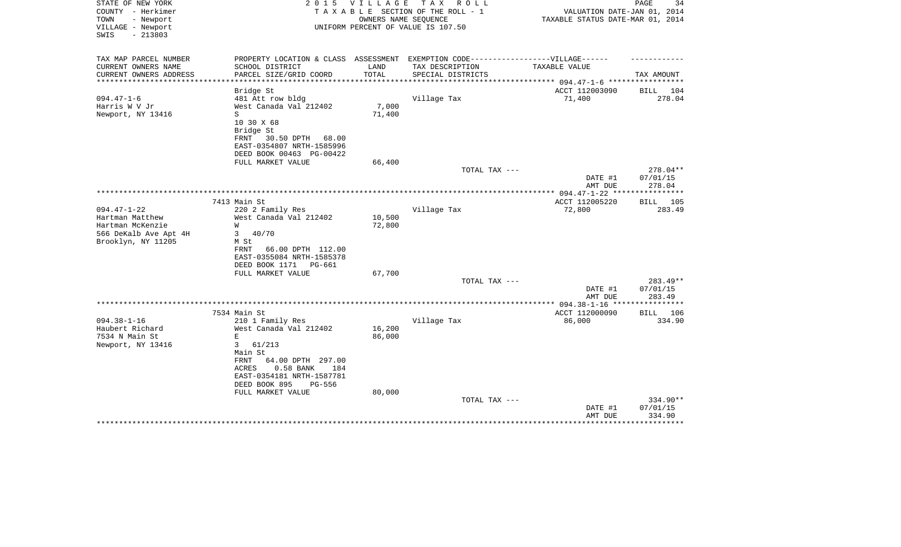STATE OF NEW YORK
COUNTY - Herkimer
TOWN - Newport
VILLAGE - Newport
SWIS - 213803

2 0 1 5 V I L L A G E T A X R O L L
T A X A B L E SECTION OF THE ROLL - 1
OWNERS NAME SEQUENCE
UNIFORM PERCENT OF VALUE IS 107.50

VALUATION DATE-JAN 01, 2014
TAXABLE STATUS DATE-MAR 01, 2014

| TAX MAP PARCEL NUMBER / CURRENT OWNERS NAME / CURRENT OWNERS ADDRESS | PROPERTY LOCATION & CLASS / SCHOOL DISTRICT / PARCEL SIZE/GRID COORD | ASSESSMENT LAND / TOTAL | EXEMPTION CODE-----VILLAGE------ TAX DESCRIPTION / SPECIAL DISTRICTS | TAXABLE VALUE | TAX AMOUNT |
|---|---|---|---|---|---|
| | Bridge St | | | ACCT 112003090 | BILL 104 |
| 094.47-1-6 | 481 Att row bldg | | Village Tax | 71,400 | 278.04 |
| Harris W V Jr | West Canada Val 212402 | 7,000 | | | |
| Newport, NY 13416 | S | 71,400 | | | |
| | 10 30 X 68 | | | | |
| | Bridge St | | | | |
| | FRNT 30.50 DPTH 68.00 | | | | |
| | EAST-0354807 NRTH-1585996 | | | | |
| | DEED BOOK 00463 PG-00422 | | | | |
| | FULL MARKET VALUE | 66,400 | | | |
| | | | TOTAL TAX --- | | 278.04** |
| | | | | DATE #1 | 07/01/15 |
| | | | | AMT DUE | 278.04 |
| | 7413 Main St | | | ACCT 112005220 | BILL 105 |
| 094.47-1-22 | 220 2 Family Res | | Village Tax | 72,800 | 283.49 |
| Hartman Matthew | West Canada Val 212402 | 10,500 | | | |
| Hartman McKenzie | W | 72,800 | | | |
| 566 DeKalb Ave Apt 4H | 3 40/70 | | | | |
| Brooklyn, NY 11205 | M St | | | | |
| | FRNT 66.00 DPTH 112.00 | | | | |
| | EAST-0355084 NRTH-1585378 | | | | |
| | DEED BOOK 1171 PG-661 | | | | |
| | FULL MARKET VALUE | 67,700 | | | |
| | | | TOTAL TAX --- | | 283.49** |
| | | | | DATE #1 | 07/01/15 |
| | | | | AMT DUE | 283.49 |
| | 7534 Main St | | | ACCT 112000090 | BILL 106 |
| 094.38-1-16 | 210 1 Family Res | | Village Tax | 86,000 | 334.90 |
| Haubert Richard | West Canada Val 212402 | 16,200 | | | |
| 7534 N Main St | E | 86,000 | | | |
| Newport, NY 13416 | 3 61/213 | | | | |
| | Main St | | | | |
| | FRNT 64.00 DPTH 297.00 | | | | |
| | ACRES 0.58 BANK 184 | | | | |
| | EAST-0354181 NRTH-1587781 | | | | |
| | DEED BOOK 895 PG-556 | | | | |
| | FULL MARKET VALUE | 80,000 | | | |
| | | | TOTAL TAX --- | | 334.90** |
| | | | | DATE #1 | 07/01/15 |
| | | | | AMT DUE | 334.90 |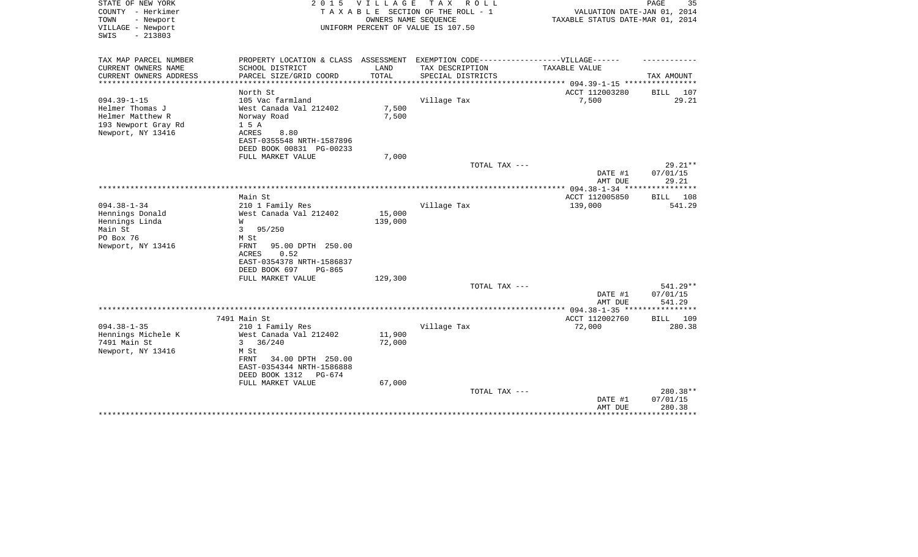STATE OF NEW YORK | COUNTY - Herkimer | TOWN - Newport | VILLAGE - Newport | SWIS - 213803

**2015 VILLAGE TAX ROLL**
TAXABLE SECTION OF THE ROLL - 1
OWNERS NAME SEQUENCE
UNIFORM PERCENT OF VALUE IS 107.50

VALUATION DATE-JAN 01, 2014
TAXABLE STATUS DATE-MAR 01, 2014

| TAX MAP PARCEL NUMBER / CURRENT OWNERS NAME / CURRENT OWNERS ADDRESS | PROPERTY LOCATION & CLASS / SCHOOL DISTRICT / PARCEL SIZE/GRID COORD | ASSESSMENT LAND / TOTAL | EXEMPTION CODE-VILLAGE / TAX DESCRIPTION / SPECIAL DISTRICTS | TAXABLE VALUE | TAX AMOUNT |
|---|---|---|---|---|---|
| 094.39-1-15 | North St | | | ACCT 112003280 | BILL 107 |
| Helmer Thomas J | 105 Vac farmland | | Village Tax | 7,500 | 29.21 |
| Helmer Matthew R | West Canada Val 212402 | 7,500 | | | |
| 193 Newport Gray Rd | Norway Road | 7,500 | | | |
| Newport, NY 13416 | 1 5 A | | | | |
| | ACRES 8.80 | | | | |
| | EAST-0355548 NRTH-1587896 | | | | |
| | DEED BOOK 00831 PG-00233 | | | | |
| | FULL MARKET VALUE | 7,000 | | | |
| | | | TOTAL TAX --- | | 29.21** |
| | | | | DATE #1 | 07/01/15 |
| | | | | AMT DUE | 29.21 |
| 094.38-1-34 | Main St | | | ACCT 112005850 | BILL 108 |
| Hennings Donald | 210 1 Family Res | | Village Tax | 139,000 | 541.29 |
| Hennings Linda | West Canada Val 212402 | 15,000 | | | |
| Main St | W | 139,000 | | | |
| PO Box 76 | 3 95/250 | | | | |
| Newport, NY 13416 | M St | | | | |
| | FRNT 95.00 DPTH 250.00 | | | | |
| | ACRES 0.52 | | | | |
| | EAST-0354378 NRTH-1586837 | | | | |
| | DEED BOOK 697 PG-865 | | | | |
| | FULL MARKET VALUE | 129,300 | | | |
| | | | TOTAL TAX --- | | 541.29** |
| | | | | DATE #1 | 07/01/15 |
| | | | | AMT DUE | 541.29 |
| 094.38-1-35 | 7491 Main St | | | ACCT 112002760 | BILL 109 |
| Hennings Michele K | 210 1 Family Res | | Village Tax | 72,000 | 280.38 |
| 7491 Main St | West Canada Val 212402 | 11,900 | | | |
| Newport, NY 13416 | 3 36/240 | 72,000 | | | |
| | M St | | | | |
| | FRNT 34.00 DPTH 250.00 | | | | |
| | EAST-0354344 NRTH-1586888 | | | | |
| | DEED BOOK 1312 PG-674 | | | | |
| | FULL MARKET VALUE | 67,000 | | | |
| | | | TOTAL TAX --- | | 280.38** |
| | | | | DATE #1 | 07/01/15 |
| | | | | AMT DUE | 280.38 |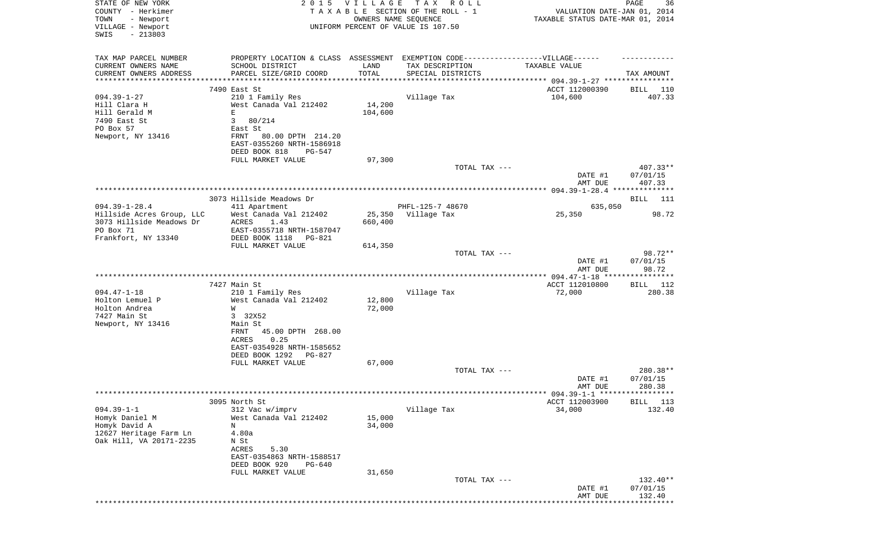STATE OF NEW YORK
COUNTY - Herkimer
TOWN - Newport
VILLAGE - Newport
SWIS - 213803

2015 VILLAGE TAX ROLL
TAXABLE SECTION OF THE ROLL - 1
OWNERS NAME SEQUENCE
UNIFORM PERCENT OF VALUE IS 107.50

VALUATION DATE-JAN 01, 2014
TAXABLE STATUS DATE-MAR 01, 2014

| TAX MAP PARCEL NUMBER / CURRENT OWNERS NAME / CURRENT OWNERS ADDRESS | PROPERTY LOCATION & CLASS / SCHOOL DISTRICT / PARCEL SIZE/GRID COORD | ASSESSMENT LAND / TOTAL | EXEMPTION CODE / TAX DESCRIPTION / SPECIAL DISTRICTS | TAXABLE VALUE | TAX AMOUNT |
|---|---|---|---|---|---|
| 094.39-1-27 | 7490 East St | | | ACCT 112000390 | BILL 110 |
| Hill Clara H | 210 1 Family Res | | Village Tax | 104,600 | 407.33 |
| Hill Gerald M | West Canada Val 212402 | 14,200 | | | |
| 7490 East St | E | 104,600 | | | |
| PO Box 57 | 3 80/214 | | | | |
| Newport, NY 13416 | East St | | | | |
| | FRNT 80.00 DPTH 214.20 | | | | |
| | EAST-0355260 NRTH-1586918 | | | | |
| | DEED BOOK 818 PG-547 | | | | |
| | FULL MARKET VALUE | 97,300 | | | |
| | | | TOTAL TAX --- | | 407.33** |
| | | | | DATE #1 | 07/01/15 |
| | | | | AMT DUE | 407.33 |
| 094.39-1-28.4 | 3073 Hillside Meadows Dr | | | | BILL 111 |
| Hillside Acres Group, LLC | 411 Apartment | | PHFL-125-7 48670 | 635,050 | |
| 3073 Hillside Meadows Dr | West Canada Val 212402 | 25,350 | Village Tax | 25,350 | 98.72 |
| PO Box 71 | ACRES 1.43 | 660,400 | | | |
| Frankfort, NY 13340 | EAST-0355718 NRTH-1587047 | | | | |
| | DEED BOOK 1118 PG-821 | | | | |
| | FULL MARKET VALUE | 614,350 | | | |
| | | | TOTAL TAX --- | | 98.72** |
| | | | | DATE #1 | 07/01/15 |
| | | | | AMT DUE | 98.72 |
| 094.47-1-18 | 7427 Main St | | | ACCT 112010800 | BILL 112 |
| Holton Lemuel P | 210 1 Family Res | | Village Tax | 72,000 | 280.38 |
| Holton Andrea | West Canada Val 212402 | 12,800 | | | |
| 7427 Main St | W | 72,000 | | | |
| Newport, NY 13416 | 3 32X52 | | | | |
| | Main St | | | | |
| | FRNT 45.00 DPTH 268.00 | | | | |
| | ACRES 0.25 | | | | |
| | EAST-0354928 NRTH-1585652 | | | | |
| | DEED BOOK 1292 PG-827 | | | | |
| | FULL MARKET VALUE | 67,000 | | | |
| | | | TOTAL TAX --- | | 280.38** |
| | | | | DATE #1 | 07/01/15 |
| | | | | AMT DUE | 280.38 |
| 094.39-1-1 | 3095 North St | | | ACCT 112003900 | BILL 113 |
| Homyk Daniel M | 312 Vac w/imprv | | Village Tax | 34,000 | 132.40 |
| Homyk David A | West Canada Val 212402 | 15,000 | | | |
| 12627 Heritage Farm Ln | N | 34,000 | | | |
| Oak Hill, VA 20171-2235 | 4.80a | | | | |
| | N St | | | | |
| | ACRES 5.30 | | | | |
| | EAST-0354863 NRTH-1588517 | | | | |
| | DEED BOOK 920 PG-640 | | | | |
| | FULL MARKET VALUE | 31,650 | | | |
| | | | TOTAL TAX --- | | 132.40** |
| | | | | DATE #1 | 07/01/15 |
| | | | | AMT DUE | 132.40 |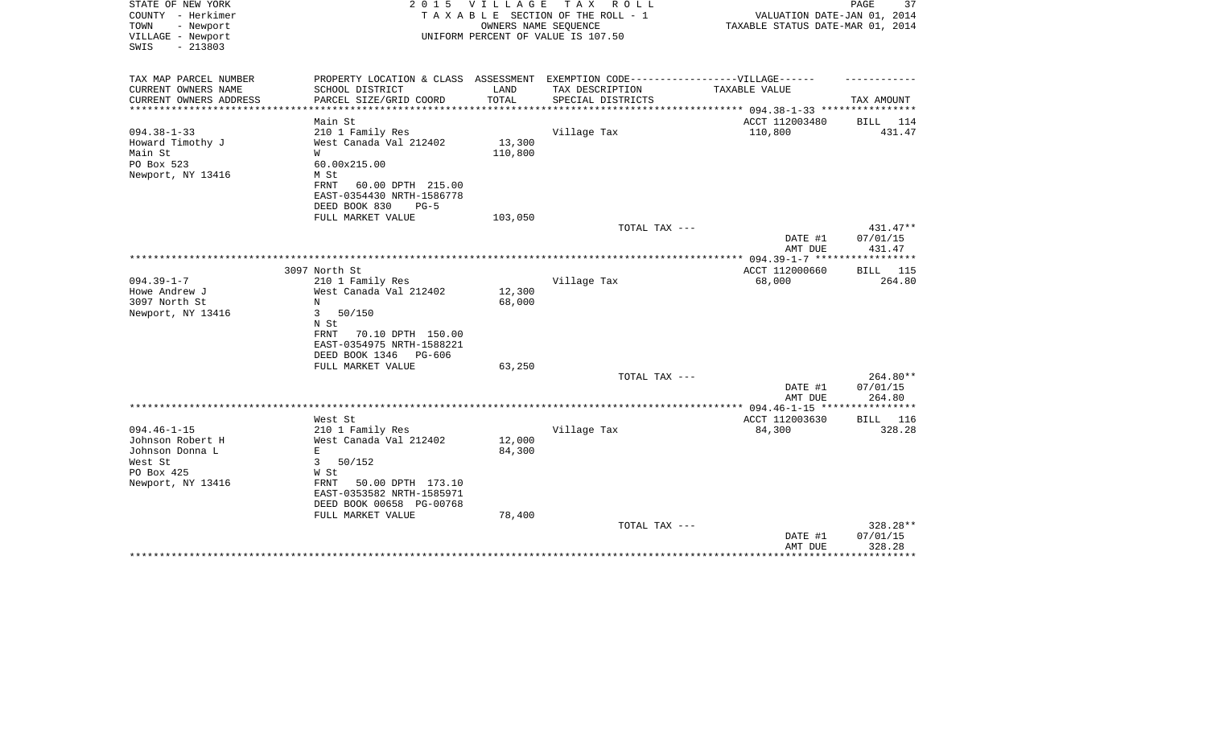STATE OF NEW YORK
COUNTY - Herkimer
TOWN - Newport
VILLAGE - Newport
SWIS - 213803

2 0 1 5 V I L L A G E T A X R O L L
T A X A B L E SECTION OF THE ROLL - 1
OWNERS NAME SEQUENCE
UNIFORM PERCENT OF VALUE IS 107.50

VALUATION DATE-JAN 01, 2014
TAXABLE STATUS DATE-MAR 01, 2014

| TAX MAP PARCEL NUMBER<br>CURRENT OWNERS NAME<br>CURRENT OWNERS ADDRESS | PROPERTY LOCATION & CLASS<br>SCHOOL DISTRICT<br>PARCEL SIZE/GRID COORD | ASSESSMENT<br>LAND<br>TOTAL | EXEMPTION CODE------------------VILLAGE------<br>TAX DESCRIPTION<br>SPECIAL DISTRICTS | TAXABLE VALUE | TAX AMOUNT |
|---|---|---|---|---|---|
| | Main St | | | ACCT 112003480 | BILL 114 |
| 094.38-1-33 | 210 1 Family Res | | Village Tax | 110,800 | 431.47 |
| Howard Timothy J | West Canada Val 212402 | 13,300 | | | |
| Main St | W | 110,800 | | | |
| PO Box 523 | 60.00x215.00 | | | | |
| Newport, NY 13416 | M St | | | | |
| | FRNT 60.00 DPTH 215.00 | | | | |
| | EAST-0354430 NRTH-1586778 | | | | |
| | DEED BOOK 830 PG-5 | | | | |
| | FULL MARKET VALUE | 103,050 | | | |
| | | | TOTAL TAX --- | | 431.47** |
| | | | | DATE #1 | 07/01/15 |
| | | | | AMT DUE | 431.47 |
| | 3097 North St | | | ACCT 112000660 | BILL 115 |
| 094.39-1-7 | 210 1 Family Res | | Village Tax | 68,000 | 264.80 |
| Howe Andrew J | West Canada Val 212402 | 12,300 | | | |
| 3097 North St | N | 68,000 | | | |
| Newport, NY 13416 | 3 50/150 | | | | |
| | N St | | | | |
| | FRNT 70.10 DPTH 150.00 | | | | |
| | EAST-0354975 NRTH-1588221 | | | | |
| | DEED BOOK 1346 PG-606 | | | | |
| | FULL MARKET VALUE | 63,250 | | | |
| | | | TOTAL TAX --- | | 264.80** |
| | | | | DATE #1 | 07/01/15 |
| | | | | AMT DUE | 264.80 |
| | West St | | | ACCT 112003630 | BILL 116 |
| 094.46-1-15 | 210 1 Family Res | | Village Tax | 84,300 | 328.28 |
| Johnson Robert H | West Canada Val 212402 | 12,000 | | | |
| Johnson Donna L | E | 84,300 | | | |
| West St | 3 50/152 | | | | |
| PO Box 425 | W St | | | | |
| Newport, NY 13416 | FRNT 50.00 DPTH 173.10 | | | | |
| | EAST-0353582 NRTH-1585971 | | | | |
| | DEED BOOK 00658 PG-00768 | | | | |
| | FULL MARKET VALUE | 78,400 | | | |
| | | | TOTAL TAX --- | | 328.28** |
| | | | | DATE #1 | 07/01/15 |
| | | | | AMT DUE | 328.28 |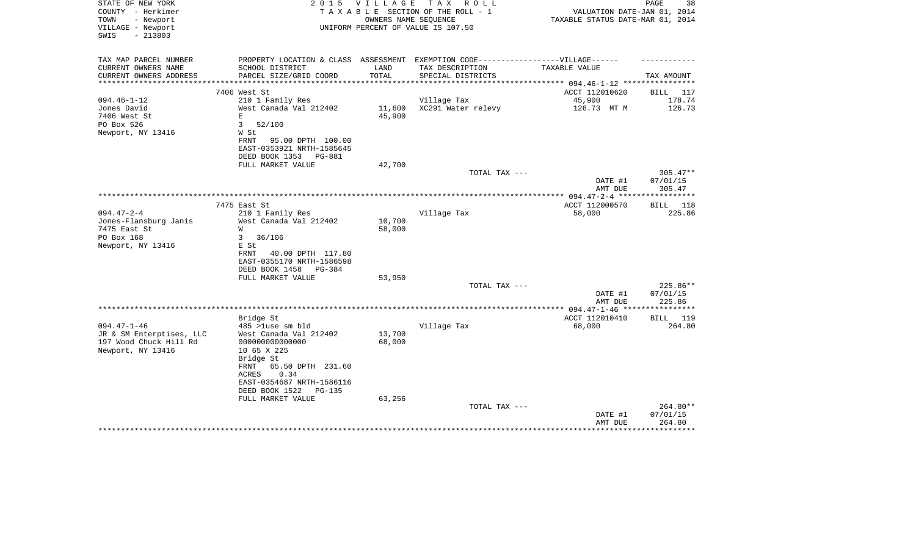STATE OF NEW YORK
COUNTY - Herkimer
TOWN - Newport
VILLAGE - Newport
SWIS - 213803

2 0 1 5 V I L L A G E T A X R O L L
T A X A B L E SECTION OF THE ROLL - 1
OWNERS NAME SEQUENCE
UNIFORM PERCENT OF VALUE IS 107.50

VALUATION DATE-JAN 01, 2014
TAXABLE STATUS DATE-MAR 01, 2014

| TAX MAP PARCEL NUMBER<br>CURRENT OWNERS NAME<br>CURRENT OWNERS ADDRESS | PROPERTY LOCATION & CLASS<br>SCHOOL DISTRICT<br>PARCEL SIZE/GRID COORD | ASSESSMENT<br>LAND<br>TOTAL | EXEMPTION CODE------------------VILLAGE------<br>TAX DESCRIPTION<br>SPECIAL DISTRICTS | TAXABLE VALUE | TAX AMOUNT |
|---|---|---|---|---|---|
| ********************* 094.46-1-12 | | | | | |
| | 7406 West St | | | ACCT 112010620 | BILL 117 |
| 094.46-1-12 | 210 1 Family Res | | Village Tax | 45,900 | 178.74 |
| Jones David | West Canada Val 212402 | 11,600 | XC291 Water relevy | 126.73 MT M | 126.73 |
| 7406 West St | E | 45,900 | | | |
| PO Box 526 | 3 52/100 | | | | |
| Newport, NY 13416 | W St | | | | |
| | FRNT 95.00 DPTH 100.00 | | | | |
| | EAST-0353921 NRTH-1585645 | | | | |
| | DEED BOOK 1353 PG-881 | | | | |
| | FULL MARKET VALUE | 42,700 | | | |
| | | | TOTAL TAX --- | | 305.47** |
| | | | | DATE #1 | 07/01/15 |
| | | | | AMT DUE | 305.47 |
| ********************* 094.47-2-4 | | | | | |
| | 7475 East St | | | ACCT 112000570 | BILL 118 |
| 094.47-2-4 | 210 1 Family Res | | Village Tax | 58,000 | 225.86 |
| Jones-Flansburg Janis | West Canada Val 212402 | 10,700 | | | |
| 7475 East St | W | 58,000 | | | |
| PO Box 168 | 3 36/106 | | | | |
| Newport, NY 13416 | E St | | | | |
| | FRNT 40.00 DPTH 117.80 | | | | |
| | EAST-0355170 NRTH-1586598 | | | | |
| | DEED BOOK 1458 PG-384 | | | | |
| | FULL MARKET VALUE | 53,950 | | | |
| | | | TOTAL TAX --- | | 225.86** |
| | | | | DATE #1 | 07/01/15 |
| | | | | AMT DUE | 225.86 |
| ********************* 094.47-1-46 | | | | | |
| | Bridge St | | | ACCT 112010410 | BILL 119 |
| 094.47-1-46 | 485 >1use sm bld | | Village Tax | 68,000 | 264.80 |
| JR & SM Enterptises, LLC | West Canada Val 212402 | 13,700 | | | |
| 197 Wood Chuck Hill Rd | 000000000000000 | 68,000 | | | |
| Newport, NY 13416 | 10 65 X 225 | | | | |
| | Bridge St | | | | |
| | FRNT 65.50 DPTH 231.60 | | | | |
| | ACRES 0.34 | | | | |
| | EAST-0354687 NRTH-1586116 | | | | |
| | DEED BOOK 1522 PG-135 | | | | |
| | FULL MARKET VALUE | 63,256 | | | |
| | | | TOTAL TAX --- | | 264.80** |
| | | | | DATE #1 | 07/01/15 |
| | | | | AMT DUE | 264.80 |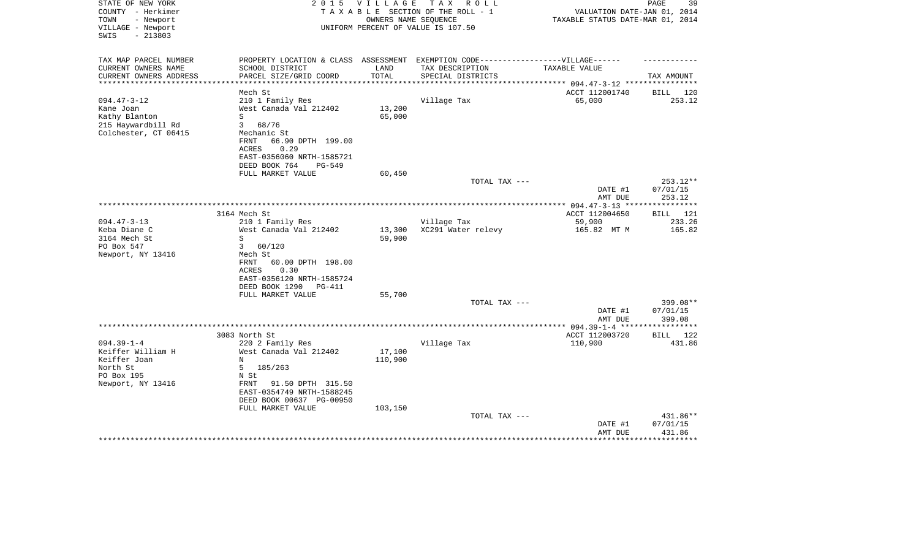STATE OF NEW YORK — COUNTY - Herkimer — TOWN - Newport — VILLAGE - Newport — SWIS - 213803

2015 VILLAGE TAX ROLL
TAXABLE SECTION OF THE ROLL - 1
OWNERS NAME SEQUENCE
UNIFORM PERCENT OF VALUE IS 107.50

VALUATION DATE-JAN 01, 2014
TAXABLE STATUS DATE-MAR 01, 2014

| TAX MAP PARCEL NUMBER / CURRENT OWNERS NAME / CURRENT OWNERS ADDRESS | PROPERTY LOCATION & CLASS / SCHOOL DISTRICT / PARCEL SIZE/GRID COORD | ASSESSMENT LAND / TOTAL | EXEMPTION CODE / TAX DESCRIPTION / SPECIAL DISTRICTS | TAXABLE VALUE | TAX AMOUNT |
|---|---|---|---|---|---|
| | Mech St | | | ACCT 112001740 | BILL 120 |
| 094.47-3-12 | 210 1 Family Res | | Village Tax | 65,000 | 253.12 |
| Kane Joan | West Canada Val 212402 | 13,200 | | | |
| Kathy Blanton | S | 65,000 | | | |
| 215 Haywardbill Rd | 3 68/76 | | | | |
| Colchester, CT 06415 | Mechanic St | | | | |
| | FRNT 66.90 DPTH 199.00 | | | | |
| | ACRES 0.29 | | | | |
| | EAST-0356060 NRTH-1585721 | | | | |
| | DEED BOOK 764 PG-549 | | | | |
| | FULL MARKET VALUE | 60,450 | | | |
| | | | TOTAL TAX --- | | 253.12** |
| | | | | DATE #1 | 07/01/15 |
| | | | | AMT DUE | 253.12 |
| | 3164 Mech St | | | ACCT 112004650 | BILL 121 |
| 094.47-3-13 | 210 1 Family Res | | Village Tax | 59,900 | 233.26 |
| Keba Diane C | West Canada Val 212402 | 13,300 | XC291 Water relevy | 165.82 MT M | 165.82 |
| 3164 Mech St | S | 59,900 | | | |
| PO Box 547 | 3 60/120 | | | | |
| Newport, NY 13416 | Mech St | | | | |
| | FRNT 60.00 DPTH 198.00 | | | | |
| | ACRES 0.30 | | | | |
| | EAST-0356120 NRTH-1585724 | | | | |
| | DEED BOOK 1290 PG-411 | | | | |
| | FULL MARKET VALUE | 55,700 | | | |
| | | | TOTAL TAX --- | | 399.08** |
| | | | | DATE #1 | 07/01/15 |
| | | | | AMT DUE | 399.08 |
| | 3083 North St | | | ACCT 112003720 | BILL 122 |
| 094.39-1-4 | 220 2 Family Res | | Village Tax | 110,900 | 431.86 |
| Keiffer William H | West Canada Val 212402 | 17,100 | | | |
| Keiffer Joan | N | 110,900 | | | |
| North St | 5 185/263 | | | | |
| PO Box 195 | N St | | | | |
| Newport, NY 13416 | FRNT 91.50 DPTH 315.50 | | | | |
| | EAST-0354749 NRTH-1588245 | | | | |
| | DEED BOOK 00637 PG-00950 | | | | |
| | FULL MARKET VALUE | 103,150 | | | |
| | | | TOTAL TAX --- | | 431.86** |
| | | | | DATE #1 | 07/01/15 |
| | | | | AMT DUE | 431.86 |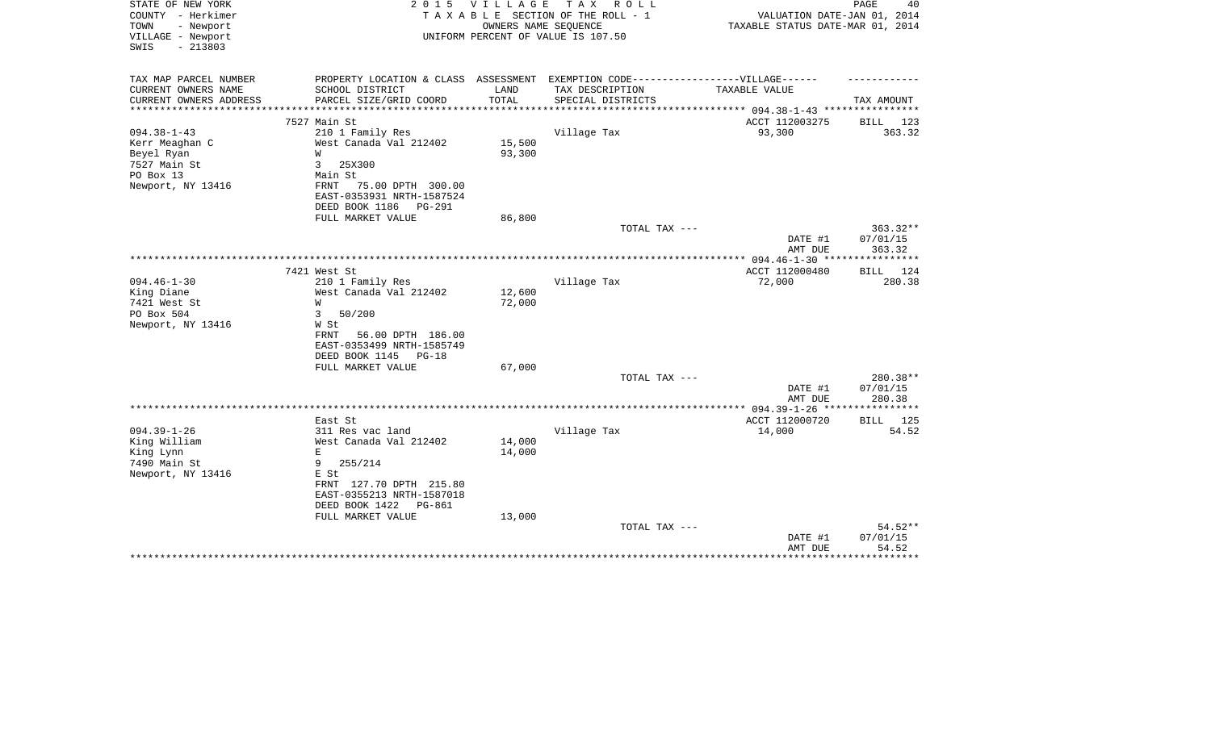STATE OF NEW YORK
COUNTY - Herkimer
TOWN - Newport
VILLAGE - Newport
SWIS - 213803

2 0 1 5 V I L L A G E T A X R O L L
T A X A B L E SECTION OF THE ROLL - 1
OWNERS NAME SEQUENCE
UNIFORM PERCENT OF VALUE IS 107.50

VALUATION DATE-JAN 01, 2014
TAXABLE STATUS DATE-MAR 01, 2014

| TAX MAP PARCEL NUMBER / CURRENT OWNERS NAME / CURRENT OWNERS ADDRESS | PROPERTY LOCATION & CLASS / SCHOOL DISTRICT / PARCEL SIZE/GRID COORD | ASSESSMENT LAND / TOTAL | EXEMPTION CODE / TAX DESCRIPTION / SPECIAL DISTRICTS | TAXABLE VALUE | TAX AMOUNT |
|---|---|---|---|---|---|
| 094.38-1-43 | 7527 Main St | | | ACCT 112003275 | BILL 123 |
| Kerr Meaghan C | 210 1 Family Res | | Village Tax | 93,300 | 363.32 |
| Beyel Ryan | West Canada Val 212402 | 15,500 | | | |
| 7527 Main St | W | 93,300 | | | |
| PO Box 13 | 3 25X300 | | | | |
| Newport, NY 13416 | Main St | | | | |
| | FRNT 75.00 DPTH 300.00 | | | | |
| | EAST-0353931 NRTH-1587524 | | | | |
| | DEED BOOK 1186 PG-291 | | | | |
| | FULL MARKET VALUE | 86,800 | | | |
| | | | TOTAL TAX --- | | 363.32** |
| | | | | DATE #1 | 07/01/15 |
| | | | | AMT DUE | 363.32 |
| 094.46-1-30 | 7421 West St | | | ACCT 112000480 | BILL 124 |
| King Diane | 210 1 Family Res | | Village Tax | 72,000 | 280.38 |
| 7421 West St | West Canada Val 212402 | 12,600 | | | |
| PO Box 504 | W | 72,000 | | | |
| Newport, NY 13416 | 3 50/200 | | | | |
| | W St | | | | |
| | FRNT 56.00 DPTH 186.00 | | | | |
| | EAST-0353499 NRTH-1585749 | | | | |
| | DEED BOOK 1145 PG-18 | | | | |
| | FULL MARKET VALUE | 67,000 | | | |
| | | | TOTAL TAX --- | | 280.38** |
| | | | | DATE #1 | 07/01/15 |
| | | | | AMT DUE | 280.38 |
| 094.39-1-26 | East St | | | ACCT 112000720 | BILL 125 |
| King William | 311 Res vac land | | Village Tax | 14,000 | 54.52 |
| King Lynn | West Canada Val 212402 | 14,000 | | | |
| 7490 Main St | E | 14,000 | | | |
| Newport, NY 13416 | 9 255/214 | | | | |
| | E St | | | | |
| | FRNT 127.70 DPTH 215.80 | | | | |
| | EAST-0355213 NRTH-1587018 | | | | |
| | DEED BOOK 1422 PG-861 | | | | |
| | FULL MARKET VALUE | 13,000 | | | |
| | | | TOTAL TAX --- | | 54.52** |
| | | | | DATE #1 | 07/01/15 |
| | | | | AMT DUE | 54.52 |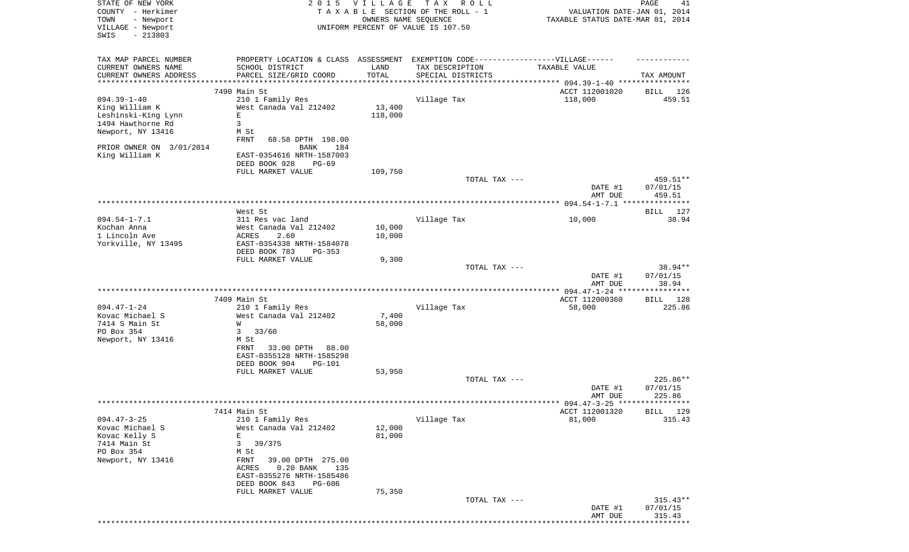STATE OF NEW YORK — 2015 VILLAGE TAX ROLL
COUNTY - Herkimer — TAXABLE SECTION OF THE ROLL - 1 — VALUATION DATE-JAN 01, 2014
TOWN - Newport — OWNERS NAME SEQUENCE — TAXABLE STATUS DATE-MAR 01, 2014
VILLAGE - Newport — UNIFORM PERCENT OF VALUE IS 107.50
SWIS - 213803

| TAX MAP PARCEL NUMBER / CURRENT OWNERS NAME / CURRENT OWNERS ADDRESS | PROPERTY LOCATION & CLASS / SCHOOL DISTRICT / PARCEL SIZE/GRID COORD | ASSESSMENT LAND / TOTAL | EXEMPTION CODE / TAX DESCRIPTION / SPECIAL DISTRICTS | TAXABLE VALUE | TAX AMOUNT |
|---|---|---|---|---|---|
| **094.39-1-40** | 7490 Main St | | | ACCT 112001020 | BILL 126 |
| King William K | 210 1 Family Res | | Village Tax | 118,000 | 459.51 |
| Leshinski-King Lynn | West Canada Val 212402 | 13,400 | | | |
| 1494 Hawthorne Rd | E | 118,000 | | | |
| Newport, NY 13416 | 3 | | | | |
| | M St | | | | |
| | FRNT 68.58 DPTH 198.00 | | | | |
| PRIOR OWNER ON 3/01/2014 | BANK 184 | | | | |
| King William K | EAST-0354616 NRTH-1587003 | | | | |
| | DEED BOOK 928 PG-69 | | | | |
| | FULL MARKET VALUE | 109,750 | | | |
| | | | TOTAL TAX --- | | 459.51** |
| | | | | DATE #1 | 07/01/15 |
| | | | | AMT DUE | 459.51 |
| **094.54-1-7.1** | West St | | | | BILL 127 |
| Kochan Anna | 311 Res vac land | | Village Tax | 10,000 | 38.94 |
| 1 Lincoln Ave | West Canada Val 212402 | 10,000 | | | |
| Yorkville, NY 13495 | ACRES 2.60 | 10,000 | | | |
| | EAST-0354338 NRTH-1584078 | | | | |
| | DEED BOOK 783 PG-353 | | | | |
| | FULL MARKET VALUE | 9,300 | | | |
| | | | TOTAL TAX --- | | 38.94** |
| | | | | DATE #1 | 07/01/15 |
| | | | | AMT DUE | 38.94 |
| **094.47-1-24** | 7409 Main St | | | ACCT 112000360 | BILL 128 |
| Kovac Michael S | 210 1 Family Res | | Village Tax | 58,000 | 225.86 |
| 7414 S Main St | West Canada Val 212402 | 7,400 | | | |
| PO Box 354 | W | 58,000 | | | |
| Newport, NY 13416 | 3 33/60 | | | | |
| | M St | | | | |
| | FRNT 33.00 DPTH 88.00 | | | | |
| | EAST-0355128 NRTH-1585298 | | | | |
| | DEED BOOK 904 PG-101 | | | | |
| | FULL MARKET VALUE | 53,950 | | | |
| | | | TOTAL TAX --- | | 225.86** |
| | | | | DATE #1 | 07/01/15 |
| | | | | AMT DUE | 225.86 |
| **094.47-3-25** | 7414 Main St | | | ACCT 112001320 | BILL 129 |
| Kovac Michael S | 210 1 Family Res | | Village Tax | 81,000 | 315.43 |
| Kovac Kelly S | West Canada Val 212402 | 12,000 | | | |
| 7414 Main St | E | 81,000 | | | |
| PO Box 354 | 3 39/375 | | | | |
| Newport, NY 13416 | M St | | | | |
| | FRNT 39.00 DPTH 275.00 | | | | |
| | ACRES 0.20 BANK 135 | | | | |
| | EAST-0355276 NRTH-1585486 | | | | |
| | DEED BOOK 843 PG-606 | | | | |
| | FULL MARKET VALUE | 75,350 | | | |
| | | | TOTAL TAX --- | | 315.43** |
| | | | | DATE #1 | 07/01/15 |
| | | | | AMT DUE | 315.43 |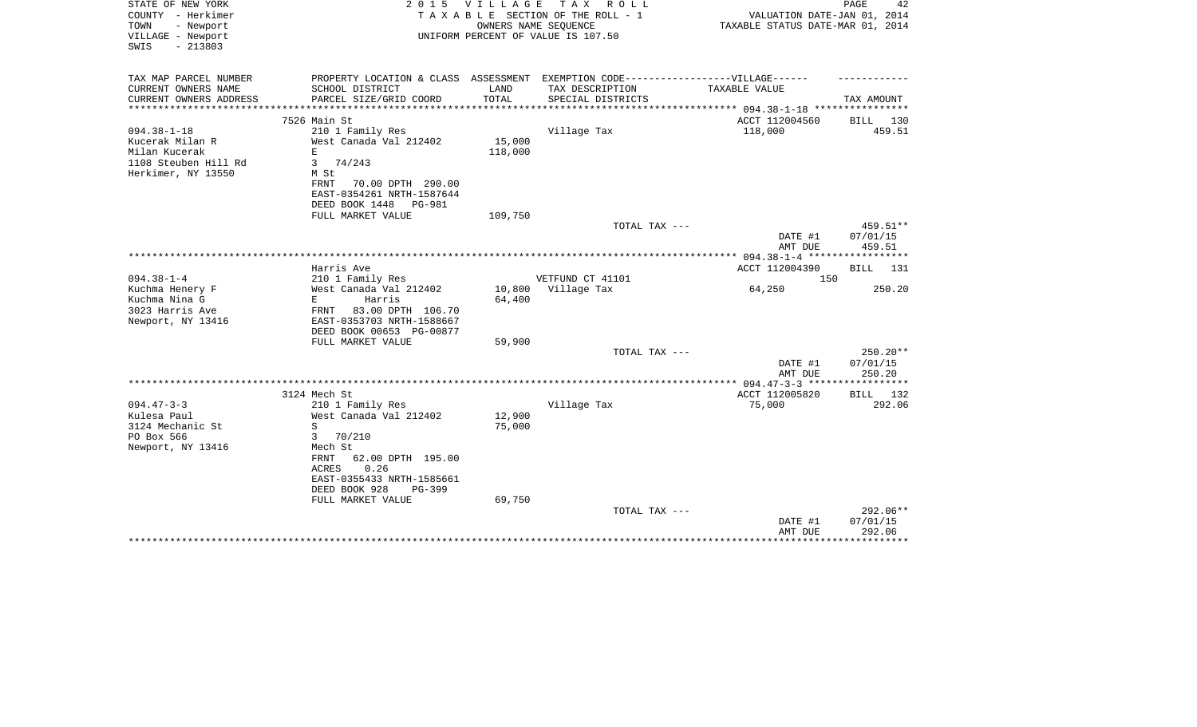STATE OF NEW YORK
COUNTY - Herkimer
TOWN - Newport
VILLAGE - Newport
SWIS - 213803

2 0 1 5 V I L L A G E T A X R O L L
T A X A B L E SECTION OF THE ROLL - 1
OWNERS NAME SEQUENCE
UNIFORM PERCENT OF VALUE IS 107.50

VALUATION DATE-JAN 01, 2014
TAXABLE STATUS DATE-MAR 01, 2014

| TAX MAP PARCEL NUMBER<br>CURRENT OWNERS NAME<br>CURRENT OWNERS ADDRESS | PROPERTY LOCATION & CLASS<br>SCHOOL DISTRICT<br>PARCEL SIZE/GRID COORD | ASSESSMENT<br>LAND<br>TOTAL | EXEMPTION CODE-----VILLAGE------<br>TAX DESCRIPTION<br>SPECIAL DISTRICTS | TAXABLE VALUE | TAX AMOUNT |
|---|---|---|---|---|---|
| | 7526 Main St | | | ACCT 112004560 | BILL 130 |
| 094.38-1-18 | 210 1 Family Res | | Village Tax | 118,000 | 459.51 |
| Kucerak Milan R | West Canada Val 212402 | 15,000 | | | |
| Milan Kucerak | E | 118,000 | | | |
| 1108 Steuben Hill Rd | 3 74/243 | | | | |
| Herkimer, NY 13550 | M St | | | | |
| | FRNT 70.00 DPTH 290.00 | | | | |
| | EAST-0354261 NRTH-1587644 | | | | |
| | DEED BOOK 1448 PG-981 | | | | |
| | FULL MARKET VALUE | 109,750 | | | |
| | | | TOTAL TAX --- | | 459.51** |
| | | | | DATE #1 | 07/01/15 |
| | | | | AMT DUE | 459.51 |
| | Harris Ave | | | ACCT 112004390 | BILL 131 |
| 094.38-1-4 | 210 1 Family Res | | VETFUND CT 41101 | 150 | |
| Kuchma Henery F | West Canada Val 212402 | 10,800 | Village Tax | 64,250 | 250.20 |
| Kuchma Nina G | E Harris | 64,400 | | | |
| 3023 Harris Ave | FRNT 83.00 DPTH 106.70 | | | | |
| Newport, NY 13416 | EAST-0353703 NRTH-1588667 | | | | |
| | DEED BOOK 00653 PG-00877 | | | | |
| | FULL MARKET VALUE | 59,900 | | | |
| | | | TOTAL TAX --- | | 250.20** |
| | | | | DATE #1 | 07/01/15 |
| | | | | AMT DUE | 250.20 |
| | 3124 Mech St | | | ACCT 112005820 | BILL 132 |
| 094.47-3-3 | 210 1 Family Res | | Village Tax | 75,000 | 292.06 |
| Kulesa Paul | West Canada Val 212402 | 12,900 | | | |
| 3124 Mechanic St | S | 75,000 | | | |
| PO Box 566 | 3 70/210 | | | | |
| Newport, NY 13416 | Mech St | | | | |
| | FRNT 62.00 DPTH 195.00 | | | | |
| | ACRES 0.26 | | | | |
| | EAST-0355433 NRTH-1585661 | | | | |
| | DEED BOOK 928 PG-399 | | | | |
| | FULL MARKET VALUE | 69,750 | | | |
| | | | TOTAL TAX --- | | 292.06** |
| | | | | DATE #1 | 07/01/15 |
| | | | | AMT DUE | 292.06 |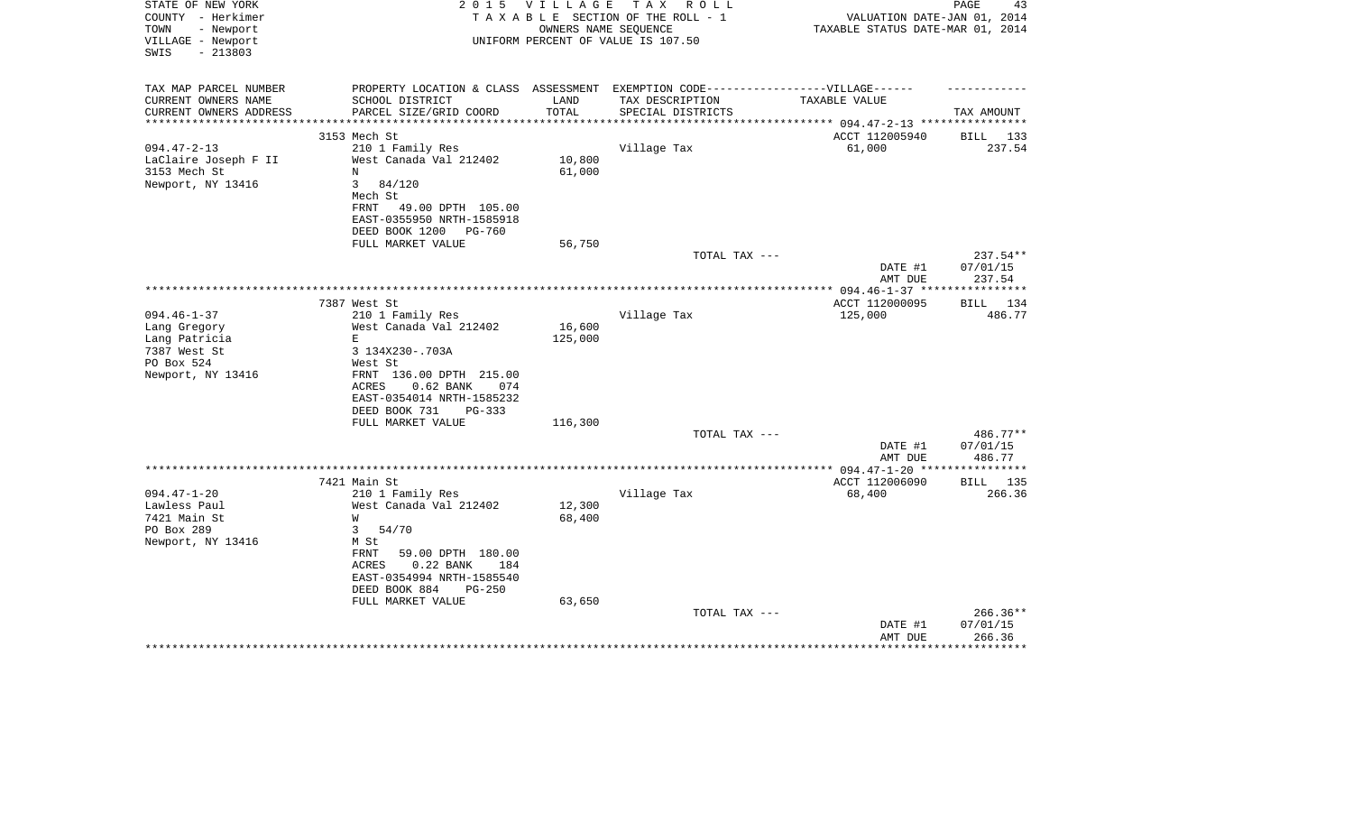STATE OF NEW YORK
COUNTY - Herkimer
TOWN - Newport
VILLAGE - Newport
SWIS - 213803

2015 VILLAGE TAX ROLL
TAXABLE SECTION OF THE ROLL - 1
OWNERS NAME SEQUENCE
UNIFORM PERCENT OF VALUE IS 107.50

VALUATION DATE-JAN 01, 2014
TAXABLE STATUS DATE-MAR 01, 2014

| TAX MAP PARCEL NUMBER / CURRENT OWNERS NAME / CURRENT OWNERS ADDRESS | PROPERTY LOCATION & CLASS / SCHOOL DISTRICT / PARCEL SIZE/GRID COORD | ASSESSMENT LAND / TOTAL | EXEMPTION CODE / TAX DESCRIPTION / SPECIAL DISTRICTS | TAXABLE VALUE | TAX AMOUNT |
|---|---|---|---|---|---|
| | 3153 Mech St | | | ACCT 112005940 | BILL 133 |
| 094.47-2-13 | 210 1 Family Res | | Village Tax | 61,000 | 237.54 |
| LaClaire Joseph F II | West Canada Val 212402 | 10,800 | | | |
| 3153 Mech St | N | 61,000 | | | |
| Newport, NY 13416 | 3 84/120 | | | | |
| | Mech St | | | | |
| | FRNT 49.00 DPTH 105.00 | | | | |
| | EAST-0355950 NRTH-1585918 | | | | |
| | DEED BOOK 1200 PG-760 | | | | |
| | FULL MARKET VALUE | 56,750 | | | |
| | | | TOTAL TAX --- | | 237.54** |
| | | | | DATE #1 | 07/01/15 |
| | | | | AMT DUE | 237.54 |
| | 7387 West St | | | ACCT 112000095 | BILL 134 |
| 094.46-1-37 | 210 1 Family Res | | Village Tax | 125,000 | 486.77 |
| Lang Gregory | West Canada Val 212402 | 16,600 | | | |
| Lang Patricia | E | 125,000 | | | |
| 7387 West St | 3 134X230-.703A | | | | |
| PO Box 524 | West St | | | | |
| Newport, NY 13416 | FRNT 136.00 DPTH 215.00 | | | | |
| | ACRES 0.62 BANK 074 | | | | |
| | EAST-0354014 NRTH-1585232 | | | | |
| | DEED BOOK 731 PG-333 | | | | |
| | FULL MARKET VALUE | 116,300 | | | |
| | | | TOTAL TAX --- | | 486.77** |
| | | | | DATE #1 | 07/01/15 |
| | | | | AMT DUE | 486.77 |
| | 7421 Main St | | | ACCT 112006090 | BILL 135 |
| 094.47-1-20 | 210 1 Family Res | | Village Tax | 68,400 | 266.36 |
| Lawless Paul | West Canada Val 212402 | 12,300 | | | |
| 7421 Main St | W | 68,400 | | | |
| PO Box 289 | 3 54/70 | | | | |
| Newport, NY 13416 | M St | | | | |
| | FRNT 59.00 DPTH 180.00 | | | | |
| | ACRES 0.22 BANK 184 | | | | |
| | EAST-0354994 NRTH-1585540 | | | | |
| | DEED BOOK 884 PG-250 | | | | |
| | FULL MARKET VALUE | 63,650 | | | |
| | | | TOTAL TAX --- | | 266.36** |
| | | | | DATE #1 | 07/01/15 |
| | | | | AMT DUE | 266.36 |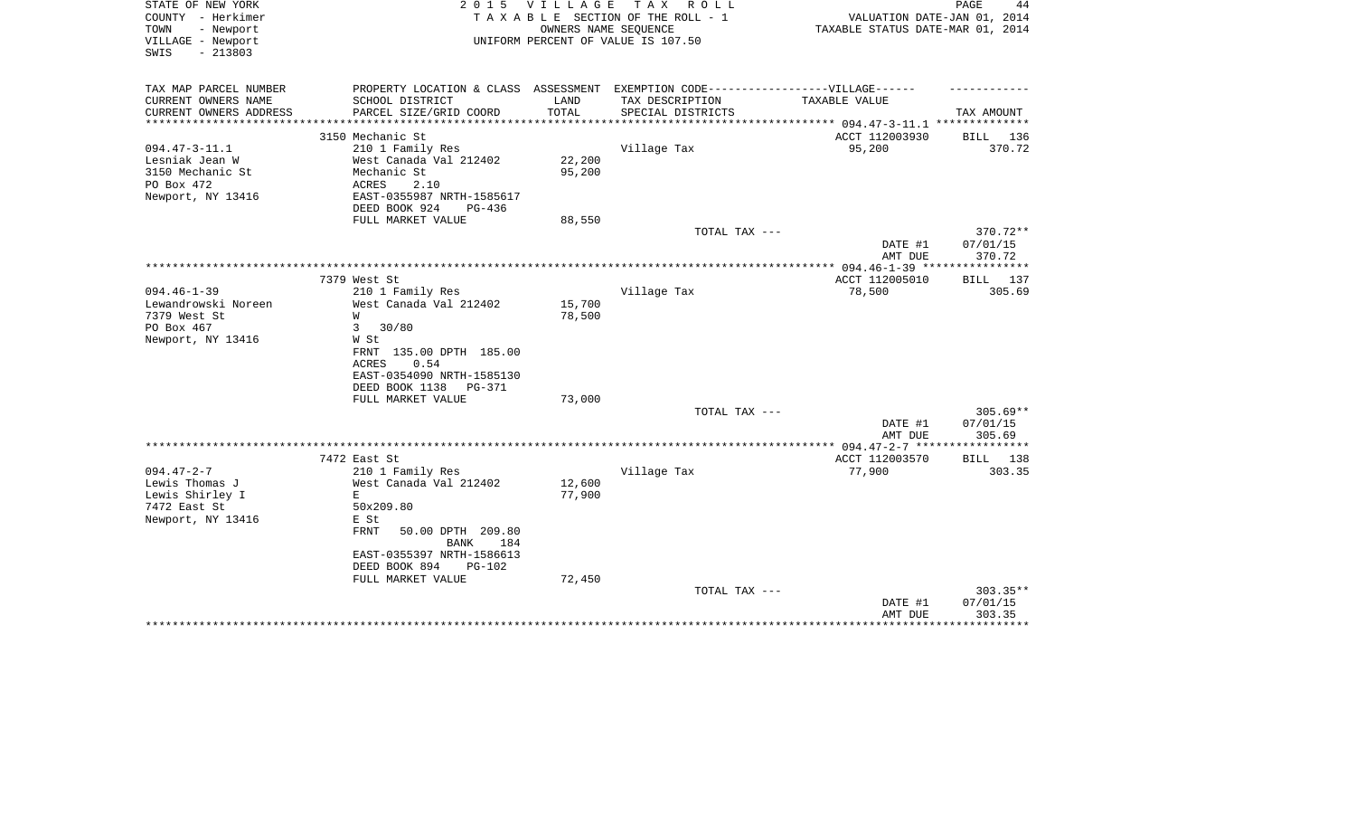STATE OF NEW YORK
COUNTY - Herkimer
TOWN - Newport
VILLAGE - Newport
SWIS - 213803

2 0 1 5 V I L L A G E T A X R O L L
T A X A B L E SECTION OF THE ROLL - 1
OWNERS NAME SEQUENCE
UNIFORM PERCENT OF VALUE IS 107.50

VALUATION DATE-JAN 01, 2014
TAXABLE STATUS DATE-MAR 01, 2014

| TAX MAP PARCEL NUMBER / CURRENT OWNERS NAME / CURRENT OWNERS ADDRESS | PROPERTY LOCATION & CLASS / SCHOOL DISTRICT / PARCEL SIZE/GRID COORD | ASSESSMENT LAND / TOTAL | EXEMPTION CODE / TAX DESCRIPTION / SPECIAL DISTRICTS | TAXABLE VALUE | TAX AMOUNT |
|---|---|---|---|---|---|
| | 3150 Mechanic St | | | ACCT 112003930 | BILL 136 |
| 094.47-3-11.1 | 210 1 Family Res | | Village Tax | 95,200 | 370.72 |
| Lesniak Jean W | West Canada Val 212402 | 22,200 | | | |
| 3150 Mechanic St | Mechanic St | 95,200 | | | |
| PO Box 472 | ACRES 2.10 | | | | |
| Newport, NY 13416 | EAST-0355987 NRTH-1585617 | | | | |
| | DEED BOOK 924 PG-436 | | | | |
| | FULL MARKET VALUE | 88,550 | | | |
| | | | TOTAL TAX --- | | 370.72** |
| | | | | DATE #1 | 07/01/15 |
| | | | | AMT DUE | 370.72 |
| | 7379 West St | | | ACCT 112005010 | BILL 137 |
| 094.46-1-39 | 210 1 Family Res | | Village Tax | 78,500 | 305.69 |
| Lewandrowski Noreen | West Canada Val 212402 | 15,700 | | | |
| 7379 West St | W | 78,500 | | | |
| PO Box 467 | 3 30/80 | | | | |
| Newport, NY 13416 | W St | | | | |
| | FRNT 135.00 DPTH 185.00 | | | | |
| | ACRES 0.54 | | | | |
| | EAST-0354090 NRTH-1585130 | | | | |
| | DEED BOOK 1138 PG-371 | | | | |
| | FULL MARKET VALUE | 73,000 | | | |
| | | | TOTAL TAX --- | | 305.69** |
| | | | | DATE #1 | 07/01/15 |
| | | | | AMT DUE | 305.69 |
| | 7472 East St | | | ACCT 112003570 | BILL 138 |
| 094.47-2-7 | 210 1 Family Res | | Village Tax | 77,900 | 303.35 |
| Lewis Thomas J | West Canada Val 212402 | 12,600 | | | |
| Lewis Shirley I | E | 77,900 | | | |
| 7472 East St | 50x209.80 | | | | |
| Newport, NY 13416 | E St | | | | |
| | FRNT 50.00 DPTH 209.80 | | | | |
| | BANK 184 | | | | |
| | EAST-0355397 NRTH-1586613 | | | | |
| | DEED BOOK 894 PG-102 | | | | |
| | FULL MARKET VALUE | 72,450 | | | |
| | | | TOTAL TAX --- | | 303.35** |
| | | | | DATE #1 | 07/01/15 |
| | | | | AMT DUE | 303.35 |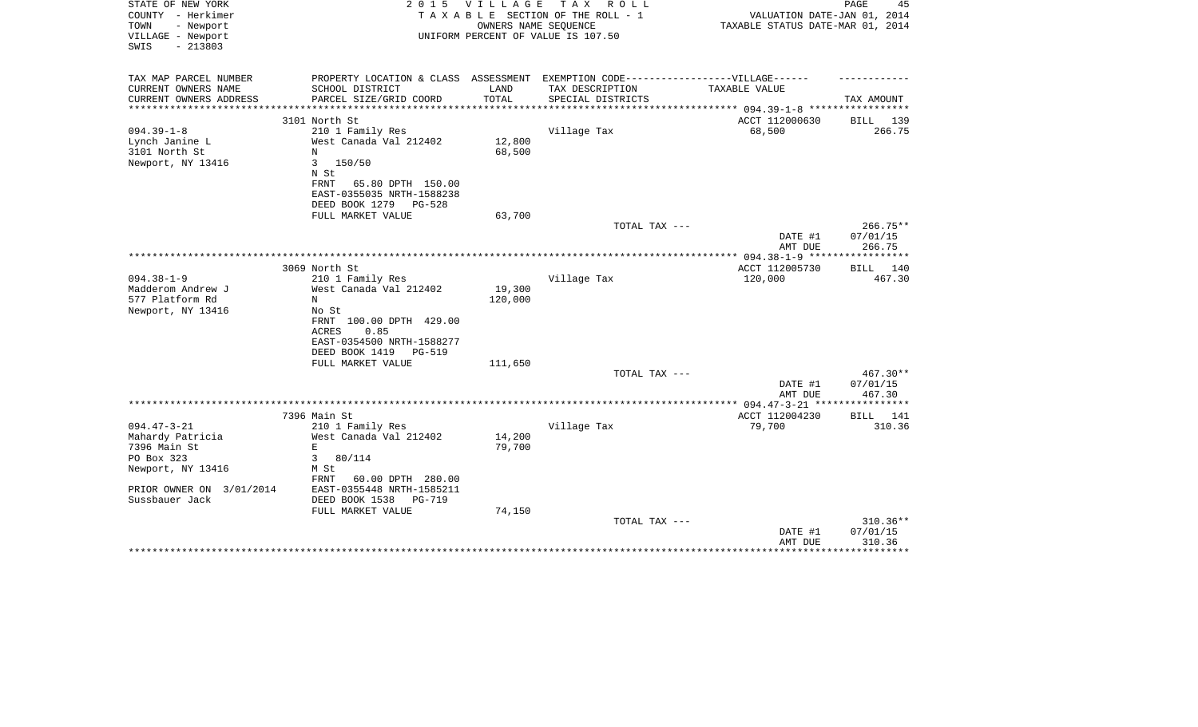STATE OF NEW YORK — COUNTY - Herkimer — TOWN - Newport — VILLAGE - Newport — SWIS - 213803

2015 VILLAGE TAX ROLL
TAXABLE SECTION OF THE ROLL - 1
OWNERS NAME SEQUENCE
UNIFORM PERCENT OF VALUE IS 107.50

VALUATION DATE-JAN 01, 2014
TAXABLE STATUS DATE-MAR 01, 2014

| TAX MAP PARCEL NUMBER / CURRENT OWNERS NAME / CURRENT OWNERS ADDRESS | PROPERTY LOCATION & CLASS / SCHOOL DISTRICT / PARCEL SIZE/GRID COORD | ASSESSMENT LAND / TOTAL | EXEMPTION CODE / TAX DESCRIPTION / SPECIAL DISTRICTS | VILLAGE TAXABLE VALUE | TAX AMOUNT |
|---|---|---|---|---|---|
| **094.39-1-8** | 3101 North St | | | ACCT 112000630 | BILL 139 |
| Lynch Janine L | 210 1 Family Res | | Village Tax | 68,500 | 266.75 |
| 3101 North St | West Canada Val 212402 | 12,800 | | | |
| Newport, NY 13416 | N | 68,500 | | | |
| | 3 150/50 | | | | |
| | N St | | | | |
| | FRNT 65.80 DPTH 150.00 | | | | |
| | EAST-0355035 NRTH-1588238 | | | | |
| | DEED BOOK 1279 PG-528 | | | | |
| | FULL MARKET VALUE | 63,700 | | | |
| | | | TOTAL TAX --- | | 266.75** |
| | | | | DATE #1 | 07/01/15 |
| | | | | AMT DUE | 266.75 |
| **094.38-1-9** | 3069 North St | | | ACCT 112005730 | BILL 140 |
| Madderom Andrew J | 210 1 Family Res | | Village Tax | 120,000 | 467.30 |
| 577 Platform Rd | West Canada Val 212402 | 19,300 | | | |
| Newport, NY 13416 | N | 120,000 | | | |
| | No St | | | | |
| | FRNT 100.00 DPTH 429.00 | | | | |
| | ACRES 0.85 | | | | |
| | EAST-0354500 NRTH-1588277 | | | | |
| | DEED BOOK 1419 PG-519 | | | | |
| | FULL MARKET VALUE | 111,650 | | | |
| | | | TOTAL TAX --- | | 467.30** |
| | | | | DATE #1 | 07/01/15 |
| | | | | AMT DUE | 467.30 |
| **094.47-3-21** | 7396 Main St | | | ACCT 112004230 | BILL 141 |
| Mahardy Patricia | 210 1 Family Res | | Village Tax | 79,700 | 310.36 |
| 7396 Main St | West Canada Val 212402 | 14,200 | | | |
| PO Box 323 | E | 79,700 | | | |
| Newport, NY 13416 | 3 80/114 | | | | |
| | M St | | | | |
| | FRNT 60.00 DPTH 280.00 | | | | |
| PRIOR OWNER ON 3/01/2014 | EAST-0355448 NRTH-1585211 | | | | |
| Sussbauer Jack | DEED BOOK 1538 PG-719 | | | | |
| | FULL MARKET VALUE | 74,150 | | | |
| | | | TOTAL TAX --- | | 310.36** |
| | | | | DATE #1 | 07/01/15 |
| | | | | AMT DUE | 310.36 |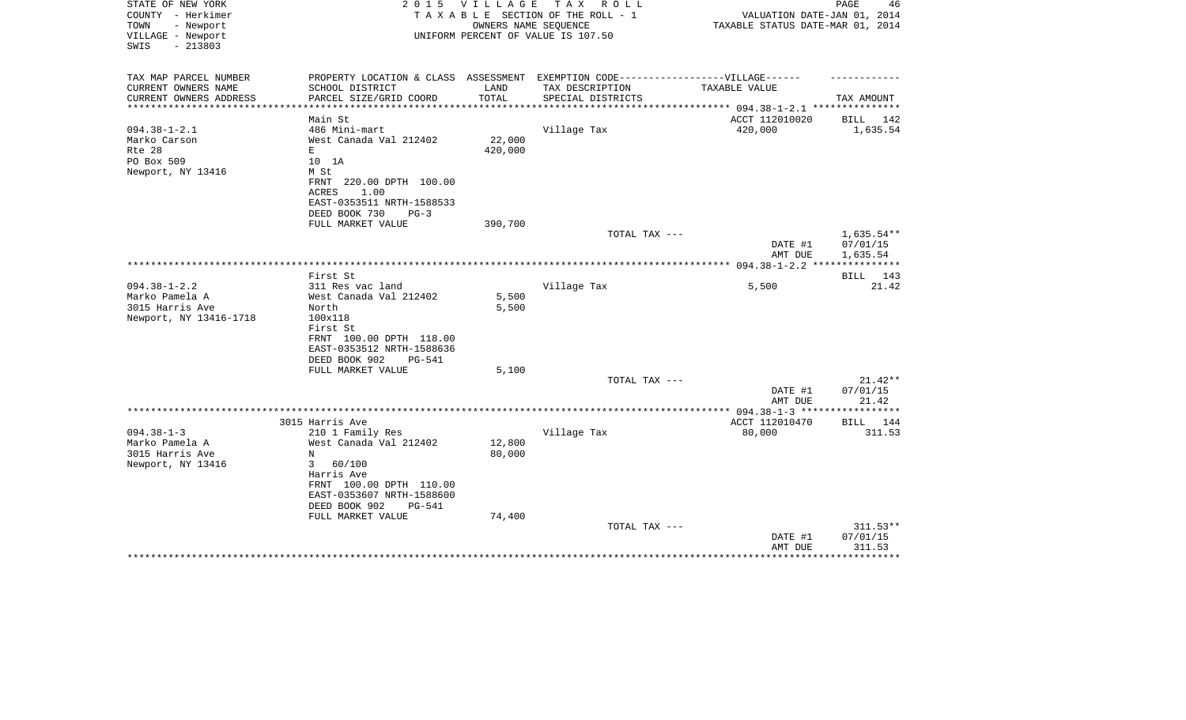STATE OF NEW YORK
COUNTY - Herkimer
TOWN - Newport
VILLAGE - Newport
SWIS - 213803

2 0 1 5 V I L L A G E T A X R O L L
T A X A B L E SECTION OF THE ROLL - 1
OWNERS NAME SEQUENCE
UNIFORM PERCENT OF VALUE IS 107.50

VALUATION DATE-JAN 01, 2014
TAXABLE STATUS DATE-MAR 01, 2014

| TAX MAP PARCEL NUMBER / CURRENT OWNERS NAME / CURRENT OWNERS ADDRESS | PROPERTY LOCATION & CLASS / SCHOOL DISTRICT / PARCEL SIZE/GRID COORD | ASSESSMENT LAND / TOTAL | EXEMPTION CODE / TAX DESCRIPTION / SPECIAL DISTRICTS | TAXABLE VALUE | TAX AMOUNT |
|---|---|---|---|---|---|
| 094.38-1-2.1 | Main St | | | ACCT 112010020 | BILL 142 |
| | 486 Mini-mart | | Village Tax | 420,000 | 1,635.54 |
| Marko Carson | West Canada Val 212402 | 22,000 | | | |
| Rte 28 | E | 420,000 | | | |
| PO Box 509 | 10 1A | | | | |
| Newport, NY 13416 | M St | | | | |
| | FRNT 220.00 DPTH 100.00 | | | | |
| | ACRES 1.00 | | | | |
| | EAST-0353511 NRTH-1588533 | | | | |
| | DEED BOOK 730 PG-3 | | | | |
| | FULL MARKET VALUE | 390,700 | | | |
| | | | TOTAL TAX --- | | 1,635.54** |
| | | | | DATE #1 | 07/01/15 |
| | | | | AMT DUE | 1,635.54 |
| 094.38-1-2.2 | First St | | | | BILL 143 |
| | 311 Res vac land | | Village Tax | 5,500 | 21.42 |
| Marko Pamela A | West Canada Val 212402 | 5,500 | | | |
| 3015 Harris Ave | North | 5,500 | | | |
| Newport, NY 13416-1718 | 100x118 | | | | |
| | First St | | | | |
| | FRNT 100.00 DPTH 118.00 | | | | |
| | EAST-0353512 NRTH-1588636 | | | | |
| | DEED BOOK 902 PG-541 | | | | |
| | FULL MARKET VALUE | 5,100 | | | |
| | | | TOTAL TAX --- | | 21.42** |
| | | | | DATE #1 | 07/01/15 |
| | | | | AMT DUE | 21.42 |
| 094.38-1-3 | 3015 Harris Ave | | | ACCT 112010470 | BILL 144 |
| | 210 1 Family Res | | Village Tax | 80,000 | 311.53 |
| Marko Pamela A | West Canada Val 212402 | 12,800 | | | |
| 3015 Harris Ave | N | 80,000 | | | |
| Newport, NY 13416 | 3 60/100 | | | | |
| | Harris Ave | | | | |
| | FRNT 100.00 DPTH 110.00 | | | | |
| | EAST-0353607 NRTH-1588600 | | | | |
| | DEED BOOK 902 PG-541 | | | | |
| | FULL MARKET VALUE | 74,400 | | | |
| | | | TOTAL TAX --- | | 311.53** |
| | | | | DATE #1 | 07/01/15 |
| | | | | AMT DUE | 311.53 |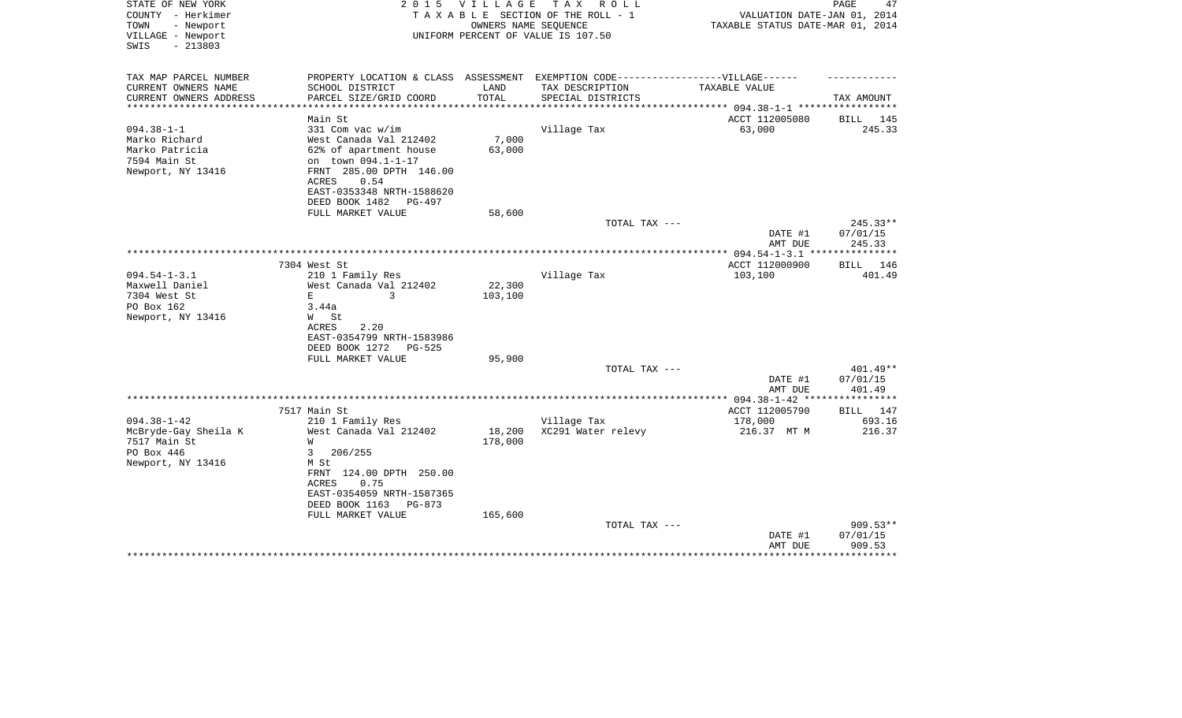STATE OF NEW YORK
COUNTY - Herkimer
TOWN - Newport
VILLAGE - Newport
SWIS - 213803

2 0 1 5 V I L L A G E T A X R O L L
T A X A B L E SECTION OF THE ROLL - 1
OWNERS NAME SEQUENCE
UNIFORM PERCENT OF VALUE IS 107.50

VALUATION DATE-JAN 01, 2014
TAXABLE STATUS DATE-MAR 01, 2014

| TAX MAP PARCEL NUMBER<br>CURRENT OWNERS NAME<br>CURRENT OWNERS ADDRESS | PROPERTY LOCATION & CLASS<br>SCHOOL DISTRICT<br>PARCEL SIZE/GRID COORD | ASSESSMENT<br>LAND<br>TOTAL | EXEMPTION CODE------VILLAGE------<br>TAX DESCRIPTION<br>SPECIAL DISTRICTS | TAXABLE VALUE | TAX AMOUNT |
|---|---|---|---|---|---|
| **094.38-1-1** | Main St | | | ACCT 112005080 | BILL 145 |
| 094.38-1-1 | 331 Com vac w/im | | Village Tax | 63,000 | 245.33 |
| Marko Richard | West Canada Val 212402 | 7,000 | | | |
| Marko Patricia | 62% of apartment house | 63,000 | | | |
| 7594 Main St | on town 094.1-1-17 | | | | |
| Newport, NY 13416 | FRNT 285.00 DPTH 146.00 | | | | |
| | ACRES 0.54 | | | | |
| | EAST-0353348 NRTH-1588620 | | | | |
| | DEED BOOK 1482 PG-497 | | | | |
| | FULL MARKET VALUE | 58,600 | | | |
| | | | TOTAL TAX --- | | 245.33** |
| | | | | DATE #1 | 07/01/15 |
| | | | | AMT DUE | 245.33 |
| **094.54-1-3.1** | 7304 West St | | | ACCT 112000900 | BILL 146 |
| 094.54-1-3.1 | 210 1 Family Res | | Village Tax | 103,100 | 401.49 |
| Maxwell Daniel | West Canada Val 212402 | 22,300 | | | |
| 7304 West St | E 3 | 103,100 | | | |
| PO Box 162 | 3.44a | | | | |
| Newport, NY 13416 | W St | | | | |
| | ACRES 2.20 | | | | |
| | EAST-0354799 NRTH-1583986 | | | | |
| | DEED BOOK 1272 PG-525 | | | | |
| | FULL MARKET VALUE | 95,900 | | | |
| | | | TOTAL TAX --- | | 401.49** |
| | | | | DATE #1 | 07/01/15 |
| | | | | AMT DUE | 401.49 |
| **094.38-1-42** | 7517 Main St | | | ACCT 112005790 | BILL 147 |
| 094.38-1-42 | 210 1 Family Res | | Village Tax | 178,000 | 693.16 |
| McBryde-Gay Sheila K | West Canada Val 212402 | 18,200 | XC291 Water relevy | 216.37 MT M | 216.37 |
| 7517 Main St | W | 178,000 | | | |
| PO Box 446 | 3 206/255 | | | | |
| Newport, NY 13416 | M St | | | | |
| | FRNT 124.00 DPTH 250.00 | | | | |
| | ACRES 0.75 | | | | |
| | EAST-0354059 NRTH-1587365 | | | | |
| | DEED BOOK 1163 PG-873 | | | | |
| | FULL MARKET VALUE | 165,600 | | | |
| | | | TOTAL TAX --- | | 909.53** |
| | | | | DATE #1 | 07/01/15 |
| | | | | AMT DUE | 909.53 |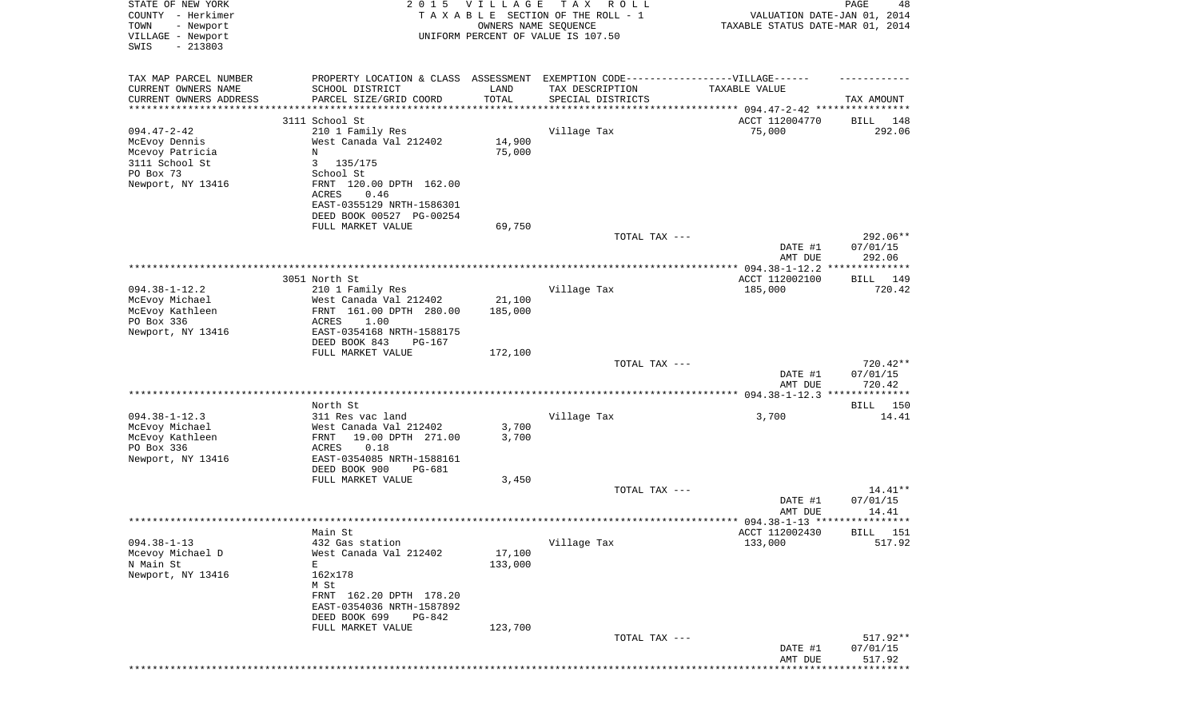STATE OF NEW YORK
COUNTY - Herkimer
TOWN - Newport
VILLAGE - Newport
SWIS - 213803

2015 VILLAGE TAX ROLL
TAXABLE SECTION OF THE ROLL - 1
OWNERS NAME SEQUENCE
UNIFORM PERCENT OF VALUE IS 107.50

VALUATION DATE-JAN 01, 2014
TAXABLE STATUS DATE-MAR 01, 2014

| TAX MAP PARCEL NUMBER<br>CURRENT OWNERS NAME<br>CURRENT OWNERS ADDRESS | PROPERTY LOCATION & CLASS<br>SCHOOL DISTRICT<br>PARCEL SIZE/GRID COORD | ASSESSMENT<br>LAND<br>TOTAL | EXEMPTION CODE------VILLAGE------<br>TAX DESCRIPTION<br>SPECIAL DISTRICTS | TAXABLE VALUE | TAX AMOUNT |
|---|---|---|---|---|---|
| **094.47-2-42** | 3111 School St | | | ACCT 112004770 | BILL 148 |
| 094.47-2-42 | 210 1 Family Res | | Village Tax | 75,000 | 292.06 |
| McEvoy Dennis | West Canada Val 212402 | 14,900 | | | |
| Mcevoy Patricia | N | 75,000 | | | |
| 3111 School St | 3 135/175 | | | | |
| PO Box 73 | School St | | | | |
| Newport, NY 13416 | FRNT 120.00 DPTH 162.00 | | | | |
| | ACRES 0.46 | | | | |
| | EAST-0355129 NRTH-1586301 | | | | |
| | DEED BOOK 00527 PG-00254 | | | | |
| | FULL MARKET VALUE | 69,750 | | | |
| | | | TOTAL TAX --- | | 292.06** |
| | | | | DATE #1 | 07/01/15 |
| | | | | AMT DUE | 292.06 |
| **094.38-1-12.2** | 3051 North St | | | ACCT 112002100 | BILL 149 |
| 094.38-1-12.2 | 210 1 Family Res | | Village Tax | 185,000 | 720.42 |
| McEvoy Michael | West Canada Val 212402 | 21,100 | | | |
| McEvoy Kathleen | FRNT 161.00 DPTH 280.00 | 185,000 | | | |
| PO Box 336 | ACRES 1.00 | | | | |
| Newport, NY 13416 | EAST-0354168 NRTH-1588175 | | | | |
| | DEED BOOK 843 PG-167 | | | | |
| | FULL MARKET VALUE | 172,100 | | | |
| | | | TOTAL TAX --- | | 720.42** |
| | | | | DATE #1 | 07/01/15 |
| | | | | AMT DUE | 720.42 |
| **094.38-1-12.3** | North St | | | | BILL 150 |
| 094.38-1-12.3 | 311 Res vac land | | Village Tax | 3,700 | 14.41 |
| McEvoy Michael | West Canada Val 212402 | 3,700 | | | |
| McEvoy Kathleen | FRNT 19.00 DPTH 271.00 | 3,700 | | | |
| PO Box 336 | ACRES 0.18 | | | | |
| Newport, NY 13416 | EAST-0354085 NRTH-1588161 | | | | |
| | DEED BOOK 900 PG-681 | | | | |
| | FULL MARKET VALUE | 3,450 | | | |
| | | | TOTAL TAX --- | | 14.41** |
| | | | | DATE #1 | 07/01/15 |
| | | | | AMT DUE | 14.41 |
| **094.38-1-13** | Main St | | | ACCT 112002430 | BILL 151 |
| 094.38-1-13 | 432 Gas station | | Village Tax | 133,000 | 517.92 |
| Mcevoy Michael D | West Canada Val 212402 | 17,100 | | | |
| N Main St | E | 133,000 | | | |
| Newport, NY 13416 | 162x178 | | | | |
| | M St | | | | |
| | FRNT 162.20 DPTH 178.20 | | | | |
| | EAST-0354036 NRTH-1587892 | | | | |
| | DEED BOOK 699 PG-842 | | | | |
| | FULL MARKET VALUE | 123,700 | | | |
| | | | TOTAL TAX --- | | 517.92** |
| | | | | DATE #1 | 07/01/15 |
| | | | | AMT DUE | 517.92 |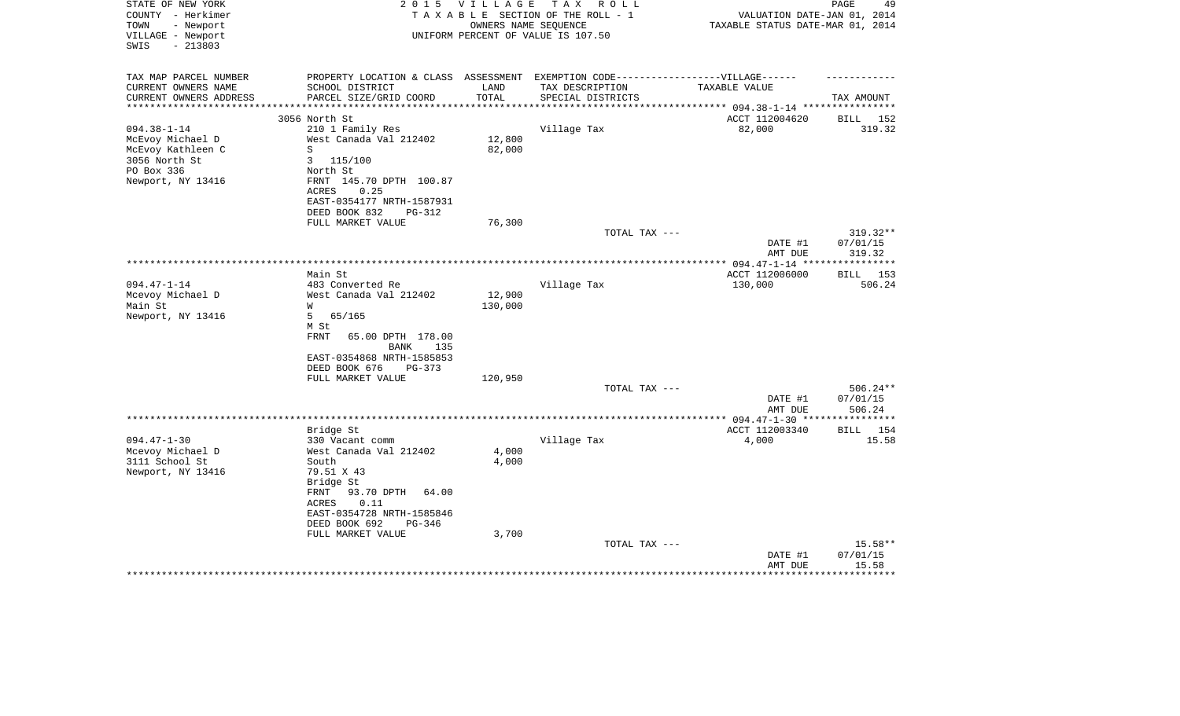STATE OF NEW YORK
COUNTY - Herkimer
TOWN - Newport
VILLAGE - Newport
SWIS - 213803

2 0 1 5 V I L L A G E T A X R O L L
T A X A B L E SECTION OF THE ROLL - 1
OWNERS NAME SEQUENCE
UNIFORM PERCENT OF VALUE IS 107.50

VALUATION DATE-JAN 01, 2014
TAXABLE STATUS DATE-MAR 01, 2014

| TAX MAP PARCEL NUMBER<br>CURRENT OWNERS NAME<br>CURRENT OWNERS ADDRESS | PROPERTY LOCATION & CLASS<br>SCHOOL DISTRICT<br>PARCEL SIZE/GRID COORD | ASSESSMENT<br>LAND<br>TOTAL | EXEMPTION CODE------VILLAGE------<br>TAX DESCRIPTION<br>SPECIAL DISTRICTS | TAXABLE VALUE | TAX AMOUNT |
|---|---|---|---|---|---|
| | 3056 North St | | | ACCT 112004620 | BILL 152 |
| 094.38-1-14 | 210 1 Family Res | | Village Tax | 82,000 | 319.32 |
| McEvoy Michael D | West Canada Val 212402 | 12,800 | | | |
| McEvoy Kathleen C | S | 82,000 | | | |
| 3056 North St | 3 115/100 | | | | |
| PO Box 336 | North St | | | | |
| Newport, NY 13416 | FRNT 145.70 DPTH 100.87 | | | | |
| | ACRES 0.25 | | | | |
| | EAST-0354177 NRTH-1587931 | | | | |
| | DEED BOOK 832 PG-312 | | | | |
| | FULL MARKET VALUE | 76,300 | | | |
| | | | TOTAL TAX --- | | 319.32** |
| | | | | DATE #1 | 07/01/15 |
| | | | | AMT DUE | 319.32 |
| | Main St | | | ACCT 112006000 | BILL 153 |
| 094.47-1-14 | 483 Converted Re | | Village Tax | 130,000 | 506.24 |
| Mcevoy Michael D | West Canada Val 212402 | 12,900 | | | |
| Main St | W | 130,000 | | | |
| Newport, NY 13416 | 5 65/165 | | | | |
| | M St | | | | |
| | FRNT 65.00 DPTH 178.00 | | | | |
| | BANK 135 | | | | |
| | EAST-0354868 NRTH-1585853 | | | | |
| | DEED BOOK 676 PG-373 | | | | |
| | FULL MARKET VALUE | 120,950 | | | |
| | | | TOTAL TAX --- | | 506.24** |
| | | | | DATE #1 | 07/01/15 |
| | | | | AMT DUE | 506.24 |
| | Bridge St | | | ACCT 112003340 | BILL 154 |
| 094.47-1-30 | 330 Vacant comm | | Village Tax | 4,000 | 15.58 |
| Mcevoy Michael D | West Canada Val 212402 | 4,000 | | | |
| 3111 School St | South | 4,000 | | | |
| Newport, NY 13416 | 79.51 X 43 | | | | |
| | Bridge St | | | | |
| | FRNT 93.70 DPTH 64.00 | | | | |
| | ACRES 0.11 | | | | |
| | EAST-0354728 NRTH-1585846 | | | | |
| | DEED BOOK 692 PG-346 | | | | |
| | FULL MARKET VALUE | 3,700 | | | |
| | | | TOTAL TAX --- | | 15.58** |
| | | | | DATE #1 | 07/01/15 |
| | | | | AMT DUE | 15.58 |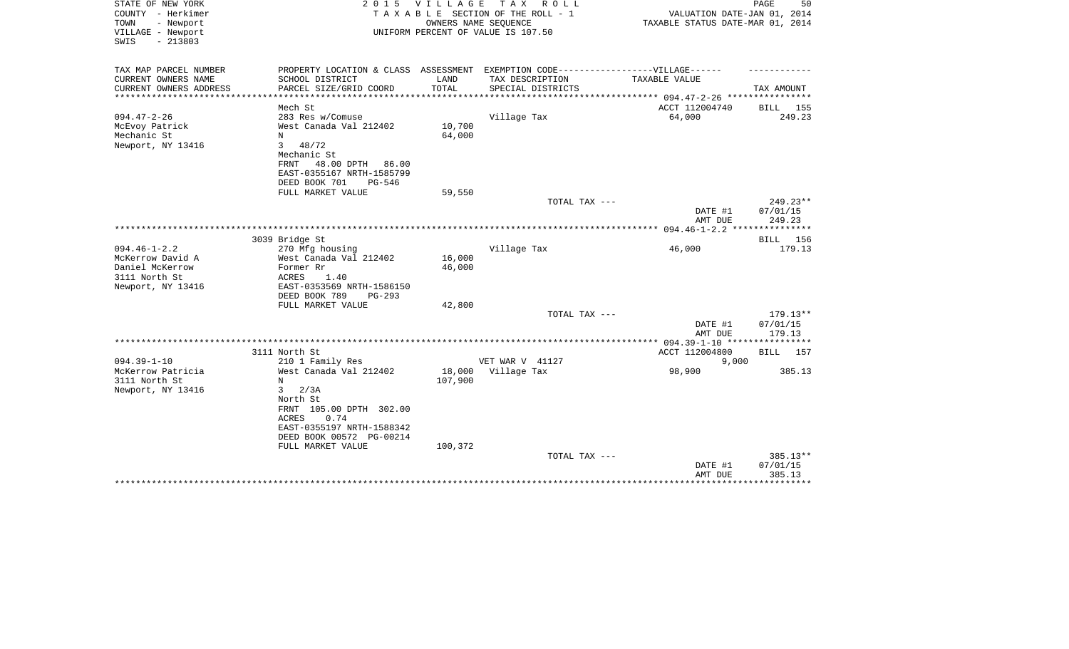STATE OF NEW YORK
COUNTY - Herkimer
TOWN - Newport
VILLAGE - Newport
SWIS - 213803

2015 VILLAGE TAX ROLL
TAXABLE SECTION OF THE ROLL - 1
OWNERS NAME SEQUENCE
UNIFORM PERCENT OF VALUE IS 107.50

VALUATION DATE-JAN 01, 2014
TAXABLE STATUS DATE-MAR 01, 2014

| TAX MAP PARCEL NUMBER / CURRENT OWNERS NAME / CURRENT OWNERS ADDRESS | PROPERTY LOCATION & CLASS / SCHOOL DISTRICT / PARCEL SIZE/GRID COORD | ASSESSMENT LAND / TOTAL | EXEMPTION CODE / TAX DESCRIPTION / SPECIAL DISTRICTS | TAXABLE VALUE | TAX AMOUNT |
|---|---|---|---|---|---|
| **094.47-2-26** | Mech St | | | ACCT 112004740 | BILL 155 |
| 094.47-2-26 | 283 Res w/Comuse | | Village Tax | 64,000 | 249.23 |
| McEvoy Patrick | West Canada Val 212402 | 10,700 | | | |
| Mechanic St | N | 64,000 | | | |
| Newport, NY 13416 | 3 48/72 | | | | |
| | Mechanic St | | | | |
| | FRNT 48.00 DPTH 86.00 | | | | |
| | EAST-0355167 NRTH-1585799 | | | | |
| | DEED BOOK 701 PG-546 | | | | |
| | FULL MARKET VALUE | 59,550 | | | |
| | | | TOTAL TAX --- | | 249.23** |
| | | | | DATE #1 | 07/01/15 |
| | | | | AMT DUE | 249.23 |
| **094.46-1-2.2** | 3039 Bridge St | | | | BILL 156 |
| 094.46-1-2.2 | 270 Mfg housing | | Village Tax | 46,000 | 179.13 |
| McKerrow David A | West Canada Val 212402 | 16,000 | | | |
| Daniel McKerrow | Former Rr | 46,000 | | | |
| 3111 North St | ACRES 1.40 | | | | |
| Newport, NY 13416 | EAST-0353569 NRTH-1586150 | | | | |
| | DEED BOOK 789 PG-293 | | | | |
| | FULL MARKET VALUE | 42,800 | | | |
| | | | TOTAL TAX --- | | 179.13** |
| | | | | DATE #1 | 07/01/15 |
| | | | | AMT DUE | 179.13 |
| **094.39-1-10** | 3111 North St | | | ACCT 112004800 | BILL 157 |
| 094.39-1-10 | 210 1 Family Res | | VET WAR V 41127 | 9,000 | |
| McKerrow Patricia | West Canada Val 212402 | 18,000 | Village Tax | 98,900 | 385.13 |
| 3111 North St | N | 107,900 | | | |
| Newport, NY 13416 | 3 2/3A | | | | |
| | North St | | | | |
| | FRNT 105.00 DPTH 302.00 | | | | |
| | ACRES 0.74 | | | | |
| | EAST-0355197 NRTH-1588342 | | | | |
| | DEED BOOK 00572 PG-00214 | | | | |
| | FULL MARKET VALUE | 100,372 | | | |
| | | | TOTAL TAX --- | | 385.13** |
| | | | | DATE #1 | 07/01/15 |
| | | | | AMT DUE | 385.13 |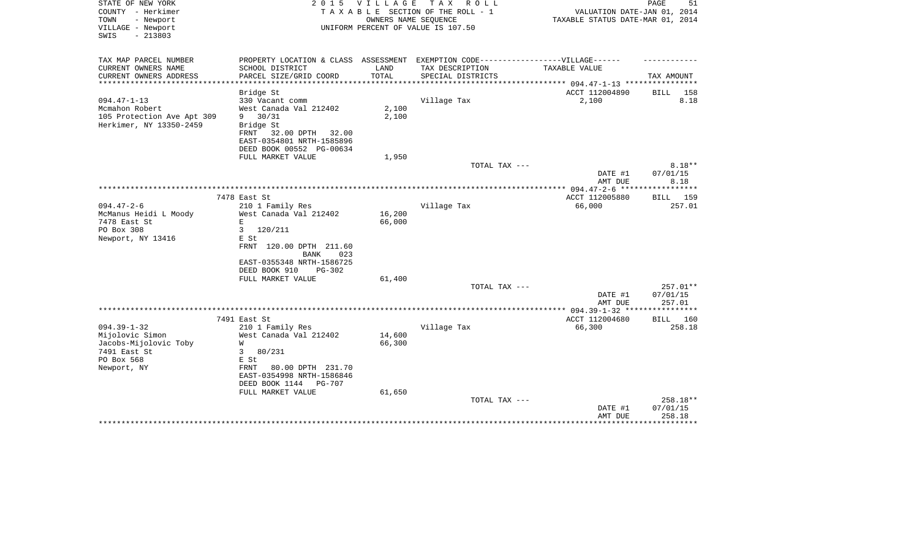STATE OF NEW YORK
COUNTY - Herkimer
TOWN - Newport
VILLAGE - Newport
SWIS - 213803

2 0 1 5 V I L L A G E T A X R O L L
T A X A B L E SECTION OF THE ROLL - 1
OWNERS NAME SEQUENCE
UNIFORM PERCENT OF VALUE IS 107.50

VALUATION DATE-JAN 01, 2014
TAXABLE STATUS DATE-MAR 01, 2014

| TAX MAP PARCEL NUMBER<br>CURRENT OWNERS NAME<br>CURRENT OWNERS ADDRESS | PROPERTY LOCATION & CLASS<br>SCHOOL DISTRICT<br>PARCEL SIZE/GRID COORD | ASSESSMENT<br>LAND<br>TOTAL | EXEMPTION CODE------VILLAGE------<br>TAX DESCRIPTION<br>SPECIAL DISTRICTS | TAXABLE VALUE | TAX AMOUNT |
|---|---|---|---|---|---|
| 094.47-1-13 | Bridge St | | | ACCT 112004890 | BILL 158 |
| | 330 Vacant comm | | Village Tax | 2,100 | 8.18 |
| Mcmahon Robert | West Canada Val 212402 | 2,100 | | | |
| 105 Protection Ave Apt 309 | 9 30/31 | 2,100 | | | |
| Herkimer, NY 13350-2459 | Bridge St | | | | |
| | FRNT 32.00 DPTH 32.00 | | | | |
| | EAST-0354801 NRTH-1585896 | | | | |
| | DEED BOOK 00552 PG-00634 | | | | |
| | FULL MARKET VALUE | 1,950 | | | |
| | | | TOTAL TAX --- | | 8.18** |
| | | | | DATE #1 | 07/01/15 |
| | | | | AMT DUE | 8.18 |
| 094.47-2-6 | 7478 East St | | | ACCT 112005880 | BILL 159 |
| | 210 1 Family Res | | Village Tax | 66,000 | 257.01 |
| McManus Heidi L Moody | West Canada Val 212402 | 16,200 | | | |
| 7478 East St | E | 66,000 | | | |
| PO Box 308 | 3 120/211 | | | | |
| Newport, NY 13416 | E St | | | | |
| | FRNT 120.00 DPTH 211.60 | | | | |
| | BANK 023 | | | | |
| | EAST-0355348 NRTH-1586725 | | | | |
| | DEED BOOK 910 PG-302 | | | | |
| | FULL MARKET VALUE | 61,400 | | | |
| | | | TOTAL TAX --- | | 257.01** |
| | | | | DATE #1 | 07/01/15 |
| | | | | AMT DUE | 257.01 |
| 094.39-1-32 | 7491 East St | | | ACCT 112004680 | BILL 160 |
| | 210 1 Family Res | | Village Tax | 66,300 | 258.18 |
| Mijolovic Simon | West Canada Val 212402 | 14,600 | | | |
| Jacobs-Mijolovic Toby | W | 66,300 | | | |
| 7491 East St | 3 80/231 | | | | |
| PO Box 568 | E St | | | | |
| Newport, NY | FRNT 80.00 DPTH 231.70 | | | | |
| | EAST-0354998 NRTH-1586846 | | | | |
| | DEED BOOK 1144 PG-707 | | | | |
| | FULL MARKET VALUE | 61,650 | | | |
| | | | TOTAL TAX --- | | 258.18** |
| | | | | DATE #1 | 07/01/15 |
| | | | | AMT DUE | 258.18 |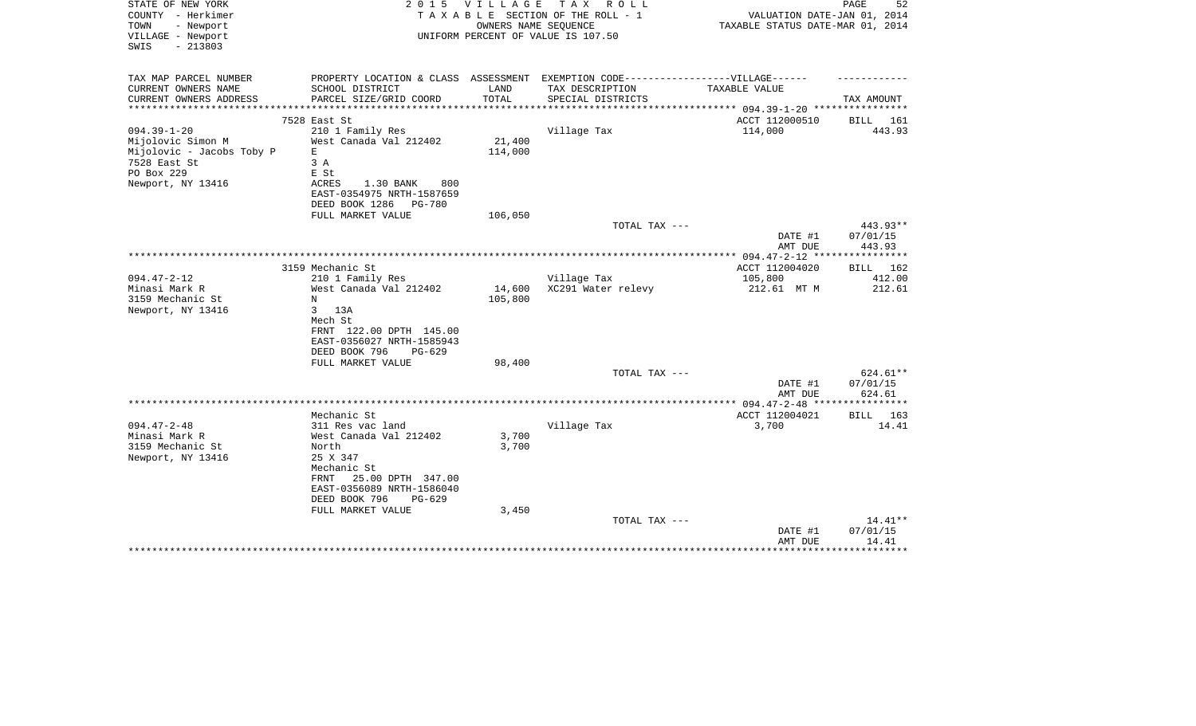STATE OF NEW YORK
COUNTY - Herkimer
TOWN - Newport
VILLAGE - Newport
SWIS - 213803

2 0 1 5 V I L L A G E T A X R O L L
T A X A B L E SECTION OF THE ROLL - 1
OWNERS NAME SEQUENCE
UNIFORM PERCENT OF VALUE IS 107.50

VALUATION DATE-JAN 01, 2014
TAXABLE STATUS DATE-MAR 01, 2014

| TAX MAP PARCEL NUMBER<br>CURRENT OWNERS NAME<br>CURRENT OWNERS ADDRESS | PROPERTY LOCATION & CLASS<br>SCHOOL DISTRICT<br>PARCEL SIZE/GRID COORD | ASSESSMENT<br>LAND<br>TOTAL | EXEMPTION CODE------------------VILLAGE------<br>TAX DESCRIPTION<br>SPECIAL DISTRICTS | TAXABLE VALUE | TAX AMOUNT |
|---|---|---|---|---|---|
| ******** 094.39-1-20 ******** | | | | | |
| | 7528 East St | | | ACCT 112000510 | BILL 161 |
| 094.39-1-20 | 210 1 Family Res | | Village Tax | 114,000 | 443.93 |
| Mijolovic Simon M | West Canada Val 212402 | 21,400 | | | |
| Mijolovic - Jacobs Toby P | E | 114,000 | | | |
| 7528 East St | 3 A | | | | |
| PO Box 229 | E St | | | | |
| Newport, NY 13416 | ACRES 1.30 BANK 800 | | | | |
| | EAST-0354975 NRTH-1587659 | | | | |
| | DEED BOOK 1286 PG-780 | | | | |
| | FULL MARKET VALUE | 106,050 | | | |
| | | | TOTAL TAX --- | | 443.93** |
| | | | | DATE #1 | 07/01/15 |
| | | | | AMT DUE | 443.93 |
| ******** 094.47-2-12 ******** | | | | | |
| | 3159 Mechanic St | | | ACCT 112004020 | BILL 162 |
| 094.47-2-12 | 210 1 Family Res | | Village Tax | 105,800 | 412.00 |
| Minasi Mark R | West Canada Val 212402 | 14,600 | XC291 Water relevy | 212.61 MT M | 212.61 |
| 3159 Mechanic St | N | 105,800 | | | |
| Newport, NY 13416 | 3 13A | | | | |
| | Mech St | | | | |
| | FRNT 122.00 DPTH 145.00 | | | | |
| | EAST-0356027 NRTH-1585943 | | | | |
| | DEED BOOK 796 PG-629 | | | | |
| | FULL MARKET VALUE | 98,400 | | | |
| | | | TOTAL TAX --- | | 624.61** |
| | | | | DATE #1 | 07/01/15 |
| | | | | AMT DUE | 624.61 |
| ******** 094.47-2-48 ******** | | | | | |
| | Mechanic St | | | ACCT 112004021 | BILL 163 |
| 094.47-2-48 | 311 Res vac land | | Village Tax | 3,700 | 14.41 |
| Minasi Mark R | West Canada Val 212402 | 3,700 | | | |
| 3159 Mechanic St | North | 3,700 | | | |
| Newport, NY 13416 | 25 X 347 | | | | |
| | Mechanic St | | | | |
| | FRNT 25.00 DPTH 347.00 | | | | |
| | EAST-0356089 NRTH-1586040 | | | | |
| | DEED BOOK 796 PG-629 | | | | |
| | FULL MARKET VALUE | 3,450 | | | |
| | | | TOTAL TAX --- | | 14.41** |
| | | | | DATE #1 | 07/01/15 |
| | | | | AMT DUE | 14.41 |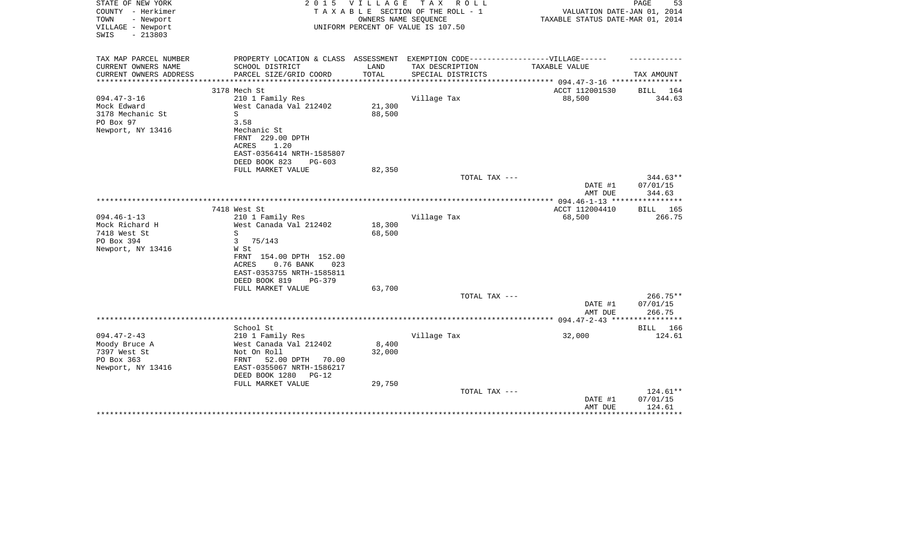STATE OF NEW YORK
COUNTY - Herkimer
TOWN - Newport
VILLAGE - Newport
SWIS - 213803

2 0 1 5 V I L L A G E T A X R O L L
T A X A B L E SECTION OF THE ROLL - 1
OWNERS NAME SEQUENCE
UNIFORM PERCENT OF VALUE IS 107.50

VALUATION DATE-JAN 01, 2014
TAXABLE STATUS DATE-MAR 01, 2014

| TAX MAP PARCEL NUMBER<br>CURRENT OWNERS NAME<br>CURRENT OWNERS ADDRESS | PROPERTY LOCATION & CLASS<br>SCHOOL DISTRICT<br>PARCEL SIZE/GRID COORD | ASSESSMENT<br>LAND<br>TOTAL | EXEMPTION CODE------VILLAGE------<br>TAX DESCRIPTION<br>SPECIAL DISTRICTS | TAXABLE VALUE | TAX AMOUNT |
|---|---|---|---|---|---|
| **094.47-3-16** | 3178 Mech St | | | ACCT 112001530 | BILL 164 |
| 094.47-3-16 | 210 1 Family Res | | Village Tax | 88,500 | 344.63 |
| Mock Edward | West Canada Val 212402 | 21,300 | | | |
| 3178 Mechanic St | S | 88,500 | | | |
| PO Box 97 | 3.58 | | | | |
| Newport, NY 13416 | Mechanic St | | | | |
| | FRNT 229.00 DPTH | | | | |
| | ACRES 1.20 | | | | |
| | EAST-0356414 NRTH-1585807 | | | | |
| | DEED BOOK 823 PG-603 | | | | |
| | FULL MARKET VALUE | 82,350 | | | |
| | | | TOTAL TAX --- | | 344.63** |
| | | | | DATE #1 | 07/01/15 |
| | | | | AMT DUE | 344.63 |
| **094.46-1-13** | 7418 West St | | | ACCT 112004410 | BILL 165 |
| 094.46-1-13 | 210 1 Family Res | | Village Tax | 68,500 | 266.75 |
| Mock Richard H | West Canada Val 212402 | 18,300 | | | |
| 7418 West St | S | 68,500 | | | |
| PO Box 394 | 3 75/143 | | | | |
| Newport, NY 13416 | W St | | | | |
| | FRNT 154.00 DPTH 152.00 | | | | |
| | ACRES 0.76 BANK 023 | | | | |
| | EAST-0353755 NRTH-1585811 | | | | |
| | DEED BOOK 819 PG-379 | | | | |
| | FULL MARKET VALUE | 63,700 | | | |
| | | | TOTAL TAX --- | | 266.75** |
| | | | | DATE #1 | 07/01/15 |
| | | | | AMT DUE | 266.75 |
| **094.47-2-43** | School St | | | | BILL 166 |
| 094.47-2-43 | 210 1 Family Res | | Village Tax | 32,000 | 124.61 |
| Moody Bruce A | West Canada Val 212402 | 8,400 | | | |
| 7397 West St | Not On Roll | 32,000 | | | |
| PO Box 363 | FRNT 52.00 DPTH 70.00 | | | | |
| Newport, NY 13416 | EAST-0355067 NRTH-1586217 | | | | |
| | DEED BOOK 1280 PG-12 | | | | |
| | FULL MARKET VALUE | 29,750 | | | |
| | | | TOTAL TAX --- | | 124.61** |
| | | | | DATE #1 | 07/01/15 |
| | | | | AMT DUE | 124.61 |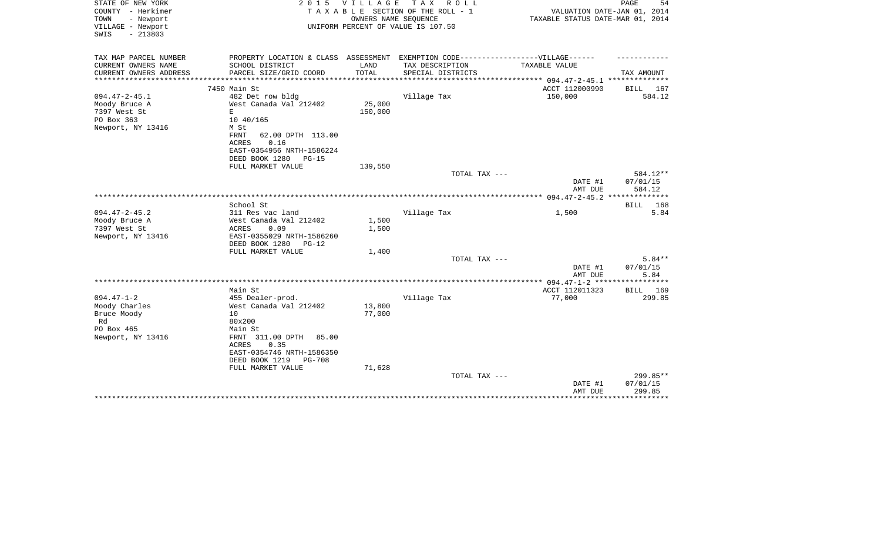STATE OF NEW YORK
COUNTY - Herkimer
TOWN - Newport
VILLAGE - Newport
SWIS - 213803

2 0 1 5 V I L L A G E T A X R O L L
T A X A B L E SECTION OF THE ROLL - 1
OWNERS NAME SEQUENCE
UNIFORM PERCENT OF VALUE IS 107.50

VALUATION DATE-JAN 01, 2014
TAXABLE STATUS DATE-MAR 01, 2014

| TAX MAP PARCEL NUMBER / CURRENT OWNERS NAME / CURRENT OWNERS ADDRESS | PROPERTY LOCATION & CLASS / SCHOOL DISTRICT / PARCEL SIZE/GRID COORD | ASSESSMENT LAND / TOTAL | EXEMPTION CODE / TAX DESCRIPTION / SPECIAL DISTRICTS | VILLAGE TAXABLE VALUE | TAX AMOUNT |
|---|---|---|---|---|---|
| **094.47-2-45.1** | 7450 Main St | | | ACCT 112000990 | BILL 167 |
| | 482 Det row bldg | | Village Tax | 150,000 | 584.12 |
| Moody Bruce A | West Canada Val 212402 | 25,000 | | | |
| 7397 West St | E | 150,000 | | | |
| PO Box 363 | 10 40/165 | | | | |
| Newport, NY 13416 | M St | | | | |
| | FRNT 62.00 DPTH 113.00 | | | | |
| | ACRES 0.16 | | | | |
| | EAST-0354956 NRTH-1586224 | | | | |
| | DEED BOOK 1280 PG-15 | | | | |
| | FULL MARKET VALUE | 139,550 | | | |
| | | | TOTAL TAX --- | | 584.12** |
| | | | | DATE #1 | 07/01/15 |
| | | | | AMT DUE | 584.12 |
| **094.47-2-45.2** | School St | | | | BILL 168 |
| | 311 Res vac land | | Village Tax | 1,500 | 5.84 |
| Moody Bruce A | West Canada Val 212402 | 1,500 | | | |
| 7397 West St | ACRES 0.09 | 1,500 | | | |
| Newport, NY 13416 | EAST-0355029 NRTH-1586260 | | | | |
| | DEED BOOK 1280 PG-12 | | | | |
| | FULL MARKET VALUE | 1,400 | | | |
| | | | TOTAL TAX --- | | 5.84** |
| | | | | DATE #1 | 07/01/15 |
| | | | | AMT DUE | 5.84 |
| **094.47-1-2** | Main St | | | ACCT 112011323 | BILL 169 |
| | 455 Dealer-prod. | | Village Tax | 77,000 | 299.85 |
| Moody Charles | West Canada Val 212402 | 13,800 | | | |
| Bruce Moody | 10 | 77,000 | | | |
| Rd | 80x200 | | | | |
| PO Box 465 | Main St | | | | |
| Newport, NY 13416 | FRNT 311.00 DPTH 85.00 | | | | |
| | ACRES 0.35 | | | | |
| | EAST-0354746 NRTH-1586350 | | | | |
| | DEED BOOK 1219 PG-708 | | | | |
| | FULL MARKET VALUE | 71,628 | | | |
| | | | TOTAL TAX --- | | 299.85** |
| | | | | DATE #1 | 07/01/15 |
| | | | | AMT DUE | 299.85 |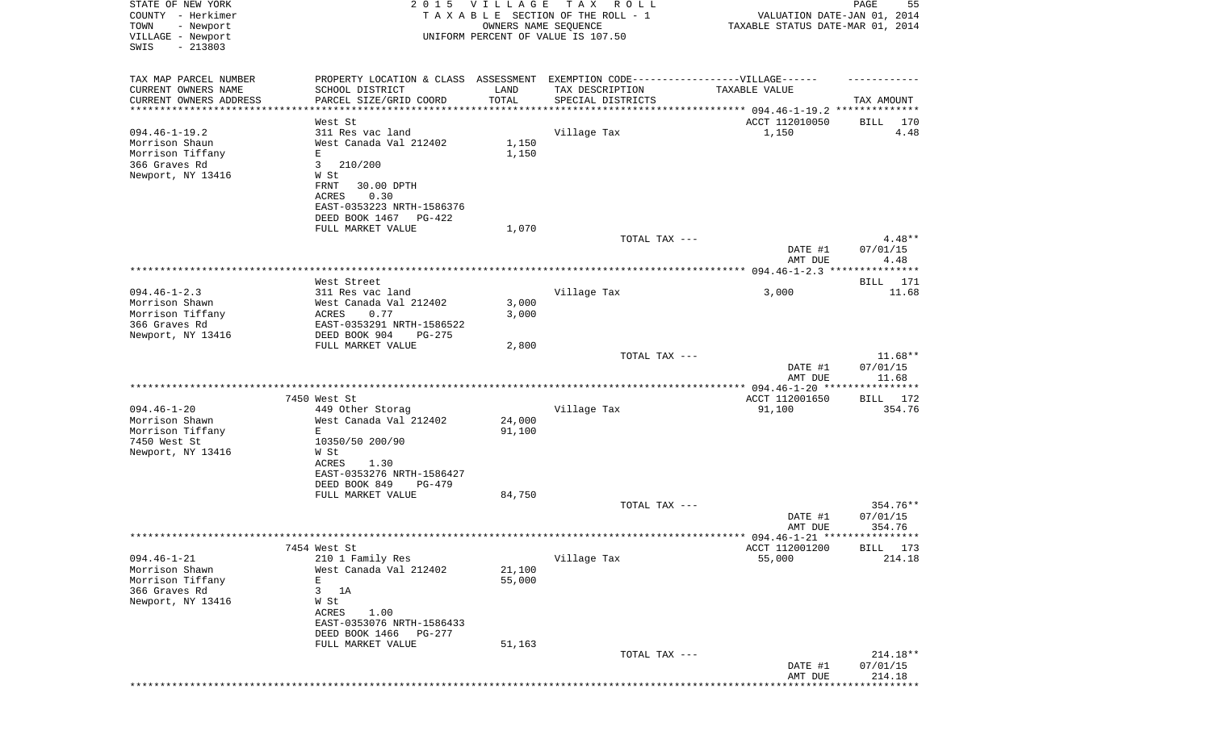STATE OF NEW YORK
COUNTY - Herkimer
TOWN - Newport
VILLAGE - Newport
SWIS - 213803

2015 VILLAGE TAX ROLL
TAXABLE SECTION OF THE ROLL - 1
OWNERS NAME SEQUENCE
UNIFORM PERCENT OF VALUE IS 107.50

VALUATION DATE-JAN 01, 2014
TAXABLE STATUS DATE-MAR 01, 2014

| TAX MAP PARCEL NUMBER / CURRENT OWNERS NAME / CURRENT OWNERS ADDRESS | PROPERTY LOCATION & CLASS / SCHOOL DISTRICT / PARCEL SIZE/GRID COORD | ASSESSMENT LAND / TOTAL | EXEMPTION CODE / TAX DESCRIPTION / SPECIAL DISTRICTS | TAXABLE VALUE | TAX AMOUNT |
|---|---|---|---|---|---|
| 094.46-1-19.2 | West St | | | ACCT 112010050 | BILL 170 |
| Morrison Shaun | 311 Res vac land | | Village Tax | 1,150 | 4.48 |
| Morrison Tiffany | West Canada Val 212402 | 1,150 | | | |
| 366 Graves Rd | E | 1,150 | | | |
| Newport, NY 13416 | 3 210/200 | | | | |
| | W St | | | | |
| | FRNT 30.00 DPTH | | | | |
| | ACRES 0.30 | | | | |
| | EAST-0353223 NRTH-1586376 | | | | |
| | DEED BOOK 1467 PG-422 | | | | |
| | FULL MARKET VALUE | 1,070 | | | |
| | | | TOTAL TAX --- | | 4.48** |
| | | | | DATE #1 | 07/01/15 |
| | | | | AMT DUE | 4.48 |
| 094.46-1-2.3 | West Street | | | | BILL 171 |
| Morrison Shawn | 311 Res vac land | | Village Tax | 3,000 | 11.68 |
| Morrison Tiffany | West Canada Val 212402 | 3,000 | | | |
| 366 Graves Rd | ACRES 0.77 | 3,000 | | | |
| Newport, NY 13416 | EAST-0353291 NRTH-1586522 | | | | |
| | DEED BOOK 904 PG-275 | | | | |
| | FULL MARKET VALUE | 2,800 | | | |
| | | | TOTAL TAX --- | | 11.68** |
| | | | | DATE #1 | 07/01/15 |
| | | | | AMT DUE | 11.68 |
| 094.46-1-20 | 7450 West St | | | ACCT 112001650 | BILL 172 |
| Morrison Shawn | 449 Other Storag | | Village Tax | 91,100 | 354.76 |
| Morrison Tiffany | West Canada Val 212402 | 24,000 | | | |
| 7450 West St | E | 91,100 | | | |
| Newport, NY 13416 | 10350/50 200/90 | | | | |
| | W St | | | | |
| | ACRES 1.30 | | | | |
| | EAST-0353276 NRTH-1586427 | | | | |
| | DEED BOOK 849 PG-479 | | | | |
| | FULL MARKET VALUE | 84,750 | | | |
| | | | TOTAL TAX --- | | 354.76** |
| | | | | DATE #1 | 07/01/15 |
| | | | | AMT DUE | 354.76 |
| 094.46-1-21 | 7454 West St | | | ACCT 112001200 | BILL 173 |
| Morrison Shawn | 210 1 Family Res | | Village Tax | 55,000 | 214.18 |
| Morrison Tiffany | West Canada Val 212402 | 21,100 | | | |
| 366 Graves Rd | E | 55,000 | | | |
| Newport, NY 13416 | 3 1A | | | | |
| | W St | | | | |
| | ACRES 1.00 | | | | |
| | EAST-0353076 NRTH-1586433 | | | | |
| | DEED BOOK 1466 PG-277 | | | | |
| | FULL MARKET VALUE | 51,163 | | | |
| | | | TOTAL TAX --- | | 214.18** |
| | | | | DATE #1 | 07/01/15 |
| | | | | AMT DUE | 214.18 |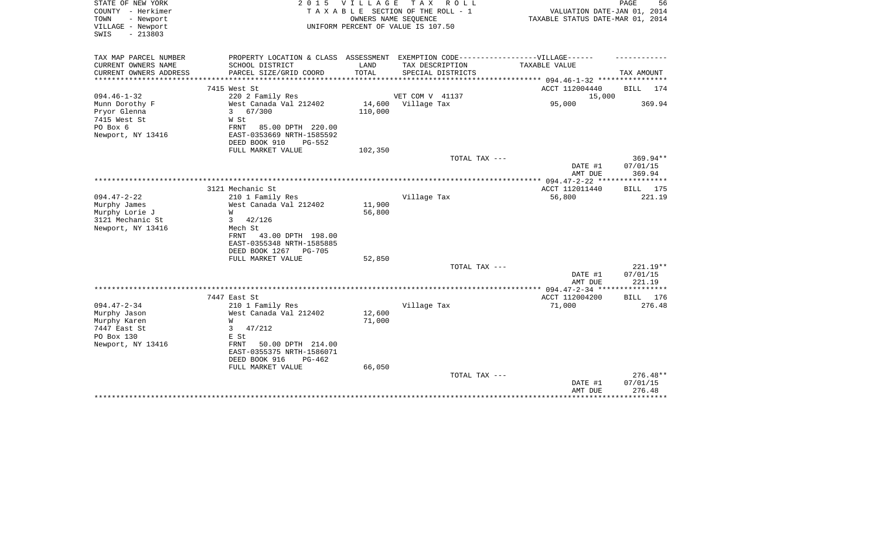STATE OF NEW YORK
COUNTY - Herkimer
TOWN - Newport
VILLAGE - Newport
SWIS - 213803

2 0 1 5 V I L L A G E T A X R O L L
T A X A B L E SECTION OF THE ROLL - 1
OWNERS NAME SEQUENCE
UNIFORM PERCENT OF VALUE IS 107.50

VALUATION DATE-JAN 01, 2014
TAXABLE STATUS DATE-MAR 01, 2014

| TAX MAP PARCEL NUMBER<br>CURRENT OWNERS NAME<br>CURRENT OWNERS ADDRESS | PROPERTY LOCATION & CLASS<br>SCHOOL DISTRICT<br>PARCEL SIZE/GRID COORD | ASSESSMENT<br>LAND<br>TOTAL | EXEMPTION CODE------------------VILLAGE------<br>TAX DESCRIPTION<br>SPECIAL DISTRICTS | TAXABLE VALUE | TAX AMOUNT |
|---|---|---|---|---|---|
| | 7415 West St | | | ACCT 112004440 | BILL 174 |
| 094.46-1-32 | 220 2 Family Res | | VET COM V 41137 | 15,000 | |
| Munn Dorothy F | West Canada Val 212402 | 14,600 | Village Tax | 95,000 | 369.94 |
| Pryor Glenna | 3 67/300 | 110,000 | | | |
| 7415 West St | W St | | | | |
| PO Box 6 | FRNT 85.00 DPTH 220.00 | | | | |
| Newport, NY 13416 | EAST-0353669 NRTH-1585592 | | | | |
| | DEED BOOK 910 PG-552 | | | | |
| | FULL MARKET VALUE | 102,350 | | | |
| | | | TOTAL TAX --- | | 369.94** |
| | | | | DATE #1 | 07/01/15 |
| | | | | AMT DUE | 369.94 |
| | 3121 Mechanic St | | | ACCT 112011440 | BILL 175 |
| 094.47-2-22 | 210 1 Family Res | | Village Tax | 56,800 | 221.19 |
| Murphy James | West Canada Val 212402 | 11,900 | | | |
| Murphy Lorie J | W | 56,800 | | | |
| 3121 Mechanic St | 3 42/126 | | | | |
| Newport, NY 13416 | Mech St | | | | |
| | FRNT 43.00 DPTH 198.00 | | | | |
| | EAST-0355348 NRTH-1585885 | | | | |
| | DEED BOOK 1267 PG-705 | | | | |
| | FULL MARKET VALUE | 52,850 | | | |
| | | | TOTAL TAX --- | | 221.19** |
| | | | | DATE #1 | 07/01/15 |
| | | | | AMT DUE | 221.19 |
| | 7447 East St | | | ACCT 112004200 | BILL 176 |
| 094.47-2-34 | 210 1 Family Res | | Village Tax | 71,000 | 276.48 |
| Murphy Jason | West Canada Val 212402 | 12,600 | | | |
| Murphy Karen | W | 71,000 | | | |
| 7447 East St | 3 47/212 | | | | |
| PO Box 130 | E St | | | | |
| Newport, NY 13416 | FRNT 50.00 DPTH 214.00 | | | | |
| | EAST-0355375 NRTH-1586071 | | | | |
| | DEED BOOK 916 PG-462 | | | | |
| | FULL MARKET VALUE | 66,050 | | | |
| | | | TOTAL TAX --- | | 276.48** |
| | | | | DATE #1 | 07/01/15 |
| | | | | AMT DUE | 276.48 |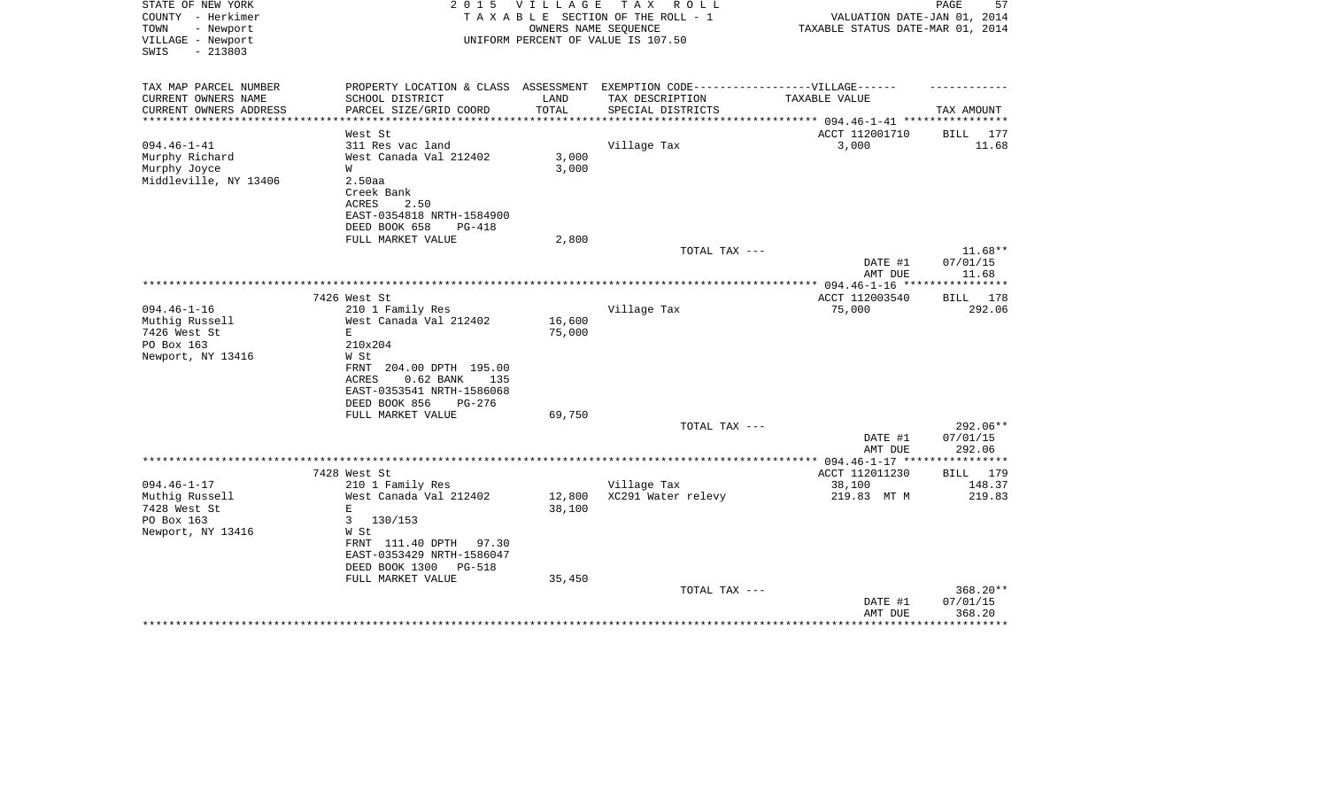STATE OF NEW YORK
COUNTY - Herkimer
TOWN - Newport
VILLAGE - Newport
SWIS - 213803

2 0 1 5 V I L L A G E T A X R O L L
T A X A B L E SECTION OF THE ROLL - 1
OWNERS NAME SEQUENCE
UNIFORM PERCENT OF VALUE IS 107.50

VALUATION DATE-JAN 01, 2014
TAXABLE STATUS DATE-MAR 01, 2014

| TAX MAP PARCEL NUMBER<br>CURRENT OWNERS NAME<br>CURRENT OWNERS ADDRESS | PROPERTY LOCATION & CLASS<br>SCHOOL DISTRICT<br>PARCEL SIZE/GRID COORD | ASSESSMENT<br>LAND<br>TOTAL | EXEMPTION CODE------VILLAGE------<br>TAX DESCRIPTION<br>SPECIAL DISTRICTS | TAXABLE VALUE | TAX AMOUNT |
|---|---|---|---|---|---|
| | West St | | | ACCT 112001710 | BILL 177 |
| 094.46-1-41 | 311 Res vac land | | Village Tax | 3,000 | 11.68 |
| Murphy Richard | West Canada Val 212402 | 3,000 | | | |
| Murphy Joyce | W | 3,000 | | | |
| Middleville, NY 13406 | 2.50aa | | | | |
| | Creek Bank | | | | |
| | ACRES 2.50 | | | | |
| | EAST-0354818 NRTH-1584900 | | | | |
| | DEED BOOK 658 PG-418 | | | | |
| | FULL MARKET VALUE | 2,800 | | | |
| | | | TOTAL TAX --- | | 11.68** |
| | | | | DATE #1 | 07/01/15 |
| | | | | AMT DUE | 11.68 |
| | 7426 West St | | | ACCT 112003540 | BILL 178 |
| 094.46-1-16 | 210 1 Family Res | | Village Tax | 75,000 | 292.06 |
| Muthig Russell | West Canada Val 212402 | 16,600 | | | |
| 7426 West St | E | 75,000 | | | |
| PO Box 163 | 210x204 | | | | |
| Newport, NY 13416 | W St | | | | |
| | FRNT 204.00 DPTH 195.00 | | | | |
| | ACRES 0.62 BANK 135 | | | | |
| | EAST-0353541 NRTH-1586068 | | | | |
| | DEED BOOK 856 PG-276 | | | | |
| | FULL MARKET VALUE | 69,750 | | | |
| | | | TOTAL TAX --- | | 292.06** |
| | | | | DATE #1 | 07/01/15 |
| | | | | AMT DUE | 292.06 |
| | 7428 West St | | | ACCT 112011230 | BILL 179 |
| 094.46-1-17 | 210 1 Family Res | | Village Tax | 38,100 | 148.37 |
| Muthig Russell | West Canada Val 212402 | 12,800 | XC291 Water relevy | 219.83 MT M | 219.83 |
| 7428 West St | E | 38,100 | | | |
| PO Box 163 | 3 130/153 | | | | |
| Newport, NY 13416 | W St | | | | |
| | FRNT 111.40 DPTH 97.30 | | | | |
| | EAST-0353429 NRTH-1586047 | | | | |
| | DEED BOOK 1300 PG-518 | | | | |
| | FULL MARKET VALUE | 35,450 | | | |
| | | | TOTAL TAX --- | | 368.20** |
| | | | | DATE #1 | 07/01/15 |
| | | | | AMT DUE | 368.20 |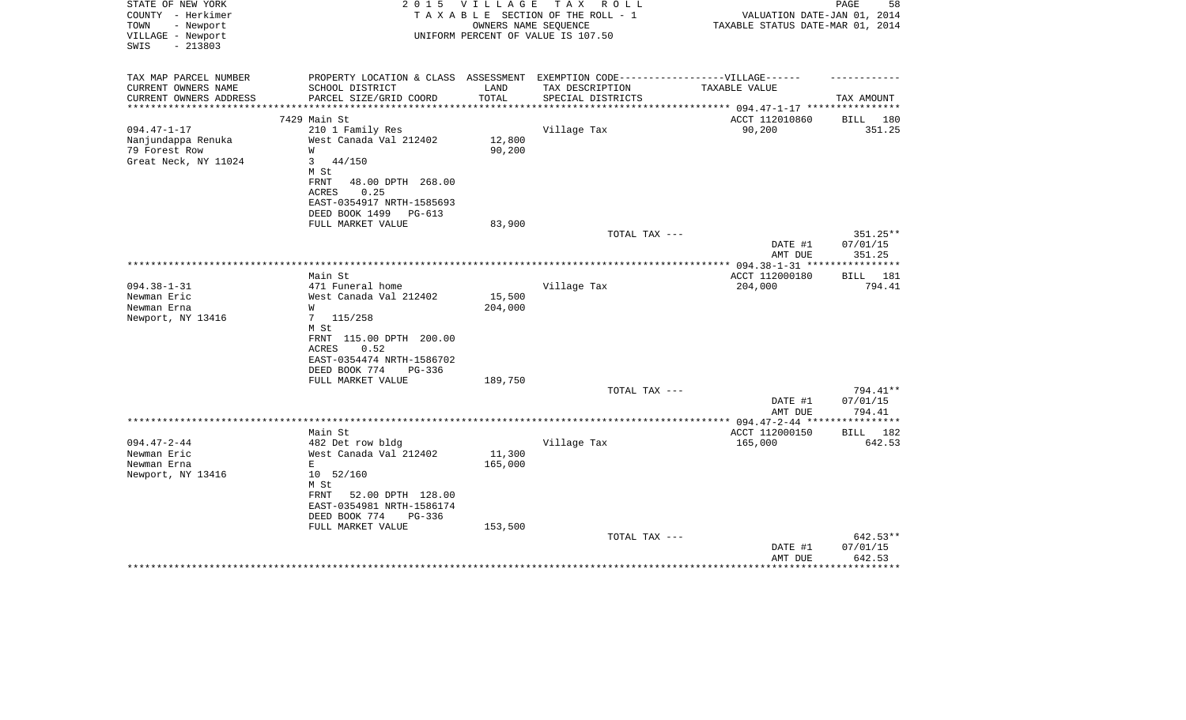STATE OF NEW YORK
COUNTY - Herkimer
TOWN - Newport
VILLAGE - Newport
SWIS - 213803

2 0 1 5 V I L L A G E T A X R O L L
T A X A B L E SECTION OF THE ROLL - 1
OWNERS NAME SEQUENCE
UNIFORM PERCENT OF VALUE IS 107.50

VALUATION DATE-JAN 01, 2014
TAXABLE STATUS DATE-MAR 01, 2014

| TAX MAP PARCEL NUMBER<br>CURRENT OWNERS NAME<br>CURRENT OWNERS ADDRESS | PROPERTY LOCATION & CLASS<br>SCHOOL DISTRICT<br>PARCEL SIZE/GRID COORD | ASSESSMENT<br>LAND<br>TOTAL | EXEMPTION CODE------------------VILLAGE------<br>TAX DESCRIPTION<br>SPECIAL DISTRICTS | TAXABLE VALUE | TAX AMOUNT |
|---|---|---|---|---|---|
| | 7429 Main St | | | ACCT 112010860 | BILL 180 |
| 094.47-1-17 | 210 1 Family Res | | Village Tax | 90,200 | 351.25 |
| Nanjundappa Renuka | West Canada Val 212402 | 12,800 | | | |
| 79 Forest Row | W | 90,200 | | | |
| Great Neck, NY 11024 | 3 44/150 | | | | |
| | M St | | | | |
| | FRNT 48.00 DPTH 268.00 | | | | |
| | ACRES 0.25 | | | | |
| | EAST-0354917 NRTH-1585693 | | | | |
| | DEED BOOK 1499 PG-613 | | | | |
| | FULL MARKET VALUE | 83,900 | | | |
| | | | TOTAL TAX --- | | 351.25** |
| | | | | DATE #1 | 07/01/15 |
| | | | | AMT DUE | 351.25 |
| | Main St | | | ACCT 112000180 | BILL 181 |
| 094.38-1-31 | 471 Funeral home | | Village Tax | 204,000 | 794.41 |
| Newman Eric | West Canada Val 212402 | 15,500 | | | |
| Newman Erna | W | 204,000 | | | |
| Newport, NY 13416 | 7 115/258 | | | | |
| | M St | | | | |
| | FRNT 115.00 DPTH 200.00 | | | | |
| | ACRES 0.52 | | | | |
| | EAST-0354474 NRTH-1586702 | | | | |
| | DEED BOOK 774 PG-336 | | | | |
| | FULL MARKET VALUE | 189,750 | | | |
| | | | TOTAL TAX --- | | 794.41** |
| | | | | DATE #1 | 07/01/15 |
| | | | | AMT DUE | 794.41 |
| | Main St | | | ACCT 112000150 | BILL 182 |
| 094.47-2-44 | 482 Det row bldg | | Village Tax | 165,000 | 642.53 |
| Newman Eric | West Canada Val 212402 | 11,300 | | | |
| Newman Erna | E | 165,000 | | | |
| Newport, NY 13416 | 10 52/160 | | | | |
| | M St | | | | |
| | FRNT 52.00 DPTH 128.00 | | | | |
| | EAST-0354981 NRTH-1586174 | | | | |
| | DEED BOOK 774 PG-336 | | | | |
| | FULL MARKET VALUE | 153,500 | | | |
| | | | TOTAL TAX --- | | 642.53** |
| | | | | DATE #1 | 07/01/15 |
| | | | | AMT DUE | 642.53 |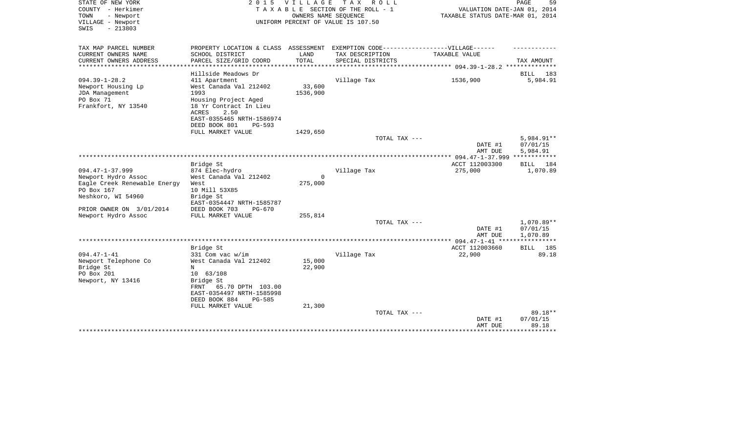STATE OF NEW YORK
COUNTY - Herkimer
TOWN - Newport
VILLAGE - Newport
SWIS - 213803

2 0 1 5 V I L L A G E T A X R O L L
T A X A B L E SECTION OF THE ROLL - 1
OWNERS NAME SEQUENCE
UNIFORM PERCENT OF VALUE IS 107.50

VALUATION DATE-JAN 01, 2014
TAXABLE STATUS DATE-MAR 01, 2014

| TAX MAP PARCEL NUMBER<br>CURRENT OWNERS NAME<br>CURRENT OWNERS ADDRESS | PROPERTY LOCATION & CLASS<br>SCHOOL DISTRICT<br>PARCEL SIZE/GRID COORD | ASSESSMENT<br>LAND<br>TOTAL | EXEMPTION CODE------------------VILLAGE------<br>TAX DESCRIPTION<br>SPECIAL DISTRICTS | TAXABLE VALUE | TAX AMOUNT |
|---|---|---|---|---|---|
| | Hillside Meadows Dr | | | | BILL 183 |
| 094.39-1-28.2 | 411 Apartment | | Village Tax | 1536,900 | 5,984.91 |
| Newport Housing Lp | West Canada Val 212402 | 33,600 | | | |
| JDA Management | 1993 | 1536,900 | | | |
| PO Box 71 | Housing Project Aged | | | | |
| Frankfort, NY 13540 | 18 Yr Contract In Lieu | | | | |
| | ACRES 2.50 | | | | |
| | EAST-0355465 NRTH-1586974 | | | | |
| | DEED BOOK 801 PG-593 | | | | |
| | FULL MARKET VALUE | 1429,650 | | | |
| | | | TOTAL TAX --- | | 5,984.91** |
| | | | | DATE #1 | 07/01/15 |
| | | | | AMT DUE | 5,984.91 |
| | Bridge St | | | ACCT 112003300 | BILL 184 |
| 094.47-1-37.999 | 874 Elec-hydro | | Village Tax | 275,000 | 1,070.89 |
| Newport Hydro Assoc | West Canada Val 212402 | 0 | | | |
| Eagle Creek Renewable Energy | West | 275,000 | | | |
| PO Box 167 | 10 Mill 53X85 | | | | |
| Neshkoro, WI 54960 | Bridge St | | | | |
| | EAST-0354447 NRTH-1585787 | | | | |
| PRIOR OWNER ON 3/01/2014 | DEED BOOK 703 PG-670 | | | | |
| Newport Hydro Assoc | FULL MARKET VALUE | 255,814 | | | |
| | | | TOTAL TAX --- | | 1,070.89** |
| | | | | DATE #1 | 07/01/15 |
| | | | | AMT DUE | 1,070.89 |
| | Bridge St | | | ACCT 112003660 | BILL 185 |
| 094.47-1-41 | 331 Com vac w/im | | Village Tax | 22,900 | 89.18 |
| Newport Telephone Co | West Canada Val 212402 | 15,000 | | | |
| Bridge St | N | 22,900 | | | |
| PO Box 201 | 10 63/108 | | | | |
| Newport, NY 13416 | Bridge St | | | | |
| | FRNT 65.70 DPTH 103.00 | | | | |
| | EAST-0354497 NRTH-1585998 | | | | |
| | DEED BOOK 884 PG-585 | | | | |
| | FULL MARKET VALUE | 21,300 | | | |
| | | | TOTAL TAX --- | | 89.18** |
| | | | | DATE #1 | 07/01/15 |
| | | | | AMT DUE | 89.18 |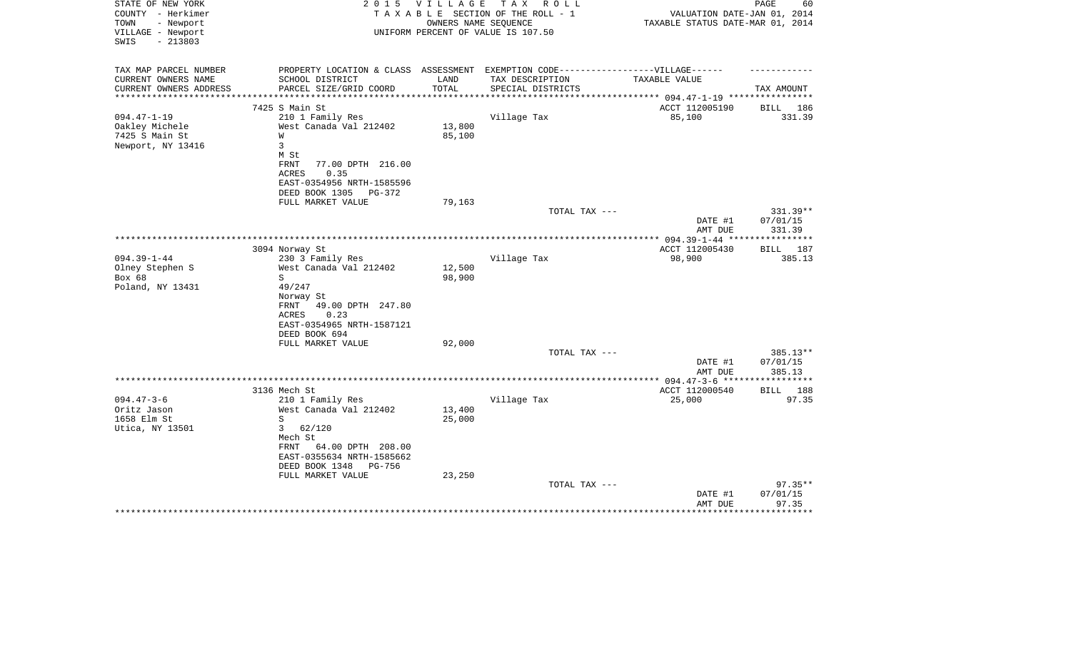STATE OF NEW YORK — 2015 VILLAGE TAX ROLL — PAGE 60
COUNTY - Herkimer — TAXABLE SECTION OF THE ROLL - 1 — VALUATION DATE-JAN 01, 2014
TOWN - Newport — OWNERS NAME SEQUENCE — TAXABLE STATUS DATE-MAR 01, 2014
VILLAGE - Newport — UNIFORM PERCENT OF VALUE IS 107.50
SWIS - 213803

| TAX MAP PARCEL NUMBER / CURRENT OWNERS NAME / CURRENT OWNERS ADDRESS | PROPERTY LOCATION & CLASS / SCHOOL DISTRICT / PARCEL SIZE/GRID COORD | ASSESSMENT LAND / TOTAL | EXEMPTION CODE / TAX DESCRIPTION / SPECIAL DISTRICTS | TAXABLE VALUE | TAX AMOUNT |
|---|---|---|---|---|---|
| | 7425 S Main St | | | ACCT 112005190 | BILL 186 |
| 094.47-1-19 | 210 1 Family Res | | Village Tax | 85,100 | 331.39 |
| Oakley Michele | West Canada Val 212402 | 13,800 | | | |
| 7425 S Main St | W | 85,100 | | | |
| Newport, NY 13416 | 3 | | | | |
| | M St | | | | |
| | FRNT 77.00 DPTH 216.00 | | | | |
| | ACRES 0.35 | | | | |
| | EAST-0354956 NRTH-1585596 | | | | |
| | DEED BOOK 1305 PG-372 | | | | |
| | FULL MARKET VALUE | 79,163 | | | |
| | | | TOTAL TAX --- | | 331.39** |
| | | | | DATE #1 | 07/01/15 |
| | | | | AMT DUE | 331.39 |
| | 3094 Norway St | | | ACCT 112005430 | BILL 187 |
| 094.39-1-44 | 230 3 Family Res | | Village Tax | 98,900 | 385.13 |
| Olney Stephen S | West Canada Val 212402 | 12,500 | | | |
| Box 68 | S | 98,900 | | | |
| Poland, NY 13431 | 49/247 | | | | |
| | Norway St | | | | |
| | FRNT 49.00 DPTH 247.80 | | | | |
| | ACRES 0.23 | | | | |
| | EAST-0354965 NRTH-1587121 | | | | |
| | DEED BOOK 694 | | | | |
| | FULL MARKET VALUE | 92,000 | | | |
| | | | TOTAL TAX --- | | 385.13** |
| | | | | DATE #1 | 07/01/15 |
| | | | | AMT DUE | 385.13 |
| | 3136 Mech St | | | ACCT 112000540 | BILL 188 |
| 094.47-3-6 | 210 1 Family Res | | Village Tax | 25,000 | 97.35 |
| Oritz Jason | West Canada Val 212402 | 13,400 | | | |
| 1658 Elm St | S | 25,000 | | | |
| Utica, NY 13501 | 3 62/120 | | | | |
| | Mech St | | | | |
| | FRNT 64.00 DPTH 208.00 | | | | |
| | EAST-0355634 NRTH-1585662 | | | | |
| | DEED BOOK 1348 PG-756 | | | | |
| | FULL MARKET VALUE | 23,250 | | | |
| | | | TOTAL TAX --- | | 97.35** |
| | | | | DATE #1 | 07/01/15 |
| | | | | AMT DUE | 97.35 |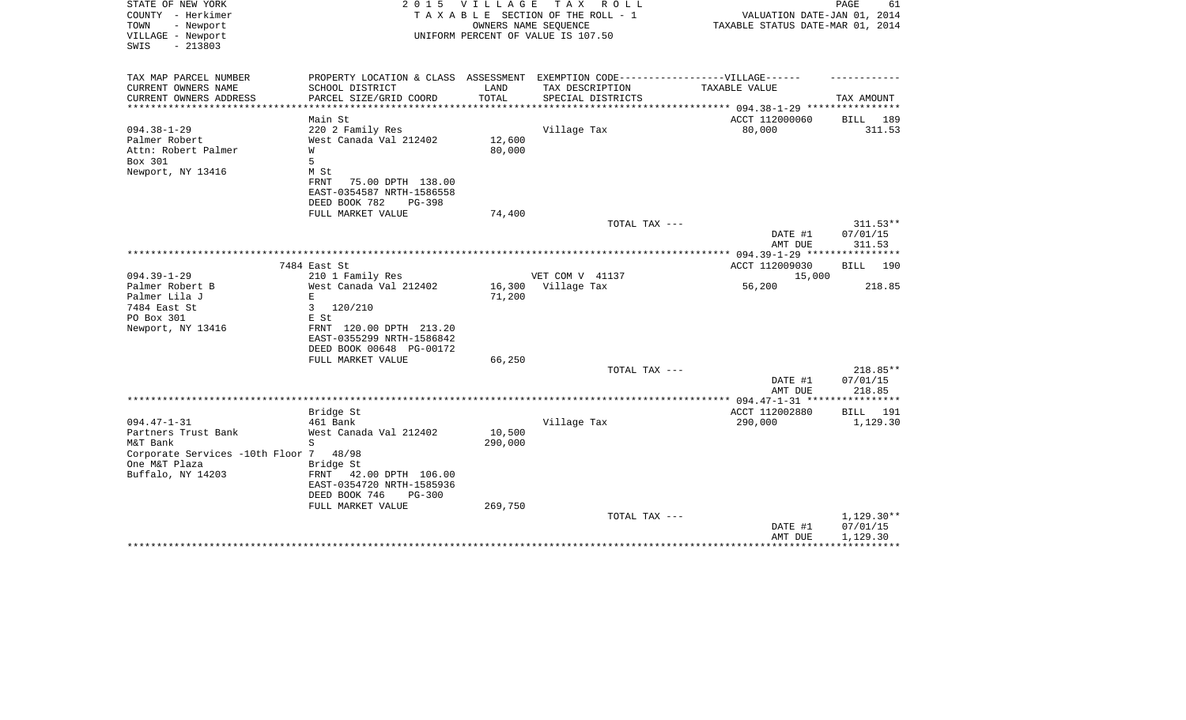STATE OF NEW YORK
COUNTY - Herkimer
TOWN - Newport
VILLAGE - Newport
SWIS - 213803

2015 VILLAGE TAX ROLL
TAXABLE SECTION OF THE ROLL - 1
OWNERS NAME SEQUENCE
UNIFORM PERCENT OF VALUE IS 107.50

VALUATION DATE-JAN 01, 2014
TAXABLE STATUS DATE-MAR 01, 2014

| TAX MAP PARCEL NUMBER<br>CURRENT OWNERS NAME<br>CURRENT OWNERS ADDRESS | PROPERTY LOCATION & CLASS<br>SCHOOL DISTRICT<br>PARCEL SIZE/GRID COORD | ASSESSMENT<br>LAND<br>TOTAL | EXEMPTION CODE------VILLAGE------<br>TAX DESCRIPTION<br>SPECIAL DISTRICTS | TAXABLE VALUE | TAX AMOUNT |
|---|---|---|---|---|---|
| **094.38-1-29** | Main St | | | ACCT 112000060 | BILL 189 |
| 094.38-1-29 | 220 2 Family Res | | Village Tax | 80,000 | 311.53 |
| Palmer Robert | West Canada Val 212402 | 12,600 | | | |
| Attn: Robert Palmer | W | 80,000 | | | |
| Box 301 | 5 | | | | |
| Newport, NY 13416 | M St | | | | |
| | FRNT 75.00 DPTH 138.00 | | | | |
| | EAST-0354587 NRTH-1586558 | | | | |
| | DEED BOOK 782 PG-398 | | | | |
| | FULL MARKET VALUE | 74,400 | | | |
| | | | TOTAL TAX --- | | 311.53** |
| | | | | DATE #1 | 07/01/15 |
| | | | | AMT DUE | 311.53 |
| **094.39-1-29** | 7484 East St | | | ACCT 112009030 | BILL 190 |
| 094.39-1-29 | 210 1 Family Res | | VET COM V 41137 | 15,000 | |
| Palmer Robert B | West Canada Val 212402 | 16,300 | Village Tax | 56,200 | 218.85 |
| Palmer Lila J | E | 71,200 | | | |
| 7484 East St | 3 120/210 | | | | |
| PO Box 301 | E St | | | | |
| Newport, NY 13416 | FRNT 120.00 DPTH 213.20 | | | | |
| | EAST-0355299 NRTH-1586842 | | | | |
| | DEED BOOK 00648 PG-00172 | | | | |
| | FULL MARKET VALUE | 66,250 | | | |
| | | | TOTAL TAX --- | | 218.85** |
| | | | | DATE #1 | 07/01/15 |
| | | | | AMT DUE | 218.85 |
| **094.47-1-31** | Bridge St | | | ACCT 112002880 | BILL 191 |
| 094.47-1-31 | 461 Bank | | Village Tax | 290,000 | 1,129.30 |
| Partners Trust Bank | West Canada Val 212402 | 10,500 | | | |
| M&T Bank | S | 290,000 | | | |
| Corporate Services -10th Floor | 7 48/98 | | | | |
| One M&T Plaza | Bridge St | | | | |
| Buffalo, NY 14203 | FRNT 42.00 DPTH 106.00 | | | | |
| | EAST-0354720 NRTH-1585936 | | | | |
| | DEED BOOK 746 PG-300 | | | | |
| | FULL MARKET VALUE | 269,750 | | | |
| | | | TOTAL TAX --- | | 1,129.30** |
| | | | | DATE #1 | 07/01/15 |
| | | | | AMT DUE | 1,129.30 |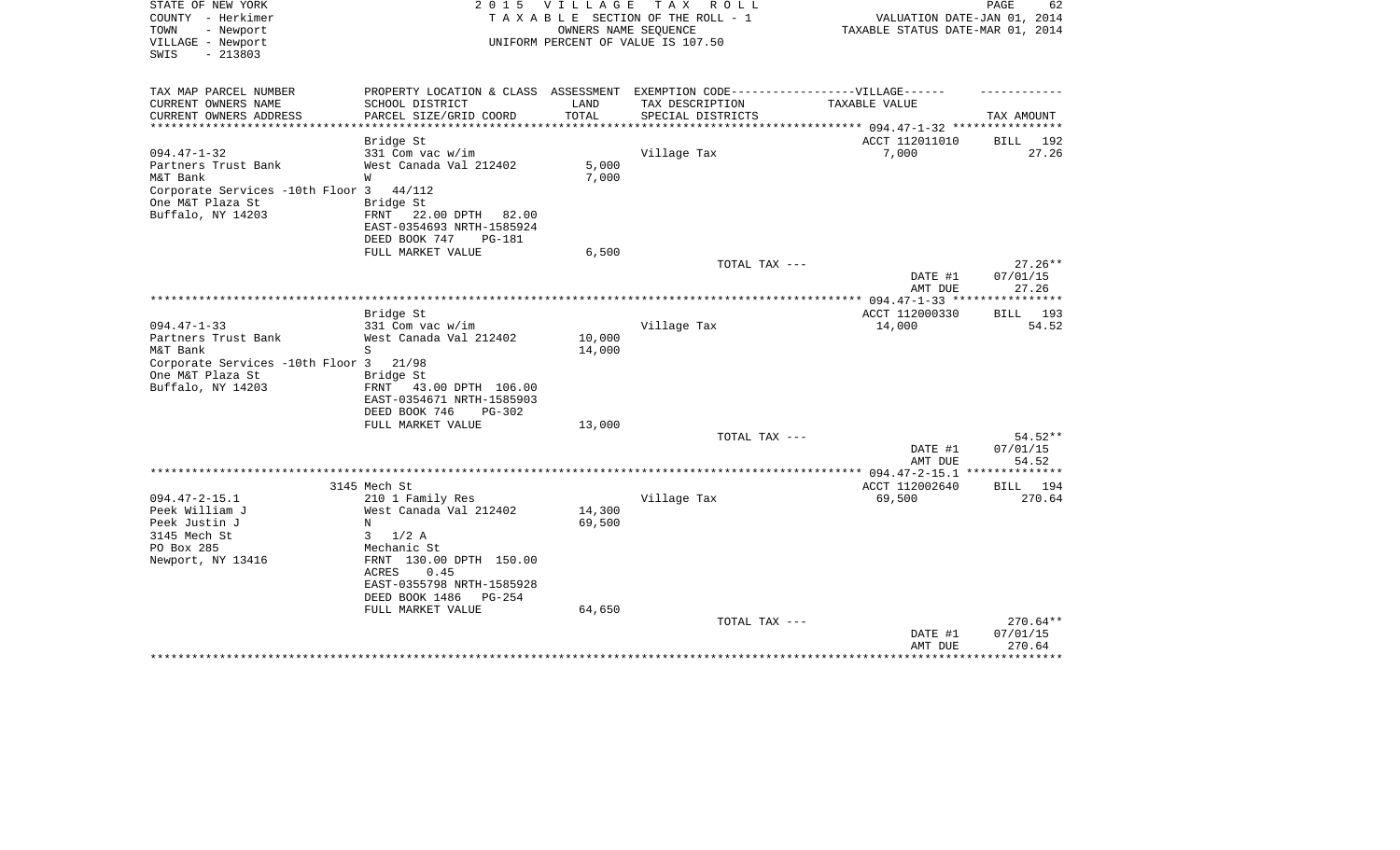STATE OF NEW YORK
COUNTY - Herkimer
TOWN - Newport
VILLAGE - Newport
SWIS - 213803

2 0 1 5 V I L L A G E T A X R O L L
T A X A B L E SECTION OF THE ROLL - 1
OWNERS NAME SEQUENCE
UNIFORM PERCENT OF VALUE IS 107.50

VALUATION DATE-JAN 01, 2014
TAXABLE STATUS DATE-MAR 01, 2014

| TAX MAP PARCEL NUMBER<br>CURRENT OWNERS NAME<br>CURRENT OWNERS ADDRESS | PROPERTY LOCATION & CLASS<br>SCHOOL DISTRICT<br>PARCEL SIZE/GRID COORD | ASSESSMENT<br>LAND<br>TOTAL | EXEMPTION CODE------VILLAGE------<br>TAX DESCRIPTION<br>SPECIAL DISTRICTS | TAXABLE VALUE | TAX AMOUNT |
|---|---|---|---|---|---|
| | Bridge St | | | ACCT 112011010 | BILL 192 |
| 094.47-1-32 | 331 Com vac w/im | | Village Tax | 7,000 | 27.26 |
| Partners Trust Bank | West Canada Val 212402 | 5,000 | | | |
| M&T Bank | W | 7,000 | | | |
| Corporate Services -10th Floor | 3 44/112 | | | | |
| One M&T Plaza St | Bridge St | | | | |
| Buffalo, NY 14203 | FRNT 22.00 DPTH 82.00 | | | | |
| | EAST-0354693 NRTH-1585924 | | | | |
| | DEED BOOK 747 PG-181 | | | | |
| | FULL MARKET VALUE | 6,500 | | | |
| | | | TOTAL TAX --- | | 27.26** |
| | | | | DATE #1 | 07/01/15 |
| | | | | AMT DUE | 27.26 |
| | Bridge St | | | ACCT 112000330 | BILL 193 |
| 094.47-1-33 | 331 Com vac w/im | | Village Tax | 14,000 | 54.52 |
| Partners Trust Bank | West Canada Val 212402 | 10,000 | | | |
| M&T Bank | S | 14,000 | | | |
| Corporate Services -10th Floor | 3 21/98 | | | | |
| One M&T Plaza St | Bridge St | | | | |
| Buffalo, NY 14203 | FRNT 43.00 DPTH 106.00 | | | | |
| | EAST-0354671 NRTH-1585903 | | | | |
| | DEED BOOK 746 PG-302 | | | | |
| | FULL MARKET VALUE | 13,000 | | | |
| | | | TOTAL TAX --- | | 54.52** |
| | | | | DATE #1 | 07/01/15 |
| | | | | AMT DUE | 54.52 |
| | 3145 Mech St | | | ACCT 112002640 | BILL 194 |
| 094.47-2-15.1 | 210 1 Family Res | | Village Tax | 69,500 | 270.64 |
| Peek William J | West Canada Val 212402 | 14,300 | | | |
| Peek Justin J | N | 69,500 | | | |
| 3145 Mech St | 3 1/2 A | | | | |
| PO Box 285 | Mechanic St | | | | |
| Newport, NY 13416 | FRNT 130.00 DPTH 150.00 | | | | |
| | ACRES 0.45 | | | | |
| | EAST-0355798 NRTH-1585928 | | | | |
| | DEED BOOK 1486 PG-254 | | | | |
| | FULL MARKET VALUE | 64,650 | | | |
| | | | TOTAL TAX --- | | 270.64** |
| | | | | DATE #1 | 07/01/15 |
| | | | | AMT DUE | 270.64 |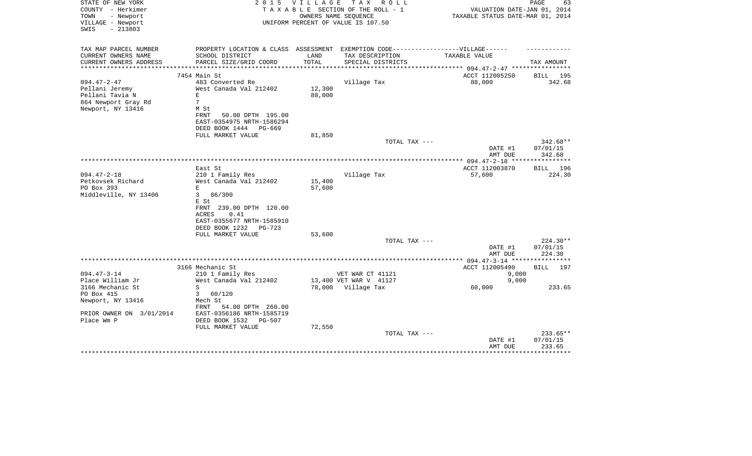STATE OF NEW YORK
COUNTY - Herkimer
TOWN - Newport
VILLAGE - Newport
SWIS - 213803

2015 VILLAGE TAX ROLL
TAXABLE SECTION OF THE ROLL - 1
OWNERS NAME SEQUENCE
UNIFORM PERCENT OF VALUE IS 107.50

VALUATION DATE-JAN 01, 2014
TAXABLE STATUS DATE-MAR 01, 2014

| TAX MAP PARCEL NUMBER<br>CURRENT OWNERS NAME<br>CURRENT OWNERS ADDRESS | PROPERTY LOCATION & CLASS<br>SCHOOL DISTRICT<br>PARCEL SIZE/GRID COORD | ASSESSMENT LAND<br>TOTAL | EXEMPTION CODE-----VILLAGE------<br>TAX DESCRIPTION<br>SPECIAL DISTRICTS | TAXABLE VALUE | TAX AMOUNT |
|---|---|---|---|---|---|
| | 7454 Main St | | | ACCT 112005250 | BILL 195 |
| 094.47-2-47 | 483 Converted Re | | Village Tax | 88,000 | 342.68 |
| Pellani Jeremy | West Canada Val 212402 | 12,300 | | | |
| Pellani Tavia N | E | 88,000 | | | |
| 864 Newport Gray Rd | 7 | | | | |
| Newport, NY 13416 | M St | | | | |
| | FRNT 50.00 DPTH 195.00 | | | | |
| | EAST-0354975 NRTH-1586294 | | | | |
| | DEED BOOK 1444 PG-669 | | | | |
| | FULL MARKET VALUE | 81,850 | | | |
| | | | TOTAL TAX --- | | 342.68** |
| | | | | DATE #1 | 07/01/15 |
| | | | | AMT DUE | 342.68 |
| | East St | | | ACCT 112003870 | BILL 196 |
| 094.47-2-18 | 210 1 Family Res | | Village Tax | 57,600 | 224.30 |
| Petkovsek Richard | West Canada Val 212402 | 15,400 | | | |
| PO Box 393 | E | 57,600 | | | |
| Middleville, NY 13406 | 3 86/300 | | | | |
| | E St | | | | |
| | FRNT 239.00 DPTH 120.00 | | | | |
| | ACRES 0.41 | | | | |
| | EAST-0355677 NRTH-1585910 | | | | |
| | DEED BOOK 1232 PG-723 | | | | |
| | FULL MARKET VALUE | 53,600 | | | |
| | | | TOTAL TAX --- | | 224.30** |
| | | | | DATE #1 | 07/01/15 |
| | | | | AMT DUE | 224.30 |
| | 3166 Mechanic St | | | ACCT 112005490 | BILL 197 |
| 094.47-3-14 | 210 1 Family Res | | VET WAR CT 41121 | 9,000 | |
| Place William Jr | West Canada Val 212402 | 13,400 | VET WAR V 41127 | 9,000 | |
| 3166 Mechanic St | S | 78,000 | Village Tax | 60,000 | 233.65 |
| PO Box 415 | 3 60/120 | | | | |
| Newport, NY 13416 | Mech St | | | | |
| | FRNT 54.00 DPTH 260.00 | | | | |
| PRIOR OWNER ON 3/01/2014 | EAST-0356186 NRTH-1585719 | | | | |
| Place Wm P | DEED BOOK 1532 PG-507 | | | | |
| | FULL MARKET VALUE | 72,550 | | | |
| | | | TOTAL TAX --- | | 233.65** |
| | | | | DATE #1 | 07/01/15 |
| | | | | AMT DUE | 233.65 |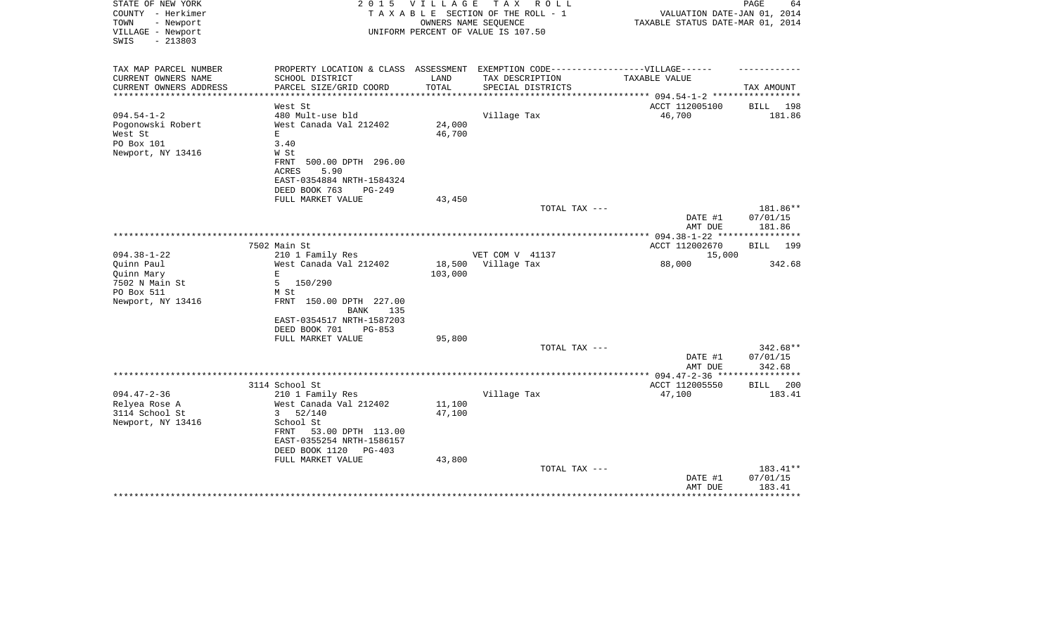STATE OF NEW YORK | 2 0 1 5 V I L L A G E T A X R O L L
COUNTY - Herkimer | T A X A B L E SECTION OF THE ROLL - 1 | VALUATION DATE-JAN 01, 2014
TOWN - Newport | OWNERS NAME SEQUENCE | TAXABLE STATUS DATE-MAR 01, 2014
VILLAGE - Newport | UNIFORM PERCENT OF VALUE IS 107.50
SWIS - 213803

| TAX MAP PARCEL NUMBER / CURRENT OWNERS NAME / CURRENT OWNERS ADDRESS | PROPERTY LOCATION & CLASS / SCHOOL DISTRICT / PARCEL SIZE/GRID COORD | ASSESSMENT LAND / TOTAL | EXEMPTION CODE / TAX DESCRIPTION / SPECIAL DISTRICTS | TAXABLE VALUE | TAX AMOUNT |
|---|---|---|---|---|---|
| | West St | | | ACCT 112005100 | BILL 198 |
| 094.54-1-2 | 480 Mult-use bld | | Village Tax | 46,700 | 181.86 |
| Pogonowski Robert | West Canada Val 212402 | 24,000 | | | |
| West St | E | 46,700 | | | |
| PO Box 101 | 3.40 | | | | |
| Newport, NY 13416 | W St | | | | |
| | FRNT 500.00 DPTH 296.00 | | | | |
| | ACRES 5.90 | | | | |
| | EAST-0354884 NRTH-1584324 | | | | |
| | DEED BOOK 763 PG-249 | | | | |
| | FULL MARKET VALUE | 43,450 | | | |
| | | | TOTAL TAX --- | | 181.86** |
| | | | | DATE #1 | 07/01/15 |
| | | | | AMT DUE | 181.86 |
| | 7502 Main St | | | ACCT 112002670 | BILL 199 |
| 094.38-1-22 | 210 1 Family Res | | VET COM V 41137 | 15,000 | |
| Quinn Paul | West Canada Val 212402 | 18,500 | Village Tax | 88,000 | 342.68 |
| Quinn Mary | E | 103,000 | | | |
| 7502 N Main St | 5 150/290 | | | | |
| PO Box 511 | M St | | | | |
| Newport, NY 13416 | FRNT 150.00 DPTH 227.00 | | | | |
| | BANK 135 | | | | |
| | EAST-0354517 NRTH-1587203 | | | | |
| | DEED BOOK 701 PG-853 | | | | |
| | FULL MARKET VALUE | 95,800 | | | |
| | | | TOTAL TAX --- | | 342.68** |
| | | | | DATE #1 | 07/01/15 |
| | | | | AMT DUE | 342.68 |
| | 3114 School St | | | ACCT 112005550 | BILL 200 |
| 094.47-2-36 | 210 1 Family Res | | Village Tax | 47,100 | 183.41 |
| Relyea Rose A | West Canada Val 212402 | 11,100 | | | |
| 3114 School St | 3 52/140 | 47,100 | | | |
| Newport, NY 13416 | School St | | | | |
| | FRNT 53.00 DPTH 113.00 | | | | |
| | EAST-0355254 NRTH-1586157 | | | | |
| | DEED BOOK 1120 PG-403 | | | | |
| | FULL MARKET VALUE | 43,800 | | | |
| | | | TOTAL TAX --- | | 183.41** |
| | | | | DATE #1 | 07/01/15 |
| | | | | AMT DUE | 183.41 |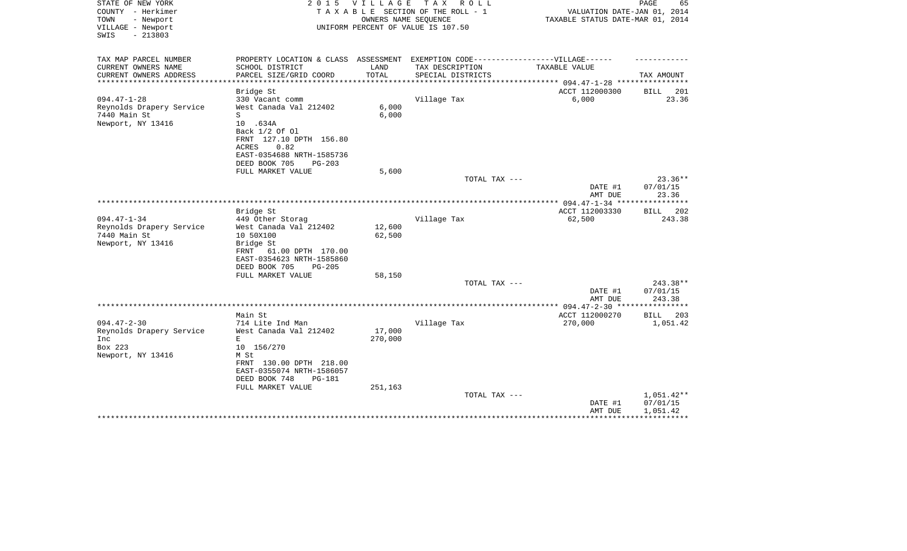STATE OF NEW YORK
COUNTY - Herkimer
TOWN - Newport
VILLAGE - Newport
SWIS - 213803

2 0 1 5 V I L L A G E T A X R O L L
T A X A B L E SECTION OF THE ROLL - 1
OWNERS NAME SEQUENCE
UNIFORM PERCENT OF VALUE IS 107.50

VALUATION DATE-JAN 01, 2014
TAXABLE STATUS DATE-MAR 01, 2014

| TAX MAP PARCEL NUMBER<br>CURRENT OWNERS NAME<br>CURRENT OWNERS ADDRESS | PROPERTY LOCATION & CLASS<br>SCHOOL DISTRICT<br>PARCEL SIZE/GRID COORD | ASSESSMENT<br>LAND<br>TOTAL | EXEMPTION CODE------VILLAGE------<br>TAX DESCRIPTION<br>SPECIAL DISTRICTS | TAXABLE VALUE | TAX AMOUNT |
|---|---|---|---|---|---|
| | Bridge St | | | ACCT 112000300 | BILL 201 |
| 094.47-1-28 | 330 Vacant comm | | Village Tax | 6,000 | 23.36 |
| Reynolds Drapery Service | West Canada Val 212402 | 6,000 | | | |
| 7440 Main St | S | 6,000 | | | |
| Newport, NY 13416 | 10 .634A | | | | |
| | Back 1/2 Of Ol | | | | |
| | FRNT 127.10 DPTH 156.80 | | | | |
| | ACRES 0.82 | | | | |
| | EAST-0354688 NRTH-1585736 | | | | |
| | DEED BOOK 705 PG-203 | | | | |
| | FULL MARKET VALUE | 5,600 | | | |
| | | | TOTAL TAX --- | | 23.36** |
| | | | | DATE #1 | 07/01/15 |
| | | | | AMT DUE | 23.36 |
| | Bridge St | | | ACCT 112003330 | BILL 202 |
| 094.47-1-34 | 449 Other Storag | | Village Tax | 62,500 | 243.38 |
| Reynolds Drapery Service | West Canada Val 212402 | 12,600 | | | |
| 7440 Main St | 10 50X100 | 62,500 | | | |
| Newport, NY 13416 | Bridge St | | | | |
| | FRNT 61.00 DPTH 170.00 | | | | |
| | EAST-0354623 NRTH-1585860 | | | | |
| | DEED BOOK 705 PG-205 | | | | |
| | FULL MARKET VALUE | 58,150 | | | |
| | | | TOTAL TAX --- | | 243.38** |
| | | | | DATE #1 | 07/01/15 |
| | | | | AMT DUE | 243.38 |
| | Main St | | | ACCT 112000270 | BILL 203 |
| 094.47-2-30 | 714 Lite Ind Man | | Village Tax | 270,000 | 1,051.42 |
| Reynolds Drapery Service | West Canada Val 212402 | 17,000 | | | |
| Inc | E | 270,000 | | | |
| Box 223 | 10 156/270 | | | | |
| Newport, NY 13416 | M St | | | | |
| | FRNT 130.00 DPTH 218.00 | | | | |
| | EAST-0355074 NRTH-1586057 | | | | |
| | DEED BOOK 748 PG-181 | | | | |
| | FULL MARKET VALUE | 251,163 | | | |
| | | | TOTAL TAX --- | | 1,051.42** |
| | | | | DATE #1 | 07/01/15 |
| | | | | AMT DUE | 1,051.42 |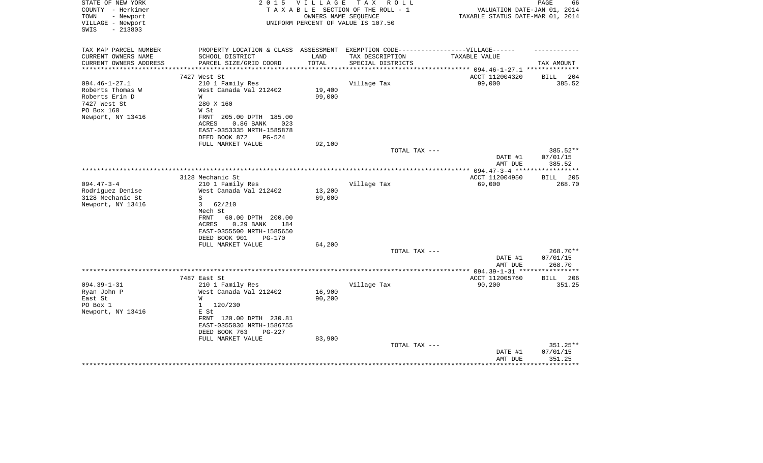STATE OF NEW YORK
COUNTY - Herkimer
TOWN - Newport
VILLAGE - Newport
SWIS - 213803

2 0 1 5 V I L L A G E T A X R O L L
T A X A B L E SECTION OF THE ROLL - 1
OWNERS NAME SEQUENCE
UNIFORM PERCENT OF VALUE IS 107.50

VALUATION DATE-JAN 01, 2014
TAXABLE STATUS DATE-MAR 01, 2014

| TAX MAP PARCEL NUMBER<br>CURRENT OWNERS NAME<br>CURRENT OWNERS ADDRESS | PROPERTY LOCATION & CLASS<br>SCHOOL DISTRICT<br>PARCEL SIZE/GRID COORD | ASSESSMENT<br>LAND<br>TOTAL | EXEMPTION CODE------------------VILLAGE------<br>TAX DESCRIPTION<br>SPECIAL DISTRICTS | TAXABLE VALUE | TAX AMOUNT |
|---|---|---|---|---|---|
| ****************** 094.46-1-27.1 ************** | | | | | |
| | 7427 West St | | | ACCT 112004320 | BILL 204 |
| 094.46-1-27.1 | 210 1 Family Res | | Village Tax | 99,000 | 385.52 |
| Roberts Thomas W | West Canada Val 212402 | 19,400 | | | |
| Roberts Erin D | W | 99,000 | | | |
| 7427 West St | 280 X 160 | | | | |
| PO Box 160 | W St | | | | |
| Newport, NY 13416 | FRNT 205.00 DPTH 185.00 | | | | |
| | ACRES 0.86 BANK 023 | | | | |
| | EAST-0353335 NRTH-1585878 | | | | |
| | DEED BOOK 872 PG-524 | | | | |
| | FULL MARKET VALUE | 92,100 | | | |
| | | | TOTAL TAX --- | | 385.52** |
| | | | | DATE #1 | 07/01/15 |
| | | | | AMT DUE | 385.52 |
| ****************** 094.47-3-4 ***************** | | | | | |
| | 3128 Mechanic St | | | ACCT 112004950 | BILL 205 |
| 094.47-3-4 | 210 1 Family Res | | Village Tax | 69,000 | 268.70 |
| Rodriguez Denise | West Canada Val 212402 | 13,200 | | | |
| 3128 Mechanic St | S | 69,000 | | | |
| Newport, NY 13416 | 3 62/210 | | | | |
| | Mech St | | | | |
| | FRNT 60.00 DPTH 200.00 | | | | |
| | ACRES 0.29 BANK 184 | | | | |
| | EAST-0355500 NRTH-1585650 | | | | |
| | DEED BOOK 901 PG-170 | | | | |
| | FULL MARKET VALUE | 64,200 | | | |
| | | | TOTAL TAX --- | | 268.70** |
| | | | | DATE #1 | 07/01/15 |
| | | | | AMT DUE | 268.70 |
| ****************** 094.39-1-31 **************** | | | | | |
| | 7487 East St | | | ACCT 112005760 | BILL 206 |
| 094.39-1-31 | 210 1 Family Res | | Village Tax | 90,200 | 351.25 |
| Ryan John P | West Canada Val 212402 | 16,900 | | | |
| East St | W | 90,200 | | | |
| PO Box 1 | 1 120/230 | | | | |
| Newport, NY 13416 | E St | | | | |
| | FRNT 120.00 DPTH 230.81 | | | | |
| | EAST-0355036 NRTH-1586755 | | | | |
| | DEED BOOK 763 PG-227 | | | | |
| | FULL MARKET VALUE | 83,900 | | | |
| | | | TOTAL TAX --- | | 351.25** |
| | | | | DATE #1 | 07/01/15 |
| | | | | AMT DUE | 351.25 |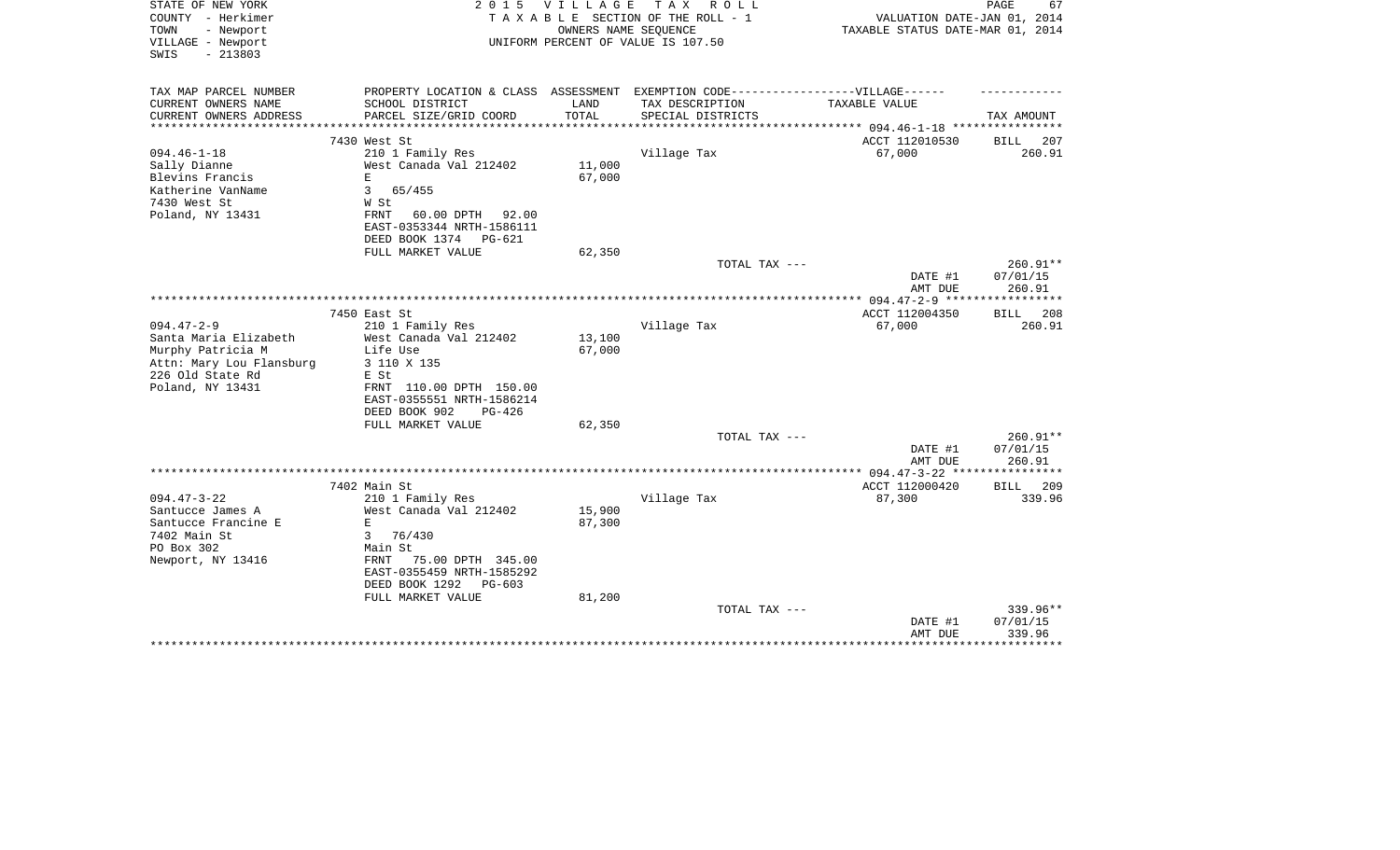STATE OF NEW YORK
COUNTY - Herkimer
TOWN - Newport
VILLAGE - Newport
SWIS - 213803

2 0 1 5 V I L L A G E T A X R O L L
T A X A B L E SECTION OF THE ROLL - 1
OWNERS NAME SEQUENCE
UNIFORM PERCENT OF VALUE IS 107.50

VALUATION DATE-JAN 01, 2014
TAXABLE STATUS DATE-MAR 01, 2014

| TAX MAP PARCEL NUMBER / CURRENT OWNERS NAME / CURRENT OWNERS ADDRESS | PROPERTY LOCATION & CLASS / SCHOOL DISTRICT / PARCEL SIZE/GRID COORD | ASSESSMENT LAND / TOTAL | EXEMPTION CODE-----VILLAGE------ TAX DESCRIPTION / SPECIAL DISTRICTS | TAXABLE VALUE | TAX AMOUNT |
|---|---|---|---|---|---|
| **094.46-1-18** | 7430 West St | | | ACCT 112010530 | BILL 207 |
| Sally Dianne | 210 1 Family Res | | Village Tax | 67,000 | 260.91 |
| Blevins Francis | West Canada Val 212402 | 11,000 | | | |
| Katherine VanName | E | 67,000 | | | |
| 7430 West St | 3 65/455 | | | | |
| Poland, NY 13431 | W St | | | | |
| | FRNT 60.00 DPTH 92.00 | | | | |
| | EAST-0353344 NRTH-1586111 | | | | |
| | DEED BOOK 1374 PG-621 | | | | |
| | FULL MARKET VALUE | 62,350 | | | |
| | | | TOTAL TAX --- | | 260.91** |
| | | | | DATE #1 | 07/01/15 |
| | | | | AMT DUE | 260.91 |
| **094.47-2-9** | 7450 East St | | | ACCT 112004350 | BILL 208 |
| Santa Maria Elizabeth | 210 1 Family Res | | Village Tax | 67,000 | 260.91 |
| Murphy Patricia M | West Canada Val 212402 | 13,100 | | | |
| Attn: Mary Lou Flansburg | Life Use | 67,000 | | | |
| 226 Old State Rd | 3 110 X 135 | | | | |
| Poland, NY 13431 | E St | | | | |
| | FRNT 110.00 DPTH 150.00 | | | | |
| | EAST-0355551 NRTH-1586214 | | | | |
| | DEED BOOK 902 PG-426 | | | | |
| | FULL MARKET VALUE | 62,350 | | | |
| | | | TOTAL TAX --- | | 260.91** |
| | | | | DATE #1 | 07/01/15 |
| | | | | AMT DUE | 260.91 |
| **094.47-3-22** | 7402 Main St | | | ACCT 112000420 | BILL 209 |
| Santucce James A | 210 1 Family Res | | Village Tax | 87,300 | 339.96 |
| Santucce Francine E | West Canada Val 212402 | 15,900 | | | |
| 7402 Main St | E | 87,300 | | | |
| PO Box 302 | 3 76/430 | | | | |
| Newport, NY 13416 | Main St | | | | |
| | FRNT 75.00 DPTH 345.00 | | | | |
| | EAST-0355459 NRTH-1585292 | | | | |
| | DEED BOOK 1292 PG-603 | | | | |
| | FULL MARKET VALUE | 81,200 | | | |
| | | | TOTAL TAX --- | | 339.96** |
| | | | | DATE #1 | 07/01/15 |
| | | | | AMT DUE | 339.96 |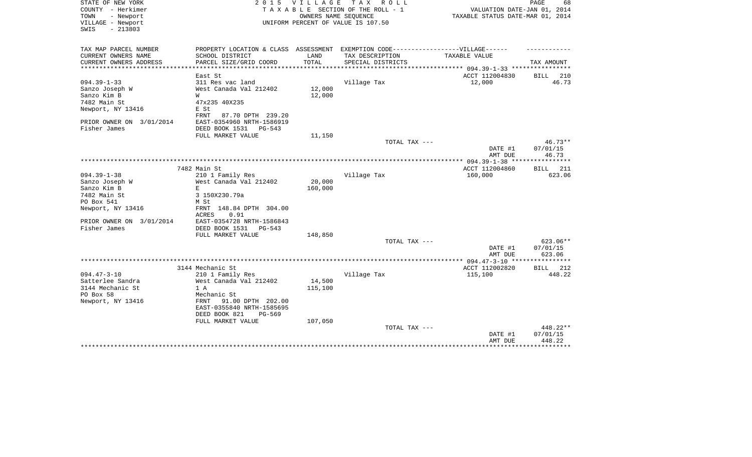STATE OF NEW YORK
COUNTY - Herkimer
TOWN - Newport
VILLAGE - Newport
SWIS - 213803

2 0 1 5 V I L L A G E T A X R O L L
T A X A B L E SECTION OF THE ROLL - 1
OWNERS NAME SEQUENCE
UNIFORM PERCENT OF VALUE IS 107.50

VALUATION DATE-JAN 01, 2014
TAXABLE STATUS DATE-MAR 01, 2014

| TAX MAP PARCEL NUMBER<br>CURRENT OWNERS NAME<br>CURRENT OWNERS ADDRESS | PROPERTY LOCATION & CLASS<br>SCHOOL DISTRICT<br>PARCEL SIZE/GRID COORD | ASSESSMENT<br>LAND<br>TOTAL | EXEMPTION CODE------VILLAGE------<br>TAX DESCRIPTION<br>SPECIAL DISTRICTS | TAXABLE VALUE | TAX AMOUNT |
|---|---|---|---|---|---|
| | East St | | | ACCT 112004830 | BILL 210 |
| 094.39-1-33 | 311 Res vac land | | Village Tax | 12,000 | 46.73 |
| Sanzo Joseph W | West Canada Val 212402 | 12,000 | | | |
| Sanzo Kim B | W | 12,000 | | | |
| 7482 Main St | 47x235 40X235 | | | | |
| Newport, NY 13416 | E St | | | | |
| | FRNT 87.70 DPTH 239.20 | | | | |
| PRIOR OWNER ON 3/01/2014 | EAST-0354960 NRTH-1586919 | | | | |
| Fisher James | DEED BOOK 1531 PG-543 | | | | |
| | FULL MARKET VALUE | 11,150 | | | |
| | | | TOTAL TAX --- | | 46.73** |
| | | | | DATE #1 | 07/01/15 |
| | | | | AMT DUE | 46.73 |
| | 7482 Main St | | | ACCT 112004860 | BILL 211 |
| 094.39-1-38 | 210 1 Family Res | | Village Tax | 160,000 | 623.06 |
| Sanzo Joseph W | West Canada Val 212402 | 20,000 | | | |
| Sanzo Kim B | E | 160,000 | | | |
| 7482 Main St | 3 150X230.79a | | | | |
| PO Box 541 | M St | | | | |
| Newport, NY 13416 | FRNT 148.84 DPTH 304.00 | | | | |
| | ACRES 0.91 | | | | |
| PRIOR OWNER ON 3/01/2014 | EAST-0354728 NRTH-1586843 | | | | |
| Fisher James | DEED BOOK 1531 PG-543 | | | | |
| | FULL MARKET VALUE | 148,850 | | | |
| | | | TOTAL TAX --- | | 623.06** |
| | | | | DATE #1 | 07/01/15 |
| | | | | AMT DUE | 623.06 |
| | 3144 Mechanic St | | | ACCT 112002820 | BILL 212 |
| 094.47-3-10 | 210 1 Family Res | | Village Tax | 115,100 | 448.22 |
| Satterlee Sandra | West Canada Val 212402 | 14,500 | | | |
| 3144 Mechanic St | 1 A | 115,100 | | | |
| PO Box 58 | Mechanic St | | | | |
| Newport, NY 13416 | FRNT 91.00 DPTH 202.00 | | | | |
| | EAST-0355840 NRTH-1585695 | | | | |
| | DEED BOOK 821 PG-569 | | | | |
| | FULL MARKET VALUE | 107,050 | | | |
| | | | TOTAL TAX --- | | 448.22** |
| | | | | DATE #1 | 07/01/15 |
| | | | | AMT DUE | 448.22 |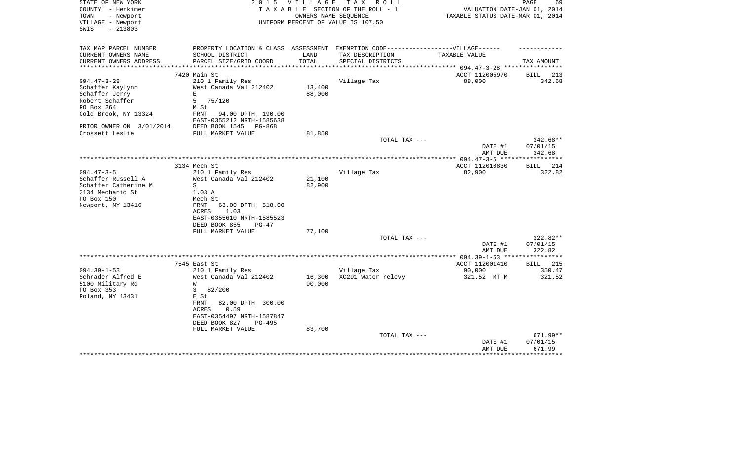STATE OF NEW YORK
COUNTY - Herkimer
TOWN - Newport
VILLAGE - Newport
SWIS - 213803

2 0 1 5 V I L L A G E T A X R O L L
T A X A B L E SECTION OF THE ROLL - 1
OWNERS NAME SEQUENCE
UNIFORM PERCENT OF VALUE IS 107.50

VALUATION DATE-JAN 01, 2014
TAXABLE STATUS DATE-MAR 01, 2014

| TAX MAP PARCEL NUMBER<br>CURRENT OWNERS NAME<br>CURRENT OWNERS ADDRESS | PROPERTY LOCATION & CLASS<br>SCHOOL DISTRICT<br>PARCEL SIZE/GRID COORD | ASSESSMENT<br>LAND<br>TOTAL | EXEMPTION CODE------------------VILLAGE------<br>TAX DESCRIPTION<br>SPECIAL DISTRICTS | TAXABLE VALUE | TAX AMOUNT |
|---|---|---|---|---|---|
| | 7420 Main St | | | ACCT 112005970 | BILL 213 |
| 094.47-3-28 | 210 1 Family Res | | Village Tax | 88,000 | 342.68 |
| Schaffer Kaylynn | West Canada Val 212402 | 13,400 | | | |
| Schaffer Jerry | E | 88,000 | | | |
| Robert Schaffer | 5 75/120 | | | | |
| PO Box 264 | M St | | | | |
| Cold Brook, NY 13324 | FRNT 94.00 DPTH 190.00 | | | | |
| | EAST-0355212 NRTH-1585638 | | | | |
| PRIOR OWNER ON 3/01/2014 | DEED BOOK 1545 PG-868 | | | | |
| Crossett Leslie | FULL MARKET VALUE | 81,850 | | | |
| | | | TOTAL TAX --- | | 342.68** |
| | | | | DATE #1 | 07/01/15 |
| | | | | AMT DUE | 342.68 |
| | 3134 Mech St | | | ACCT 112010830 | BILL 214 |
| 094.47-3-5 | 210 1 Family Res | | Village Tax | 82,900 | 322.82 |
| Schaffer Russell A | West Canada Val 212402 | 21,100 | | | |
| Schaffer Catherine M | S | 82,900 | | | |
| 3134 Mechanic St | 1.03 A | | | | |
| PO Box 150 | Mech St | | | | |
| Newport, NY 13416 | FRNT 63.00 DPTH 518.00 | | | | |
| | ACRES 1.03 | | | | |
| | EAST-0355610 NRTH-1585523 | | | | |
| | DEED BOOK 855 PG-47 | | | | |
| | FULL MARKET VALUE | 77,100 | | | |
| | | | TOTAL TAX --- | | 322.82** |
| | | | | DATE #1 | 07/01/15 |
| | | | | AMT DUE | 322.82 |
| | 7545 East St | | | ACCT 112001410 | BILL 215 |
| 094.39-1-53 | 210 1 Family Res | | Village Tax | 90,000 | 350.47 |
| Schrader Alfred E | West Canada Val 212402 | 16,300 | XC291 Water relevy | 321.52 MT M | 321.52 |
| 5100 Military Rd | W | 90,000 | | | |
| PO Box 353 | 3 82/200 | | | | |
| Poland, NY 13431 | E St | | | | |
| | FRNT 82.00 DPTH 300.00 | | | | |
| | ACRES 0.59 | | | | |
| | EAST-0354497 NRTH-1587847 | | | | |
| | DEED BOOK 827 PG-495 | | | | |
| | FULL MARKET VALUE | 83,700 | | | |
| | | | TOTAL TAX --- | | 671.99** |
| | | | | DATE #1 | 07/01/15 |
| | | | | AMT DUE | 671.99 |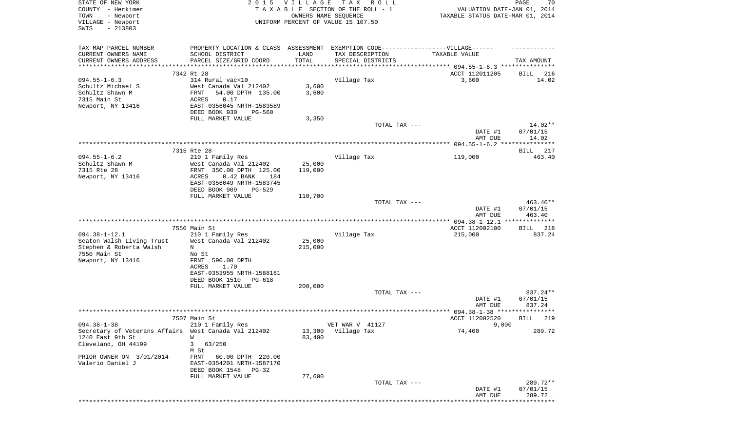STATE OF NEW YORK
COUNTY - Herkimer
TOWN - Newport
VILLAGE - Newport
SWIS - 213803

2015 VILLAGE TAX ROLL
TAXABLE SECTION OF THE ROLL - 1
OWNERS NAME SEQUENCE
UNIFORM PERCENT OF VALUE IS 107.50

VALUATION DATE-JAN 01, 2014
TAXABLE STATUS DATE-MAR 01, 2014

| TAX MAP PARCEL NUMBER / CURRENT OWNERS NAME / CURRENT OWNERS ADDRESS | PROPERTY LOCATION & CLASS / SCHOOL DISTRICT / PARCEL SIZE/GRID COORD | ASSESSMENT LAND / TOTAL | EXEMPTION CODE / TAX DESCRIPTION / SPECIAL DISTRICTS | TAXABLE VALUE | TAX AMOUNT |
|---|---|---|---|---|---|
| | 7342 Rt 28 | | | ACCT 112011205 | BILL 216 |
| 094.55-1-6.3 | 314 Rural vac<10 | | Village Tax | 3,600 | 14.02 |
| Schultz Michael S | West Canada Val 212402 | 3,600 | | | |
| Schultz Shawn M | FRNT 54.00 DPTH 135.00 | 3,600 | | | |
| 7315 Main St | ACRES 0.17 | | | | |
| Newport, NY 13416 | EAST-0356045 NRTH-1583589 | | | | |
| | DEED BOOK 930 PG-560 | | | | |
| | FULL MARKET VALUE | 3,350 | | | |
| | | | TOTAL TAX --- | | 14.02** |
| | | | | DATE #1 | 07/01/15 |
| | | | | AMT DUE | 14.02 |
| | 7315 Rte 28 | | | | BILL 217 |
| 094.55-1-6.2 | 210 1 Family Res | | Village Tax | 119,000 | 463.40 |
| Schultz Shawn M | West Canada Val 212402 | 25,000 | | | |
| 7315 Rte 28 | FRNT 350.00 DPTH 125.00 | 119,000 | | | |
| Newport, NY 13416 | ACRES 0.42 BANK 184 | | | | |
| | EAST-0356049 NRTH-1583745 | | | | |
| | DEED BOOK 909 PG-529 | | | | |
| | FULL MARKET VALUE | 110,700 | | | |
| | | | TOTAL TAX --- | | 463.40** |
| | | | | DATE #1 | 07/01/15 |
| | | | | AMT DUE | 463.40 |
| | 7550 Main St | | | ACCT 112002100 | BILL 218 |
| 094.38-1-12.1 | 210 1 Family Res | | Village Tax | 215,000 | 837.24 |
| Seaton Walsh Living Trust | West Canada Val 212402 | 25,000 | | | |
| Stephen & Roberta Walsh | N | 215,000 | | | |
| 7550 Main St | No St | | | | |
| Newport, NY 13416 | FRNT 590.00 DPTH | | | | |
| | ACRES 1.70 | | | | |
| | EAST-0353955 NRTH-1588161 | | | | |
| | DEED BOOK 1510 PG-618 | | | | |
| | FULL MARKET VALUE | 200,000 | | | |
| | | | TOTAL TAX --- | | 837.24** |
| | | | | DATE #1 | 07/01/15 |
| | | | | AMT DUE | 837.24 |
| | 7507 Main St | | | ACCT 112002520 | BILL 219 |
| 094.38-1-38 | 210 1 Family Res | | VET WAR V 41127 | 9,000 | |
| Secretary of Veterans Affairs | West Canada Val 212402 | 13,300 | Village Tax | 74,400 | 289.72 |
| 1240 East 9th St | W | 83,400 | | | |
| Cleveland, OH 44199 | 3 63/250 | | | | |
| | M St | | | | |
| PRIOR OWNER ON 3/01/2014 | FRNT 60.00 DPTH 220.00 | | | | |
| Valerio Daniel J | EAST-0354201 NRTH-1587170 | | | | |
| | DEED BOOK 1548 PG-32 | | | | |
| | FULL MARKET VALUE | 77,600 | | | |
| | | | TOTAL TAX --- | | 289.72** |
| | | | | DATE #1 | 07/01/15 |
| | | | | AMT DUE | 289.72 |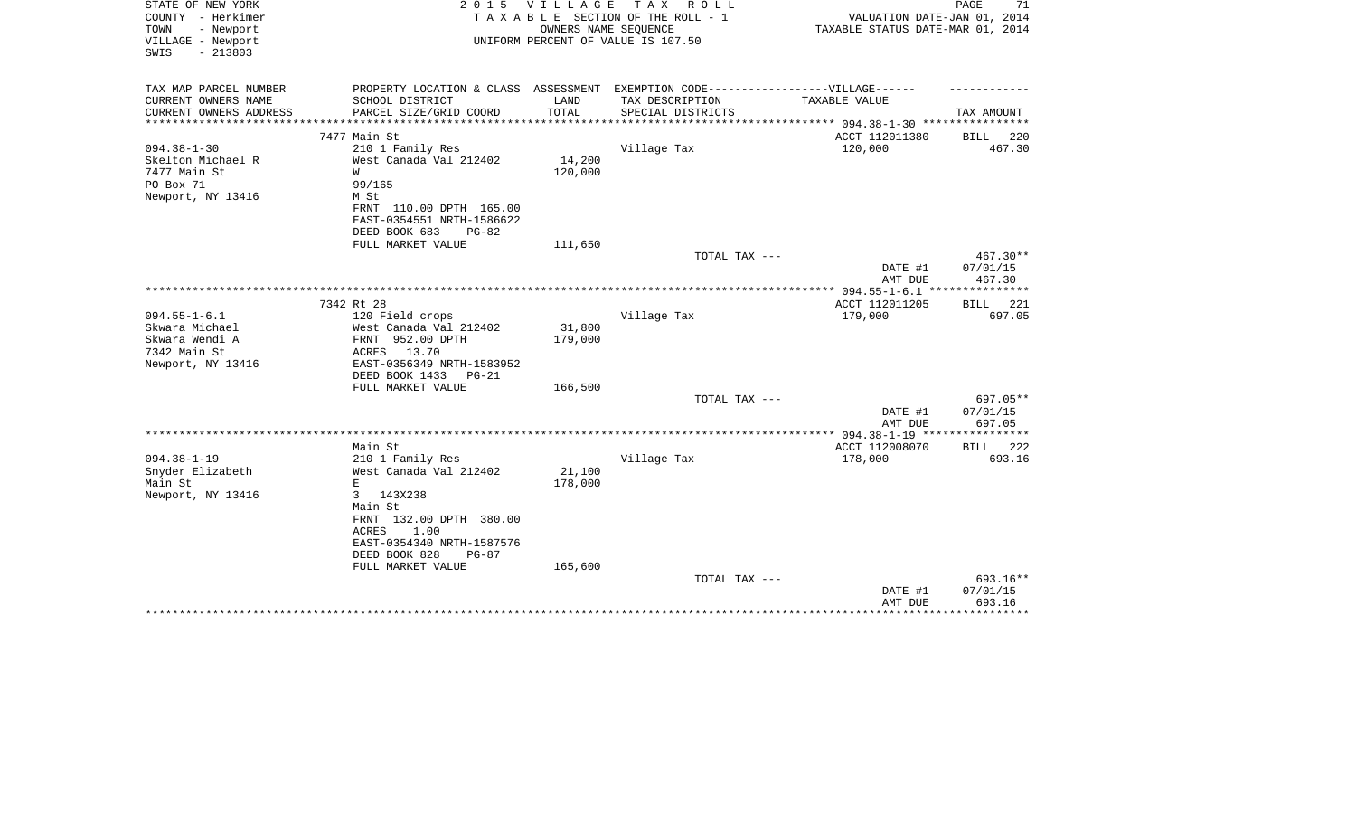STATE OF NEW YORK
COUNTY - Herkimer
TOWN - Newport
VILLAGE - Newport
SWIS - 213803

2 0 1 5 V I L L A G E T A X R O L L
T A X A B L E SECTION OF THE ROLL - 1
OWNERS NAME SEQUENCE
UNIFORM PERCENT OF VALUE IS 107.50

VALUATION DATE-JAN 01, 2014
TAXABLE STATUS DATE-MAR 01, 2014

| TAX MAP PARCEL NUMBER<br>CURRENT OWNERS NAME<br>CURRENT OWNERS ADDRESS | PROPERTY LOCATION & CLASS<br>SCHOOL DISTRICT<br>PARCEL SIZE/GRID COORD | ASSESSMENT<br>LAND<br>TOTAL | EXEMPTION CODE------VILLAGE------<br>TAX DESCRIPTION<br>SPECIAL DISTRICTS | TAXABLE VALUE | TAX AMOUNT |
|---|---|---|---|---|---|
| **094.38-1-30** | 7477 Main St | | | ACCT 112011380 | BILL 220 |
| 094.38-1-30 | 210 1 Family Res | | Village Tax | 120,000 | 467.30 |
| Skelton Michael R | West Canada Val 212402 | 14,200 | | | |
| 7477 Main St | W | 120,000 | | | |
| PO Box 71 | 99/165 | | | | |
| Newport, NY 13416 | M St | | | | |
| | FRNT 110.00 DPTH 165.00 | | | | |
| | EAST-0354551 NRTH-1586622 | | | | |
| | DEED BOOK 683 PG-82 | | | | |
| | FULL MARKET VALUE | 111,650 | | | |
| | | | TOTAL TAX --- | | 467.30** |
| | | | | DATE #1 | 07/01/15 |
| | | | | AMT DUE | 467.30 |
| **094.55-1-6.1** | 7342 Rt 28 | | | ACCT 112011205 | BILL 221 |
| 094.55-1-6.1 | 120 Field crops | | Village Tax | 179,000 | 697.05 |
| Skwara Michael | West Canada Val 212402 | 31,800 | | | |
| Skwara Wendi A | FRNT 952.00 DPTH | 179,000 | | | |
| 7342 Main St | ACRES 13.70 | | | | |
| Newport, NY 13416 | EAST-0356349 NRTH-1583952 | | | | |
| | DEED BOOK 1433 PG-21 | | | | |
| | FULL MARKET VALUE | 166,500 | | | |
| | | | TOTAL TAX --- | | 697.05** |
| | | | | DATE #1 | 07/01/15 |
| | | | | AMT DUE | 697.05 |
| **094.38-1-19** | Main St | | | ACCT 112008070 | BILL 222 |
| 094.38-1-19 | 210 1 Family Res | | Village Tax | 178,000 | 693.16 |
| Snyder Elizabeth | West Canada Val 212402 | 21,100 | | | |
| Main St | E | 178,000 | | | |
| Newport, NY 13416 | 3 143X238 | | | | |
| | Main St | | | | |
| | FRNT 132.00 DPTH 380.00 | | | | |
| | ACRES 1.00 | | | | |
| | EAST-0354340 NRTH-1587576 | | | | |
| | DEED BOOK 828 PG-87 | | | | |
| | FULL MARKET VALUE | 165,600 | | | |
| | | | TOTAL TAX --- | | 693.16** |
| | | | | DATE #1 | 07/01/15 |
| | | | | AMT DUE | 693.16 |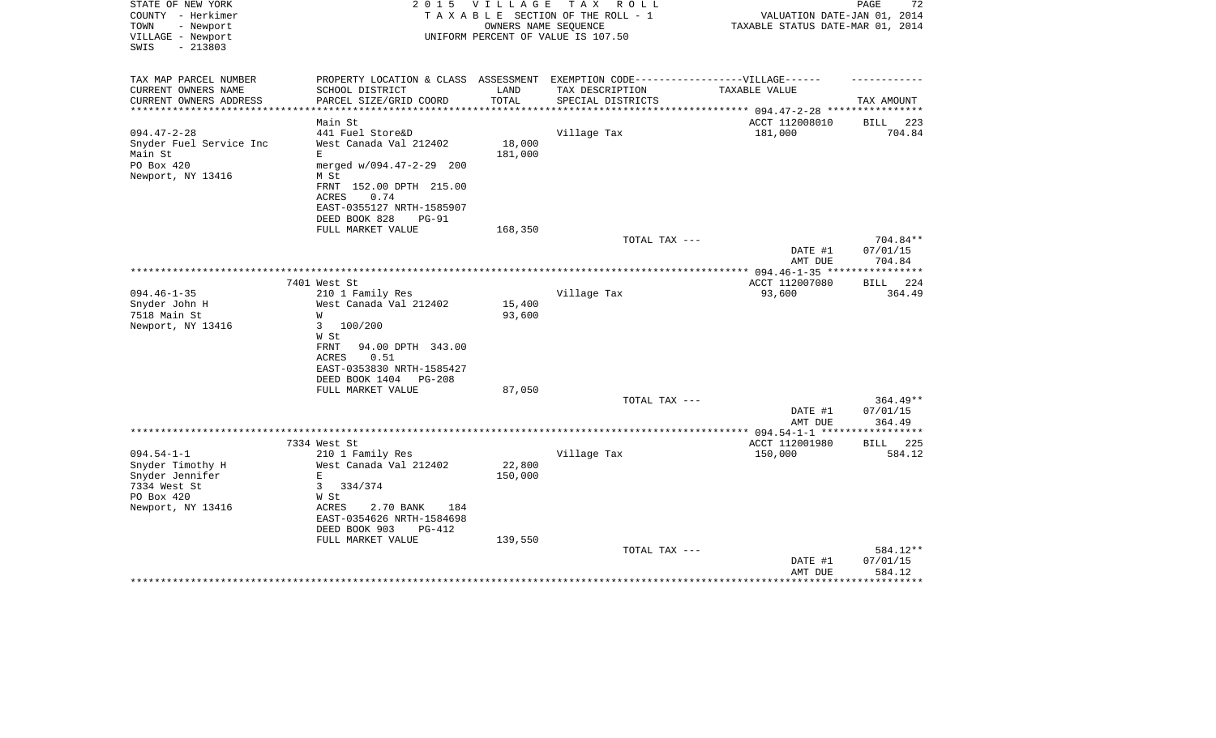STATE OF NEW YORK
COUNTY - Herkimer
TOWN - Newport
VILLAGE - Newport
SWIS - 213803

2 0 1 5 V I L L A G E T A X R O L L
T A X A B L E SECTION OF THE ROLL - 1
OWNERS NAME SEQUENCE
UNIFORM PERCENT OF VALUE IS 107.50

VALUATION DATE-JAN 01, 2014
TAXABLE STATUS DATE-MAR 01, 2014

| TAX MAP PARCEL NUMBER<br>CURRENT OWNERS NAME<br>CURRENT OWNERS ADDRESS | PROPERTY LOCATION & CLASS<br>SCHOOL DISTRICT<br>PARCEL SIZE/GRID COORD | ASSESSMENT<br>LAND<br>TOTAL | EXEMPTION CODE------------------VILLAGE------<br>TAX DESCRIPTION<br>SPECIAL DISTRICTS | TAXABLE VALUE | TAX AMOUNT |
|---|---|---|---|---|---|
| | Main St | | | ACCT 112008010 | BILL 223 |
| 094.47-2-28 | 441 Fuel Store&D | | Village Tax | 181,000 | 704.84 |
| Snyder Fuel Service Inc | West Canada Val 212402 | 18,000 | | | |
| Main St | E | 181,000 | | | |
| PO Box 420 | merged w/094.47-2-29 200 | | | | |
| Newport, NY 13416 | M St | | | | |
| | FRNT 152.00 DPTH 215.00 | | | | |
| | ACRES 0.74 | | | | |
| | EAST-0355127 NRTH-1585907 | | | | |
| | DEED BOOK 828 PG-91 | | | | |
| | FULL MARKET VALUE | 168,350 | | | |
| | | | TOTAL TAX --- | | 704.84** |
| | | | | DATE #1 | 07/01/15 |
| | | | | AMT DUE | 704.84 |
| | 7401 West St | | | ACCT 112007080 | BILL 224 |
| 094.46-1-35 | 210 1 Family Res | | Village Tax | 93,600 | 364.49 |
| Snyder John H | West Canada Val 212402 | 15,400 | | | |
| 7518 Main St | W | 93,600 | | | |
| Newport, NY 13416 | 3 100/200 | | | | |
| | W St | | | | |
| | FRNT 94.00 DPTH 343.00 | | | | |
| | ACRES 0.51 | | | | |
| | EAST-0353830 NRTH-1585427 | | | | |
| | DEED BOOK 1404 PG-208 | | | | |
| | FULL MARKET VALUE | 87,050 | | | |
| | | | TOTAL TAX --- | | 364.49** |
| | | | | DATE #1 | 07/01/15 |
| | | | | AMT DUE | 364.49 |
| | 7334 West St | | | ACCT 112001980 | BILL 225 |
| 094.54-1-1 | 210 1 Family Res | | Village Tax | 150,000 | 584.12 |
| Snyder Timothy H | West Canada Val 212402 | 22,800 | | | |
| Snyder Jennifer | E | 150,000 | | | |
| 7334 West St | 3 334/374 | | | | |
| PO Box 420 | W St | | | | |
| Newport, NY 13416 | ACRES 2.70 BANK 184 | | | | |
| | EAST-0354626 NRTH-1584698 | | | | |
| | DEED BOOK 903 PG-412 | | | | |
| | FULL MARKET VALUE | 139,550 | | | |
| | | | TOTAL TAX --- | | 584.12** |
| | | | | DATE #1 | 07/01/15 |
| | | | | AMT DUE | 584.12 |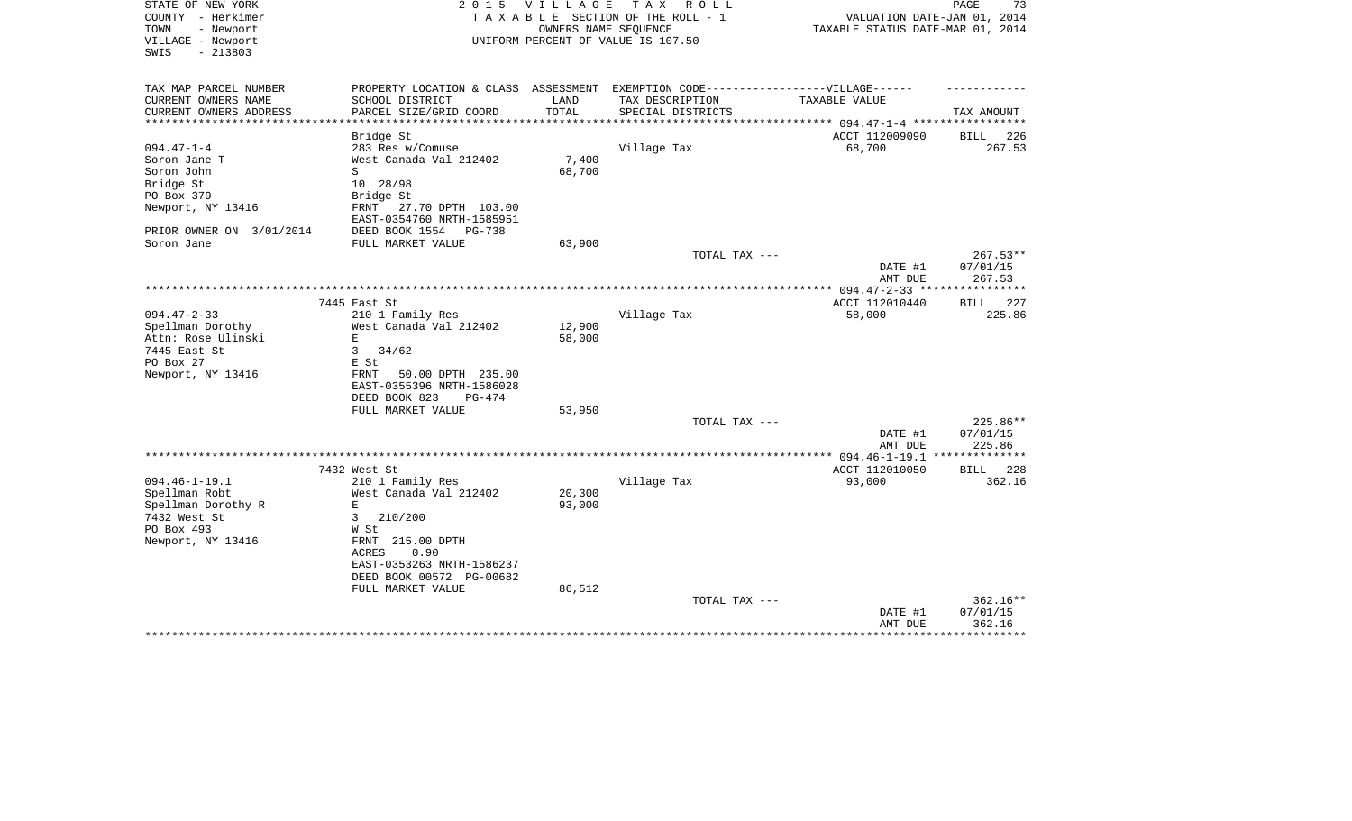STATE OF NEW YORK
COUNTY - Herkimer
TOWN - Newport
VILLAGE - Newport
SWIS - 213803

2 0 1 5 V I L L A G E T A X R O L L
T A X A B L E SECTION OF THE ROLL - 1
OWNERS NAME SEQUENCE
UNIFORM PERCENT OF VALUE IS 107.50

VALUATION DATE-JAN 01, 2014
TAXABLE STATUS DATE-MAR 01, 2014

| TAX MAP PARCEL NUMBER<br>CURRENT OWNERS NAME<br>CURRENT OWNERS ADDRESS | PROPERTY LOCATION & CLASS<br>SCHOOL DISTRICT<br>PARCEL SIZE/GRID COORD | ASSESSMENT<br>LAND<br>TOTAL | EXEMPTION CODE------VILLAGE------<br>TAX DESCRIPTION<br>SPECIAL DISTRICTS | TAXABLE VALUE | TAX AMOUNT |
|---|---|---|---|---|---|
| | Bridge St | | | ACCT 112009090 | BILL 226 |
| 094.47-1-4 | 283 Res w/Comuse | | Village Tax | 68,700 | 267.53 |
| Soron Jane T | West Canada Val 212402 | 7,400 | | | |
| Soron John | S | 68,700 | | | |
| Bridge St | 10 28/98 | | | | |
| PO Box 379 | Bridge St | | | | |
| Newport, NY 13416 | FRNT 27.70 DPTH 103.00 | | | | |
| | EAST-0354760 NRTH-1585951 | | | | |
| PRIOR OWNER ON 3/01/2014 | DEED BOOK 1554 PG-738 | | | | |
| Soron Jane | FULL MARKET VALUE | 63,900 | | | |
| | | | TOTAL TAX --- | | 267.53** |
| | | | | DATE #1 | 07/01/15 |
| | | | | AMT DUE | 267.53 |
| | 7445 East St | | | ACCT 112010440 | BILL 227 |
| 094.47-2-33 | 210 1 Family Res | | Village Tax | 58,000 | 225.86 |
| Spellman Dorothy | West Canada Val 212402 | 12,900 | | | |
| Attn: Rose Ulinski | E | 58,000 | | | |
| 7445 East St | 3 34/62 | | | | |
| PO Box 27 | E St | | | | |
| Newport, NY 13416 | FRNT 50.00 DPTH 235.00 | | | | |
| | EAST-0355396 NRTH-1586028 | | | | |
| | DEED BOOK 823 PG-474 | | | | |
| | FULL MARKET VALUE | 53,950 | | | |
| | | | TOTAL TAX --- | | 225.86** |
| | | | | DATE #1 | 07/01/15 |
| | | | | AMT DUE | 225.86 |
| | 7432 West St | | | ACCT 112010050 | BILL 228 |
| 094.46-1-19.1 | 210 1 Family Res | | Village Tax | 93,000 | 362.16 |
| Spellman Robt | West Canada Val 212402 | 20,300 | | | |
| Spellman Dorothy R | E | 93,000 | | | |
| 7432 West St | 3 210/200 | | | | |
| PO Box 493 | W St | | | | |
| Newport, NY 13416 | FRNT 215.00 DPTH | | | | |
| | ACRES 0.90 | | | | |
| | EAST-0353263 NRTH-1586237 | | | | |
| | DEED BOOK 00572 PG-00682 | | | | |
| | FULL MARKET VALUE | 86,512 | | | |
| | | | TOTAL TAX --- | | 362.16** |
| | | | | DATE #1 | 07/01/15 |
| | | | | AMT DUE | 362.16 |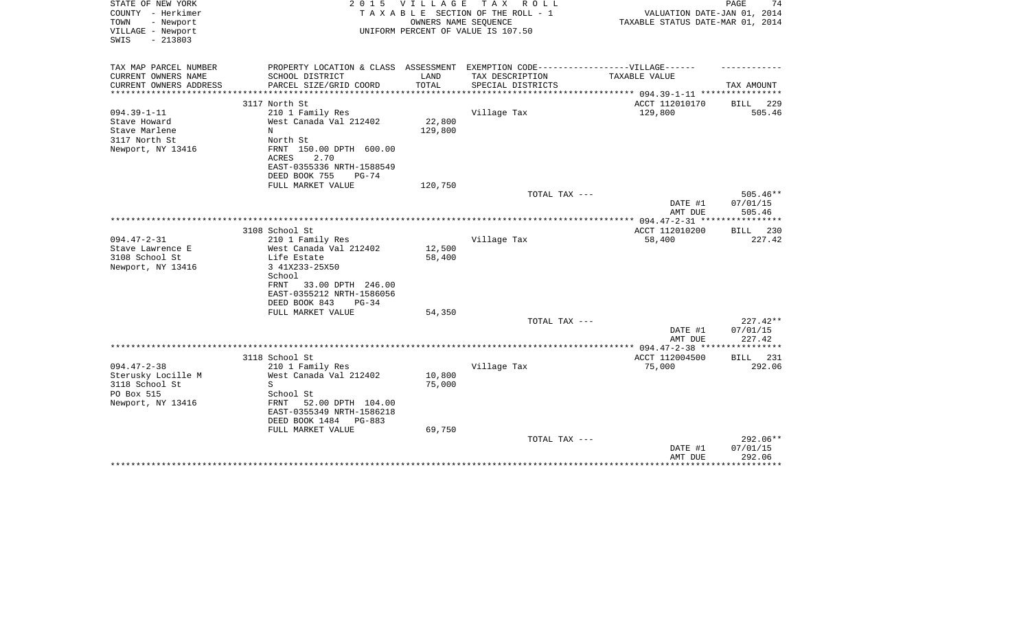STATE OF NEW YORK
COUNTY - Herkimer
TOWN - Newport
VILLAGE - Newport
SWIS - 213803

2 0 1 5 V I L L A G E T A X R O L L
T A X A B L E SECTION OF THE ROLL - 1
OWNERS NAME SEQUENCE
UNIFORM PERCENT OF VALUE IS 107.50

VALUATION DATE-JAN 01, 2014
TAXABLE STATUS DATE-MAR 01, 2014

| TAX MAP PARCEL NUMBER<br>CURRENT OWNERS NAME<br>CURRENT OWNERS ADDRESS | PROPERTY LOCATION & CLASS<br>SCHOOL DISTRICT<br>PARCEL SIZE/GRID COORD | ASSESSMENT<br>LAND<br>TOTAL | EXEMPTION CODE------VILLAGE------<br>TAX DESCRIPTION<br>SPECIAL DISTRICTS | TAXABLE VALUE | TAX AMOUNT |
|---|---|---|---|---|---|
| | 3117 North St | | | ACCT 112010170 | BILL 229 |
| 094.39-1-11 | 210 1 Family Res | | Village Tax | 129,800 | 505.46 |
| Stave Howard | West Canada Val 212402 | 22,800 | | | |
| Stave Marlene | N | 129,800 | | | |
| 3117 North St | North St | | | | |
| Newport, NY 13416 | FRNT 150.00 DPTH 600.00 | | | | |
| | ACRES 2.70 | | | | |
| | EAST-0355336 NRTH-1588549 | | | | |
| | DEED BOOK 755 PG-74 | | | | |
| | FULL MARKET VALUE | 120,750 | | | |
| | | | TOTAL TAX --- | | 505.46** |
| | | | | DATE #1 | 07/01/15 |
| | | | | AMT DUE | 505.46 |
| | 3108 School St | | | ACCT 112010200 | BILL 230 |
| 094.47-2-31 | 210 1 Family Res | | Village Tax | 58,400 | 227.42 |
| Stave Lawrence E | West Canada Val 212402 | 12,500 | | | |
| 3108 School St | Life Estate | 58,400 | | | |
| Newport, NY 13416 | 3 41X233-25X50 | | | | |
| | School | | | | |
| | FRNT 33.00 DPTH 246.00 | | | | |
| | EAST-0355212 NRTH-1586056 | | | | |
| | DEED BOOK 843 PG-34 | | | | |
| | FULL MARKET VALUE | 54,350 | | | |
| | | | TOTAL TAX --- | | 227.42** |
| | | | | DATE #1 | 07/01/15 |
| | | | | AMT DUE | 227.42 |
| | 3118 School St | | | ACCT 112004500 | BILL 231 |
| 094.47-2-38 | 210 1 Family Res | | Village Tax | 75,000 | 292.06 |
| Sterusky Locille M | West Canada Val 212402 | 10,800 | | | |
| 3118 School St | S | 75,000 | | | |
| PO Box 515 | School St | | | | |
| Newport, NY 13416 | FRNT 52.00 DPTH 104.00 | | | | |
| | EAST-0355349 NRTH-1586218 | | | | |
| | DEED BOOK 1484 PG-883 | | | | |
| | FULL MARKET VALUE | 69,750 | | | |
| | | | TOTAL TAX --- | | 292.06** |
| | | | | DATE #1 | 07/01/15 |
| | | | | AMT DUE | 292.06 |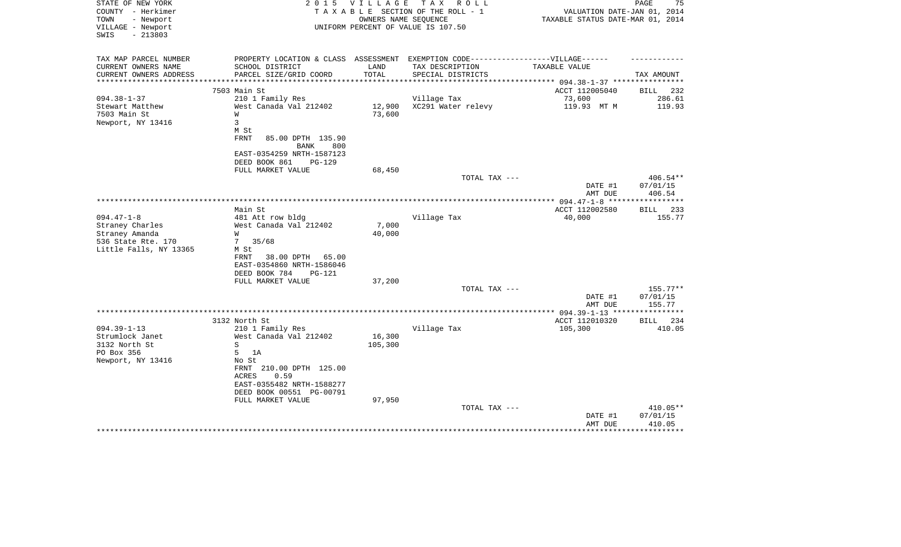STATE OF NEW YORK
COUNTY - Herkimer
TOWN - Newport
VILLAGE - Newport
SWIS - 213803

2 0 1 5 V I L L A G E T A X R O L L
T A X A B L E SECTION OF THE ROLL - 1
OWNERS NAME SEQUENCE
UNIFORM PERCENT OF VALUE IS 107.50

VALUATION DATE-JAN 01, 2014
TAXABLE STATUS DATE-MAR 01, 2014

| TAX MAP PARCEL NUMBER / CURRENT OWNERS NAME / CURRENT OWNERS ADDRESS | PROPERTY LOCATION & CLASS / SCHOOL DISTRICT / PARCEL SIZE/GRID COORD | ASSESSMENT LAND / TOTAL | EXEMPTION CODE------VILLAGE------ TAX DESCRIPTION / SPECIAL DISTRICTS | TAXABLE VALUE | TAX AMOUNT |
|---|---|---|---|---|---|
| 094.38-1-37 | 7503 Main St | | | ACCT 112005040 | BILL 232 |
| Stewart Matthew | 210 1 Family Res | | Village Tax | 73,600 | 286.61 |
| 7503 Main St | West Canada Val 212402 | 12,900 | XC291 Water relevy | 119.93 MT M | 119.93 |
| Newport, NY 13416 | W | 73,600 | | | |
| | 3 | | | | |
| | M St | | | | |
| | FRNT 85.00 DPTH 135.90 | | | | |
| | BANK 800 | | | | |
| | EAST-0354259 NRTH-1587123 | | | | |
| | DEED BOOK 861 PG-129 | | | | |
| | FULL MARKET VALUE | 68,450 | | | |
| | | | TOTAL TAX --- | | 406.54** |
| | | | | DATE #1 | 07/01/15 |
| | | | | AMT DUE | 406.54 |
| 094.47-1-8 | Main St | | | ACCT 112002580 | BILL 233 |
| Straney Charles | 481 Att row bldg | | Village Tax | 40,000 | 155.77 |
| Straney Amanda | West Canada Val 212402 | 7,000 | | | |
| 536 State Rte. 170 | W | 40,000 | | | |
| Little Falls, NY 13365 | 7 35/68 | | | | |
| | M St | | | | |
| | FRNT 38.00 DPTH 65.00 | | | | |
| | EAST-0354860 NRTH-1586046 | | | | |
| | DEED BOOK 784 PG-121 | | | | |
| | FULL MARKET VALUE | 37,200 | | | |
| | | | TOTAL TAX --- | | 155.77** |
| | | | | DATE #1 | 07/01/15 |
| | | | | AMT DUE | 155.77 |
| 094.39-1-13 | 3132 North St | | | ACCT 112010320 | BILL 234 |
| Strumlock Janet | 210 1 Family Res | | Village Tax | 105,300 | 410.05 |
| 3132 North St | West Canada Val 212402 | 16,300 | | | |
| PO Box 356 | S | 105,300 | | | |
| Newport, NY 13416 | 5 1A | | | | |
| | No St | | | | |
| | FRNT 210.00 DPTH 125.00 | | | | |
| | ACRES 0.59 | | | | |
| | EAST-0355482 NRTH-1588277 | | | | |
| | DEED BOOK 00551 PG-00791 | | | | |
| | FULL MARKET VALUE | 97,950 | | | |
| | | | TOTAL TAX --- | | 410.05** |
| | | | | DATE #1 | 07/01/15 |
| | | | | AMT DUE | 410.05 |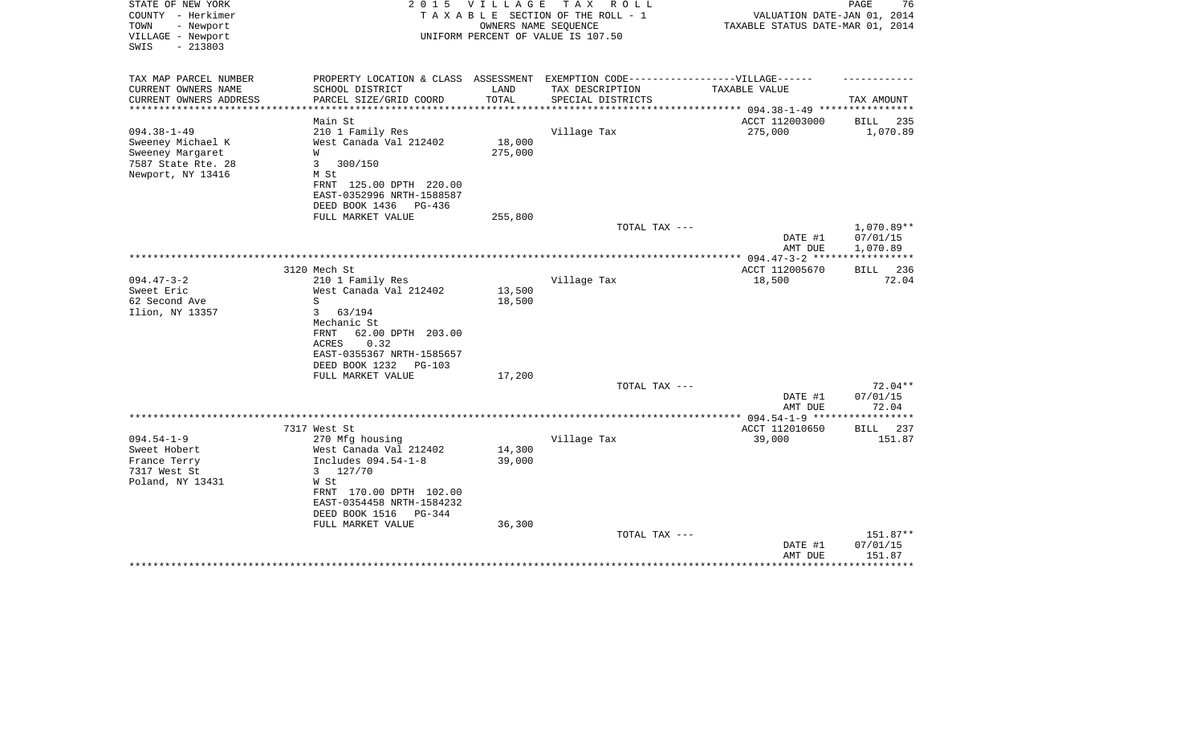STATE OF NEW YORK
COUNTY - Herkimer
TOWN - Newport
VILLAGE - Newport
SWIS - 213803

2 0 1 5 V I L L A G E T A X R O L L
T A X A B L E SECTION OF THE ROLL - 1
OWNERS NAME SEQUENCE
UNIFORM PERCENT OF VALUE IS 107.50

VALUATION DATE-JAN 01, 2014
TAXABLE STATUS DATE-MAR 01, 2014

| TAX MAP PARCEL NUMBER<br>CURRENT OWNERS NAME<br>CURRENT OWNERS ADDRESS | PROPERTY LOCATION & CLASS<br>SCHOOL DISTRICT<br>PARCEL SIZE/GRID COORD | ASSESSMENT<br>LAND<br>TOTAL | EXEMPTION CODE------------------VILLAGE------<br>TAX DESCRIPTION<br>SPECIAL DISTRICTS | TAXABLE VALUE | TAX AMOUNT |
|---|---|---|---|---|---|
| **094.38-1-49** | Main St | | | ACCT 112003000 | BILL 235 |
| 094.38-1-49 | 210 1 Family Res | | Village Tax | 275,000 | 1,070.89 |
| Sweeney Michael K | West Canada Val 212402 | 18,000 | | | |
| Sweeney Margaret | W | 275,000 | | | |
| 7587 State Rte. 28 | 3 300/150 | | | | |
| Newport, NY 13416 | M St | | | | |
| | FRNT 125.00 DPTH 220.00 | | | | |
| | EAST-0352996 NRTH-1588587 | | | | |
| | DEED BOOK 1436 PG-436 | | | | |
| | FULL MARKET VALUE | 255,800 | | | |
| | | | TOTAL TAX --- | | 1,070.89** |
| | | | | DATE #1 | 07/01/15 |
| | | | | AMT DUE | 1,070.89 |
| **094.47-3-2** | 3120 Mech St | | | ACCT 112005670 | BILL 236 |
| 094.47-3-2 | 210 1 Family Res | | Village Tax | 18,500 | 72.04 |
| Sweet Eric | West Canada Val 212402 | 13,500 | | | |
| 62 Second Ave | S | 18,500 | | | |
| Ilion, NY 13357 | 3 63/194 | | | | |
| | Mechanic St | | | | |
| | FRNT 62.00 DPTH 203.00 | | | | |
| | ACRES 0.32 | | | | |
| | EAST-0355367 NRTH-1585657 | | | | |
| | DEED BOOK 1232 PG-103 | | | | |
| | FULL MARKET VALUE | 17,200 | | | |
| | | | TOTAL TAX --- | | 72.04** |
| | | | | DATE #1 | 07/01/15 |
| | | | | AMT DUE | 72.04 |
| **094.54-1-9** | 7317 West St | | | ACCT 112010650 | BILL 237 |
| 094.54-1-9 | 270 Mfg housing | | Village Tax | 39,000 | 151.87 |
| Sweet Hobert | West Canada Val 212402 | 14,300 | | | |
| France Terry | Includes 094.54-1-8 | 39,000 | | | |
| 7317 West St | 3 127/70 | | | | |
| Poland, NY 13431 | W St | | | | |
| | FRNT 170.00 DPTH 102.00 | | | | |
| | EAST-0354458 NRTH-1584232 | | | | |
| | DEED BOOK 1516 PG-344 | | | | |
| | FULL MARKET VALUE | 36,300 | | | |
| | | | TOTAL TAX --- | | 151.87** |
| | | | | DATE #1 | 07/01/15 |
| | | | | AMT DUE | 151.87 |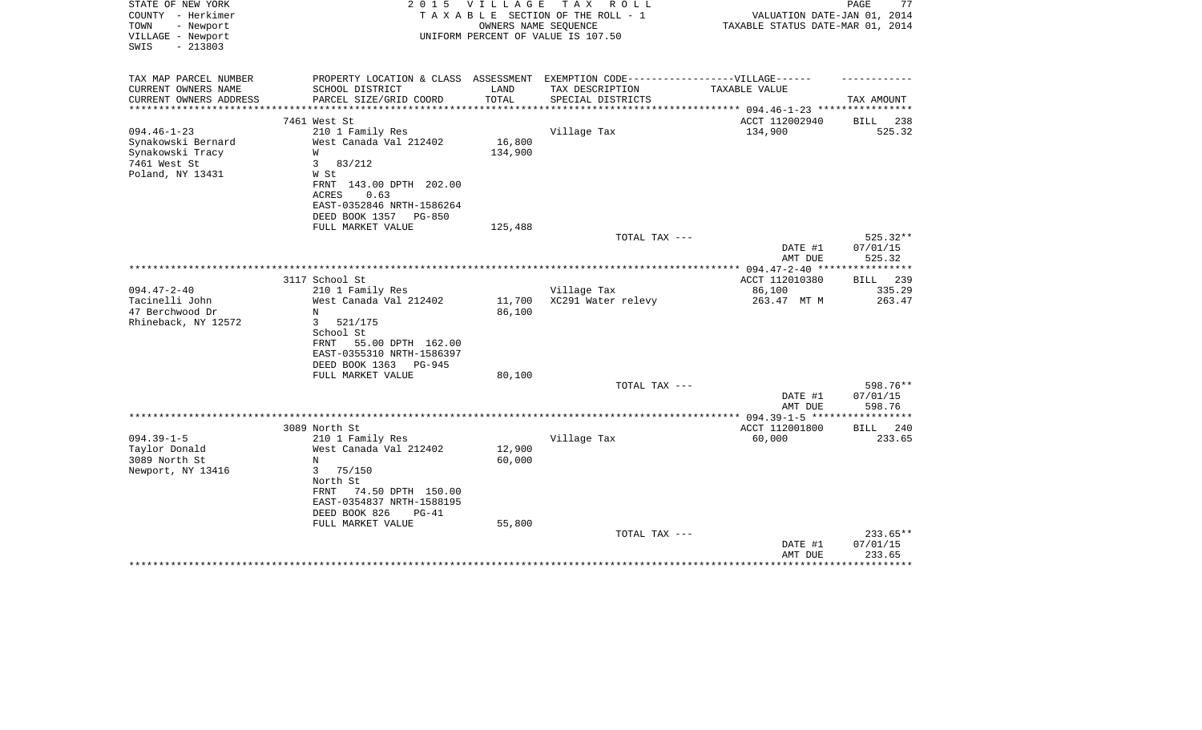STATE OF NEW YORK
COUNTY - Herkimer
TOWN - Newport
VILLAGE - Newport
SWIS - 213803

2 0 1 5 V I L L A G E T A X R O L L
T A X A B L E SECTION OF THE ROLL - 1
OWNERS NAME SEQUENCE
UNIFORM PERCENT OF VALUE IS 107.50

VALUATION DATE-JAN 01, 2014
TAXABLE STATUS DATE-MAR 01, 2014

| TAX MAP PARCEL NUMBER / CURRENT OWNERS NAME / CURRENT OWNERS ADDRESS | PROPERTY LOCATION & CLASS / SCHOOL DISTRICT / PARCEL SIZE/GRID COORD | ASSESSMENT LAND / TOTAL | EXEMPTION CODE-----VILLAGE------ TAX DESCRIPTION / SPECIAL DISTRICTS | TAXABLE VALUE | TAX AMOUNT |
|---|---|---|---|---|---|
| 094.46-1-23 | 7461 West St | | | ACCT 112002940 | BILL 238 |
| Synakowski Bernard | 210 1 Family Res | | Village Tax | 134,900 | 525.32 |
| Synakowski Tracy | West Canada Val 212402 | 16,800 | | | |
| 7461 West St | W | 134,900 | | | |
| Poland, NY 13431 | 3 83/212 | | | | |
| | W St | | | | |
| | FRNT 143.00 DPTH 202.00 | | | | |
| | ACRES 0.63 | | | | |
| | EAST-0352846 NRTH-1586264 | | | | |
| | DEED BOOK 1357 PG-850 | | | | |
| | FULL MARKET VALUE | 125,488 | | | |
| | | | TOTAL TAX --- | | 525.32** |
| | | | | DATE #1 | 07/01/15 |
| | | | | AMT DUE | 525.32 |
| 094.47-2-40 | 3117 School St | | | ACCT 112010380 | BILL 239 |
| Tacinelli John | 210 1 Family Res | | Village Tax | 86,100 | 335.29 |
| 47 Berchwood Dr | West Canada Val 212402 | 11,700 | XC291 Water relevy | 263.47 MT M | 263.47 |
| Rhineback, NY 12572 | N | 86,100 | | | |
| | 3 521/175 | | | | |
| | School St | | | | |
| | FRNT 55.00 DPTH 162.00 | | | | |
| | EAST-0355310 NRTH-1586397 | | | | |
| | DEED BOOK 1363 PG-945 | | | | |
| | FULL MARKET VALUE | 80,100 | | | |
| | | | TOTAL TAX --- | | 598.76** |
| | | | | DATE #1 | 07/01/15 |
| | | | | AMT DUE | 598.76 |
| 094.39-1-5 | 3089 North St | | | ACCT 112001800 | BILL 240 |
| Taylor Donald | 210 1 Family Res | | Village Tax | 60,000 | 233.65 |
| 3089 North St | West Canada Val 212402 | 12,900 | | | |
| Newport, NY 13416 | N | 60,000 | | | |
| | 3 75/150 | | | | |
| | North St | | | | |
| | FRNT 74.50 DPTH 150.00 | | | | |
| | EAST-0354837 NRTH-1588195 | | | | |
| | DEED BOOK 826 PG-41 | | | | |
| | FULL MARKET VALUE | 55,800 | | | |
| | | | TOTAL TAX --- | | 233.65** |
| | | | | DATE #1 | 07/01/15 |
| | | | | AMT DUE | 233.65 |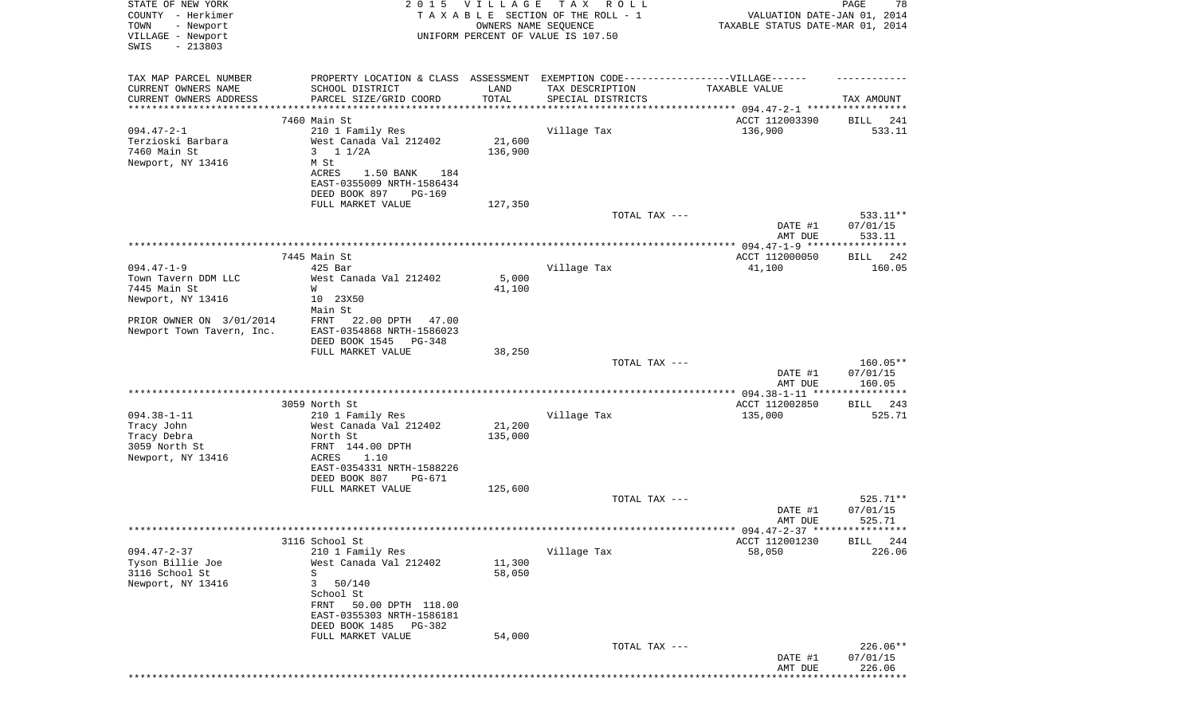STATE OF NEW YORK
COUNTY - Herkimer
TOWN - Newport
VILLAGE - Newport
SWIS - 213803

2 0 1 5 V I L L A G E T A X R O L L
T A X A B L E SECTION OF THE ROLL - 1
OWNERS NAME SEQUENCE
UNIFORM PERCENT OF VALUE IS 107.50

VALUATION DATE-JAN 01, 2014
TAXABLE STATUS DATE-MAR 01, 2014

| TAX MAP PARCEL NUMBER / CURRENT OWNERS NAME / CURRENT OWNERS ADDRESS | PROPERTY LOCATION & CLASS / SCHOOL DISTRICT / PARCEL SIZE/GRID COORD | ASSESSMENT LAND / TOTAL | EXEMPTION CODE / TAX DESCRIPTION / SPECIAL DISTRICTS | TAXABLE VALUE | TAX AMOUNT |
|---|---|---|---|---|---|
| | 7460 Main St | | | ACCT 112003390 | BILL 241 |
| 094.47-2-1 | 210 1 Family Res | | Village Tax | 136,900 | 533.11 |
| Terzioski Barbara | West Canada Val 212402 | 21,600 | | | |
| 7460 Main St | 3 1 1/2A | 136,900 | | | |
| Newport, NY 13416 | M St | | | | |
| | ACRES 1.50 BANK 184 | | | | |
| | EAST-0355009 NRTH-1586434 | | | | |
| | DEED BOOK 897 PG-169 | | | | |
| | FULL MARKET VALUE | 127,350 | | | |
| | | | TOTAL TAX --- | | 533.11** |
| | | | | DATE #1 | 07/01/15 |
| | | | | AMT DUE | 533.11 |
| | 7445 Main St | | | ACCT 112000050 | BILL 242 |
| 094.47-1-9 | 425 Bar | | Village Tax | 41,100 | 160.05 |
| Town Tavern DDM LLC | West Canada Val 212402 | 5,000 | | | |
| 7445 Main St | W | 41,100 | | | |
| Newport, NY 13416 | 10 23X50 | | | | |
| | Main St | | | | |
| PRIOR OWNER ON 3/01/2014 | FRNT 22.00 DPTH 47.00 | | | | |
| Newport Town Tavern, Inc. | EAST-0354868 NRTH-1586023 | | | | |
| | DEED BOOK 1545 PG-348 | | | | |
| | FULL MARKET VALUE | 38,250 | | | |
| | | | TOTAL TAX --- | | 160.05** |
| | | | | DATE #1 | 07/01/15 |
| | | | | AMT DUE | 160.05 |
| | 3059 North St | | | ACCT 112002850 | BILL 243 |
| 094.38-1-11 | 210 1 Family Res | | Village Tax | 135,000 | 525.71 |
| Tracy John | West Canada Val 212402 | 21,200 | | | |
| Tracy Debra | North St | 135,000 | | | |
| 3059 North St | FRNT 144.00 DPTH | | | | |
| Newport, NY 13416 | ACRES 1.10 | | | | |
| | EAST-0354331 NRTH-1588226 | | | | |
| | DEED BOOK 807 PG-671 | | | | |
| | FULL MARKET VALUE | 125,600 | | | |
| | | | TOTAL TAX --- | | 525.71** |
| | | | | DATE #1 | 07/01/15 |
| | | | | AMT DUE | 525.71 |
| | 3116 School St | | | ACCT 112001230 | BILL 244 |
| 094.47-2-37 | 210 1 Family Res | | Village Tax | 58,050 | 226.06 |
| Tyson Billie Joe | West Canada Val 212402 | 11,300 | | | |
| 3116 School St | S | 58,050 | | | |
| Newport, NY 13416 | 3 50/140 | | | | |
| | School St | | | | |
| | FRNT 50.00 DPTH 118.00 | | | | |
| | EAST-0355303 NRTH-1586181 | | | | |
| | DEED BOOK 1485 PG-382 | | | | |
| | FULL MARKET VALUE | 54,000 | | | |
| | | | TOTAL TAX --- | | 226.06** |
| | | | | DATE #1 | 07/01/15 |
| | | | | AMT DUE | 226.06 |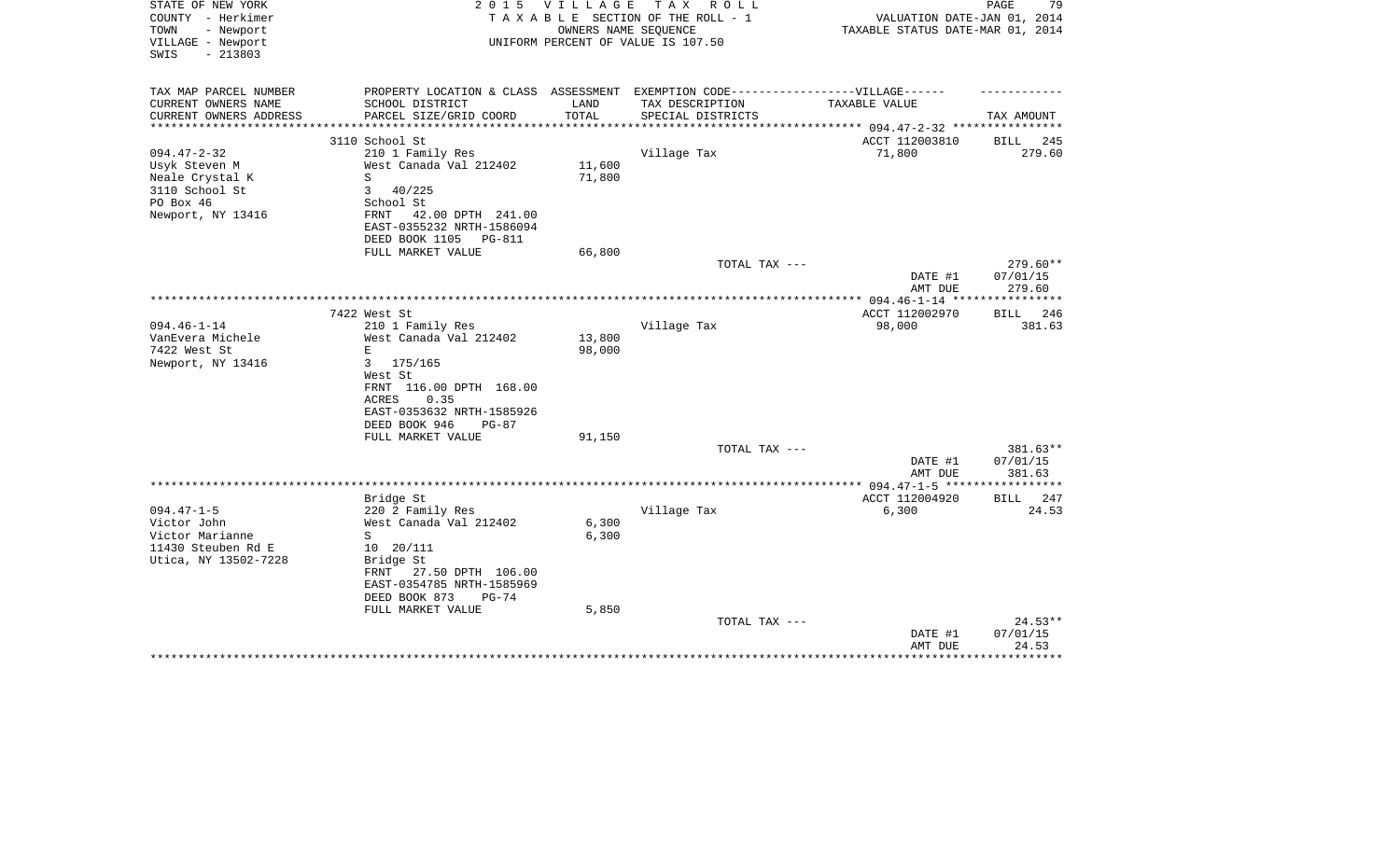STATE OF NEW YORK
COUNTY - Herkimer
TOWN - Newport
VILLAGE - Newport
SWIS - 213803

2 0 1 5 V I L L A G E T A X R O L L
T A X A B L E SECTION OF THE ROLL - 1
OWNERS NAME SEQUENCE
UNIFORM PERCENT OF VALUE IS 107.50

VALUATION DATE-JAN 01, 2014
TAXABLE STATUS DATE-MAR 01, 2014

| TAX MAP PARCEL NUMBER<br>CURRENT OWNERS NAME<br>CURRENT OWNERS ADDRESS | PROPERTY LOCATION & CLASS<br>SCHOOL DISTRICT<br>PARCEL SIZE/GRID COORD | ASSESSMENT<br>LAND<br>TOTAL | EXEMPTION CODE------VILLAGE------<br>TAX DESCRIPTION<br>SPECIAL DISTRICTS | TAXABLE VALUE | TAX AMOUNT |
|---|---|---|---|---|---|
| | 3110 School St | | | ACCT 112003810 | BILL 245 |
| 094.47-2-32 | 210 1 Family Res | | Village Tax | 71,800 | 279.60 |
| Usyk Steven M | West Canada Val 212402 | 11,600 | | | |
| Neale Crystal K | S | 71,800 | | | |
| 3110 School St | 3 40/225 | | | | |
| PO Box 46 | School St | | | | |
| Newport, NY 13416 | FRNT 42.00 DPTH 241.00 | | | | |
| | EAST-0355232 NRTH-1586094 | | | | |
| | DEED BOOK 1105 PG-811 | | | | |
| | FULL MARKET VALUE | 66,800 | | | |
| | | | TOTAL TAX --- | | 279.60** |
| | | | | DATE #1 | 07/01/15 |
| | | | | AMT DUE | 279.60 |
| | 7422 West St | | | ACCT 112002970 | BILL 246 |
| 094.46-1-14 | 210 1 Family Res | | Village Tax | 98,000 | 381.63 |
| VanEvera Michele | West Canada Val 212402 | 13,800 | | | |
| 7422 West St | E | 98,000 | | | |
| Newport, NY 13416 | 3 175/165 | | | | |
| | West St | | | | |
| | FRNT 116.00 DPTH 168.00 | | | | |
| | ACRES 0.35 | | | | |
| | EAST-0353632 NRTH-1585926 | | | | |
| | DEED BOOK 946 PG-87 | | | | |
| | FULL MARKET VALUE | 91,150 | | | |
| | | | TOTAL TAX --- | | 381.63** |
| | | | | DATE #1 | 07/01/15 |
| | | | | AMT DUE | 381.63 |
| | Bridge St | | | ACCT 112004920 | BILL 247 |
| 094.47-1-5 | 220 2 Family Res | | Village Tax | 6,300 | 24.53 |
| Victor John | West Canada Val 212402 | 6,300 | | | |
| Victor Marianne | S | 6,300 | | | |
| 11430 Steuben Rd E | 10 20/111 | | | | |
| Utica, NY 13502-7228 | Bridge St | | | | |
| | FRNT 27.50 DPTH 106.00 | | | | |
| | EAST-0354785 NRTH-1585969 | | | | |
| | DEED BOOK 873 PG-74 | | | | |
| | FULL MARKET VALUE | 5,850 | | | |
| | | | TOTAL TAX --- | | 24.53** |
| | | | | DATE #1 | 07/01/15 |
| | | | | AMT DUE | 24.53 |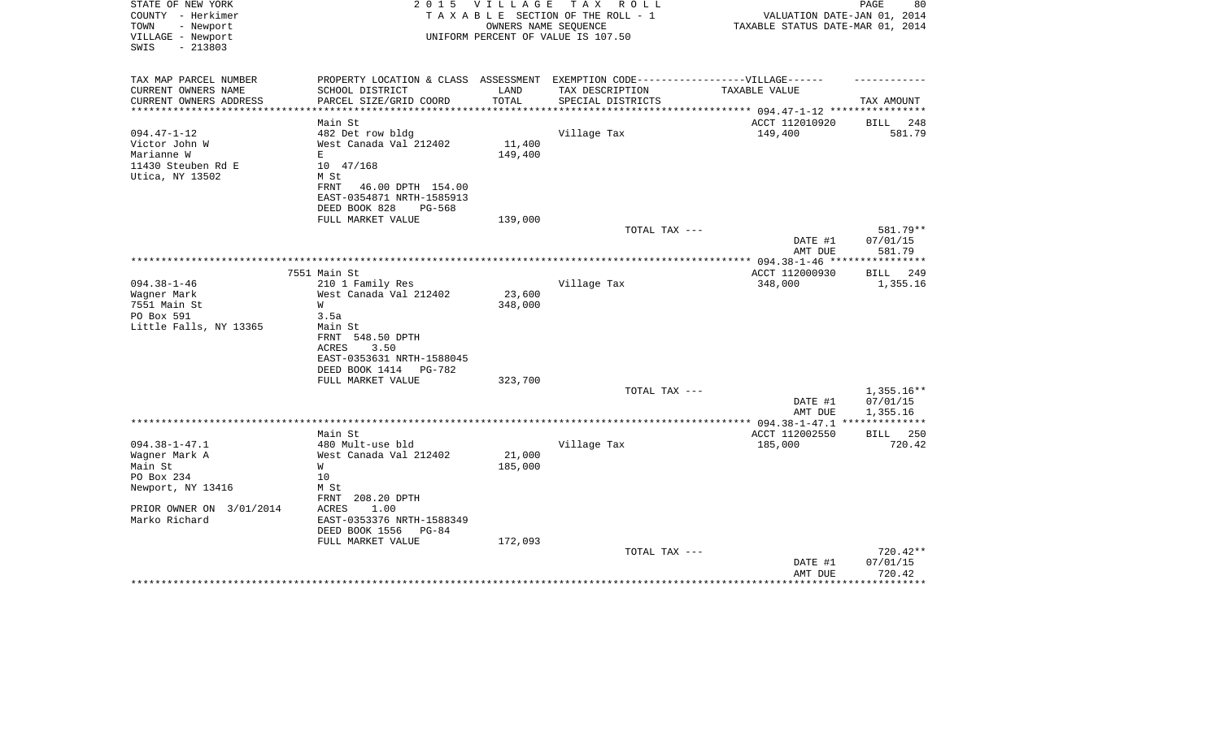STATE OF NEW YORK | 2 0 1 5 V I L L A G E T A X R O L L
COUNTY - Herkimer | T A X A B L E SECTION OF THE ROLL - 1 | VALUATION DATE-JAN 01, 2014
TOWN - Newport | OWNERS NAME SEQUENCE | TAXABLE STATUS DATE-MAR 01, 2014
VILLAGE - Newport | UNIFORM PERCENT OF VALUE IS 107.50
SWIS - 213803

| TAX MAP PARCEL NUMBER<br>CURRENT OWNERS NAME<br>CURRENT OWNERS ADDRESS | PROPERTY LOCATION & CLASS<br>SCHOOL DISTRICT<br>PARCEL SIZE/GRID COORD | ASSESSMENT<br>LAND<br>TOTAL | EXEMPTION CODE------VILLAGE------<br>TAX DESCRIPTION<br>SPECIAL DISTRICTS | TAXABLE VALUE | TAX AMOUNT |
|---|---|---|---|---|---|
| | Main St | | | ACCT 112010920 | BILL 248 |
| 094.47-1-12 | 482 Det row bldg | | Village Tax | 149,400 | 581.79 |
| Victor John W | West Canada Val 212402 | 11,400 | | | |
| Marianne W | E | 149,400 | | | |
| 11430 Steuben Rd E | 10 47/168 | | | | |
| Utica, NY 13502 | M St | | | | |
| | FRNT 46.00 DPTH 154.00 | | | | |
| | EAST-0354871 NRTH-1585913 | | | | |
| | DEED BOOK 828 PG-568 | | | | |
| | FULL MARKET VALUE | 139,000 | | | |
| | | | TOTAL TAX --- | | 581.79** |
| | | | | DATE #1 | 07/01/15 |
| | | | | AMT DUE | 581.79 |
| | 7551 Main St | | | ACCT 112000930 | BILL 249 |
| 094.38-1-46 | 210 1 Family Res | | Village Tax | 348,000 | 1,355.16 |
| Wagner Mark | West Canada Val 212402 | 23,600 | | | |
| 7551 Main St | W | 348,000 | | | |
| PO Box 591 | 3.5a | | | | |
| Little Falls, NY 13365 | Main St | | | | |
| | FRNT 548.50 DPTH | | | | |
| | ACRES 3.50 | | | | |
| | EAST-0353631 NRTH-1588045 | | | | |
| | DEED BOOK 1414 PG-782 | | | | |
| | FULL MARKET VALUE | 323,700 | | | |
| | | | TOTAL TAX --- | | 1,355.16** |
| | | | | DATE #1 | 07/01/15 |
| | | | | AMT DUE | 1,355.16 |
| | Main St | | | ACCT 112002550 | BILL 250 |
| 094.38-1-47.1 | 480 Mult-use bld | | Village Tax | 185,000 | 720.42 |
| Wagner Mark A | West Canada Val 212402 | 21,000 | | | |
| Main St | W | 185,000 | | | |
| PO Box 234 | 10 | | | | |
| Newport, NY 13416 | M St | | | | |
| | FRNT 208.20 DPTH | | | | |
| PRIOR OWNER ON 3/01/2014 | ACRES 1.00 | | | | |
| Marko Richard | EAST-0353376 NRTH-1588349 | | | | |
| | DEED BOOK 1556 PG-84 | | | | |
| | FULL MARKET VALUE | 172,093 | | | |
| | | | TOTAL TAX --- | | 720.42** |
| | | | | DATE #1 | 07/01/15 |
| | | | | AMT DUE | 720.42 |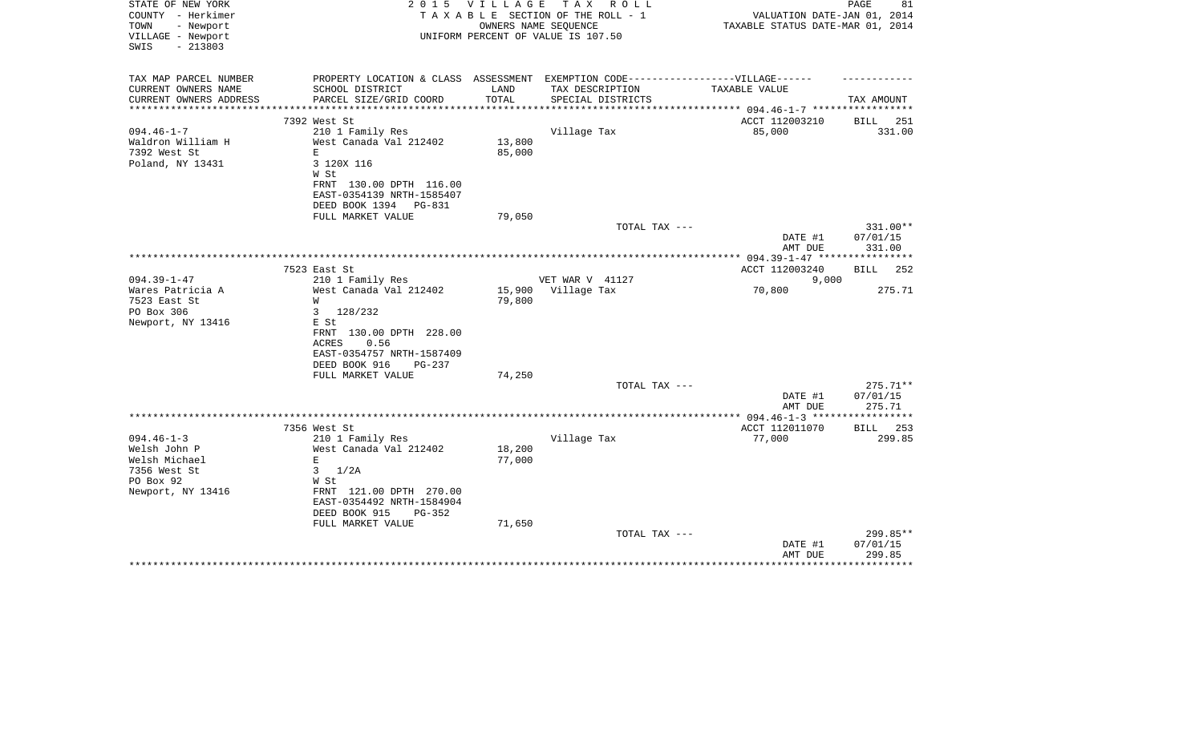STATE OF NEW YORK
COUNTY - Herkimer
TOWN - Newport
VILLAGE - Newport
SWIS - 213803

2 0 1 5 V I L L A G E T A X R O L L
T A X A B L E SECTION OF THE ROLL - 1
OWNERS NAME SEQUENCE
UNIFORM PERCENT OF VALUE IS 107.50

VALUATION DATE-JAN 01, 2014
TAXABLE STATUS DATE-MAR 01, 2014

| TAX MAP PARCEL NUMBER / CURRENT OWNERS NAME / CURRENT OWNERS ADDRESS | PROPERTY LOCATION & CLASS / SCHOOL DISTRICT / PARCEL SIZE/GRID COORD | ASSESSMENT LAND / TOTAL | EXEMPTION CODE / TAX DESCRIPTION / SPECIAL DISTRICTS | VILLAGE TAXABLE VALUE | TAX AMOUNT |
|---|---|---|---|---|---|
| | 7392 West St | | | ACCT 112003210 | BILL 251 |
| 094.46-1-7 | 210 1 Family Res | | Village Tax | 85,000 | 331.00 |
| Waldron William H | West Canada Val 212402 | 13,800 | | | |
| 7392 West St | E | 85,000 | | | |
| Poland, NY 13431 | 3 120X 116 | | | | |
| | W St | | | | |
| | FRNT 130.00 DPTH 116.00 | | | | |
| | EAST-0354139 NRTH-1585407 | | | | |
| | DEED BOOK 1394 PG-831 | | | | |
| | FULL MARKET VALUE | 79,050 | | | |
| | | | TOTAL TAX --- | | 331.00** |
| | | | | DATE #1 | 07/01/15 |
| | | | | AMT DUE | 331.00 |
| | 7523 East St | | | ACCT 112003240 | BILL 252 |
| 094.39-1-47 | 210 1 Family Res | | VET WAR V 41127 | 9,000 | |
| Wares Patricia A | West Canada Val 212402 | 15,900 | Village Tax | 70,800 | 275.71 |
| 7523 East St | W | 79,800 | | | |
| PO Box 306 | 3 128/232 | | | | |
| Newport, NY 13416 | E St | | | | |
| | FRNT 130.00 DPTH 228.00 | | | | |
| | ACRES 0.56 | | | | |
| | EAST-0354757 NRTH-1587409 | | | | |
| | DEED BOOK 916 PG-237 | | | | |
| | FULL MARKET VALUE | 74,250 | | | |
| | | | TOTAL TAX --- | | 275.71** |
| | | | | DATE #1 | 07/01/15 |
| | | | | AMT DUE | 275.71 |
| | 7356 West St | | | ACCT 112011070 | BILL 253 |
| 094.46-1-3 | 210 1 Family Res | | Village Tax | 77,000 | 299.85 |
| Welsh John P | West Canada Val 212402 | 18,200 | | | |
| Welsh Michael | E | 77,000 | | | |
| 7356 West St | 3 1/2A | | | | |
| PO Box 92 | W St | | | | |
| Newport, NY 13416 | FRNT 121.00 DPTH 270.00 | | | | |
| | EAST-0354492 NRTH-1584904 | | | | |
| | DEED BOOK 915 PG-352 | | | | |
| | FULL MARKET VALUE | 71,650 | | | |
| | | | TOTAL TAX --- | | 299.85** |
| | | | | DATE #1 | 07/01/15 |
| | | | | AMT DUE | 299.85 |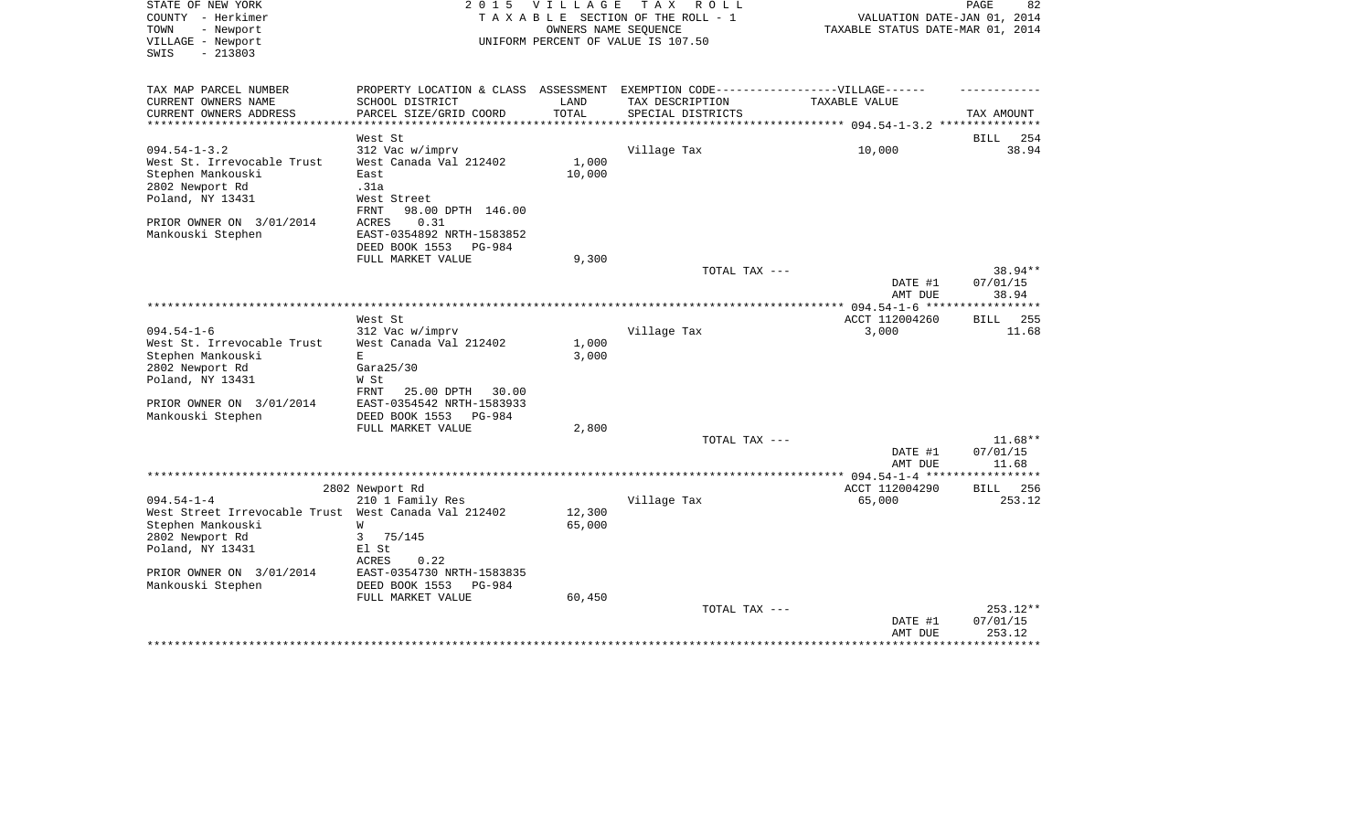STATE OF NEW YORK
COUNTY - Herkimer
TOWN - Newport
VILLAGE - Newport
SWIS - 213803

**2015 VILLAGE TAX ROLL**
TAXABLE SECTION OF THE ROLL - 1
OWNERS NAME SEQUENCE
UNIFORM PERCENT OF VALUE IS 107.50

VALUATION DATE-JAN 01, 2014
TAXABLE STATUS DATE-MAR 01, 2014

| TAX MAP PARCEL NUMBER / CURRENT OWNERS NAME / CURRENT OWNERS ADDRESS | PROPERTY LOCATION & CLASS / SCHOOL DISTRICT / PARCEL SIZE/GRID COORD | ASSESSMENT LAND / TOTAL | EXEMPTION CODE / TAX DESCRIPTION / SPECIAL DISTRICTS | TAXABLE VALUE | TAX AMOUNT |
|---|---|---|---|---|---|
| 094.54-1-3.2 | West St | | | | BILL 254 |
| 094.54-1-3.2 | 312 Vac w/imprv | | Village Tax | 10,000 | 38.94 |
| West St. Irrevocable Trust | West Canada Val 212402 | 1,000 | | | |
| Stephen Mankouski | East | 10,000 | | | |
| 2802 Newport Rd | .31a | | | | |
| Poland, NY 13431 | West Street | | | | |
| | FRNT 98.00 DPTH 146.00 | | | | |
| PRIOR OWNER ON 3/01/2014 | ACRES 0.31 | | | | |
| Mankouski Stephen | EAST-0354892 NRTH-1583852 | | | | |
| | DEED BOOK 1553 PG-984 | | | | |
| | FULL MARKET VALUE | 9,300 | | | |
| | | | TOTAL TAX --- | | 38.94** |
| | | | | DATE #1 | 07/01/15 |
| | | | | AMT DUE | 38.94 |
| 094.54-1-6 | West St | | | ACCT 112004260 | BILL 255 |
| 094.54-1-6 | 312 Vac w/imprv | | Village Tax | 3,000 | 11.68 |
| West St. Irrevocable Trust | West Canada Val 212402 | 1,000 | | | |
| Stephen Mankouski | E | 3,000 | | | |
| 2802 Newport Rd | Gara25/30 | | | | |
| Poland, NY 13431 | W St | | | | |
| | FRNT 25.00 DPTH 30.00 | | | | |
| PRIOR OWNER ON 3/01/2014 | EAST-0354542 NRTH-1583933 | | | | |
| Mankouski Stephen | DEED BOOK 1553 PG-984 | | | | |
| | FULL MARKET VALUE | 2,800 | | | |
| | | | TOTAL TAX --- | | 11.68** |
| | | | | DATE #1 | 07/01/15 |
| | | | | AMT DUE | 11.68 |
| 094.54-1-4 | 2802 Newport Rd | | | ACCT 112004290 | BILL 256 |
| 094.54-1-4 | 210 1 Family Res | | Village Tax | 65,000 | 253.12 |
| West Street Irrevocable Trust | West Canada Val 212402 | 12,300 | | | |
| Stephen Mankouski | W | 65,000 | | | |
| 2802 Newport Rd | 3 75/145 | | | | |
| Poland, NY 13431 | El St | | | | |
| | ACRES 0.22 | | | | |
| PRIOR OWNER ON 3/01/2014 | EAST-0354730 NRTH-1583835 | | | | |
| Mankouski Stephen | DEED BOOK 1553 PG-984 | | | | |
| | FULL MARKET VALUE | 60,450 | | | |
| | | | TOTAL TAX --- | | 253.12** |
| | | | | DATE #1 | 07/01/15 |
| | | | | AMT DUE | 253.12 |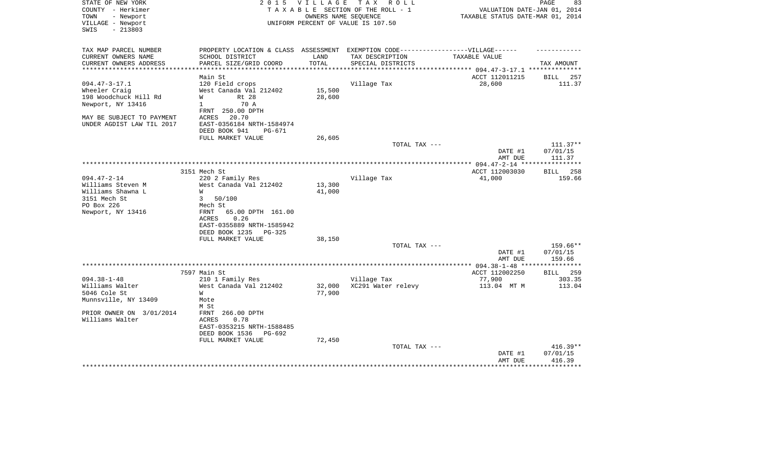STATE OF NEW YORK
COUNTY - Herkimer
TOWN - Newport
VILLAGE - Newport
SWIS - 213803

2 0 1 5 V I L L A G E T A X R O L L
T A X A B L E SECTION OF THE ROLL - 1
OWNERS NAME SEQUENCE
UNIFORM PERCENT OF VALUE IS 107.50

VALUATION DATE-JAN 01, 2014
TAXABLE STATUS DATE-MAR 01, 2014

| TAX MAP PARCEL NUMBER<br>CURRENT OWNERS NAME<br>CURRENT OWNERS ADDRESS | PROPERTY LOCATION & CLASS<br>SCHOOL DISTRICT<br>PARCEL SIZE/GRID COORD | ASSESSMENT<br>LAND<br>TOTAL | EXEMPTION CODE-----VILLAGE------<br>TAX DESCRIPTION<br>SPECIAL DISTRICTS | TAXABLE VALUE | TAX AMOUNT |
|---|---|---|---|---|---|
| | Main St | | | ACCT 112011215 | BILL 257 |
| 094.47-3-17.1 | 120 Field crops | | Village Tax | 28,600 | 111.37 |
| Wheeler Craig | West Canada Val 212402 | 15,500 | | | |
| 198 Woodchuck Hill Rd | W Rt 28 | 28,600 | | | |
| Newport, NY 13416 | 1 70 A | | | | |
| | FRNT 250.00 DPTH | | | | |
| MAY BE SUBJECT TO PAYMENT | ACRES 20.70 | | | | |
| UNDER AGDIST LAW TIL 2017 | EAST-0356184 NRTH-1584974 | | | | |
| | DEED BOOK 941 PG-671 | | | | |
| | FULL MARKET VALUE | 26,605 | | | |
| | | | TOTAL TAX --- | | 111.37** |
| | | | | DATE #1 | 07/01/15 |
| | | | | AMT DUE | 111.37 |
| | 3151 Mech St | | | ACCT 112003030 | BILL 258 |
| 094.47-2-14 | 220 2 Family Res | | Village Tax | 41,000 | 159.66 |
| Williams Steven M | West Canada Val 212402 | 13,300 | | | |
| Williams Shawna L | W | 41,000 | | | |
| 3151 Mech St | 3 50/100 | | | | |
| PO Box 226 | Mech St | | | | |
| Newport, NY 13416 | FRNT 65.00 DPTH 161.00 | | | | |
| | ACRES 0.26 | | | | |
| | EAST-0355889 NRTH-1585942 | | | | |
| | DEED BOOK 1235 PG-325 | | | | |
| | FULL MARKET VALUE | 38,150 | | | |
| | | | TOTAL TAX --- | | 159.66** |
| | | | | DATE #1 | 07/01/15 |
| | | | | AMT DUE | 159.66 |
| | 7597 Main St | | | ACCT 112002250 | BILL 259 |
| 094.38-1-48 | 210 1 Family Res | | Village Tax | 77,900 | 303.35 |
| Williams Walter | West Canada Val 212402 | 32,000 | XC291 Water relevy | 113.04 MT M | 113.04 |
| 5046 Cole St | W | 77,900 | | | |
| Munnsville, NY 13409 | Mote | | | | |
| | M St | | | | |
| PRIOR OWNER ON 3/01/2014 | FRNT 266.00 DPTH | | | | |
| Williams Walter | ACRES 0.78 | | | | |
| | EAST-0353215 NRTH-1588485 | | | | |
| | DEED BOOK 1536 PG-692 | | | | |
| | FULL MARKET VALUE | 72,450 | | | |
| | | | TOTAL TAX --- | | 416.39** |
| | | | | DATE #1 | 07/01/15 |
| | | | | AMT DUE | 416.39 |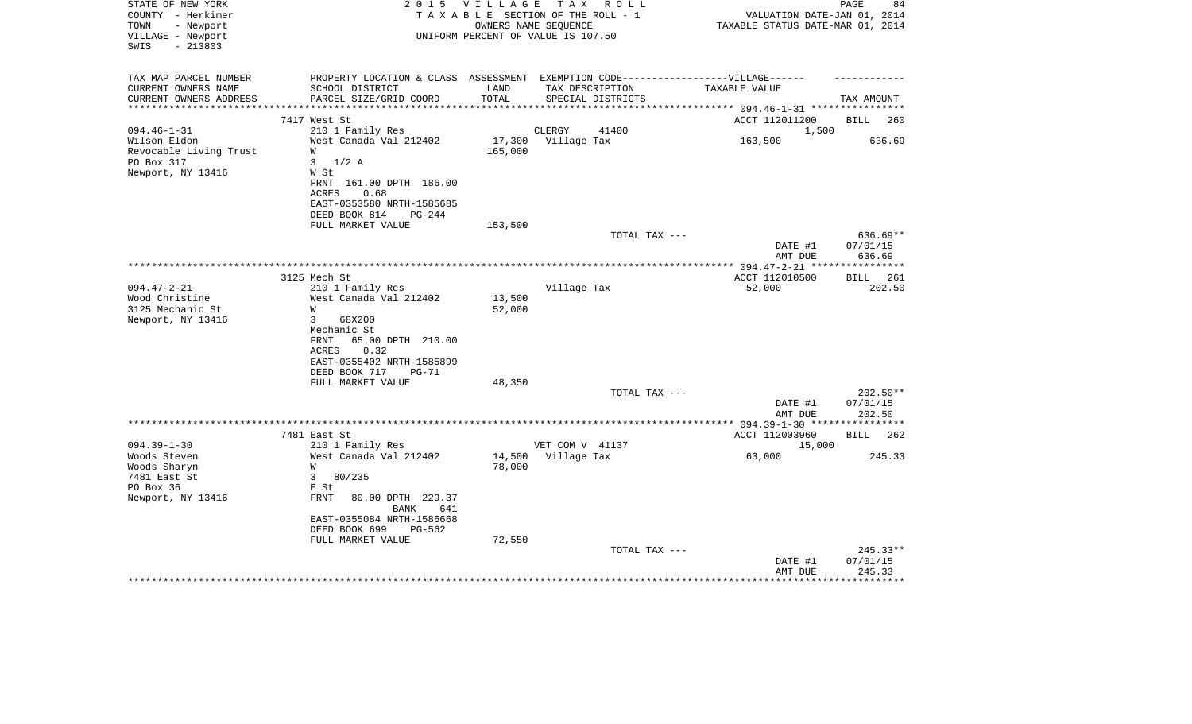STATE OF NEW YORK — 2015 VILLAGE TAX ROLL
COUNTY - Herkimer — TAXABLE SECTION OF THE ROLL - 1 — VALUATION DATE-JAN 01, 2014
TOWN - Newport — OWNERS NAME SEQUENCE — TAXABLE STATUS DATE-MAR 01, 2014
VILLAGE - Newport — UNIFORM PERCENT OF VALUE IS 107.50
SWIS - 213803

| TAX MAP PARCEL NUMBER / CURRENT OWNERS NAME / CURRENT OWNERS ADDRESS | PROPERTY LOCATION & CLASS / SCHOOL DISTRICT / PARCEL SIZE/GRID COORD | ASSESSMENT LAND / TOTAL | EXEMPTION CODE / TAX DESCRIPTION / SPECIAL DISTRICTS | VILLAGE TAXABLE VALUE | TAX AMOUNT |
|---|---|---|---|---|---|
| **094.46-1-31** | 7417 West St | | | ACCT 112011200 | BILL 260 |
| Wilson Eldon | 210 1 Family Res | | CLERGY 41400 | 1,500 | |
| Revocable Living Trust | West Canada Val 212402 | 17,300 | Village Tax | 163,500 | 636.69 |
| PO Box 317 | W | 165,000 | | | |
| Newport, NY 13416 | 3 1/2 A | | | | |
| | W St | | | | |
| | FRNT 161.00 DPTH 186.00 | | | | |
| | ACRES 0.68 | | | | |
| | EAST-0353580 NRTH-1585685 | | | | |
| | DEED BOOK 814 PG-244 | | | | |
| | FULL MARKET VALUE | 153,500 | | | |
| | | | TOTAL TAX --- | | 636.69** |
| | | | | DATE #1 | 07/01/15 |
| | | | | AMT DUE | 636.69 |
| **094.47-2-21** | 3125 Mech St | | | ACCT 112010500 | BILL 261 |
| Wood Christine | 210 1 Family Res | | Village Tax | 52,000 | 202.50 |
| 3125 Mechanic St | West Canada Val 212402 | 13,500 | | | |
| Newport, NY 13416 | W | 52,000 | | | |
| | 3 68X200 | | | | |
| | Mechanic St | | | | |
| | FRNT 65.00 DPTH 210.00 | | | | |
| | ACRES 0.32 | | | | |
| | EAST-0355402 NRTH-1585899 | | | | |
| | DEED BOOK 717 PG-71 | | | | |
| | FULL MARKET VALUE | 48,350 | | | |
| | | | TOTAL TAX --- | | 202.50** |
| | | | | DATE #1 | 07/01/15 |
| | | | | AMT DUE | 202.50 |
| **094.39-1-30** | 7481 East St | | | ACCT 112003960 | BILL 262 |
| Woods Steven | 210 1 Family Res | | VET COM V 41137 | 15,000 | |
| Woods Sharyn | West Canada Val 212402 | 14,500 | Village Tax | 63,000 | 245.33 |
| 7481 East St | W | 78,000 | | | |
| PO Box 36 | 3 80/235 | | | | |
| Newport, NY 13416 | E St | | | | |
| | FRNT 80.00 DPTH 229.37 | | | | |
| | BANK 641 | | | | |
| | EAST-0355084 NRTH-1586668 | | | | |
| | DEED BOOK 699 PG-562 | | | | |
| | FULL MARKET VALUE | 72,550 | | | |
| | | | TOTAL TAX --- | | 245.33** |
| | | | | DATE #1 | 07/01/15 |
| | | | | AMT DUE | 245.33 |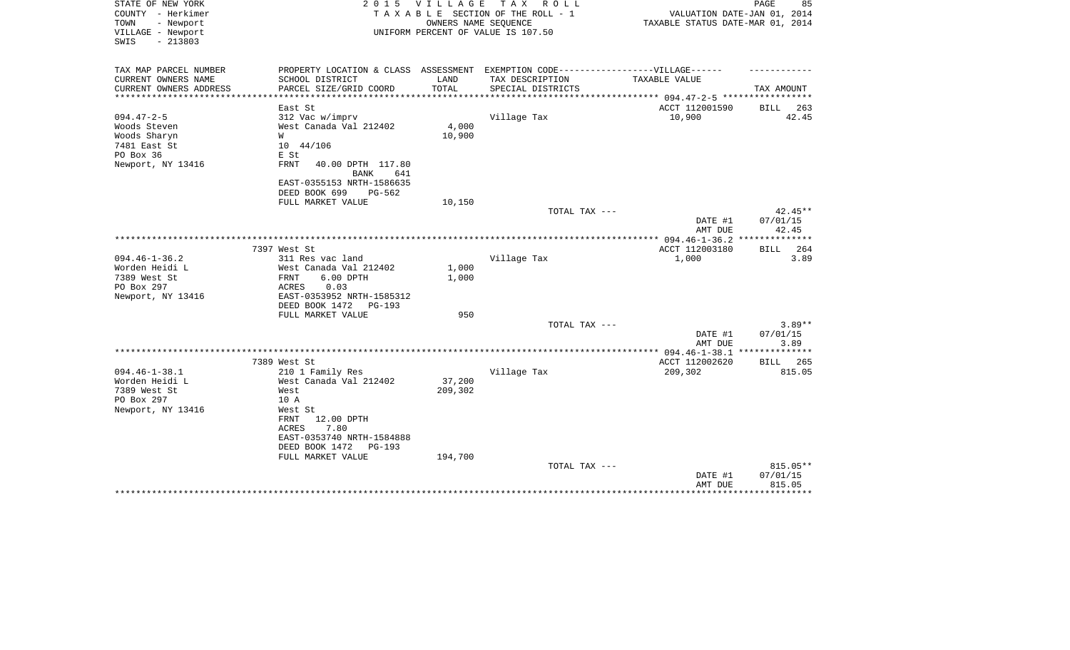STATE OF NEW YORK
COUNTY - Herkimer
TOWN - Newport
VILLAGE - Newport
SWIS - 213803

2 0 1 5 V I L L A G E T A X R O L L
T A X A B L E SECTION OF THE ROLL - 1
OWNERS NAME SEQUENCE
UNIFORM PERCENT OF VALUE IS 107.50

VALUATION DATE-JAN 01, 2014
TAXABLE STATUS DATE-MAR 01, 2014

| TAX MAP PARCEL NUMBER<br>CURRENT OWNERS NAME<br>CURRENT OWNERS ADDRESS | PROPERTY LOCATION & CLASS<br>SCHOOL DISTRICT<br>PARCEL SIZE/GRID COORD | ASSESSMENT<br>LAND<br>TOTAL | EXEMPTION CODE------VILLAGE------<br>TAX DESCRIPTION<br>SPECIAL DISTRICTS | TAXABLE VALUE | TAX AMOUNT |
|---|---|---|---|---|---|
| | East St | | | ACCT 112001590 | BILL 263 |
| 094.47-2-5 | 312 Vac w/imprv | | Village Tax | 10,900 | 42.45 |
| Woods Steven | West Canada Val 212402 | 4,000 | | | |
| Woods Sharyn | W | 10,900 | | | |
| 7481 East St | 10 44/106 | | | | |
| PO Box 36 | E St | | | | |
| Newport, NY 13416 | FRNT 40.00 DPTH 117.80 | | | | |
| | BANK 641 | | | | |
| | EAST-0355153 NRTH-1586635 | | | | |
| | DEED BOOK 699 PG-562 | | | | |
| | FULL MARKET VALUE | 10,150 | | | |
| | | | TOTAL TAX --- | | 42.45** |
| | | | | DATE #1 | 07/01/15 |
| | | | | AMT DUE | 42.45 |
| | 7397 West St | | | ACCT 112003180 | BILL 264 |
| 094.46-1-36.2 | 311 Res vac land | | Village Tax | 1,000 | 3.89 |
| Worden Heidi L | West Canada Val 212402 | 1,000 | | | |
| 7389 West St | FRNT 6.00 DPTH | 1,000 | | | |
| PO Box 297 | ACRES 0.03 | | | | |
| Newport, NY 13416 | EAST-0353952 NRTH-1585312 | | | | |
| | DEED BOOK 1472 PG-193 | | | | |
| | FULL MARKET VALUE | 950 | | | |
| | | | TOTAL TAX --- | | 3.89** |
| | | | | DATE #1 | 07/01/15 |
| | | | | AMT DUE | 3.89 |
| | 7389 West St | | | ACCT 112002620 | BILL 265 |
| 094.46-1-38.1 | 210 1 Family Res | | Village Tax | 209,302 | 815.05 |
| Worden Heidi L | West Canada Val 212402 | 37,200 | | | |
| 7389 West St | West | 209,302 | | | |
| PO Box 297 | 10 A | | | | |
| Newport, NY 13416 | West St | | | | |
| | FRNT 12.00 DPTH | | | | |
| | ACRES 7.80 | | | | |
| | EAST-0353740 NRTH-1584888 | | | | |
| | DEED BOOK 1472 PG-193 | | | | |
| | FULL MARKET VALUE | 194,700 | | | |
| | | | TOTAL TAX --- | | 815.05** |
| | | | | DATE #1 | 07/01/15 |
| | | | | AMT DUE | 815.05 |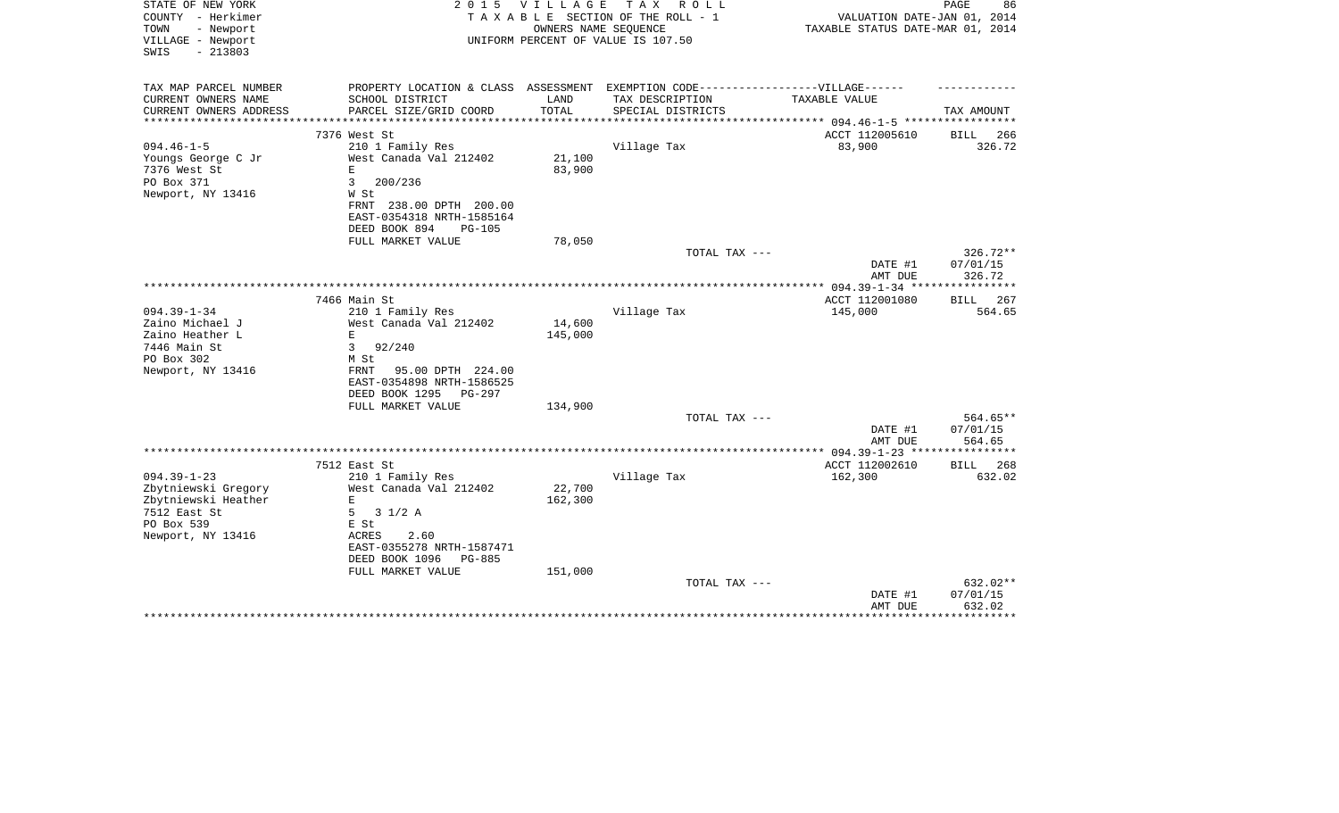STATE OF NEW YORK
COUNTY - Herkimer
TOWN - Newport
VILLAGE - Newport
SWIS - 213803

2 0 1 5 V I L L A G E T A X R O L L
T A X A B L E SECTION OF THE ROLL - 1
OWNERS NAME SEQUENCE
UNIFORM PERCENT OF VALUE IS 107.50

VALUATION DATE-JAN 01, 2014
TAXABLE STATUS DATE-MAR 01, 2014

| TAX MAP PARCEL NUMBER<br>CURRENT OWNERS NAME<br>CURRENT OWNERS ADDRESS | PROPERTY LOCATION & CLASS<br>SCHOOL DISTRICT<br>PARCEL SIZE/GRID COORD | ASSESSMENT<br>LAND<br>TOTAL | EXEMPTION CODE------VILLAGE------<br>TAX DESCRIPTION<br>SPECIAL DISTRICTS | TAXABLE VALUE | TAX AMOUNT |
|---|---|---|---|---|---|
| 094.46-1-5 | 7376 West St | | | ACCT 112005610 | BILL 266 |
| 094.46-1-5<br>Youngs George C Jr<br>7376 West St<br>PO Box 371<br>Newport, NY 13416 | 210 1 Family Res<br>West Canada Val 212402<br>E<br>3 200/236<br>W St<br>FRNT 238.00 DPTH 200.00<br>EAST-0354318 NRTH-1585164<br>DEED BOOK 894 PG-105<br>FULL MARKET VALUE | 21,100<br>83,900<br><br><br><br><br><br><br>78,050 | Village Tax | 83,900 | 326.72 |
| | | | TOTAL TAX --- | | 326.72** |
| | | | | DATE #1<br>AMT DUE | 07/01/15<br>326.72 |
| 094.39-1-34 | 7466 Main St | | | ACCT 112001080 | BILL 267 |
| 094.39-1-34<br>Zaino Michael J<br>Zaino Heather L<br>7446 Main St<br>PO Box 302<br>Newport, NY 13416 | 210 1 Family Res<br>West Canada Val 212402<br>E<br>3 92/240<br>M St<br>FRNT 95.00 DPTH 224.00<br>EAST-0354898 NRTH-1586525<br>DEED BOOK 1295 PG-297<br>FULL MARKET VALUE | 14,600<br>145,000<br><br><br><br><br><br><br>134,900 | Village Tax | 145,000 | 564.65 |
| | | | TOTAL TAX --- | | 564.65** |
| | | | | DATE #1<br>AMT DUE | 07/01/15<br>564.65 |
| 094.39-1-23 | 7512 East St | | | ACCT 112002610 | BILL 268 |
| 094.39-1-23<br>Zbytniewski Gregory<br>Zbytniewski Heather<br>7512 East St<br>PO Box 539<br>Newport, NY 13416 | 210 1 Family Res<br>West Canada Val 212402<br>E<br>5 3 1/2 A<br>E St<br>ACRES 2.60<br>EAST-0355278 NRTH-1587471<br>DEED BOOK 1096 PG-885<br>FULL MARKET VALUE | 22,700<br>162,300<br><br><br><br><br><br><br>151,000 | Village Tax | 162,300 | 632.02 |
| | | | TOTAL TAX --- | | 632.02** |
| | | | | DATE #1<br>AMT DUE | 07/01/15<br>632.02 |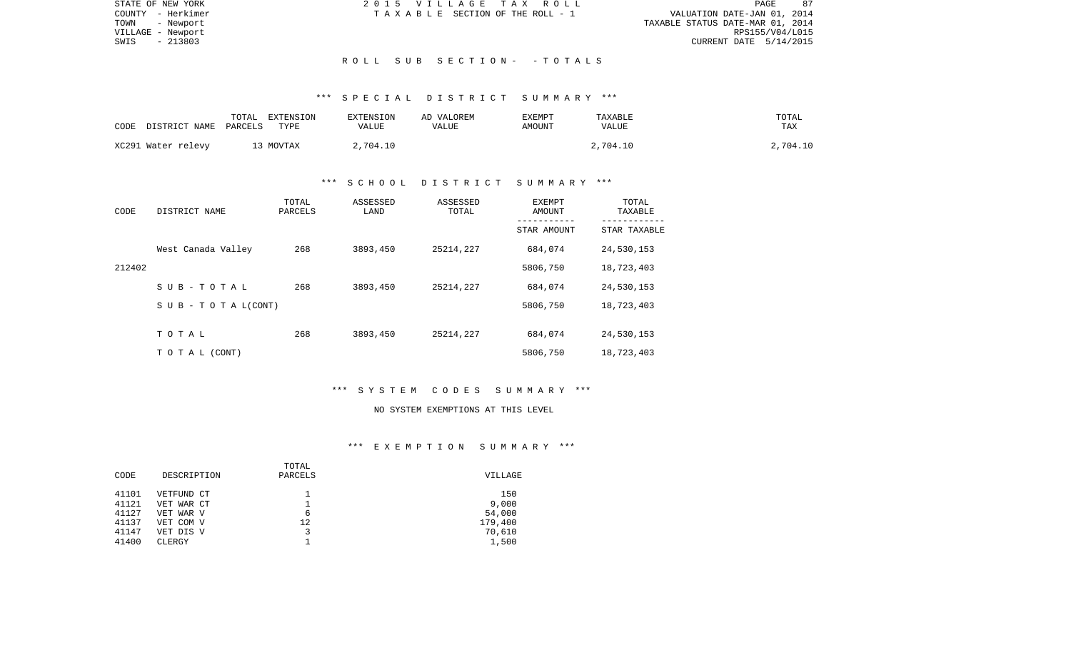STATE OF NEW YORK
COUNTY - Herkimer
TOWN - Newport
VILLAGE - Newport
SWIS - 213803

2015 VILLAGE TAX ROLL
TAXABLE SECTION OF THE ROLL - 1

VALUATION DATE-JAN 01, 2014
TAXABLE STATUS DATE-MAR 01, 2014
RPS155/V04/L015
CURRENT DATE 5/14/2015

## ROLL SUB SECTION- - TOTALS

### *** SPECIAL DISTRICT SUMMARY ***

| CODE DISTRICT NAME | TOTAL PARCELS | EXTENSION TYPE | EXTENSION VALUE | AD VALOREM VALUE | EXEMPT AMOUNT | TAXABLE VALUE | TOTAL TAX |
|---|---|---|---|---|---|---|---|
| XC291 Water relevy | 13 | MOVTAX | 2,704.10 | | | 2,704.10 | 2,704.10 |

### *** SCHOOL DISTRICT SUMMARY ***

| CODE | DISTRICT NAME | TOTAL PARCELS | ASSESSED LAND | ASSESSED TOTAL | EXEMPT AMOUNT / STAR AMOUNT | TOTAL TAXABLE / STAR TAXABLE |
|---|---|---|---|---|---|---|
| | West Canada Valley | 268 | 3893,450 | 25214,227 | 684,074 | 24,530,153 |
| 212402 | | | | | 5806,750 | 18,723,403 |
| | SUB-TOTAL | 268 | 3893,450 | 25214,227 | 684,074 | 24,530,153 |
| | SUB-TOTAL(CONT) | | | | 5806,750 | 18,723,403 |
| | TOTAL | 268 | 3893,450 | 25214,227 | 684,074 | 24,530,153 |
| | TOTAL (CONT) | | | | 5806,750 | 18,723,403 |

### *** SYSTEM CODES SUMMARY ***

NO SYSTEM EXEMPTIONS AT THIS LEVEL

### *** EXEMPTION SUMMARY ***

| CODE | DESCRIPTION | TOTAL PARCELS | VILLAGE |
|---|---|---|---|
| 41101 | VETFUND CT | 1 | 150 |
| 41121 | VET WAR CT | 1 | 9,000 |
| 41127 | VET WAR V | 6 | 54,000 |
| 41137 | VET COM V | 12 | 179,400 |
| 41147 | VET DIS V | 3 | 70,610 |
| 41400 | CLERGY | 1 | 1,500 |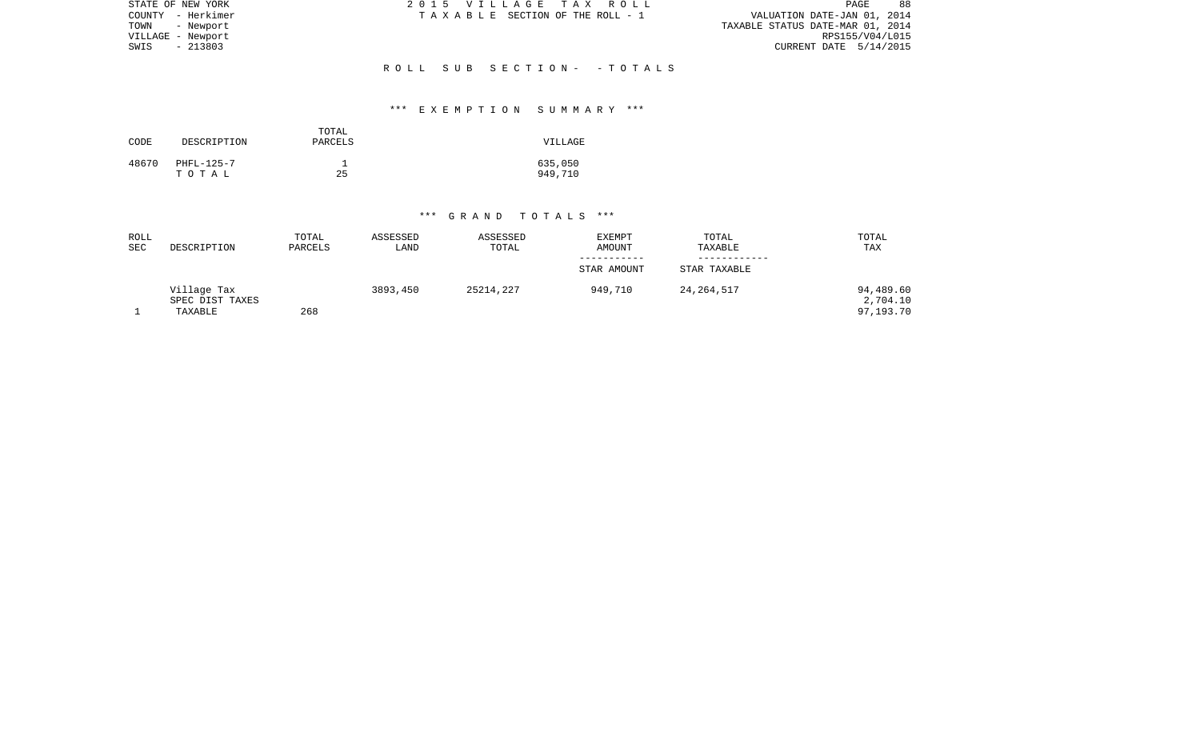STATE OF NEW YORK
COUNTY - Herkimer
TOWN - Newport
VILLAGE - Newport
SWIS - 213803

2 0 1 5 V I L L A G E T A X R O L L
T A X A B L E SECTION OF THE ROLL - 1

VALUATION DATE-JAN 01, 2014
TAXABLE STATUS DATE-MAR 01, 2014
RPS155/V04/L015
CURRENT DATE 5/14/2015

## R O L L S U B S E C T I O N - - T O T A L S

### *** E X E M P T I O N S U M M A R Y ***

| CODE | DESCRIPTION | TOTAL PARCELS | VILLAGE |
|---|---|---|---|
| 48670 | PHFL-125-7 | 1 | 635,050 |
| | T O T A L | 25 | 949,710 |

### *** G R A N D T O T A L S ***

| ROLL SEC | DESCRIPTION | TOTAL PARCELS | ASSESSED LAND | ASSESSED TOTAL | EXEMPT AMOUNT / STAR AMOUNT | TOTAL TAXABLE / STAR TAXABLE | TOTAL TAX |
|---|---|---|---|---|---|---|---|
| | Village Tax | | 3893,450 | 25214,227 | 949,710 | 24,264,517 | 94,489.60 |
| | SPEC DIST TAXES | | | | | | 2,704.10 |
| 1 | TAXABLE | 268 | | | | | 97,193.70 |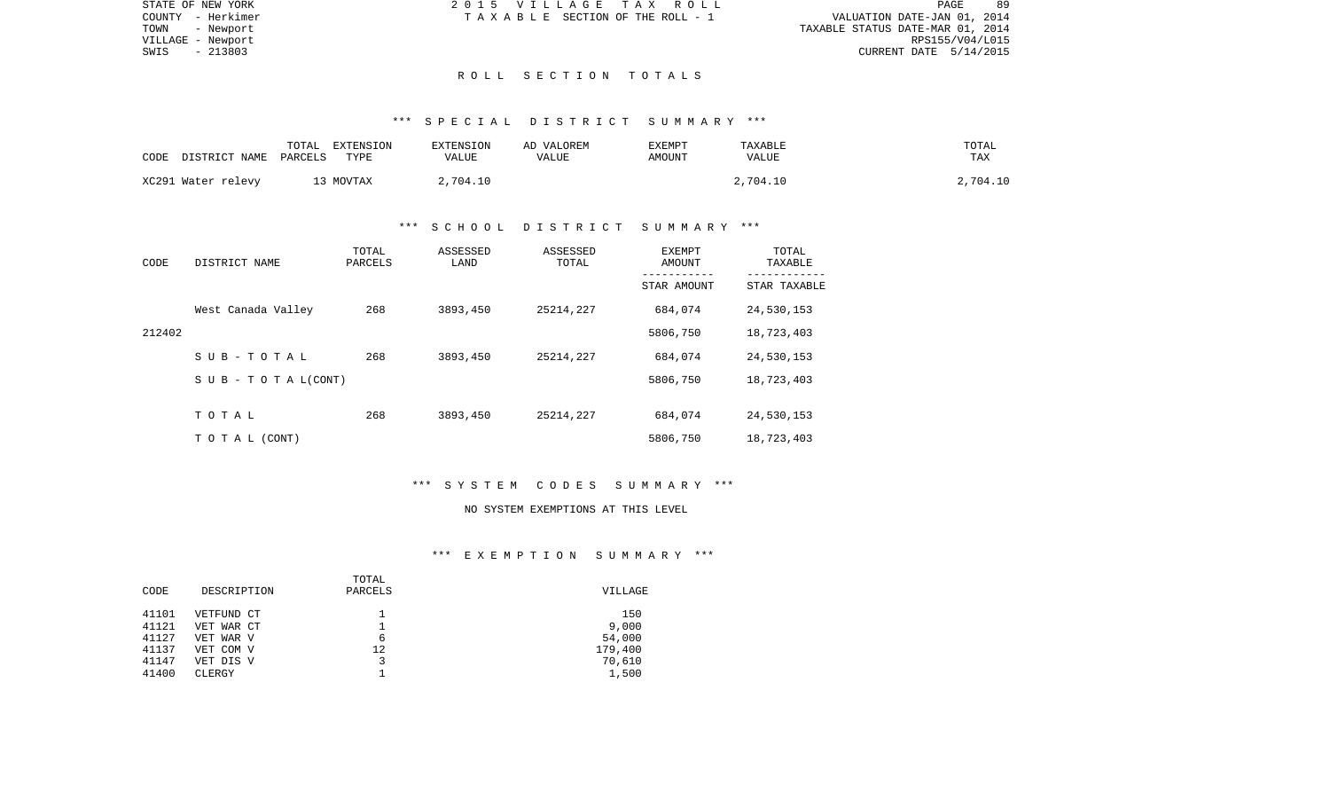# ROLL SECTION TOTALS

## *** SPECIAL DISTRICT SUMMARY ***

| CODE DISTRICT NAME | TOTAL PARCELS | EXTENSION TYPE | EXTENSION VALUE | AD VALOREM VALUE | EXEMPT AMOUNT | TAXABLE VALUE | TOTAL TAX |
|---|---|---|---|---|---|---|---|
| XC291 Water relevy | 13 | MOVTAX | 2,704.10 | | | 2,704.10 | 2,704.10 |

## *** SCHOOL DISTRICT SUMMARY ***

| CODE | DISTRICT NAME | TOTAL PARCELS | ASSESSED LAND | ASSESSED TOTAL | EXEMPT AMOUNT / STAR AMOUNT | TOTAL TAXABLE / STAR TAXABLE |
|---|---|---|---|---|---|---|
| | West Canada Valley | 268 | 3893,450 | 25214,227 | 684,074 | 24,530,153 |
| 212402 | | | | | 5806,750 | 18,723,403 |
| | S U B - T O T A L | 268 | 3893,450 | 25214,227 | 684,074 | 24,530,153 |
| | S U B - T O T A L (CONT) | | | | 5806,750 | 18,723,403 |
| | T O T A L | 268 | 3893,450 | 25214,227 | 684,074 | 24,530,153 |
| | T O T A L (CONT) | | | | 5806,750 | 18,723,403 |

## *** SYSTEM CODES SUMMARY ***

NO SYSTEM EXEMPTIONS AT THIS LEVEL

## *** EXEMPTION SUMMARY ***

| CODE | DESCRIPTION | TOTAL PARCELS | VILLAGE |
|---|---|---|---|
| 41101 | VETFUND CT | 1 | 150 |
| 41121 | VET WAR CT | 1 | 9,000 |
| 41127 | VET WAR V | 6 | 54,000 |
| 41137 | VET COM V | 12 | 179,400 |
| 41147 | VET DIS V | 3 | 70,610 |
| 41400 | CLERGY | 1 | 1,500 |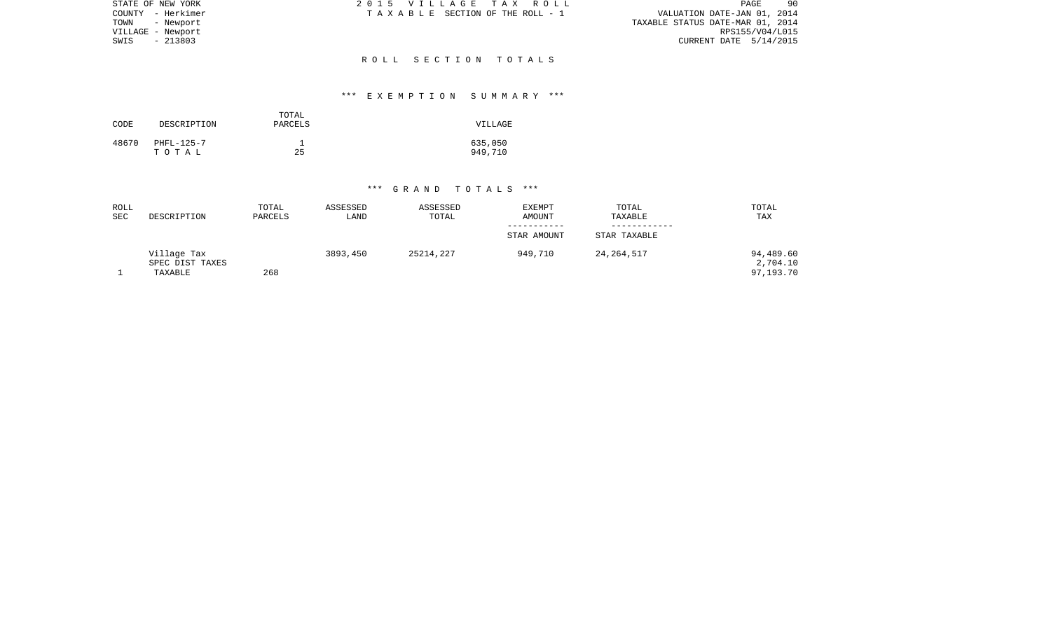STATE OF NEW YORK
COUNTY - Herkimer
TOWN - Newport
VILLAGE - Newport
SWIS - 213803

2 0 1 5 V I L L A G E T A X R O L L
T A X A B L E SECTION OF THE ROLL - 1

VALUATION DATE-JAN 01, 2014
TAXABLE STATUS DATE-MAR 01, 2014
RPS155/V04/L015
CURRENT DATE 5/14/2015

## R O L L S E C T I O N T O T A L S

### *** E X E M P T I O N S U M M A R Y ***

| CODE | DESCRIPTION | TOTAL PARCELS | VILLAGE |
|---|---|---|---|
| 48670 | PHFL-125-7 | 1 | 635,050 |
| | T O T A L | 25 | 949,710 |

### *** G R A N D T O T A L S ***

| ROLL SEC | DESCRIPTION | TOTAL PARCELS | ASSESSED LAND | ASSESSED TOTAL | EXEMPT AMOUNT / STAR AMOUNT | TOTAL TAXABLE / STAR TAXABLE | TOTAL TAX |
|---|---|---|---|---|---|---|---|
| | Village Tax | | 3893,450 | 25214,227 | 949,710 | 24,264,517 | 94,489.60 |
| | SPEC DIST TAXES | | | | | | 2,704.10 |
| 1 | TAXABLE | 268 | | | | | 97,193.70 |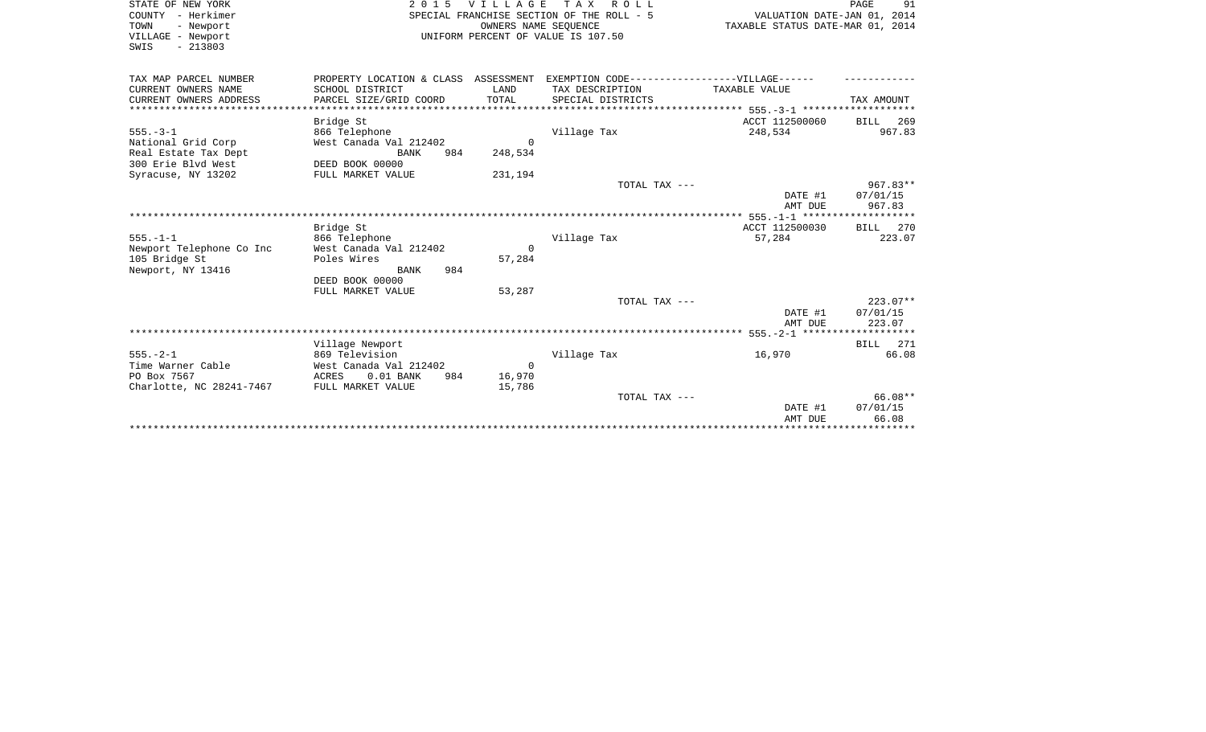STATE OF NEW YORK
COUNTY - Herkimer
TOWN - Newport
VILLAGE - Newport
SWIS - 213803

2015 VILLAGE TAX ROLL
SPECIAL FRANCHISE SECTION OF THE ROLL - 5
OWNERS NAME SEQUENCE
UNIFORM PERCENT OF VALUE IS 107.50

VALUATION DATE-JAN 01, 2014
TAXABLE STATUS DATE-MAR 01, 2014

| TAX MAP PARCEL NUMBER / CURRENT OWNERS NAME / CURRENT OWNERS ADDRESS | PROPERTY LOCATION & CLASS / SCHOOL DISTRICT / PARCEL SIZE/GRID COORD | ASSESSMENT LAND / TOTAL | EXEMPTION CODE------VILLAGE------ / TAX DESCRIPTION / SPECIAL DISTRICTS | TAXABLE VALUE | TAX AMOUNT |
|---|---|---|---|---|---|
| **555.-3-1** | Bridge St | | | ACCT 112500060 | BILL 269 |
| 555.-3-1 | 866 Telephone | | Village Tax | 248,534 | 967.83 |
| National Grid Corp | West Canada Val 212402 | 0 | | | |
| Real Estate Tax Dept | BANK 984 | 248,534 | | | |
| 300 Erie Blvd West | DEED BOOK 00000 | | | | |
| Syracuse, NY 13202 | FULL MARKET VALUE | 231,194 | | | |
| | | | TOTAL TAX --- | | 967.83** |
| | | | | DATE #1 | 07/01/15 |
| | | | | AMT DUE | 967.83 |
| **555.-1-1** | Bridge St | | | ACCT 112500030 | BILL 270 |
| 555.-1-1 | 866 Telephone | | Village Tax | 57,284 | 223.07 |
| Newport Telephone Co Inc | West Canada Val 212402 | 0 | | | |
| 105 Bridge St | Poles Wires | 57,284 | | | |
| Newport, NY 13416 | BANK 984 | | | | |
| | DEED BOOK 00000 | | | | |
| | FULL MARKET VALUE | 53,287 | | | |
| | | | TOTAL TAX --- | | 223.07** |
| | | | | DATE #1 | 07/01/15 |
| | | | | AMT DUE | 223.07 |
| **555.-2-1** | Village Newport | | | | BILL 271 |
| 555.-2-1 | 869 Television | | Village Tax | 16,970 | 66.08 |
| Time Warner Cable | West Canada Val 212402 | 0 | | | |
| PO Box 7567 | ACRES 0.01 BANK 984 | 16,970 | | | |
| Charlotte, NC 28241-7467 | FULL MARKET VALUE | 15,786 | | | |
| | | | TOTAL TAX --- | | 66.08** |
| | | | | DATE #1 | 07/01/15 |
| | | | | AMT DUE | 66.08 |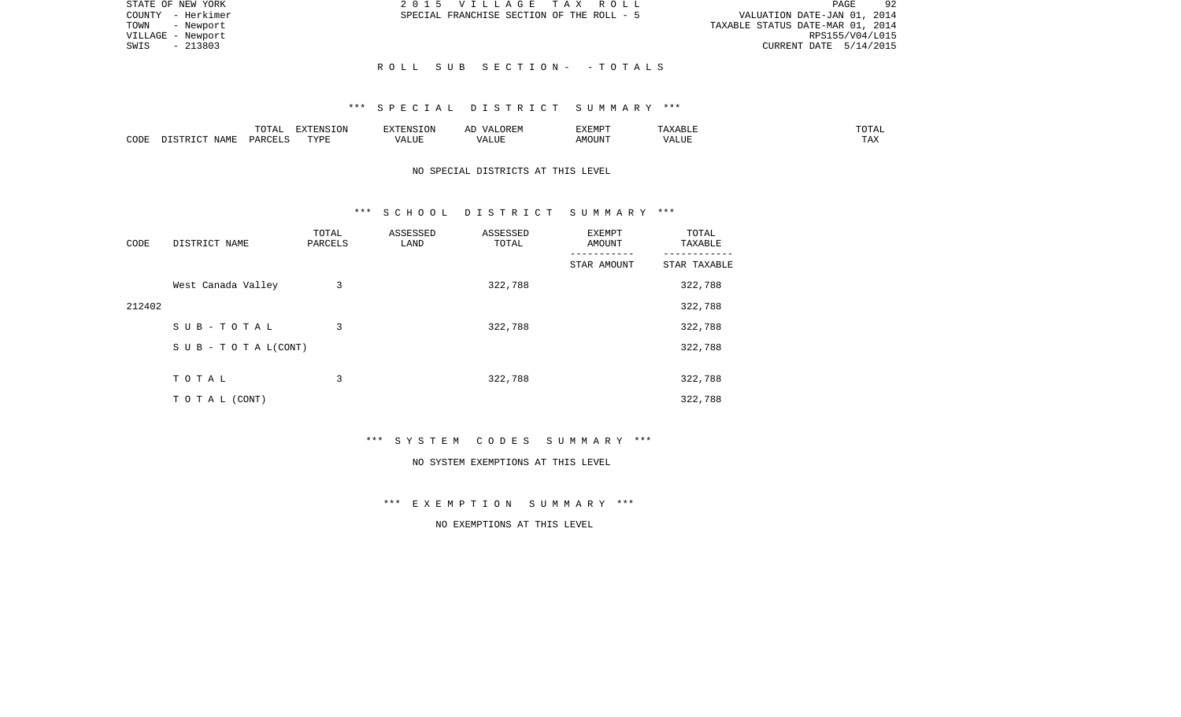STATE OF NEW YORK
COUNTY - Herkimer
TOWN - Newport
VILLAGE - Newport
SWIS - 213803

2 0 1 5 V I L L A G E T A X R O L L
SPECIAL FRANCHISE SECTION OF THE ROLL - 5

VALUATION DATE-JAN 01, 2014
TAXABLE STATUS DATE-MAR 01, 2014
RPS155/V04/L015
CURRENT DATE 5/14/2015

R O L L S U B S E C T I O N - - T O T A L S

*** S P E C I A L D I S T R I C T S U M M A R Y ***

| CODE | DISTRICT NAME | TOTAL PARCELS | EXTENSION TYPE | EXTENSION VALUE | AD VALOREM VALUE | EXEMPT AMOUNT | TAXABLE VALUE | TOTAL TAX |
|---|---|---|---|---|---|---|---|---|

NO SPECIAL DISTRICTS AT THIS LEVEL

*** S C H O O L D I S T R I C T S U M M A R Y ***

| CODE | DISTRICT NAME | TOTAL PARCELS | ASSESSED LAND | ASSESSED TOTAL | EXEMPT AMOUNT / STAR AMOUNT | TOTAL TAXABLE / STAR TAXABLE |
|---|---|---|---|---|---|---|
| | West Canada Valley | 3 | | 322,788 | | 322,788 |
| 212402 | | | | | | 322,788 |
| | S U B - T O T A L | 3 | | 322,788 | | 322,788 |
| | S U B - T O T A L(CONT) | | | | | 322,788 |
| | T O T A L | 3 | | 322,788 | | 322,788 |
| | T O T A L (CONT) | | | | | 322,788 |

*** S Y S T E M C O D E S S U M M A R Y ***

NO SYSTEM EXEMPTIONS AT THIS LEVEL

*** E X E M P T I O N S U M M A R Y ***

NO EXEMPTIONS AT THIS LEVEL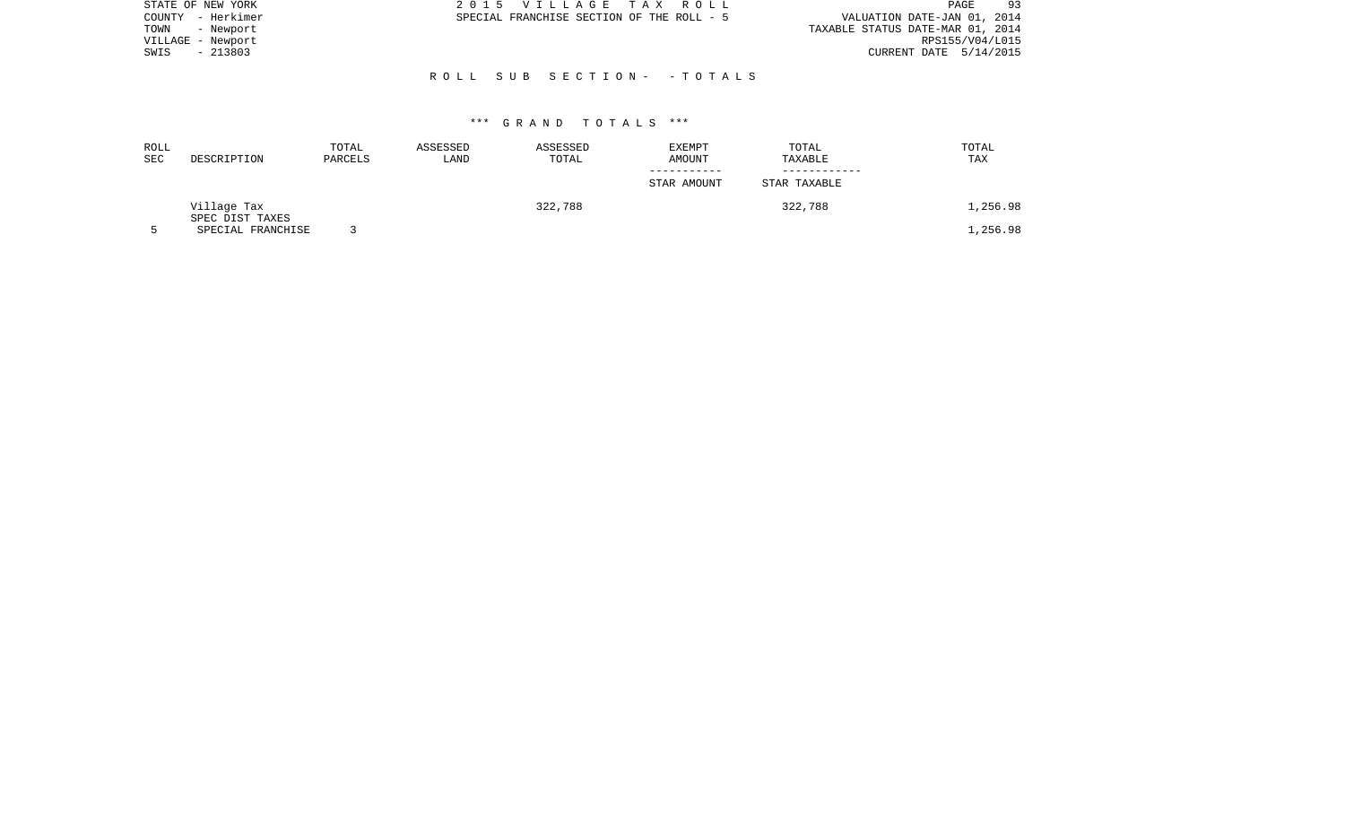STATE OF NEW YORK
COUNTY - Herkimer
TOWN - Newport
VILLAGE - Newport
SWIS - 213803

2 0 1 5 V I L L A G E T A X R O L L
SPECIAL FRANCHISE SECTION OF THE ROLL - 5

VALUATION DATE-JAN 01, 2014
TAXABLE STATUS DATE-MAR 01, 2014
RPS155/V04/L015
CURRENT DATE 5/14/2015

R O L L S U B S E C T I O N - - T O T A L S

\*\*\* G R A N D T O T A L S \*\*\*

| ROLL SEC | DESCRIPTION | TOTAL PARCELS | ASSESSED LAND | ASSESSED TOTAL | EXEMPT AMOUNT<br>-----------<br>STAR AMOUNT | TOTAL TAXABLE<br>------------<br>STAR TAXABLE | TOTAL TAX |
|---|---|---|---|---|---|---|---|
| | Village Tax | | | 322,788 | | 322,788 | 1,256.98 |
| | SPEC DIST TAXES | | | | | | |
| 5 | SPECIAL FRANCHISE | 3 | | | | | 1,256.98 |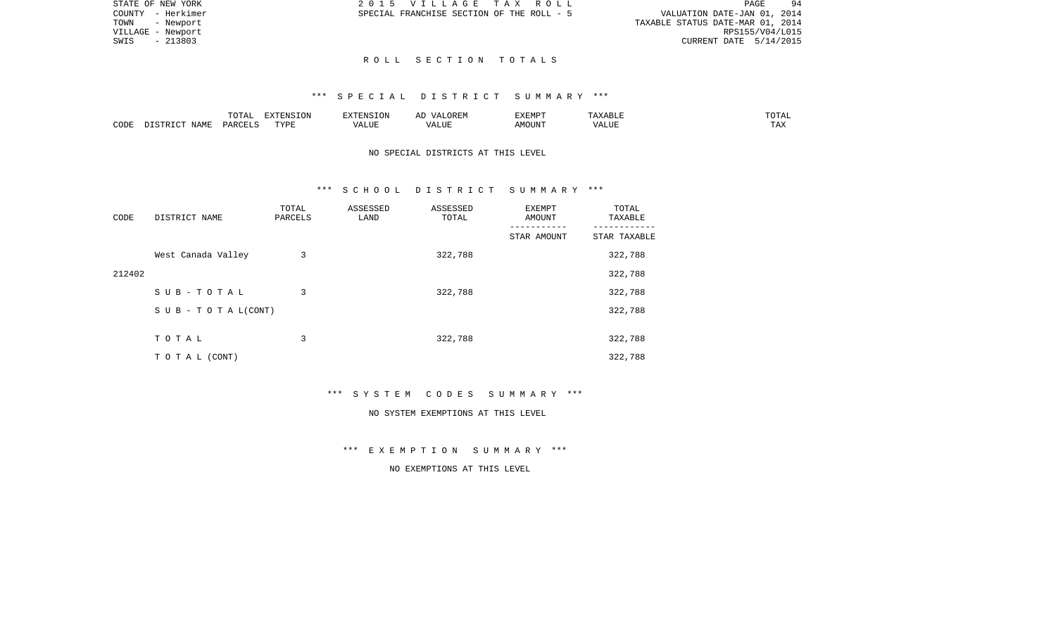STATE OF NEW YORK
COUNTY - Herkimer
TOWN - Newport
VILLAGE - Newport
SWIS - 213803

2 0 1 5 V I L L A G E T A X R O L L
SPECIAL FRANCHISE SECTION OF THE ROLL - 5

VALUATION DATE-JAN 01, 2014
TAXABLE STATUS DATE-MAR 01, 2014
RPS155/V04/L015
CURRENT DATE 5/14/2015

## R O L L S E C T I O N T O T A L S

### *** S P E C I A L D I S T R I C T S U M M A R Y ***

| CODE | DISTRICT NAME | TOTAL PARCELS | EXTENSION TYPE | EXTENSION VALUE | AD VALOREM VALUE | EXEMPT AMOUNT | TAXABLE VALUE | TOTAL TAX |
|---|---|---|---|---|---|---|---|---|

NO SPECIAL DISTRICTS AT THIS LEVEL

### *** S C H O O L D I S T R I C T S U M M A R Y ***

| CODE | DISTRICT NAME | TOTAL PARCELS | ASSESSED LAND | ASSESSED TOTAL | EXEMPT AMOUNT / STAR AMOUNT | TOTAL TAXABLE / STAR TAXABLE |
|---|---|---|---|---|---|---|
| | West Canada Valley | 3 | | 322,788 | | 322,788 |
| 212402 | | | | | | 322,788 |
| | S U B - T O T A L | 3 | | 322,788 | | 322,788 |
| | S U B - T O T A L(CONT) | | | | | 322,788 |
| | T O T A L | 3 | | 322,788 | | 322,788 |
| | T O T A L (CONT) | | | | | 322,788 |

### *** S Y S T E M C O D E S S U M M A R Y ***

NO SYSTEM EXEMPTIONS AT THIS LEVEL

### *** E X E M P T I O N S U M M A R Y ***

NO EXEMPTIONS AT THIS LEVEL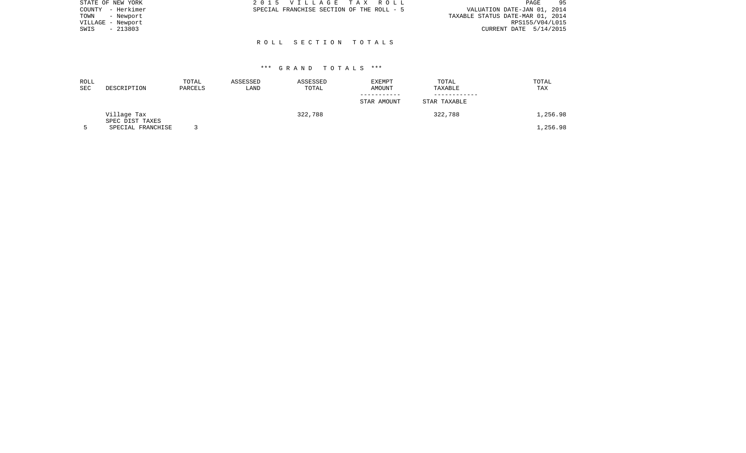STATE OF NEW YORK
COUNTY - Herkimer
TOWN - Newport
VILLAGE - Newport
SWIS - 213803

2 0 1 5 V I L L A G E T A X R O L L
SPECIAL FRANCHISE SECTION OF THE ROLL - 5

VALUATION DATE-JAN 01, 2014
TAXABLE STATUS DATE-MAR 01, 2014
RPS155/V04/L015
CURRENT DATE 5/14/2015

## R O L L S E C T I O N T O T A L S

### *** G R A N D T O T A L S ***

| ROLL SEC | DESCRIPTION | TOTAL PARCELS | ASSESSED LAND | ASSESSED TOTAL | EXEMPT AMOUNT<br>-----------<br>STAR AMOUNT | TOTAL TAXABLE<br>------------<br>STAR TAXABLE | TOTAL TAX |
|---|---|---|---|---|---|---|---|
| | Village Tax | | | 322,788 | | 322,788 | 1,256.98 |
| | SPEC DIST TAXES | | | | | | |
| 5 | SPECIAL FRANCHISE | 3 | | | | | 1,256.98 |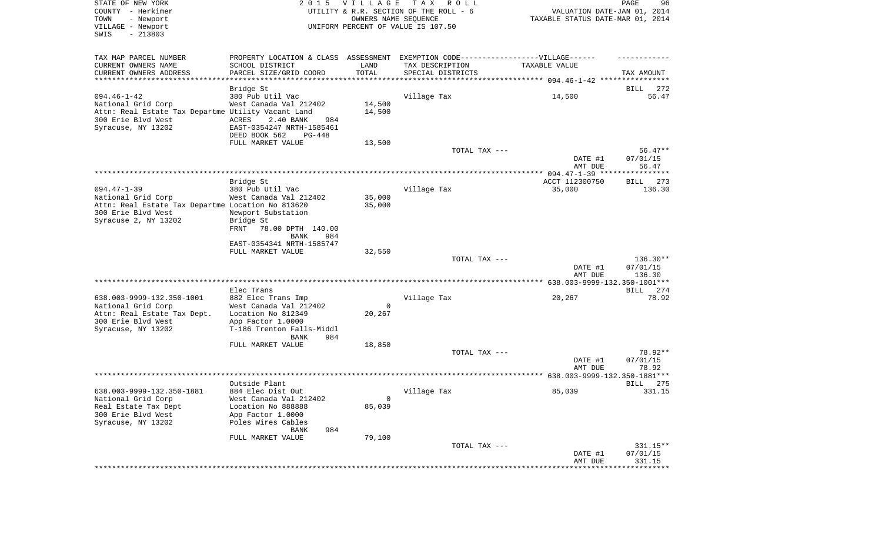STATE OF NEW YORK
COUNTY - Herkimer
TOWN - Newport
VILLAGE - Newport
SWIS - 213803

2 0 1 5 V I L L A G E T A X R O L L
UTILITY & R.R. SECTION OF THE ROLL - 6
OWNERS NAME SEQUENCE
UNIFORM PERCENT OF VALUE IS 107.50

VALUATION DATE-JAN 01, 2014
TAXABLE STATUS DATE-MAR 01, 2014

| TAX MAP PARCEL NUMBER<br>CURRENT OWNERS NAME<br>CURRENT OWNERS ADDRESS | PROPERTY LOCATION & CLASS<br>SCHOOL DISTRICT<br>PARCEL SIZE/GRID COORD | ASSESSMENT<br>LAND<br>TOTAL | EXEMPTION CODE------VILLAGE------<br>TAX DESCRIPTION<br>SPECIAL DISTRICTS | TAXABLE VALUE | TAX AMOUNT |
|---|---|---|---|---|---|
| **094.46-1-42** | Bridge St | | | | BILL 272 |
| 094.46-1-42 | 380 Pub Util Vac | | Village Tax | 14,500 | 56.47 |
| National Grid Corp | West Canada Val 212402 | 14,500 | | | |
| Attn: Real Estate Tax Departme | Utility Vacant Land | 14,500 | | | |
| 300 Erie Blvd West | ACRES 2.40 BANK 984 | | | | |
| Syracuse, NY 13202 | EAST-0354247 NRTH-1585461 | | | | |
| | DEED BOOK 562 PG-448 | | | | |
| | FULL MARKET VALUE | 13,500 | | | |
| | | | TOTAL TAX --- | | 56.47** |
| | | | | DATE #1 | 07/01/15 |
| | | | | AMT DUE | 56.47 |
| **094.47-1-39** | Bridge St | | | ACCT 112300750 | BILL 273 |
| 094.47-1-39 | 380 Pub Util Vac | | Village Tax | 35,000 | 136.30 |
| National Grid Corp | West Canada Val 212402 | 35,000 | | | |
| Attn: Real Estate Tax Departme | Location No 813620 | 35,000 | | | |
| 300 Erie Blvd West | Newport Substation | | | | |
| Syracuse 2, NY 13202 | Bridge St | | | | |
| | FRNT 78.00 DPTH 140.00 | | | | |
| | BANK 984 | | | | |
| | EAST-0354341 NRTH-1585747 | | | | |
| | FULL MARKET VALUE | 32,550 | | | |
| | | | TOTAL TAX --- | | 136.30** |
| | | | | DATE #1 | 07/01/15 |
| | | | | AMT DUE | 136.30 |
| **638.003-9999-132.350-1001** | Elec Trans | | | | BILL 274 |
| 638.003-9999-132.350-1001 | 882 Elec Trans Imp | | Village Tax | 20,267 | 78.92 |
| National Grid Corp | West Canada Val 212402 | 0 | | | |
| Attn: Real Estate Tax Dept. | Location No 812349 | 20,267 | | | |
| 300 Erie Blvd West | App Factor 1.0000 | | | | |
| Syracuse, NY 13202 | T-186 Trenton Falls-Middl | | | | |
| | BANK 984 | | | | |
| | FULL MARKET VALUE | 18,850 | | | |
| | | | TOTAL TAX --- | | 78.92** |
| | | | | DATE #1 | 07/01/15 |
| | | | | AMT DUE | 78.92 |
| **638.003-9999-132.350-1881** | Outside Plant | | | | BILL 275 |
| 638.003-9999-132.350-1881 | 884 Elec Dist Out | | Village Tax | 85,039 | 331.15 |
| National Grid Corp | West Canada Val 212402 | 0 | | | |
| Real Estate Tax Dept | Location No 888888 | 85,039 | | | |
| 300 Erie Blvd West | App Factor 1.0000 | | | | |
| Syracuse, NY 13202 | Poles Wires Cables | | | | |
| | BANK 984 | | | | |
| | FULL MARKET VALUE | 79,100 | | | |
| | | | TOTAL TAX --- | | 331.15** |
| | | | | DATE #1 | 07/01/15 |
| | | | | AMT DUE | 331.15 |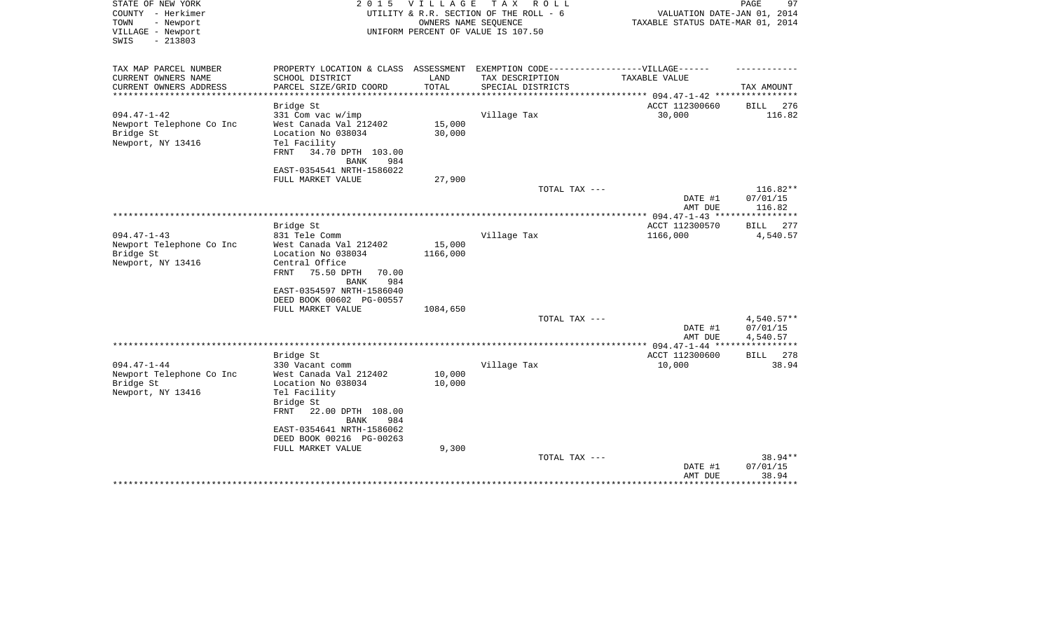STATE OF NEW YORK
COUNTY - Herkimer
TOWN - Newport
VILLAGE - Newport
SWIS - 213803

2 0 1 5 V I L L A G E T A X R O L L
UTILITY & R.R. SECTION OF THE ROLL - 6
OWNERS NAME SEQUENCE
UNIFORM PERCENT OF VALUE IS 107.50

VALUATION DATE-JAN 01, 2014
TAXABLE STATUS DATE-MAR 01, 2014

| TAX MAP PARCEL NUMBER<br>CURRENT OWNERS NAME<br>CURRENT OWNERS ADDRESS | PROPERTY LOCATION & CLASS<br>SCHOOL DISTRICT<br>PARCEL SIZE/GRID COORD | ASSESSMENT<br>LAND<br>TOTAL | EXEMPTION CODE------VILLAGE------<br>TAX DESCRIPTION<br>SPECIAL DISTRICTS | TAXABLE VALUE | TAX AMOUNT |
|---|---|---|---|---|---|
| **094.47-1-42** | Bridge St | | | ACCT 112300660 | BILL 276 |
| 094.47-1-42 | 331 Com vac w/imp | | Village Tax | 30,000 | 116.82 |
| Newport Telephone Co Inc | West Canada Val 212402 | 15,000 | | | |
| Bridge St | Location No 038034 | 30,000 | | | |
| Newport, NY 13416 | Tel Facility | | | | |
| | FRNT 34.70 DPTH 103.00 | | | | |
| | BANK 984 | | | | |
| | EAST-0354541 NRTH-1586022 | | | | |
| | FULL MARKET VALUE | 27,900 | | | |
| | | | TOTAL TAX --- | | 116.82** |
| | | | | DATE #1 | 07/01/15 |
| | | | | AMT DUE | 116.82 |
| **094.47-1-43** | Bridge St | | | ACCT 112300570 | BILL 277 |
| 094.47-1-43 | 831 Tele Comm | | Village Tax | 1166,000 | 4,540.57 |
| Newport Telephone Co Inc | West Canada Val 212402 | 15,000 | | | |
| Bridge St | Location No 038034 | 1166,000 | | | |
| Newport, NY 13416 | Central Office | | | | |
| | FRNT 75.50 DPTH 70.00 | | | | |
| | BANK 984 | | | | |
| | EAST-0354597 NRTH-1586040 | | | | |
| | DEED BOOK 00602 PG-00557 | | | | |
| | FULL MARKET VALUE | 1084,650 | | | |
| | | | TOTAL TAX --- | | 4,540.57** |
| | | | | DATE #1 | 07/01/15 |
| | | | | AMT DUE | 4,540.57 |
| **094.47-1-44** | Bridge St | | | ACCT 112300600 | BILL 278 |
| 094.47-1-44 | 330 Vacant comm | | Village Tax | 10,000 | 38.94 |
| Newport Telephone Co Inc | West Canada Val 212402 | 10,000 | | | |
| Bridge St | Location No 038034 | 10,000 | | | |
| Newport, NY 13416 | Tel Facility | | | | |
| | Bridge St | | | | |
| | FRNT 22.00 DPTH 108.00 | | | | |
| | BANK 984 | | | | |
| | EAST-0354641 NRTH-1586062 | | | | |
| | DEED BOOK 00216 PG-00263 | | | | |
| | FULL MARKET VALUE | 9,300 | | | |
| | | | TOTAL TAX --- | | 38.94** |
| | | | | DATE #1 | 07/01/15 |
| | | | | AMT DUE | 38.94 |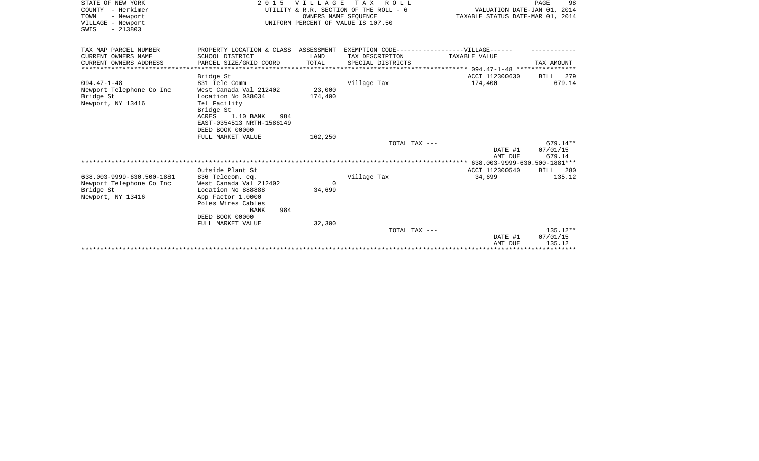STATE OF NEW YORK
COUNTY - Herkimer
TOWN - Newport
VILLAGE - Newport
SWIS - 213803

2015 VILLAGE TAX ROLL
UTILITY & R.R. SECTION OF THE ROLL - 6
OWNERS NAME SEQUENCE
UNIFORM PERCENT OF VALUE IS 107.50

VALUATION DATE-JAN 01, 2014
TAXABLE STATUS DATE-MAR 01, 2014

| TAX MAP PARCEL NUMBER / CURRENT OWNERS NAME / CURRENT OWNERS ADDRESS | PROPERTY LOCATION & CLASS / SCHOOL DISTRICT / PARCEL SIZE/GRID COORD | ASSESSMENT LAND / TOTAL | EXEMPTION CODE-----VILLAGE----- / TAX DESCRIPTION / SPECIAL DISTRICTS | TAXABLE VALUE | TAX AMOUNT |
|---|---|---|---|---|---|
| | Bridge St | | | ACCT 112300630 | BILL 279 |
| 094.47-1-48 | 831 Tele Comm | | Village Tax | 174,400 | 679.14 |
| Newport Telephone Co Inc | West Canada Val 212402 | 23,000 | | | |
| Bridge St | Location No 038034 | 174,400 | | | |
| Newport, NY 13416 | Tel Facility | | | | |
| | Bridge St | | | | |
| | ACRES 1.10 BANK 984 | | | | |
| | EAST-0354513 NRTH-1586149 | | | | |
| | DEED BOOK 00000 | | | | |
| | FULL MARKET VALUE | 162,250 | | | |
| | | | TOTAL TAX --- | | 679.14** |
| | | | | DATE #1 | 07/01/15 |
| | | | | AMT DUE | 679.14 |
| | Outside Plant St | | | ACCT 112300540 | BILL 280 |
| 638.003-9999-630.500-1881 | 836 Telecom. eq. | | Village Tax | 34,699 | 135.12 |
| Newport Telephone Co Inc | West Canada Val 212402 | 0 | | | |
| Bridge St | Location No 888888 | 34,699 | | | |
| Newport, NY 13416 | App Factor 1.0000 | | | | |
| | Poles Wires Cables | | | | |
| | BANK 984 | | | | |
| | DEED BOOK 00000 | | | | |
| | FULL MARKET VALUE | 32,300 | | | |
| | | | TOTAL TAX --- | | 135.12** |
| | | | | DATE #1 | 07/01/15 |
| | | | | AMT DUE | 135.12 |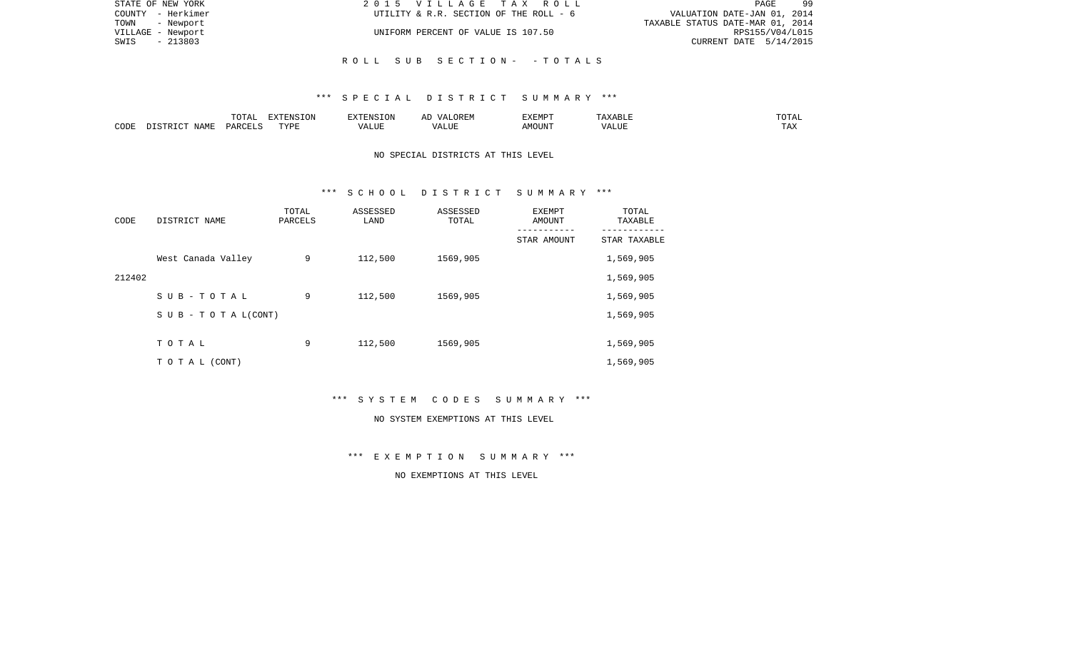STATE OF NEW YORK
COUNTY - Herkimer
TOWN - Newport
VILLAGE - Newport
SWIS - 213803

2 0 1 5 V I L L A G E T A X R O L L
UTILITY & R.R. SECTION OF THE ROLL - 6
UNIFORM PERCENT OF VALUE IS 107.50

VALUATION DATE-JAN 01, 2014
TAXABLE STATUS DATE-MAR 01, 2014
RPS155/V04/L015
CURRENT DATE 5/14/2015

R O L L S U B S E C T I O N - - T O T A L S

*** S P E C I A L D I S T R I C T S U M M A R Y ***

| CODE | DISTRICT NAME | TOTAL PARCELS | EXTENSION TYPE | EXTENSION VALUE | AD VALOREM VALUE | EXEMPT AMOUNT | TAXABLE VALUE | TOTAL TAX |
|---|---|---|---|---|---|---|---|---|

NO SPECIAL DISTRICTS AT THIS LEVEL

*** S C H O O L D I S T R I C T S U M M A R Y ***

| CODE | DISTRICT NAME | TOTAL PARCELS | ASSESSED LAND | ASSESSED TOTAL | EXEMPT AMOUNT / STAR AMOUNT | TOTAL TAXABLE / STAR TAXABLE |
|---|---|---|---|---|---|---|
| | West Canada Valley | 9 | 112,500 | 1569,905 | | 1,569,905 |
| 212402 | | | | | | 1,569,905 |
| | S U B - T O T A L | 9 | 112,500 | 1569,905 | | 1,569,905 |
| | S U B - T O T A L(CONT) | | | | | 1,569,905 |
| | T O T A L | 9 | 112,500 | 1569,905 | | 1,569,905 |
| | T O T A L (CONT) | | | | | 1,569,905 |

*** S Y S T E M C O D E S S U M M A R Y ***

NO SYSTEM EXEMPTIONS AT THIS LEVEL

*** E X E M P T I O N S U M M A R Y ***

NO EXEMPTIONS AT THIS LEVEL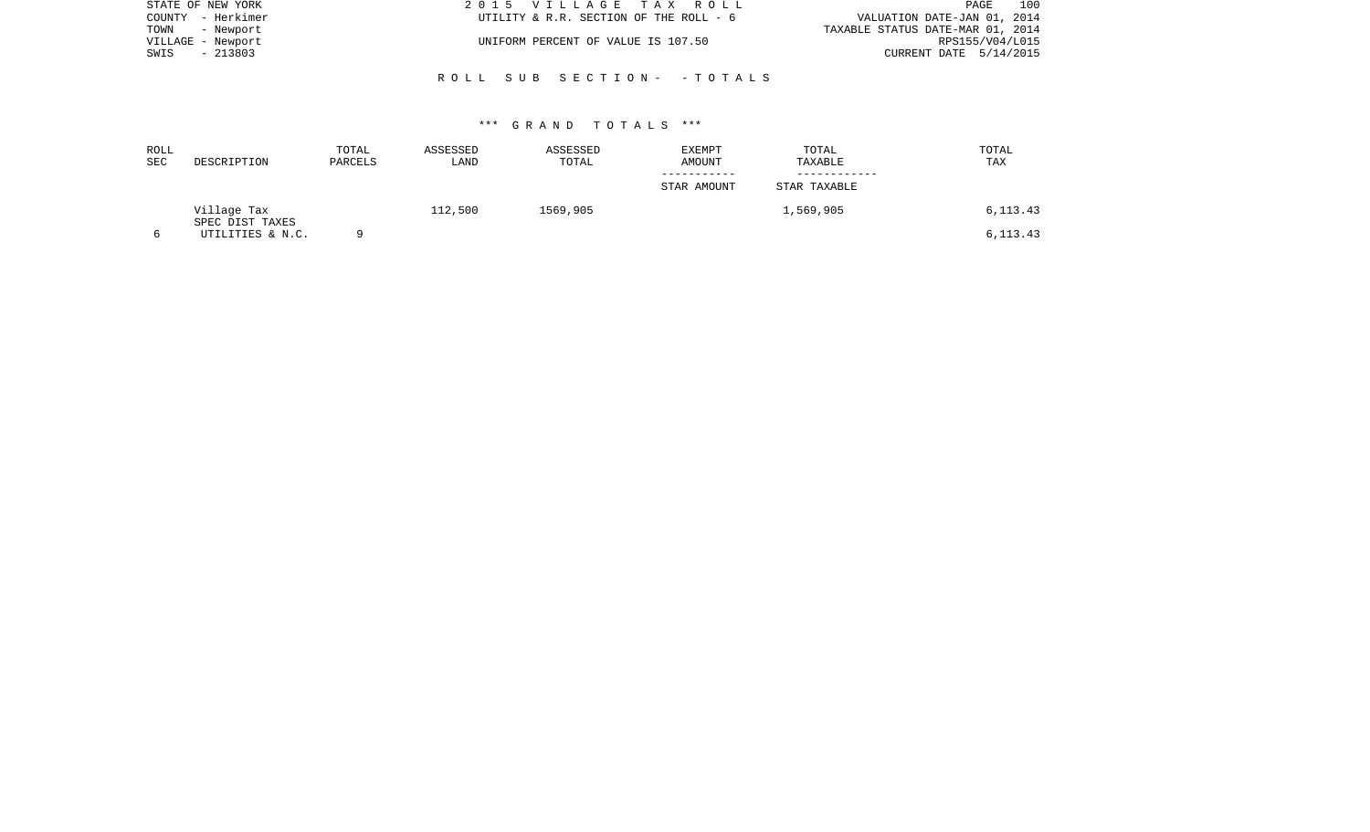STATE OF NEW YORK
COUNTY - Herkimer
TOWN - Newport
VILLAGE - Newport
SWIS - 213803

2 0 1 5 V I L L A G E T A X R O L L
UTILITY & R.R. SECTION OF THE ROLL - 6

UNIFORM PERCENT OF VALUE IS 107.50

VALUATION DATE-JAN 01, 2014
TAXABLE STATUS DATE-MAR 01, 2014
RPS155/V04/L015
CURRENT DATE 5/14/2015

R O L L S U B S E C T I O N - - T O T A L S

\*\*\* G R A N D T O T A L S \*\*\*

| ROLL SEC | DESCRIPTION | TOTAL PARCELS | ASSESSED LAND | ASSESSED TOTAL | EXEMPT AMOUNT / STAR AMOUNT | TOTAL TAXABLE / STAR TAXABLE | TOTAL TAX |
|---|---|---|---|---|---|---|---|
| | Village Tax | | 112,500 | 1569,905 | | 1,569,905 | 6,113.43 |
| | SPEC DIST TAXES | | | | | | |
| 6 | UTILITIES & N.C. | 9 | | | | | 6,113.43 |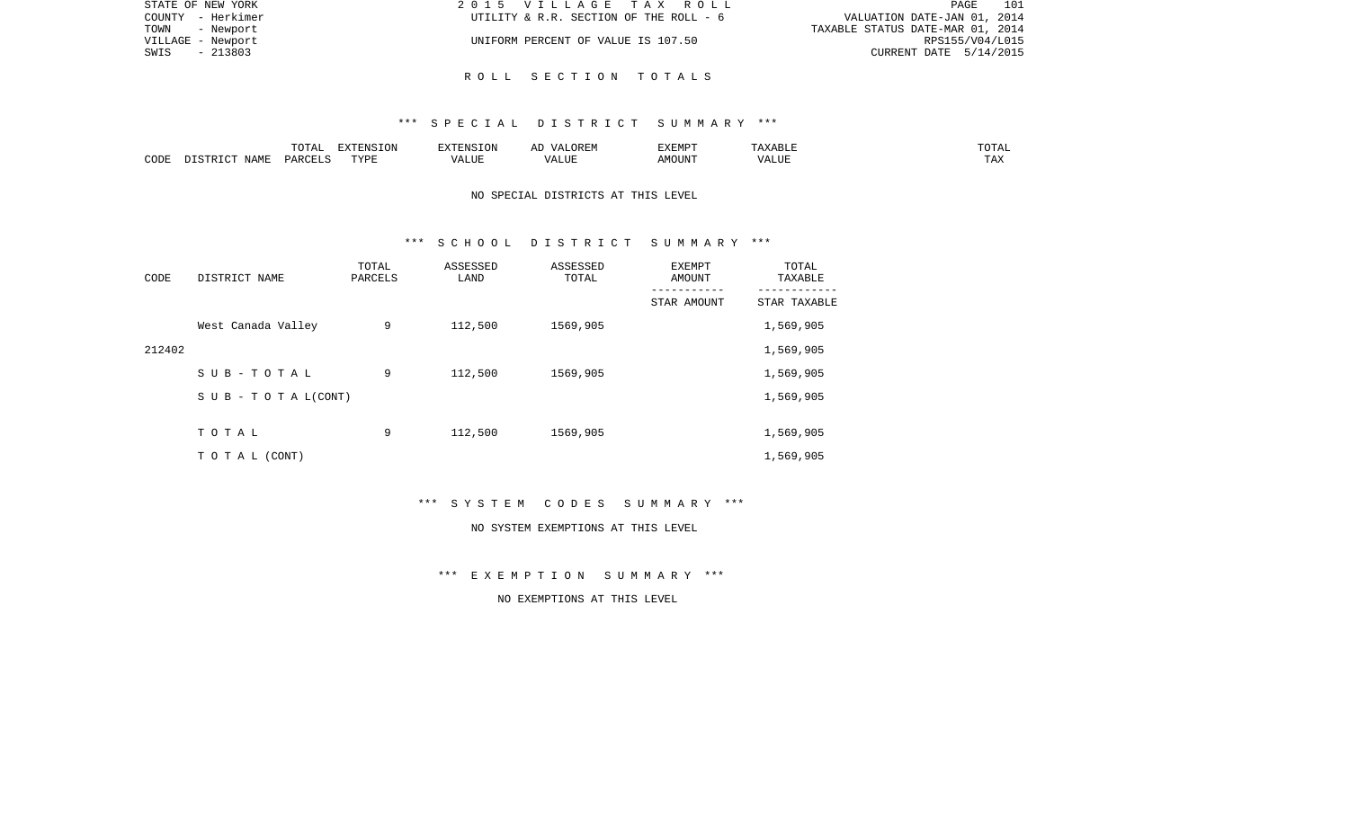STATE OF NEW YORK | 2015 VILLAGE TAX ROLL | PAGE 101
COUNTY - Herkimer | UTILITY & R.R. SECTION OF THE ROLL - 6 | VALUATION DATE-JAN 01, 2014
TOWN - Newport | | TAXABLE STATUS DATE-MAR 01, 2014
VILLAGE - Newport | UNIFORM PERCENT OF VALUE IS 107.50 | RPS155/V04/L015
SWIS - 213803 | | CURRENT DATE 5/14/2015

# R O L L S E C T I O N T O T A L S

## *** S P E C I A L D I S T R I C T S U M M A R Y ***

| CODE | DISTRICT NAME | TOTAL PARCELS | EXTENSION TYPE | EXTENSION VALUE | AD VALOREM VALUE | EXEMPT AMOUNT | TAXABLE VALUE | TOTAL TAX |
|---|---|---|---|---|---|---|---|---|

NO SPECIAL DISTRICTS AT THIS LEVEL

## *** S C H O O L D I S T R I C T S U M M A R Y ***

| CODE | DISTRICT NAME | TOTAL PARCELS | ASSESSED LAND | ASSESSED TOTAL | EXEMPT AMOUNT / STAR AMOUNT | TOTAL TAXABLE / STAR TAXABLE |
|---|---|---|---|---|---|---|
| | West Canada Valley | 9 | 112,500 | 1569,905 | | 1,569,905 |
| 212402 | | | | | | 1,569,905 |
| | S U B - T O T A L | 9 | 112,500 | 1569,905 | | 1,569,905 |
| | S U B - T O T A L(CONT) | | | | | 1,569,905 |
| | T O T A L | 9 | 112,500 | 1569,905 | | 1,569,905 |
| | T O T A L (CONT) | | | | | 1,569,905 |

## *** S Y S T E M C O D E S S U M M A R Y ***

NO SYSTEM EXEMPTIONS AT THIS LEVEL

## *** E X E M P T I O N S U M M A R Y ***

NO EXEMPTIONS AT THIS LEVEL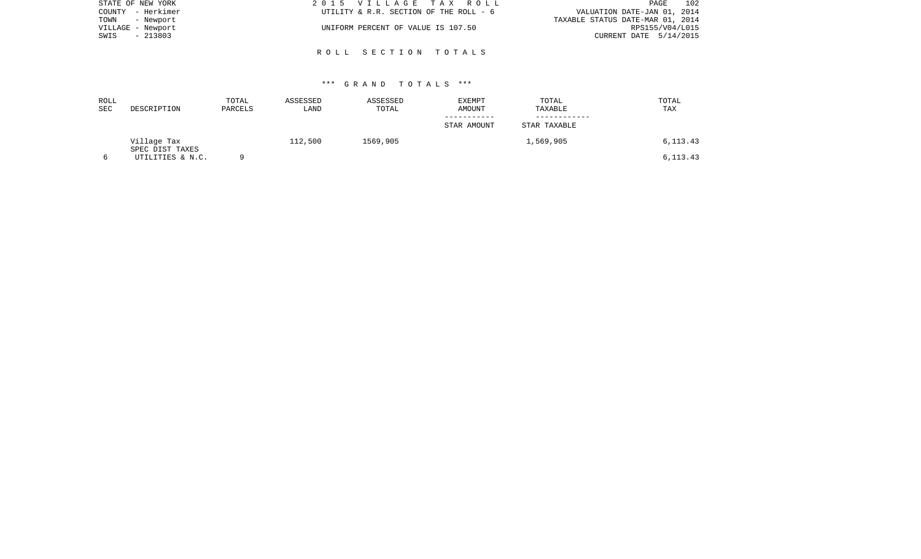STATE OF NEW YORK
COUNTY - Herkimer
TOWN - Newport
VILLAGE - Newport
SWIS - 213803

2 0 1 5 V I L L A G E T A X R O L L
UTILITY & R.R. SECTION OF THE ROLL - 6
UNIFORM PERCENT OF VALUE IS 107.50

VALUATION DATE-JAN 01, 2014
TAXABLE STATUS DATE-MAR 01, 2014
RPS155/V04/L015
CURRENT DATE 5/14/2015

## R O L L S E C T I O N T O T A L S

### *** G R A N D T O T A L S ***

| ROLL SEC | DESCRIPTION | TOTAL PARCELS | ASSESSED LAND | ASSESSED TOTAL | EXEMPT AMOUNT / STAR AMOUNT | TOTAL TAXABLE / STAR TAXABLE | TOTAL TAX |
|---|---|---|---|---|---|---|---|
| | Village Tax | | 112,500 | 1569,905 | | 1,569,905 | 6,113.43 |
| | SPEC DIST TAXES | | | | | | |
| 6 | UTILITIES & N.C. | 9 | | | | | 6,113.43 |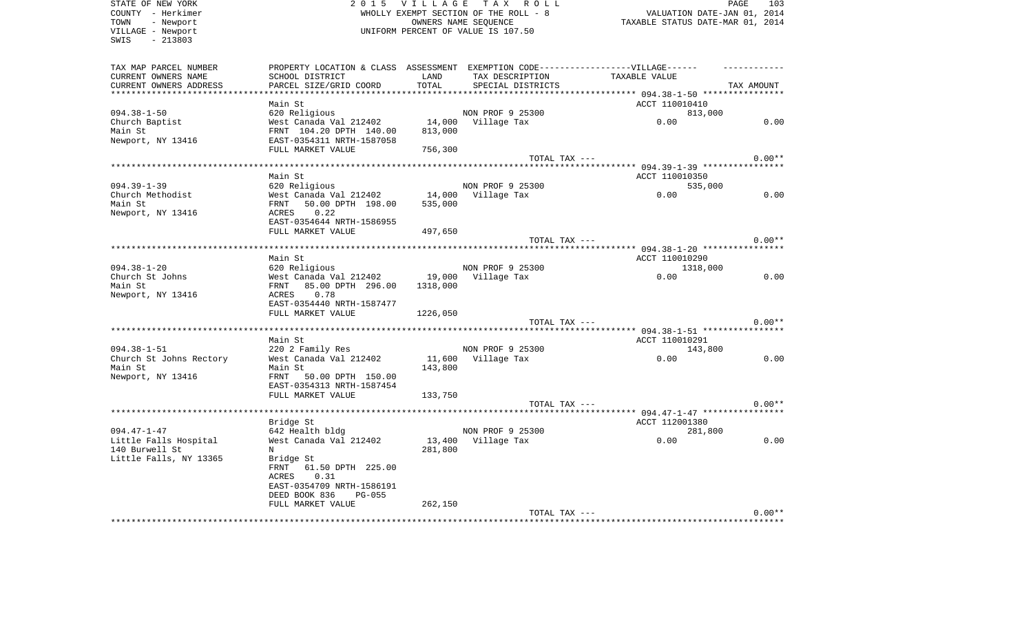STATE OF NEW YORK
COUNTY - Herkimer
TOWN - Newport
VILLAGE - Newport
SWIS - 213803

2 0 1 5 V I L L A G E T A X R O L L
WHOLLY EXEMPT SECTION OF THE ROLL - 8
OWNERS NAME SEQUENCE
UNIFORM PERCENT OF VALUE IS 107.50

VALUATION DATE-JAN 01, 2014
TAXABLE STATUS DATE-MAR 01, 2014

| TAX MAP PARCEL NUMBER / CURRENT OWNERS NAME / CURRENT OWNERS ADDRESS | PROPERTY LOCATION & CLASS / SCHOOL DISTRICT / PARCEL SIZE/GRID COORD | ASSESSMENT LAND / TOTAL | EXEMPTION CODE / TAX DESCRIPTION / SPECIAL DISTRICTS | TAXABLE VALUE | TAX AMOUNT |
|---|---|---|---|---|---|
| 094.38-1-50 | Main St | | | ACCT 110010410 | |
| Church Baptist | 620 Religious | | NON PROF 9 25300 | 813,000 | |
| Main St | West Canada Val 212402 | 14,000 | Village Tax | 0.00 | 0.00 |
| Newport, NY 13416 | FRNT 104.20 DPTH 140.00 | 813,000 | | | |
| | EAST-0354311 NRTH-1587058 | | | | |
| | FULL MARKET VALUE | 756,300 | | | |
| | | | TOTAL TAX --- | | 0.00** |
| 094.39-1-39 | Main St | | | ACCT 110010350 | |
| Church Methodist | 620 Religious | | NON PROF 9 25300 | 535,000 | |
| Main St | West Canada Val 212402 | 14,000 | Village Tax | 0.00 | 0.00 |
| Newport, NY 13416 | FRNT 50.00 DPTH 198.00 | 535,000 | | | |
| | ACRES 0.22 | | | | |
| | EAST-0354644 NRTH-1586955 | | | | |
| | FULL MARKET VALUE | 497,650 | | | |
| | | | TOTAL TAX --- | | 0.00** |
| 094.38-1-20 | Main St | | | ACCT 110010290 | |
| Church St Johns | 620 Religious | | NON PROF 9 25300 | 1318,000 | |
| Main St | West Canada Val 212402 | 19,000 | Village Tax | 0.00 | 0.00 |
| Newport, NY 13416 | FRNT 85.00 DPTH 296.00 | 1318,000 | | | |
| | ACRES 0.78 | | | | |
| | EAST-0354440 NRTH-1587477 | | | | |
| | FULL MARKET VALUE | 1226,050 | | | |
| | | | TOTAL TAX --- | | 0.00** |
| 094.38-1-51 | Main St | | | ACCT 110010291 | |
| Church St Johns Rectory | 220 2 Family Res | | NON PROF 9 25300 | 143,800 | |
| Main St | West Canada Val 212402 | 11,600 | Village Tax | 0.00 | 0.00 |
| Newport, NY 13416 | Main St | 143,800 | | | |
| | FRNT 50.00 DPTH 150.00 | | | | |
| | EAST-0354313 NRTH-1587454 | | | | |
| | FULL MARKET VALUE | 133,750 | | | |
| | | | TOTAL TAX --- | | 0.00** |
| 094.47-1-47 | Bridge St | | | ACCT 112001380 | |
| Little Falls Hospital | 642 Health bldg | | NON PROF 9 25300 | 281,800 | |
| 140 Burwell St | West Canada Val 212402 | 13,400 | Village Tax | 0.00 | 0.00 |
| Little Falls, NY 13365 | N | 281,800 | | | |
| | Bridge St | | | | |
| | FRNT 61.50 DPTH 225.00 | | | | |
| | ACRES 0.31 | | | | |
| | EAST-0354709 NRTH-1586191 | | | | |
| | DEED BOOK 836 PG-055 | | | | |
| | FULL MARKET VALUE | 262,150 | | | |
| | | | TOTAL TAX --- | | 0.00** |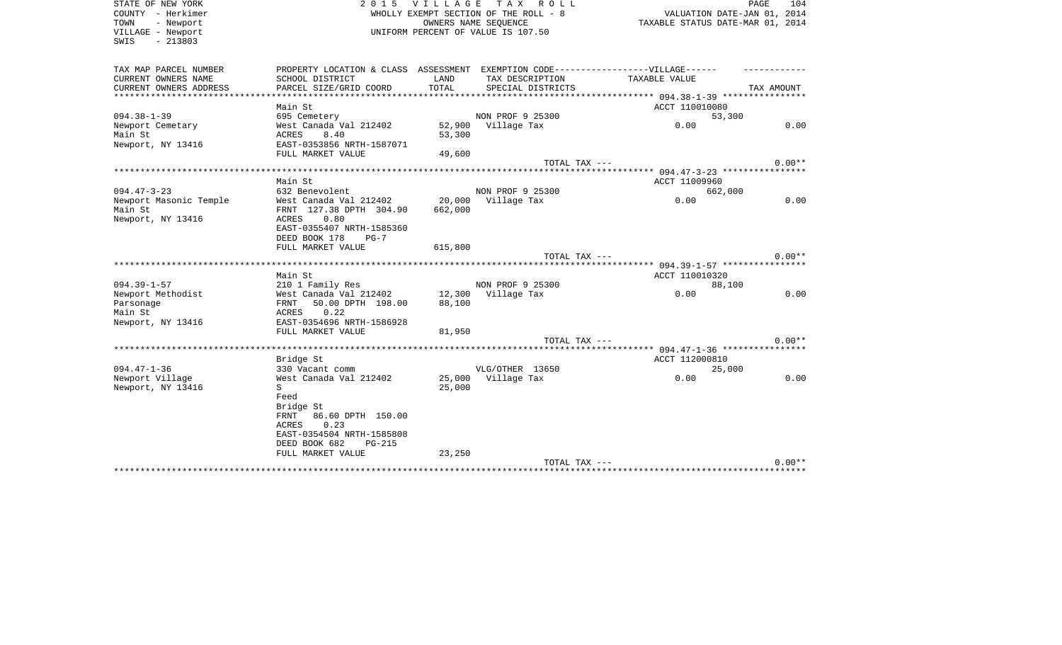STATE OF NEW YORK
COUNTY - Herkimer
TOWN - Newport
VILLAGE - Newport
SWIS - 213803

2 0 1 5 V I L L A G E T A X R O L L
WHOLLY EXEMPT SECTION OF THE ROLL - 8
OWNERS NAME SEQUENCE
UNIFORM PERCENT OF VALUE IS 107.50

VALUATION DATE-JAN 01, 2014
TAXABLE STATUS DATE-MAR 01, 2014

| TAX MAP PARCEL NUMBER<br>CURRENT OWNERS NAME<br>CURRENT OWNERS ADDRESS | PROPERTY LOCATION & CLASS<br>SCHOOL DISTRICT<br>PARCEL SIZE/GRID COORD | ASSESSMENT<br>LAND<br>TOTAL | EXEMPTION CODE------VILLAGE------<br>TAX DESCRIPTION<br>SPECIAL DISTRICTS | TAXABLE VALUE | TAX AMOUNT |
|---|---|---|---|---|---|
| | Main St | | | ACCT 110010080 | |
| 094.38-1-39 | 695 Cemetery | | NON PROF 9 25300 | 53,300 | |
| Newport Cemetary | West Canada Val 212402 | 52,900 | Village Tax | 0.00 | 0.00 |
| Main St | ACRES 8.40 | 53,300 | | | |
| Newport, NY 13416 | EAST-0353856 NRTH-1587071 | | | | |
| | FULL MARKET VALUE | 49,600 | | | |
| | | | TOTAL TAX --- | | 0.00** |
| | Main St | | | ACCT 11009960 | |
| 094.47-3-23 | 632 Benevolent | | NON PROF 9 25300 | 662,000 | |
| Newport Masonic Temple | West Canada Val 212402 | 20,000 | Village Tax | 0.00 | 0.00 |
| Main St | FRNT 127.38 DPTH 304.90 | 662,000 | | | |
| Newport, NY 13416 | ACRES 0.80 | | | | |
| | EAST-0355407 NRTH-1585360 | | | | |
| | DEED BOOK 178 PG-7 | | | | |
| | FULL MARKET VALUE | 615,800 | | | |
| | | | TOTAL TAX --- | | 0.00** |
| | Main St | | | ACCT 110010320 | |
| 094.39-1-57 | 210 1 Family Res | | NON PROF 9 25300 | 88,100 | |
| Newport Methodist | West Canada Val 212402 | 12,300 | Village Tax | 0.00 | 0.00 |
| Parsonage | FRNT 50.00 DPTH 198.00 | 88,100 | | | |
| Main St | ACRES 0.22 | | | | |
| Newport, NY 13416 | EAST-0354696 NRTH-1586928 | | | | |
| | FULL MARKET VALUE | 81,950 | | | |
| | | | TOTAL TAX --- | | 0.00** |
| | Bridge St | | | ACCT 112000810 | |
| 094.47-1-36 | 330 Vacant comm | | VLG/OTHER 13650 | 25,000 | |
| Newport Village | West Canada Val 212402 | 25,000 | Village Tax | 0.00 | 0.00 |
| Newport, NY 13416 | S | 25,000 | | | |
| | Feed | | | | |
| | Bridge St | | | | |
| | FRNT 86.60 DPTH 150.00 | | | | |
| | ACRES 0.23 | | | | |
| | EAST-0354504 NRTH-1585808 | | | | |
| | DEED BOOK 682 PG-215 | | | | |
| | FULL MARKET VALUE | 23,250 | | | |
| | | | TOTAL TAX --- | | 0.00** |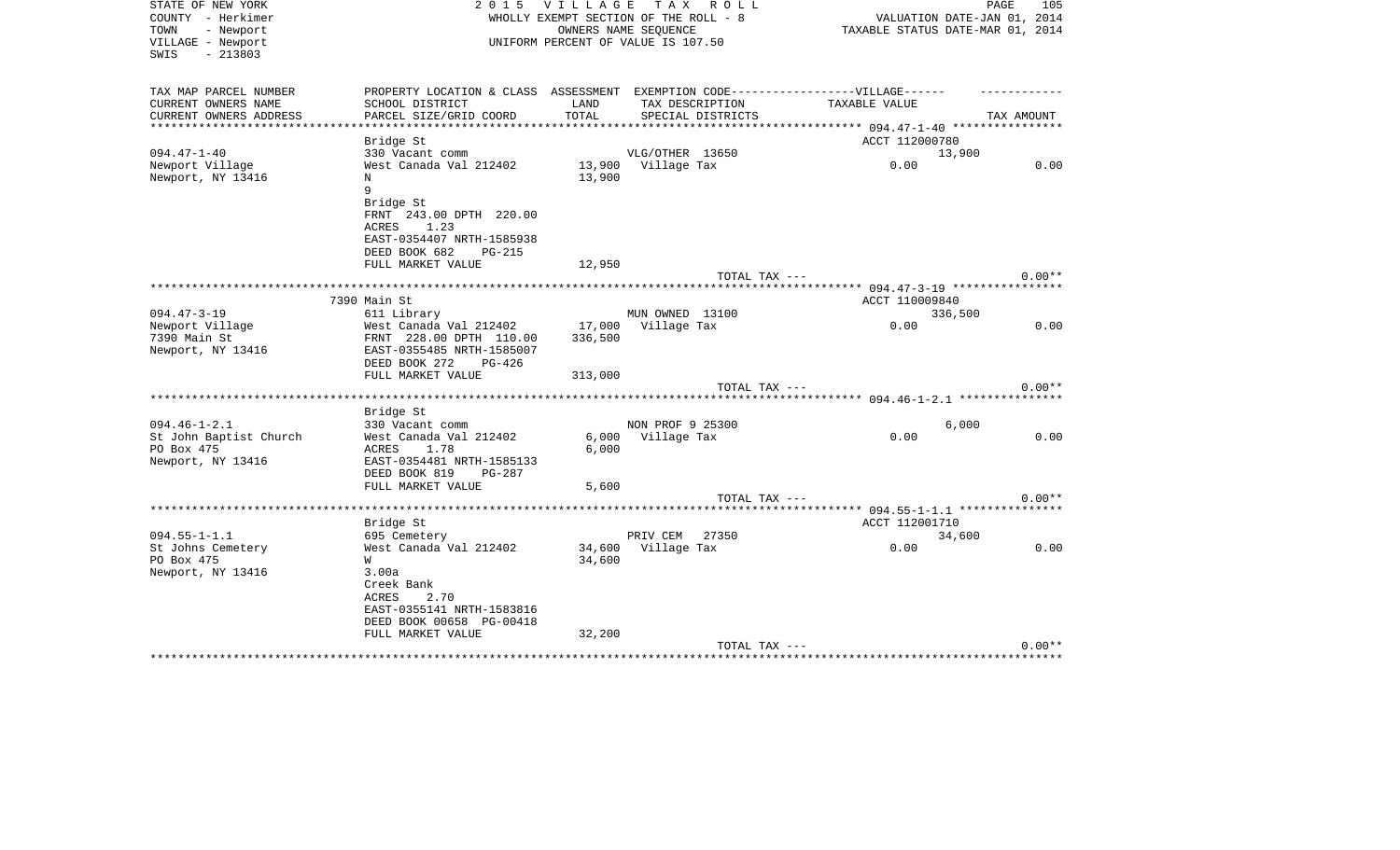STATE OF NEW YORK
COUNTY - Herkimer
TOWN - Newport
VILLAGE - Newport
SWIS - 213803

2 0 1 5 V I L L A G E T A X R O L L
WHOLLY EXEMPT SECTION OF THE ROLL - 8
OWNERS NAME SEQUENCE
UNIFORM PERCENT OF VALUE IS 107.50

VALUATION DATE-JAN 01, 2014
TAXABLE STATUS DATE-MAR 01, 2014

| TAX MAP PARCEL NUMBER<br>CURRENT OWNERS NAME<br>CURRENT OWNERS ADDRESS | PROPERTY LOCATION & CLASS<br>SCHOOL DISTRICT<br>PARCEL SIZE/GRID COORD | ASSESSMENT<br>LAND<br>TOTAL | EXEMPTION CODE------VILLAGE------<br>TAX DESCRIPTION<br>SPECIAL DISTRICTS | TAXABLE VALUE | TAX AMOUNT |
|---|---|---|---|---|---|
| 094.47-1-40 | Bridge St | | | ACCT 112000780 | |
| | 330 Vacant comm | | VLG/OTHER 13650 | 13,900 | |
| Newport Village | West Canada Val 212402 | 13,900 | Village Tax | 0.00 | 0.00 |
| Newport, NY 13416 | N | 13,900 | | | |
| | 9 | | | | |
| | Bridge St | | | | |
| | FRNT 243.00 DPTH 220.00 | | | | |
| | ACRES 1.23 | | | | |
| | EAST-0354407 NRTH-1585938 | | | | |
| | DEED BOOK 682 PG-215 | | | | |
| | FULL MARKET VALUE | 12,950 | | | |
| | | | TOTAL TAX --- | | 0.00** |
| 094.47-3-19 | 7390 Main St | | | ACCT 110009840 | |
| | 611 Library | | MUN OWNED 13100 | 336,500 | |
| Newport Village | West Canada Val 212402 | 17,000 | Village Tax | 0.00 | 0.00 |
| 7390 Main St | FRNT 228.00 DPTH 110.00 | 336,500 | | | |
| Newport, NY 13416 | EAST-0355485 NRTH-1585007 | | | | |
| | DEED BOOK 272 PG-426 | | | | |
| | FULL MARKET VALUE | 313,000 | | | |
| | | | TOTAL TAX --- | | 0.00** |
| 094.46-1-2.1 | Bridge St | | | | |
| | 330 Vacant comm | | NON PROF 9 25300 | 6,000 | |
| St John Baptist Church | West Canada Val 212402 | 6,000 | Village Tax | 0.00 | 0.00 |
| PO Box 475 | ACRES 1.78 | 6,000 | | | |
| Newport, NY 13416 | EAST-0354481 NRTH-1585133 | | | | |
| | DEED BOOK 819 PG-287 | | | | |
| | FULL MARKET VALUE | 5,600 | | | |
| | | | TOTAL TAX --- | | 0.00** |
| 094.55-1-1.1 | Bridge St | | | ACCT 112001710 | |
| | 695 Cemetery | | PRIV CEM 27350 | 34,600 | |
| St Johns Cemetery | West Canada Val 212402 | 34,600 | Village Tax | 0.00 | 0.00 |
| PO Box 475 | W | 34,600 | | | |
| Newport, NY 13416 | 3.00a | | | | |
| | Creek Bank | | | | |
| | ACRES 2.70 | | | | |
| | EAST-0355141 NRTH-1583816 | | | | |
| | DEED BOOK 00658 PG-00418 | | | | |
| | FULL MARKET VALUE | 32,200 | | | |
| | | | TOTAL TAX --- | | 0.00** |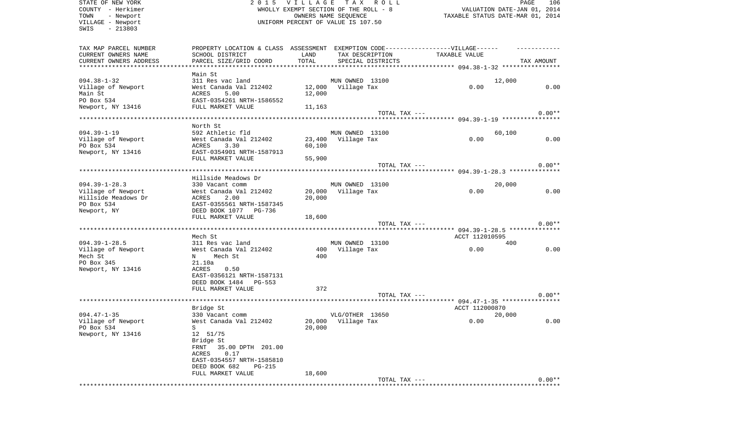STATE OF NEW YORK
COUNTY - Herkimer
TOWN - Newport
VILLAGE - Newport
SWIS - 213803

2 0 1 5 V I L L A G E T A X R O L L
WHOLLY EXEMPT SECTION OF THE ROLL - 8
OWNERS NAME SEQUENCE
UNIFORM PERCENT OF VALUE IS 107.50

VALUATION DATE-JAN 01, 2014
TAXABLE STATUS DATE-MAR 01, 2014

| TAX MAP PARCEL NUMBER / CURRENT OWNERS NAME / CURRENT OWNERS ADDRESS | PROPERTY LOCATION & CLASS / SCHOOL DISTRICT / PARCEL SIZE/GRID COORD | ASSESSMENT LAND / TOTAL | EXEMPTION CODE / TAX DESCRIPTION / SPECIAL DISTRICTS | VILLAGE TAXABLE VALUE | TAX AMOUNT |
|---|---|---|---|---|---|
| **094.38-1-32** | Main St | | | | |
| 094.38-1-32 | 311 Res vac land | | MUN OWNED 13100 | 12,000 | |
| Village of Newport | West Canada Val 212402 | 12,000 | Village Tax | 0.00 | 0.00 |
| Main St | ACRES 5.00 | 12,000 | | | |
| PO Box 534 | EAST-0354261 NRTH-1586552 | | | | |
| Newport, NY 13416 | FULL MARKET VALUE | 11,163 | | | |
| | | | TOTAL TAX --- | | 0.00** |
| **094.39-1-19** | North St | | | | |
| 094.39-1-19 | 592 Athletic fld | | MUN OWNED 13100 | 60,100 | |
| Village of Newport | West Canada Val 212402 | 23,400 | Village Tax | 0.00 | 0.00 |
| PO Box 534 | ACRES 3.30 | 60,100 | | | |
| Newport, NY 13416 | EAST-0354901 NRTH-1587913 | | | | |
| | FULL MARKET VALUE | 55,900 | | | |
| | | | TOTAL TAX --- | | 0.00** |
| **094.39-1-28.3** | Hillside Meadows Dr | | | | |
| 094.39-1-28.3 | 330 Vacant comm | | MUN OWNED 13100 | 20,000 | |
| Village of Newport | West Canada Val 212402 | 20,000 | Village Tax | 0.00 | 0.00 |
| Hillside Meadows Dr | ACRES 2.00 | 20,000 | | | |
| PO Box 534 | EAST-0355561 NRTH-1587345 | | | | |
| Newport, NY | DEED BOOK 1077 PG-736 | | | | |
| | FULL MARKET VALUE | 18,600 | | | |
| | | | TOTAL TAX --- | | 0.00** |
| **094.39-1-28.5** | Mech St | | | ACCT 112010595 | |
| 094.39-1-28.5 | 311 Res vac land | | MUN OWNED 13100 | 400 | |
| Village of Newport | West Canada Val 212402 | 400 | Village Tax | 0.00 | 0.00 |
| Mech St | N Mech St | 400 | | | |
| PO Box 345 | 21.10a | | | | |
| Newport, NY 13416 | ACRES 0.50 | | | | |
| | EAST-0356121 NRTH-1587131 | | | | |
| | DEED BOOK 1484 PG-553 | | | | |
| | FULL MARKET VALUE | 372 | | | |
| | | | TOTAL TAX --- | | 0.00** |
| **094.47-1-35** | Bridge St | | | ACCT 112000870 | |
| 094.47-1-35 | 330 Vacant comm | | VLG/OTHER 13650 | 20,000 | |
| Village of Newport | West Canada Val 212402 | 20,000 | Village Tax | 0.00 | 0.00 |
| PO Box 534 | S | 20,000 | | | |
| Newport, NY 13416 | 12 51/75 | | | | |
| | Bridge St | | | | |
| | FRNT 35.00 DPTH 201.00 | | | | |
| | ACRES 0.17 | | | | |
| | EAST-0354557 NRTH-1585810 | | | | |
| | DEED BOOK 682 PG-215 | | | | |
| | FULL MARKET VALUE | 18,600 | | | |
| | | | TOTAL TAX --- | | 0.00** |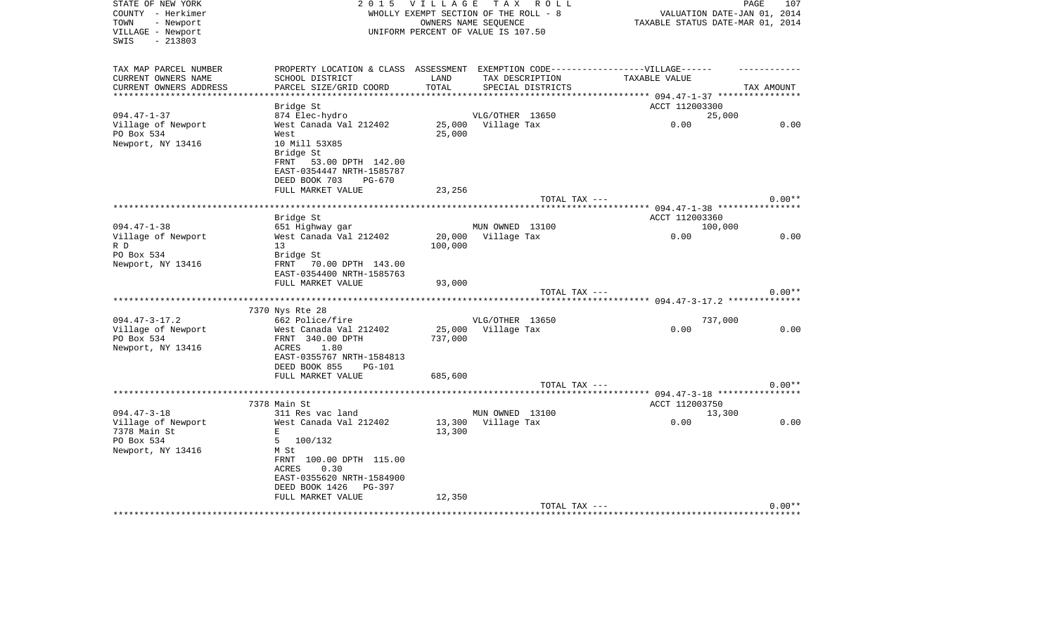STATE OF NEW YORK | 2 0 1 5 V I L L A G E T A X R O L L
COUNTY - Herkimer | WHOLLY EXEMPT SECTION OF THE ROLL - 8 | VALUATION DATE-JAN 01, 2014
TOWN - Newport | OWNERS NAME SEQUENCE | TAXABLE STATUS DATE-MAR 01, 2014
VILLAGE - Newport | UNIFORM PERCENT OF VALUE IS 107.50
SWIS - 213803

| TAX MAP PARCEL NUMBER / CURRENT OWNERS NAME / CURRENT OWNERS ADDRESS | PROPERTY LOCATION & CLASS / SCHOOL DISTRICT / PARCEL SIZE/GRID COORD | ASSESSMENT LAND | TOTAL | EXEMPTION CODE / TAX DESCRIPTION / SPECIAL DISTRICTS | TAXABLE VALUE | TAX AMOUNT |
|---|---|---|---|---|---|---|
| 094.47-1-37 | Bridge St | | | | ACCT 112003300 | |
| | 874 Elec-hydro | | | VLG/OTHER 13650 | 25,000 | |
| Village of Newport | West Canada Val 212402 | 25,000 | | Village Tax | 0.00 | 0.00 |
| PO Box 534 | West | | 25,000 | | | |
| Newport, NY 13416 | 10 Mill 53X85 | | | | | |
| | Bridge St | | | | | |
| | FRNT 53.00 DPTH 142.00 | | | | | |
| | EAST-0354447 NRTH-1585787 | | | | | |
| | DEED BOOK 703 PG-670 | | | | | |
| | FULL MARKET VALUE | | 23,256 | | | |
| | | | | TOTAL TAX --- | | 0.00** |
| 094.47-1-38 | Bridge St | | | | ACCT 112003360 | |
| | 651 Highway gar | | | MUN OWNED 13100 | 100,000 | |
| Village of Newport | West Canada Val 212402 | 20,000 | | Village Tax | 0.00 | 0.00 |
| R D | 13 | | 100,000 | | | |
| PO Box 534 | Bridge St | | | | | |
| Newport, NY 13416 | FRNT 70.00 DPTH 143.00 | | | | | |
| | EAST-0354400 NRTH-1585763 | | | | | |
| | FULL MARKET VALUE | | 93,000 | | | |
| | | | | TOTAL TAX --- | | 0.00** |
| 094.47-3-17.2 | 7370 Nys Rte 28 | | | | | |
| | 662 Police/fire | | | VLG/OTHER 13650 | 737,000 | |
| Village of Newport | West Canada Val 212402 | 25,000 | | Village Tax | 0.00 | 0.00 |
| PO Box 534 | FRNT 340.00 DPTH | | 737,000 | | | |
| Newport, NY 13416 | ACRES 1.80 | | | | | |
| | EAST-0355767 NRTH-1584813 | | | | | |
| | DEED BOOK 855 PG-101 | | | | | |
| | FULL MARKET VALUE | | 685,600 | | | |
| | | | | TOTAL TAX --- | | 0.00** |
| 094.47-3-18 | 7378 Main St | | | | ACCT 112003750 | |
| | 311 Res vac land | | | MUN OWNED 13100 | 13,300 | |
| Village of Newport | West Canada Val 212402 | 13,300 | | Village Tax | 0.00 | 0.00 |
| 7378 Main St | E | | 13,300 | | | |
| PO Box 534 | 5 100/132 | | | | | |
| Newport, NY 13416 | M St | | | | | |
| | FRNT 100.00 DPTH 115.00 | | | | | |
| | ACRES 0.30 | | | | | |
| | EAST-0355620 NRTH-1584900 | | | | | |
| | DEED BOOK 1426 PG-397 | | | | | |
| | FULL MARKET VALUE | | 12,350 | | | |
| | | | | TOTAL TAX --- | | 0.00** |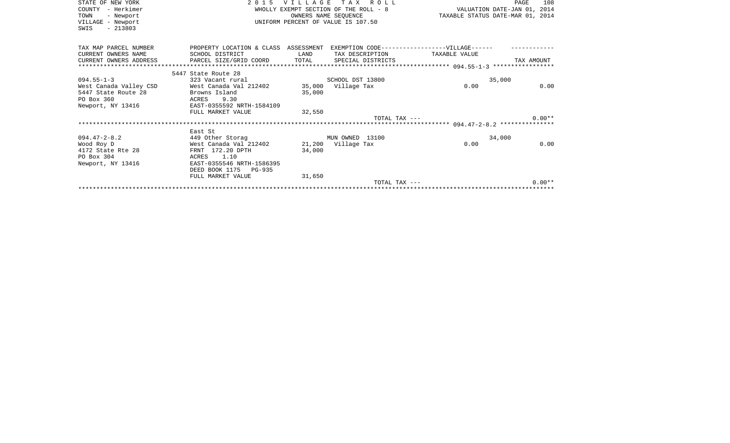STATE OF NEW YORK
COUNTY - Herkimer
TOWN - Newport
VILLAGE - Newport
SWIS - 213803

2 0 1 5 V I L L A G E T A X R O L L
WHOLLY EXEMPT SECTION OF THE ROLL - 8
OWNERS NAME SEQUENCE
UNIFORM PERCENT OF VALUE IS 107.50

VALUATION DATE-JAN 01, 2014
TAXABLE STATUS DATE-MAR 01, 2014

| TAX MAP PARCEL NUMBER / CURRENT OWNERS NAME / CURRENT OWNERS ADDRESS | PROPERTY LOCATION & CLASS / SCHOOL DISTRICT / PARCEL SIZE/GRID COORD | ASSESSMENT LAND / TOTAL | EXEMPTION CODE-----VILLAGE------ / TAX DESCRIPTION / SPECIAL DISTRICTS | TAXABLE VALUE | TAX AMOUNT |
|---|---|---|---|---|---|
| **094.55-1-3** | 5447 State Route 28 | | | | |
| 094.55-1-3 | 323 Vacant rural | | SCHOOL DST 13800 | 35,000 | |
| West Canada Valley CSD | West Canada Val 212402 | 35,000 | Village Tax | 0.00 | 0.00 |
| 5447 State Route 28 | Browns Island | 35,000 | | | |
| PO Box 360 | ACRES 9.30 | | | | |
| Newport, NY 13416 | EAST-0355592 NRTH-1584109 | | | | |
| | FULL MARKET VALUE | 32,550 | | | |
| | | | TOTAL TAX --- | | 0.00** |
| **094.47-2-8.2** | East St | | | | |
| 094.47-2-8.2 | 449 Other Storag | | MUN OWNED 13100 | 34,000 | |
| Wood Roy D | West Canada Val 212402 | 21,200 | Village Tax | 0.00 | 0.00 |
| 4172 State Rte 28 | FRNT 172.20 DPTH | 34,000 | | | |
| PO Box 304 | ACRES 1.10 | | | | |
| Newport, NY 13416 | EAST-0355546 NRTH-1586395 | | | | |
| | DEED BOOK 1175 PG-935 | | | | |
| | FULL MARKET VALUE | 31,650 | | | |
| | | | TOTAL TAX --- | | 0.00** |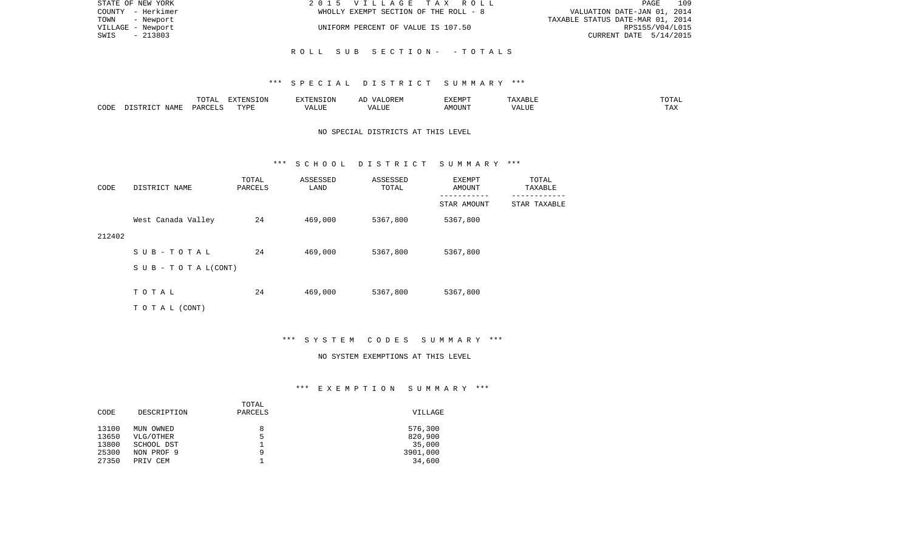STATE OF NEW YORK
COUNTY - Herkimer
TOWN - Newport
VILLAGE - Newport
SWIS - 213803

2 0 1 5 V I L L A G E T A X R O L L
WHOLLY EXEMPT SECTION OF THE ROLL - 8
UNIFORM PERCENT OF VALUE IS 107.50

VALUATION DATE-JAN 01, 2014
TAXABLE STATUS DATE-MAR 01, 2014
RPS155/V04/L015
CURRENT DATE 5/14/2015

## R O L L S U B S E C T I O N - - T O T A L S

### *** S P E C I A L D I S T R I C T S U M M A R Y ***

| CODE | DISTRICT NAME | TOTAL PARCELS | EXTENSION TYPE | EXTENSION VALUE | AD VALOREM VALUE | EXEMPT AMOUNT | TAXABLE VALUE | TOTAL TAX |
|---|---|---|---|---|---|---|---|---|

NO SPECIAL DISTRICTS AT THIS LEVEL

### *** S C H O O L D I S T R I C T S U M M A R Y ***

| CODE | DISTRICT NAME | TOTAL PARCELS | ASSESSED LAND | ASSESSED TOTAL | EXEMPT AMOUNT / STAR AMOUNT | TOTAL TAXABLE / STAR TAXABLE |
|---|---|---|---|---|---|---|
| 212402 | West Canada Valley | 24 | 469,000 | 5367,800 | 5367,800 | |
| | S U B - T O T A L | 24 | 469,000 | 5367,800 | 5367,800 | |
| | S U B - T O T A L(CONT) | | | | | |
| | T O T A L | 24 | 469,000 | 5367,800 | 5367,800 | |
| | T O T A L (CONT) | | | | | |

### *** S Y S T E M C O D E S S U M M A R Y ***

NO SYSTEM EXEMPTIONS AT THIS LEVEL

### *** E X E M P T I O N S U M M A R Y ***

| CODE | DESCRIPTION | TOTAL PARCELS | VILLAGE |
|---|---|---|---|
| 13100 | MUN OWNED | 8 | 576,300 |
| 13650 | VLG/OTHER | 5 | 820,900 |
| 13800 | SCHOOL DST | 1 | 35,000 |
| 25300 | NON PROF 9 | 9 | 3901,000 |
| 27350 | PRIV CEM | 1 | 34,600 |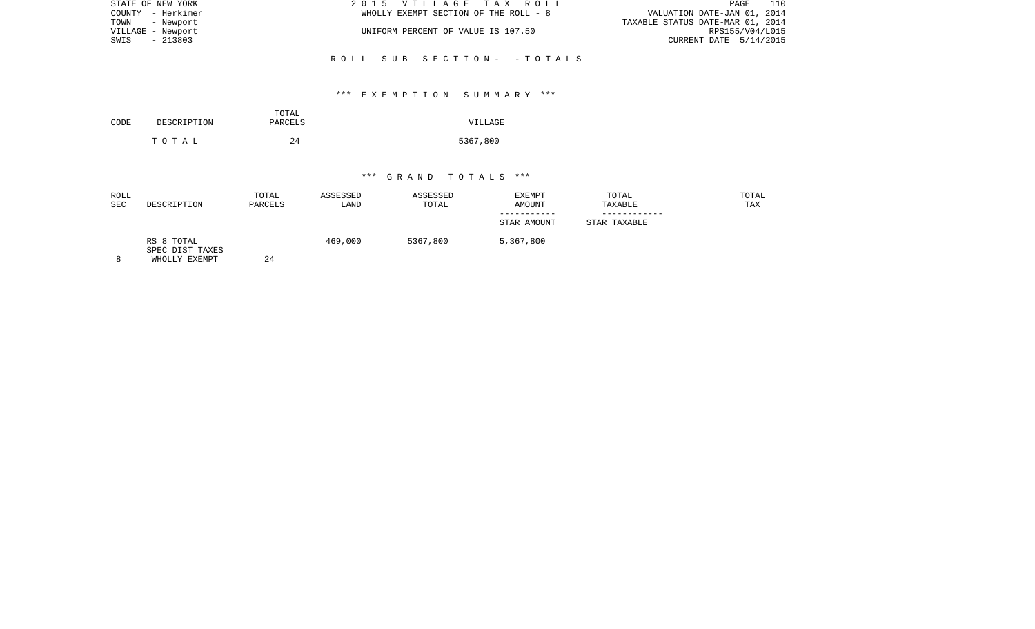STATE OF NEW YORK
COUNTY - Herkimer
TOWN - Newport
VILLAGE - Newport
SWIS - 213803

2 0 1 5 V I L L A G E T A X R O L L
WHOLLY EXEMPT SECTION OF THE ROLL - 8
UNIFORM PERCENT OF VALUE IS 107.50

VALUATION DATE-JAN 01, 2014
TAXABLE STATUS DATE-MAR 01, 2014
RPS155/V04/L015
CURRENT DATE 5/14/2015

## R O L L S U B S E C T I O N - - T O T A L S

### *** E X E M P T I O N S U M M A R Y ***

| CODE | DESCRIPTION | TOTAL PARCELS | VILLAGE |
|---|---|---|---|
| | T O T A L | 24 | 5367,800 |

### *** G R A N D T O T A L S ***

| ROLL SEC | DESCRIPTION | TOTAL PARCELS | ASSESSED LAND | ASSESSED TOTAL | EXEMPT AMOUNT / STAR AMOUNT | TOTAL TAXABLE / STAR TAXABLE | TOTAL TAX |
|---|---|---|---|---|---|---|---|
| 8 | RS 8 TOTAL SPEC DIST TAXES WHOLLY EXEMPT | 24 | 469,000 | 5367,800 | 5,367,800 | | |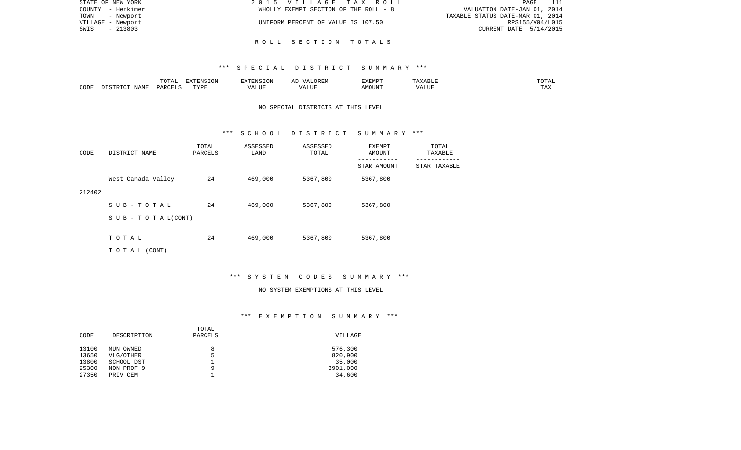STATE OF NEW YORK
COUNTY - Herkimer
TOWN - Newport
VILLAGE - Newport
SWIS - 213803

2015 VILLAGE TAX ROLL
WHOLLY EXEMPT SECTION OF THE ROLL - 8
UNIFORM PERCENT OF VALUE IS 107.50

VALUATION DATE-JAN 01, 2014
TAXABLE STATUS DATE-MAR 01, 2014
RPS155/V04/L015
CURRENT DATE 5/14/2015

# ROLL SECTION TOTALS

## *** SPECIAL DISTRICT SUMMARY ***

| CODE | DISTRICT NAME | TOTAL PARCELS | EXTENSION TYPE | EXTENSION VALUE | AD VALOREM VALUE | EXEMPT AMOUNT | TAXABLE VALUE | TOTAL TAX |
|---|---|---|---|---|---|---|---|---|

NO SPECIAL DISTRICTS AT THIS LEVEL

## *** SCHOOL DISTRICT SUMMARY ***

| CODE | DISTRICT NAME | TOTAL PARCELS | ASSESSED LAND | ASSESSED TOTAL | EXEMPT AMOUNT / STAR AMOUNT | TOTAL TAXABLE / STAR TAXABLE |
|---|---|---|---|---|---|---|
| 212402 | West Canada Valley | 24 | 469,000 | 5367,800 | 5367,800 | |
| | S U B - T O T A L | 24 | 469,000 | 5367,800 | 5367,800 | |
| | S U B - T O T A L(CONT) | | | | | |
| | T O T A L | 24 | 469,000 | 5367,800 | 5367,800 | |
| | T O T A L (CONT) | | | | | |

## *** SYSTEM CODES SUMMARY ***

NO SYSTEM EXEMPTIONS AT THIS LEVEL

## *** EXEMPTION SUMMARY ***

| CODE | DESCRIPTION | TOTAL PARCELS | VILLAGE |
|---|---|---|---|
| 13100 | MUN OWNED | 8 | 576,300 |
| 13650 | VLG/OTHER | 5 | 820,900 |
| 13800 | SCHOOL DST | 1 | 35,000 |
| 25300 | NON PROF 9 | 9 | 3901,000 |
| 27350 | PRIV CEM | 1 | 34,600 |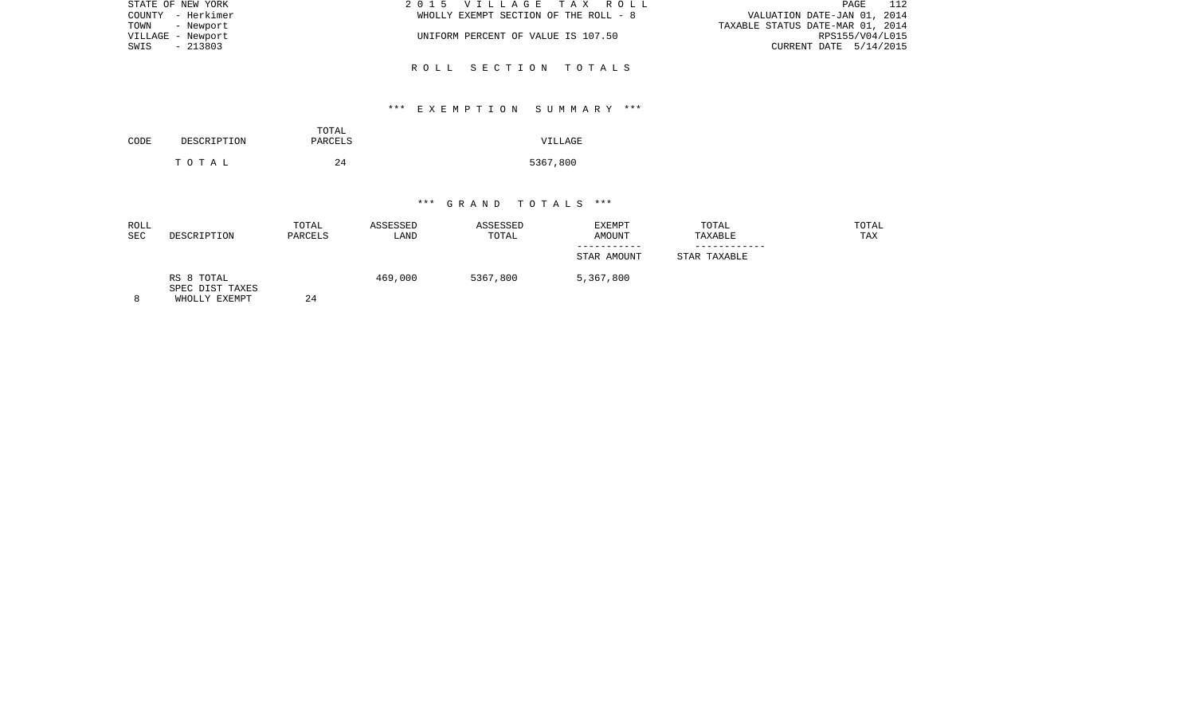STATE OF NEW YORK
COUNTY - Herkimer
TOWN - Newport
VILLAGE - Newport
SWIS - 213803

2 0 1 5 V I L L A G E T A X R O L L
WHOLLY EXEMPT SECTION OF THE ROLL - 8
UNIFORM PERCENT OF VALUE IS 107.50

VALUATION DATE-JAN 01, 2014
TAXABLE STATUS DATE-MAR 01, 2014
RPS155/V04/L015
CURRENT DATE 5/14/2015

## R O L L S E C T I O N T O T A L S

### *** E X E M P T I O N S U M M A R Y ***

| CODE | DESCRIPTION | TOTAL PARCELS | VILLAGE |
|---|---|---|---|
| | T O T A L | 24 | 5367,800 |

### *** G R A N D T O T A L S ***

| ROLL SEC | DESCRIPTION | TOTAL PARCELS | ASSESSED LAND | ASSESSED TOTAL | EXEMPT AMOUNT / STAR AMOUNT | TOTAL TAXABLE / STAR TAXABLE | TOTAL TAX |
|---|---|---|---|---|---|---|---|
| | RS 8 TOTAL | | 469,000 | 5367,800 | 5,367,800 | | |
| | SPEC DIST TAXES | | | | | | |
| 8 | WHOLLY EXEMPT | 24 | | | | | |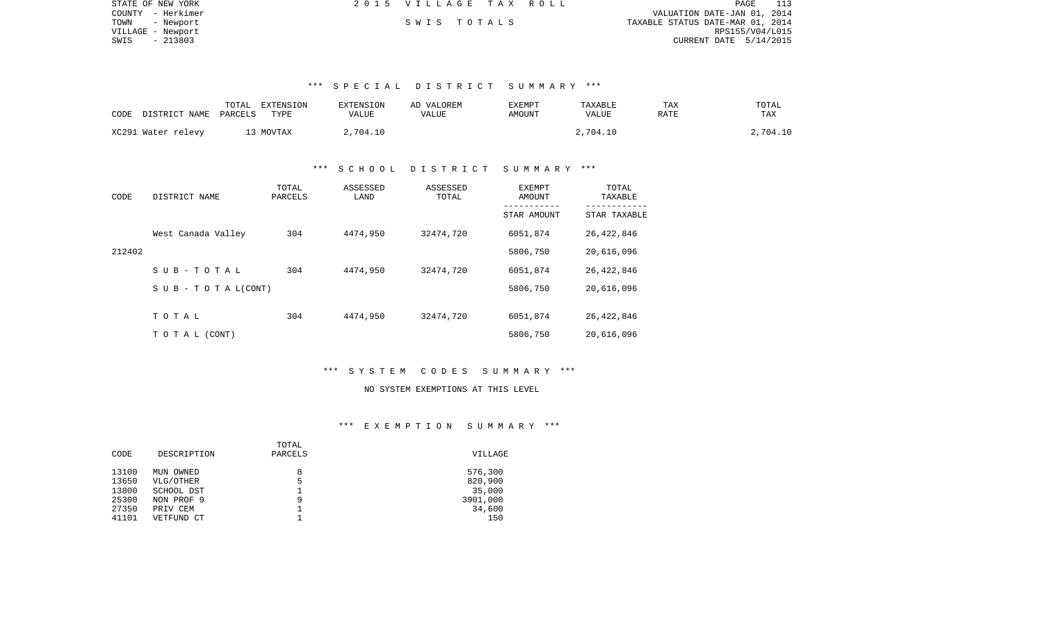STATE OF NEW YORK
COUNTY - Herkimer
TOWN - Newport
VILLAGE - Newport
SWIS - 213803

2015 VILLAGE TAX ROLL

SWIS TOTALS

VALUATION DATE-JAN 01, 2014
TAXABLE STATUS DATE-MAR 01, 2014
RPS155/V04/L015
CURRENT DATE 5/14/2015

## *** SPECIAL DISTRICT SUMMARY ***

| CODE | DISTRICT NAME | TOTAL PARCELS | EXTENSION TYPE | EXTENSION VALUE | AD VALOREM VALUE | EXEMPT AMOUNT | TAXABLE VALUE | TAX RATE | TOTAL TAX |
|---|---|---|---|---|---|---|---|---|---|
| XC291 | Water relevy | 13 | MOVTAX | 2,704.10 | | | 2,704.10 | | 2,704.10 |

## *** SCHOOL DISTRICT SUMMARY ***

| CODE | DISTRICT NAME | TOTAL PARCELS | ASSESSED LAND | ASSESSED TOTAL | EXEMPT AMOUNT / STAR AMOUNT | TOTAL TAXABLE / STAR TAXABLE |
|---|---|---|---|---|---|---|
| | West Canada Valley | 304 | 4474,950 | 32474,720 | 6051,874 | 26,422,846 |
| 212402 | | | | | 5806,750 | 20,616,096 |
| | SUB-TOTAL | 304 | 4474,950 | 32474,720 | 6051,874 | 26,422,846 |
| | SUB-TOTAL(CONT) | | | | 5806,750 | 20,616,096 |
| | TOTAL | 304 | 4474,950 | 32474,720 | 6051,874 | 26,422,846 |
| | TOTAL (CONT) | | | | 5806,750 | 20,616,096 |

## *** SYSTEM CODES SUMMARY ***

NO SYSTEM EXEMPTIONS AT THIS LEVEL

## *** EXEMPTION SUMMARY ***

| CODE | DESCRIPTION | TOTAL PARCELS | VILLAGE |
|---|---|---|---|
| 13100 | MUN OWNED | 8 | 576,300 |
| 13650 | VLG/OTHER | 5 | 820,900 |
| 13800 | SCHOOL DST | 1 | 35,000 |
| 25300 | NON PROF 9 | 9 | 3901,000 |
| 27350 | PRIV CEM | 1 | 34,600 |
| 41101 | VETFUND CT | 1 | 150 |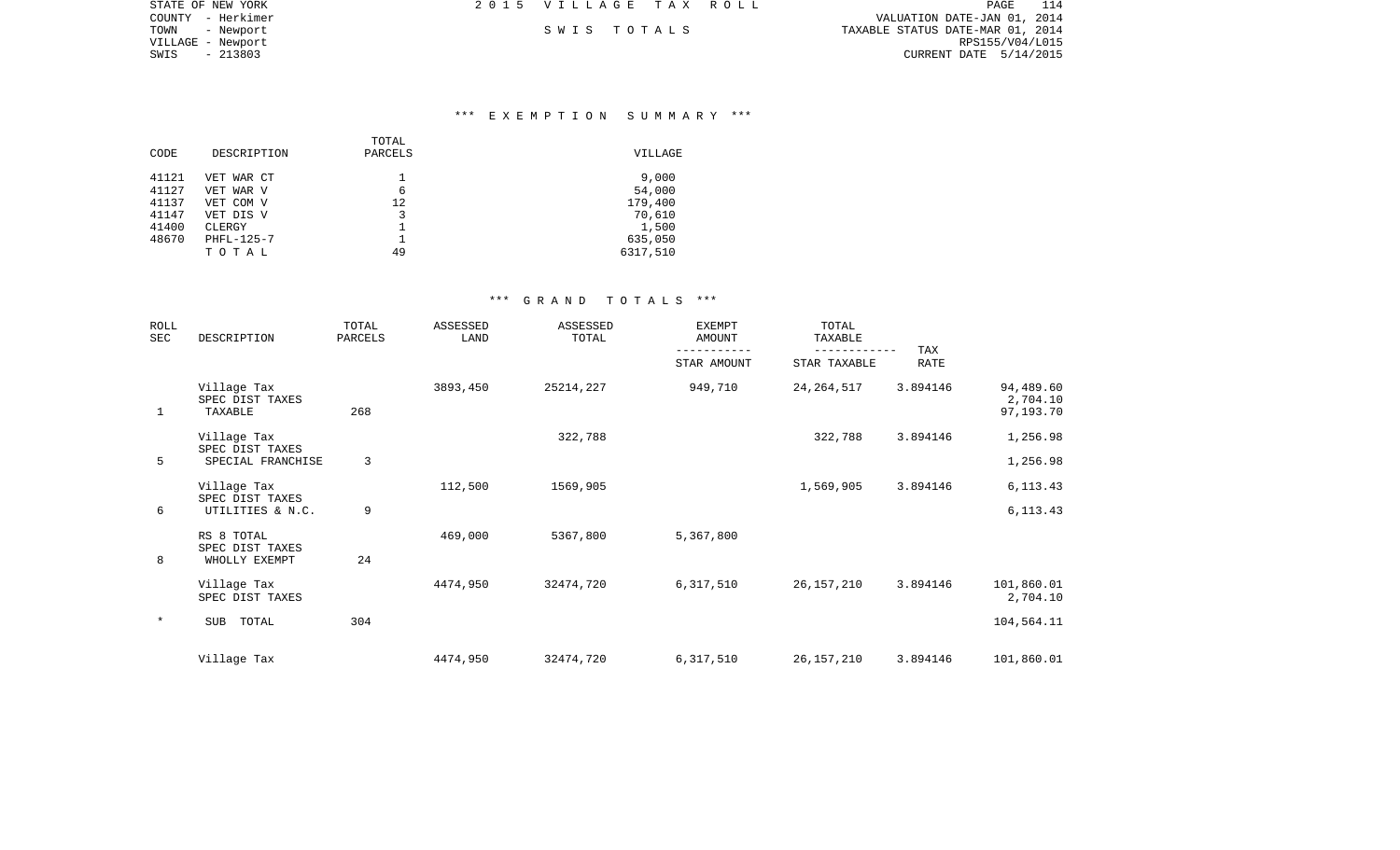STATE OF NEW YORK
COUNTY - Herkimer
TOWN - Newport
VILLAGE - Newport
SWIS - 213803

2 0 1 5 V I L L A G E T A X R O L L

S W I S T O T A L S

VALUATION DATE-JAN 01, 2014
TAXABLE STATUS DATE-MAR 01, 2014
RPS155/V04/L015
CURRENT DATE 5/14/2015

### *** E X E M P T I O N S U M M A R Y ***

| CODE | DESCRIPTION | TOTAL PARCELS | VILLAGE |
|---|---|---|---|
| 41121 | VET WAR CT | 1 | 9,000 |
| 41127 | VET WAR V | 6 | 54,000 |
| 41137 | VET COM V | 12 | 179,400 |
| 41147 | VET DIS V | 3 | 70,610 |
| 41400 | CLERGY | 1 | 1,500 |
| 48670 | PHFL-125-7 | 1 | 635,050 |
| | T O T A L | 49 | 6317,510 |

### *** G R A N D T O T A L S ***

| ROLL SEC | DESCRIPTION | TOTAL PARCELS | ASSESSED LAND | ASSESSED TOTAL | EXEMPT AMOUNT / STAR AMOUNT | TOTAL TAXABLE / STAR TAXABLE | TAX RATE | |
|---|---|---|---|---|---|---|---|---|
| | Village Tax | | 3893,450 | 25214,227 | 949,710 | 24,264,517 | 3.894146 | 94,489.60 |
| | SPEC DIST TAXES | | | | | | | 2,704.10 |
| 1 | TAXABLE | 268 | | | | | | 97,193.70 |
| | Village Tax | | | 322,788 | | 322,788 | 3.894146 | 1,256.98 |
| | SPEC DIST TAXES | | | | | | | |
| 5 | SPECIAL FRANCHISE | 3 | | | | | | 1,256.98 |
| | Village Tax | | 112,500 | 1569,905 | | 1,569,905 | 3.894146 | 6,113.43 |
| | SPEC DIST TAXES | | | | | | | |
| 6 | UTILITIES & N.C. | 9 | | | | | | 6,113.43 |
| | RS 8 TOTAL | | 469,000 | 5367,800 | 5,367,800 | | | |
| | SPEC DIST TAXES | | | | | | | |
| 8 | WHOLLY EXEMPT | 24 | | | | | | |
| | Village Tax | | 4474,950 | 32474,720 | 6,317,510 | 26,157,210 | 3.894146 | 101,860.01 |
| | SPEC DIST TAXES | | | | | | | 2,704.10 |
| * | SUB TOTAL | 304 | | | | | | 104,564.11 |
| | Village Tax | | 4474,950 | 32474,720 | 6,317,510 | 26,157,210 | 3.894146 | 101,860.01 |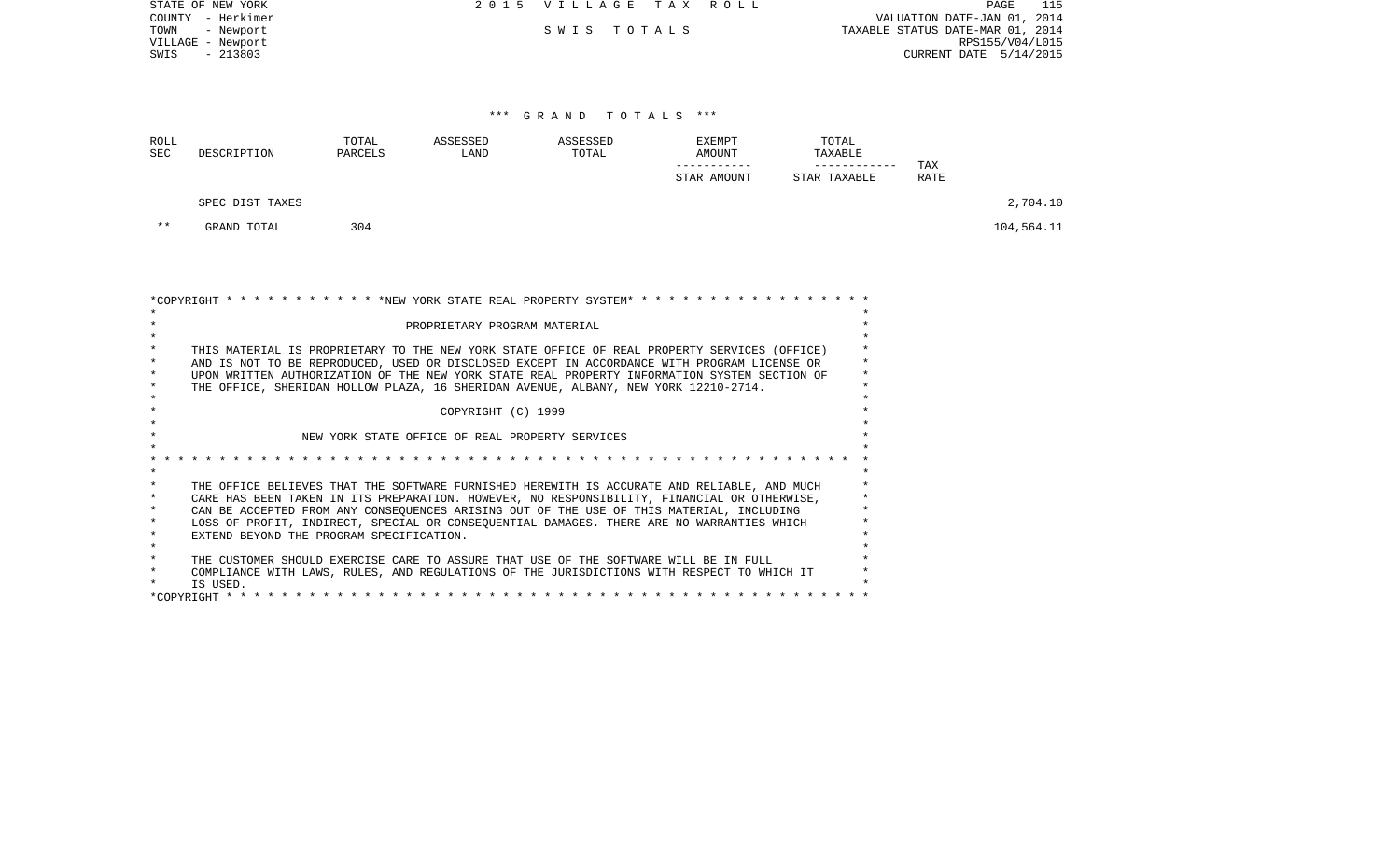STATE OF NEW YORK
COUNTY - Herkimer
TOWN - Newport
VILLAGE - Newport
SWIS - 213803

2015 VILLAGE TAX ROLL

SWIS TOTALS

VALUATION DATE-JAN 01, 2014
TAXABLE STATUS DATE-MAR 01, 2014
RPS155/V04/L015
CURRENT DATE 5/14/2015

### *** GRAND TOTALS ***

| ROLL SEC | DESCRIPTION | TOTAL PARCELS | ASSESSED LAND | ASSESSED TOTAL | EXEMPT AMOUNT / STAR AMOUNT | TOTAL TAXABLE / STAR TAXABLE | TAX RATE | |
|---|---|---|---|---|---|---|---|---|
| | SPEC DIST TAXES | | | | | | | 2,704.10 |
| ** | GRAND TOTAL | 304 | | | | | | 104,564.11 |

```
*COPYRIGHT * * * * * * * * * * * *NEW YORK STATE REAL PROPERTY SYSTEM* * * * * * * * * * * * * * * * * *
*                                                                                                       *
*                                   PROPRIETARY PROGRAM MATERIAL                                        *
*                                                                                                       *
*     THIS MATERIAL IS PROPRIETARY TO THE NEW YORK STATE OFFICE OF REAL PROPERTY SERVICES (OFFICE)      *
*     AND IS NOT TO BE REPRODUCED, USED OR DISCLOSED EXCEPT IN ACCORDANCE WITH PROGRAM LICENSE OR       *
*     UPON WRITTEN AUTHORIZATION OF THE NEW YORK STATE REAL PROPERTY INFORMATION SYSTEM SECTION OF      *
*     THE OFFICE, SHERIDAN HOLLOW PLAZA, 16 SHERIDAN AVENUE, ALBANY, NEW YORK 12210-2714.               *
*                                                                                                       *
*                                        COPYRIGHT (C) 1999                                             *
*                                                                                                       *
*                       NEW YORK STATE OFFICE OF REAL PROPERTY SERVICES                                 *
*                                                                                                       *
* * * * * * * * * * * * * * * * * * * * * * * * * * * * * * * * * * * * * * * * * * * * * * * * * * * * *
*                                                                                                       *
*     THE OFFICE BELIEVES THAT THE SOFTWARE FURNISHED HEREWITH IS ACCURATE AND RELIABLE, AND MUCH        *
*     CARE HAS BEEN TAKEN IN ITS PREPARATION. HOWEVER, NO RESPONSIBILITY, FINANCIAL OR OTHERWISE,       *
*     CAN BE ACCEPTED FROM ANY CONSEQUENCES ARISING OUT OF THE USE OF THIS MATERIAL, INCLUDING          *
*     LOSS OF PROFIT, INDIRECT, SPECIAL OR CONSEQUENTIAL DAMAGES. THERE ARE NO WARRANTIES WHICH         *
*     EXTEND BEYOND THE PROGRAM SPECIFICATION.                                                          *
*                                                                                                       *
*     THE CUSTOMER SHOULD EXERCISE CARE TO ASSURE THAT USE OF THE SOFTWARE WILL BE IN FULL              *
*     COMPLIANCE WITH LAWS, RULES, AND REGULATIONS OF THE JURISDICTIONS WITH RESPECT TO WHICH IT        *
*     IS USED.                                                                                          *
*COPYRIGHT * * * * * * * * * * * * * * * * * * * * * * * * * * * * * * * * * * * * * * * * * * * * * * *
```